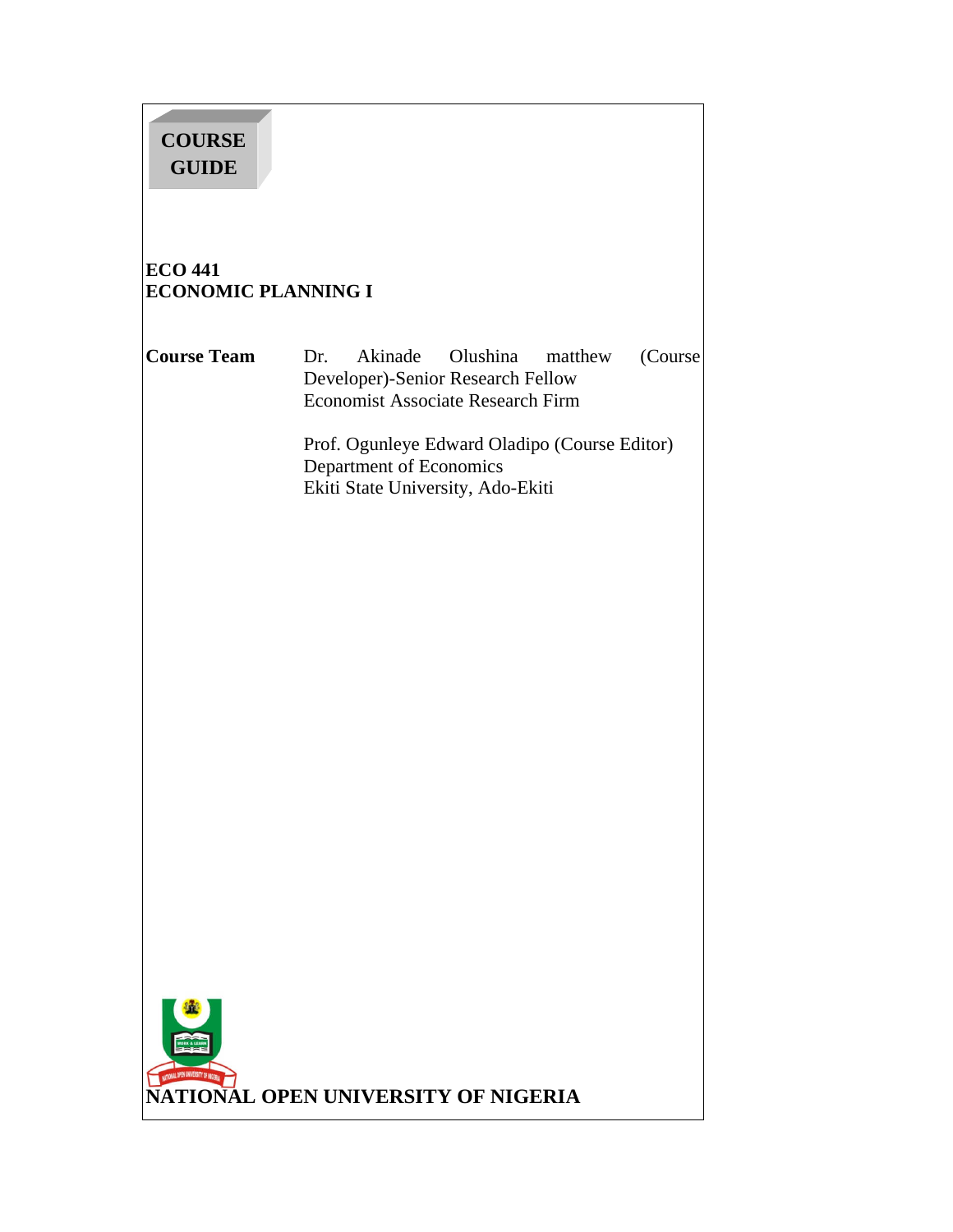**COURSE GUIDE**

# ECO 441
# ECONOMIC PLANNING I

**Course Team**

Dr. Akinade Olushina matthew (Course Developer)-Senior Research Fellow
Economist Associate Research Firm

Prof. Ogunleye Edward Oladipo (Course Editor)
Department of Economics
Ekiti State University, Ado-Ekiti

**NATIONAL OPEN UNIVERSITY OF NIGERIA**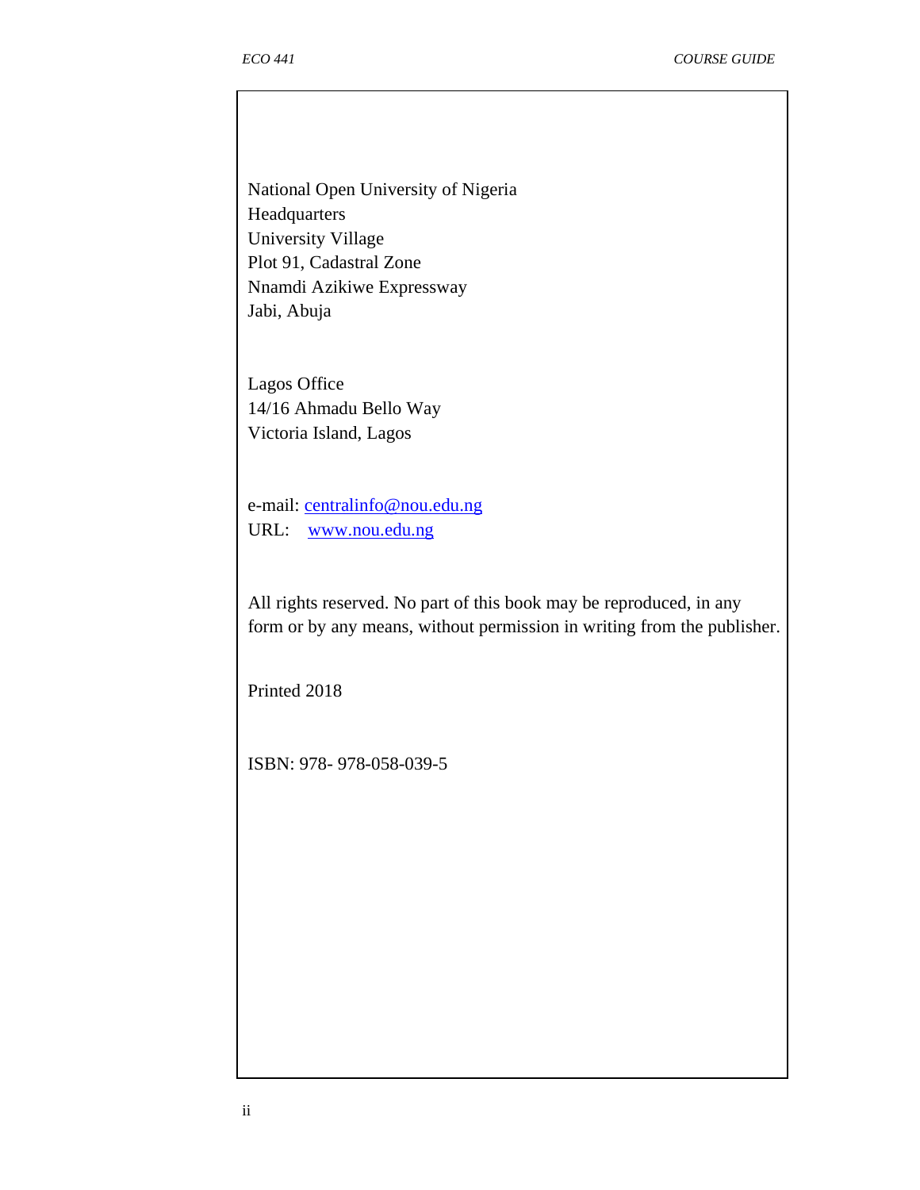National Open University of Nigeria
Headquarters
University Village
Plot 91, Cadastral Zone
Nnamdi Azikiwe Expressway
Jabi, Abuja

Lagos Office
14/16 Ahmadu Bello Way
Victoria Island, Lagos

e-mail: centralinfo@nou.edu.ng
URL: www.nou.edu.ng

All rights reserved. No part of this book may be reproduced, in any form or by any means, without permission in writing from the publisher.

Printed 2018

ISBN: 978- 978-058-039-5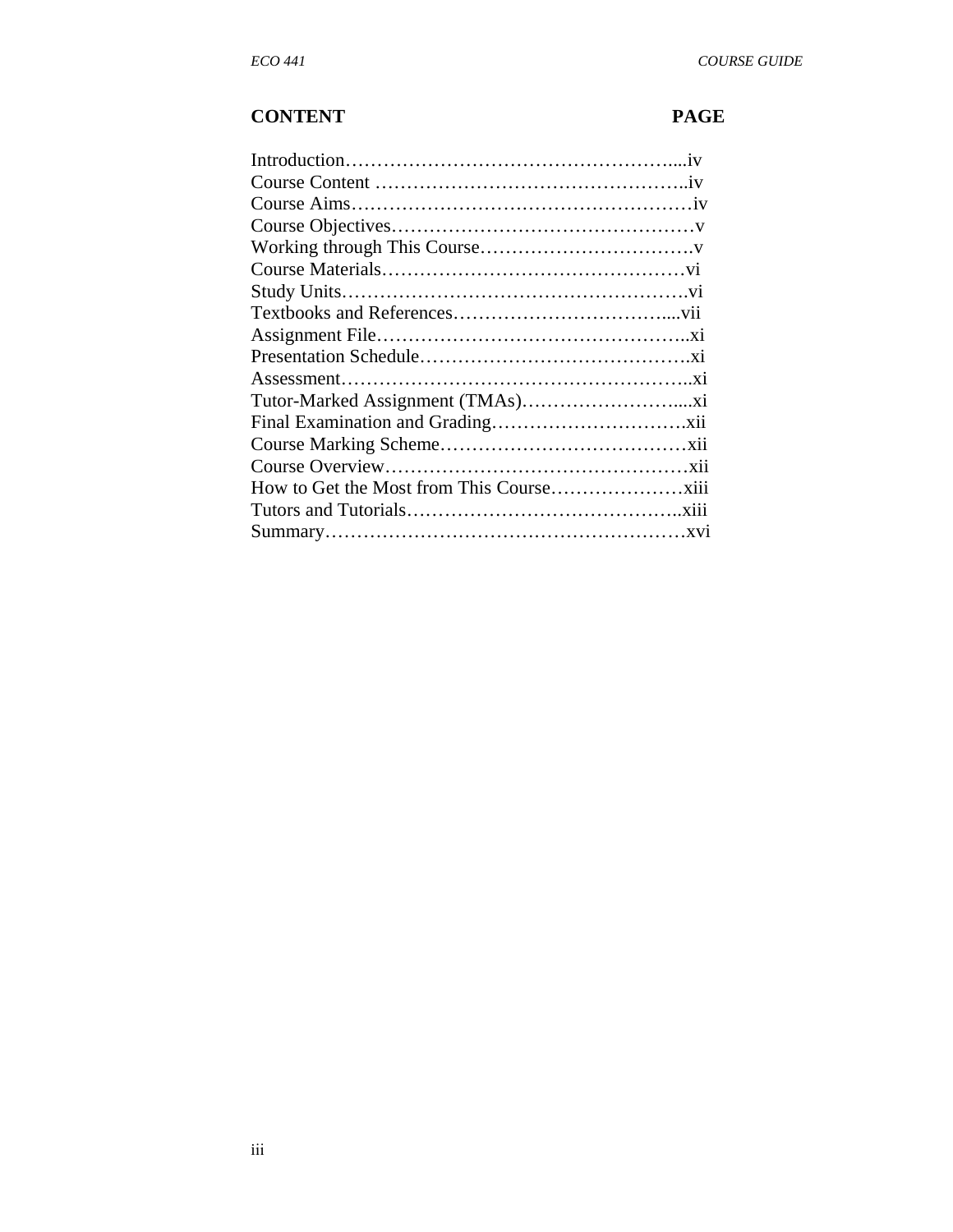| CONTENT | PAGE |
|---|---|
| Introduction | iv |
| Course Content | iv |
| Course Aims | iv |
| Course Objectives | v |
| Working through This Course | v |
| Course Materials | vi |
| Study Units | vi |
| Textbooks and References | vii |
| Assignment File | xi |
| Presentation Schedule | xi |
| Assessment | xi |
| Tutor-Marked Assignment (TMAs) | xi |
| Final Examination and Grading | xii |
| Course Marking Scheme | xii |
| Course Overview | xii |
| How to Get the Most from This Course | xiii |
| Tutors and Tutorials | xiii |
| Summary | xvi |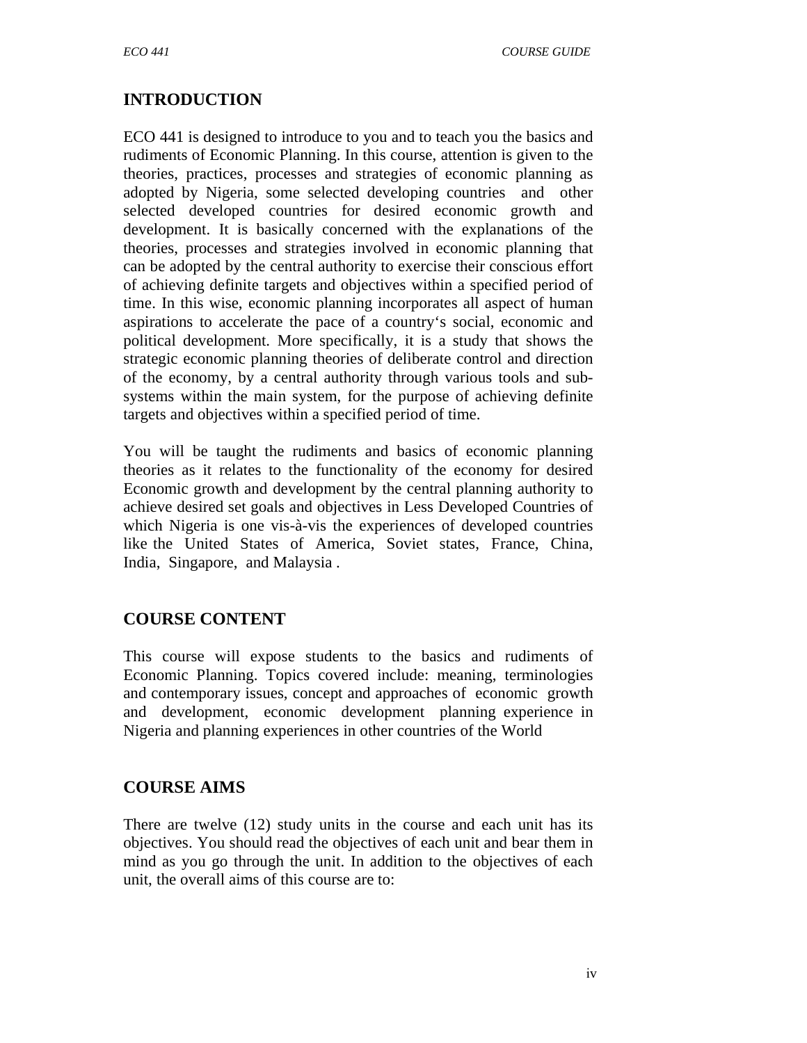## INTRODUCTION

ECO 441 is designed to introduce to you and to teach you the basics and rudiments of Economic Planning. In this course, attention is given to the theories, practices, processes and strategies of economic planning as adopted by Nigeria, some selected developing countries and other selected developed countries for desired economic growth and development. It is basically concerned with the explanations of the theories, processes and strategies involved in economic planning that can be adopted by the central authority to exercise their conscious effort of achieving definite targets and objectives within a specified period of time. In this wise, economic planning incorporates all aspect of human aspirations to accelerate the pace of a country's social, economic and political development. More specifically, it is a study that shows the strategic economic planning theories of deliberate control and direction of the economy, by a central authority through various tools and sub-systems within the main system, for the purpose of achieving definite targets and objectives within a specified period of time.

You will be taught the rudiments and basics of economic planning theories as it relates to the functionality of the economy for desired Economic growth and development by the central planning authority to achieve desired set goals and objectives in Less Developed Countries of which Nigeria is one vis-à-vis the experiences of developed countries like the United States of America, Soviet states, France, China, India, Singapore, and Malaysia .

## COURSE CONTENT

This course will expose students to the basics and rudiments of Economic Planning. Topics covered include: meaning, terminologies and contemporary issues, concept and approaches of economic growth and development, economic development planning experience in Nigeria and planning experiences in other countries of the World

## COURSE AIMS

There are twelve (12) study units in the course and each unit has its objectives. You should read the objectives of each unit and bear them in mind as you go through the unit. In addition to the objectives of each unit, the overall aims of this course are to: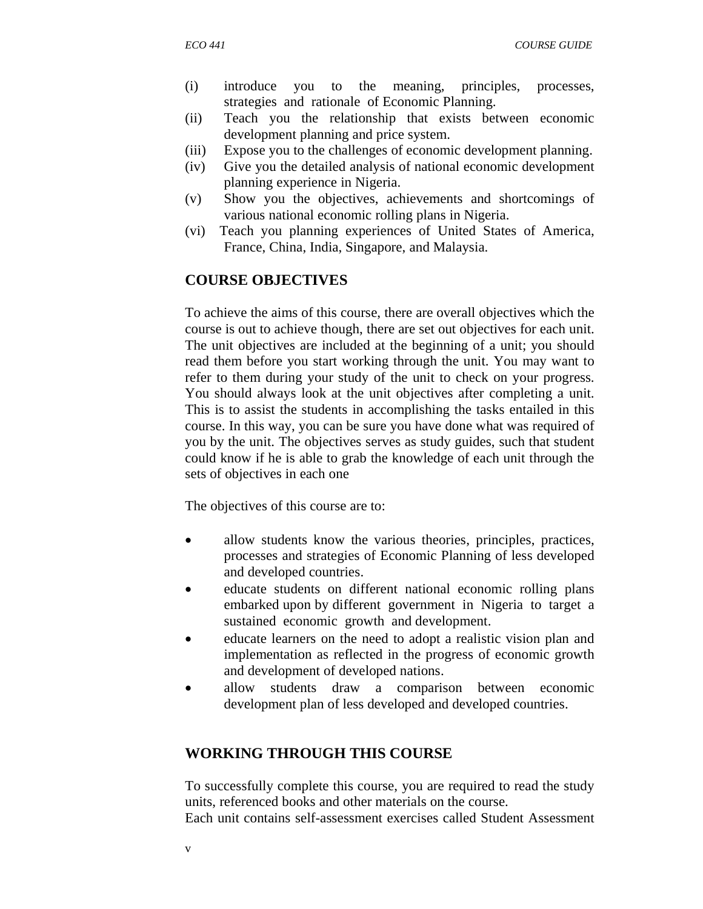(i) introduce you to the meaning, principles, processes, strategies and rationale of Economic Planning.
(ii) Teach you the relationship that exists between economic development planning and price system.
(iii) Expose you to the challenges of economic development planning.
(iv) Give you the detailed analysis of national economic development planning experience in Nigeria.
(v) Show you the objectives, achievements and shortcomings of various national economic rolling plans in Nigeria.
(vi) Teach you planning experiences of United States of America, France, China, India, Singapore, and Malaysia.

## COURSE OBJECTIVES

To achieve the aims of this course, there are overall objectives which the course is out to achieve though, there are set out objectives for each unit. The unit objectives are included at the beginning of a unit; you should read them before you start working through the unit. You may want to refer to them during your study of the unit to check on your progress. You should always look at the unit objectives after completing a unit. This is to assist the students in accomplishing the tasks entailed in this course. In this way, you can be sure you have done what was required of you by the unit. The objectives serves as study guides, such that student could know if he is able to grab the knowledge of each unit through the sets of objectives in each one

The objectives of this course are to:

- allow students know the various theories, principles, practices, processes and strategies of Economic Planning of less developed and developed countries.
- educate students on different national economic rolling plans embarked upon by different government in Nigeria to target a sustained economic growth and development.
- educate learners on the need to adopt a realistic vision plan and implementation as reflected in the progress of economic growth and development of developed nations.
- allow students draw a comparison between economic development plan of less developed and developed countries.

## WORKING THROUGH THIS COURSE

To successfully complete this course, you are required to read the study units, referenced books and other materials on the course.
Each unit contains self-assessment exercises called Student Assessment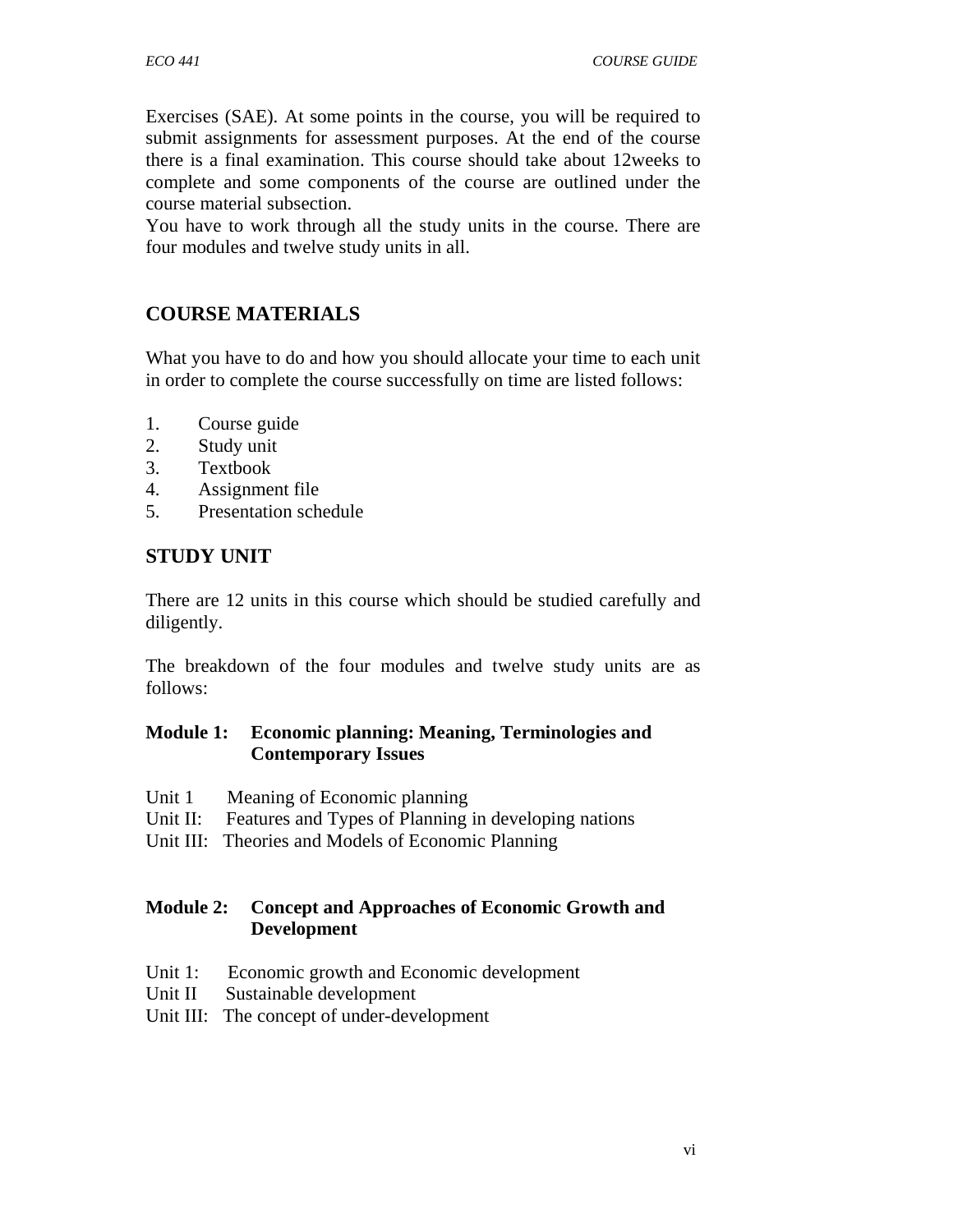Exercises (SAE). At some points in the course, you will be required to submit assignments for assessment purposes. At the end of the course there is a final examination. This course should take about 12weeks to complete and some components of the course are outlined under the course material subsection.

You have to work through all the study units in the course. There are four modules and twelve study units in all.

## COURSE MATERIALS

What you have to do and how you should allocate your time to each unit in order to complete the course successfully on time are listed follows:

1. Course guide
2. Study unit
3. Textbook
4. Assignment file
5. Presentation schedule

## STUDY UNIT

There are 12 units in this course which should be studied carefully and diligently.

The breakdown of the four modules and twelve study units are as follows:

**Module 1: Economic planning: Meaning, Terminologies and Contemporary Issues**

Unit 1 Meaning of Economic planning
Unit II: Features and Types of Planning in developing nations
Unit III: Theories and Models of Economic Planning

**Module 2: Concept and Approaches of Economic Growth and Development**

Unit 1: Economic growth and Economic development
Unit II Sustainable development
Unit III: The concept of under-development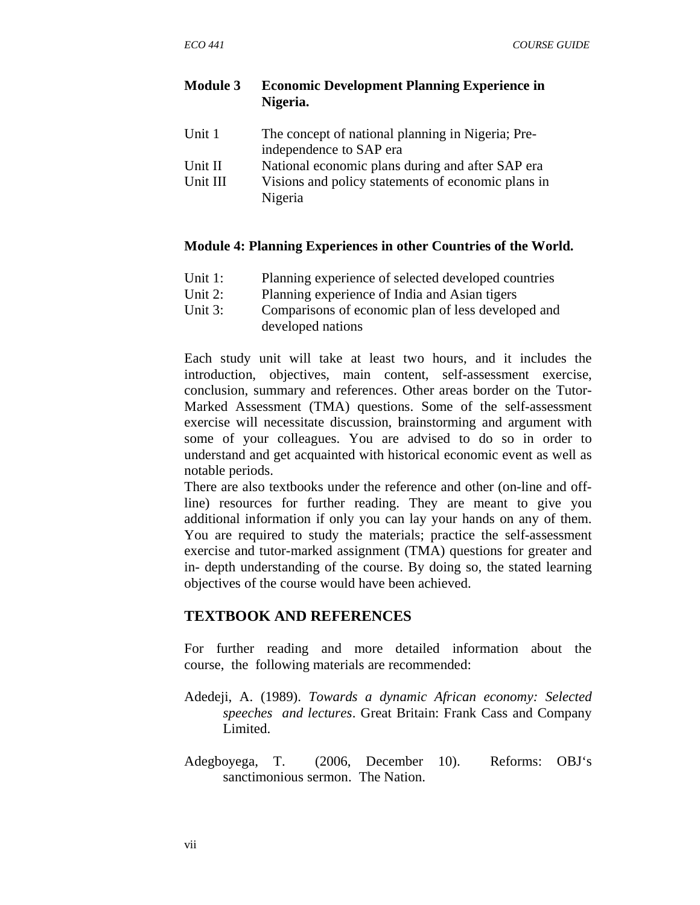**Module 3 Economic Development Planning Experience in Nigeria.**

| | |
|---|---|
| Unit 1 | The concept of national planning in Nigeria; Pre-independence to SAP era |
| Unit II | National economic plans during and after SAP era |
| Unit III | Visions and policy statements of economic plans in Nigeria |

**Module 4: Planning Experiences in other Countries of the World.**

| | |
|---|---|
| Unit 1: | Planning experience of selected developed countries |
| Unit 2: | Planning experience of India and Asian tigers |
| Unit 3: | Comparisons of economic plan of less developed and developed nations |

Each study unit will take at least two hours, and it includes the introduction, objectives, main content, self-assessment exercise, conclusion, summary and references. Other areas border on the Tutor-Marked Assessment (TMA) questions. Some of the self-assessment exercise will necessitate discussion, brainstorming and argument with some of your colleagues. You are advised to do so in order to understand and get acquainted with historical economic event as well as notable periods.

There are also textbooks under the reference and other (on-line and off-line) resources for further reading. They are meant to give you additional information if only you can lay your hands on any of them. You are required to study the materials; practice the self-assessment exercise and tutor-marked assignment (TMA) questions for greater and in- depth understanding of the course. By doing so, the stated learning objectives of the course would have been achieved.

## TEXTBOOK AND REFERENCES

For further reading and more detailed information about the course, the following materials are recommended:

Adedeji, A. (1989). *Towards a dynamic African economy: Selected speeches and lectures*. Great Britain: Frank Cass and Company Limited.

Adegboyega, T. (2006, December 10). Reforms: OBJ's sanctimonious sermon. The Nation.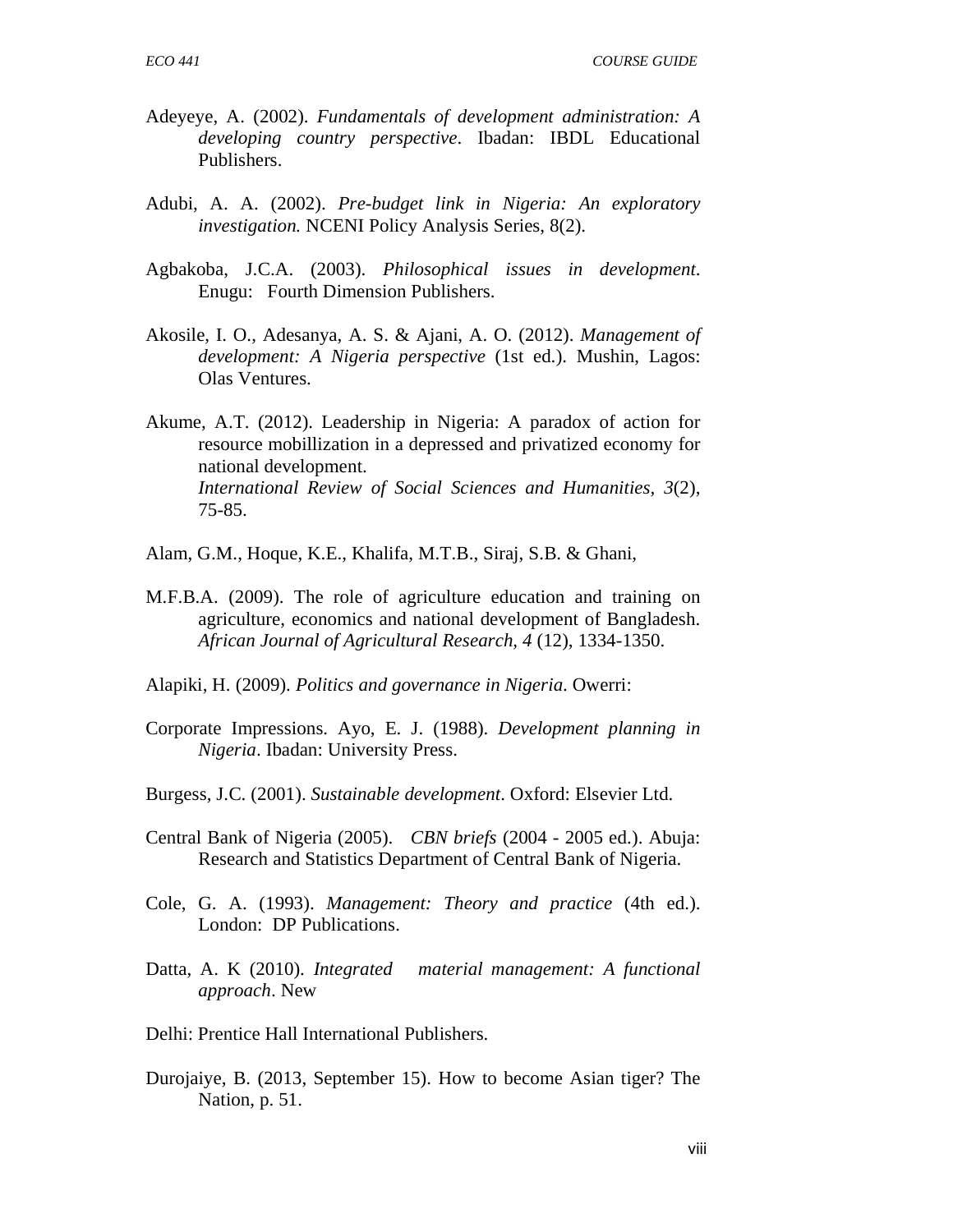Adeyeye, A. (2002). *Fundamentals of development administration: A developing country perspective*. Ibadan: IBDL Educational Publishers.

Adubi, A. A. (2002). *Pre-budget link in Nigeria: An exploratory investigation.* NCENI Policy Analysis Series, 8(2).

Agbakoba, J.C.A. (2003). *Philosophical issues in development*. Enugu: Fourth Dimension Publishers.

Akosile, I. O., Adesanya, A. S. & Ajani, A. O. (2012). *Management of development: A Nigeria perspective* (1st ed.). Mushin, Lagos: Olas Ventures.

Akume, A.T. (2012). Leadership in Nigeria: A paradox of action for resource mobillization in a depressed and privatized economy for national development. *International Review of Social Sciences and Humanities*, *3*(2), 75-85.

Alam, G.M., Hoque, K.E., Khalifa, M.T.B., Siraj, S.B. & Ghani,

M.F.B.A. (2009). The role of agriculture education and training on agriculture, economics and national development of Bangladesh. *African Journal of Agricultural Research*, *4* (12), 1334-1350.

Alapiki, H. (2009). *Politics and governance in Nigeria*. Owerri:

Corporate Impressions. Ayo, E. J. (1988). *Development planning in Nigeria*. Ibadan: University Press.

Burgess, J.C. (2001). *Sustainable development*. Oxford: Elsevier Ltd.

Central Bank of Nigeria (2005). *CBN briefs* (2004 - 2005 ed.). Abuja: Research and Statistics Department of Central Bank of Nigeria.

Cole, G. A. (1993). *Management: Theory and practice* (4th ed.). London: DP Publications.

Datta, A. K (2010). *Integrated material management: A functional approach*. New

Delhi: Prentice Hall International Publishers.

Durojaiye, B. (2013, September 15). How to become Asian tiger? The Nation, p. 51.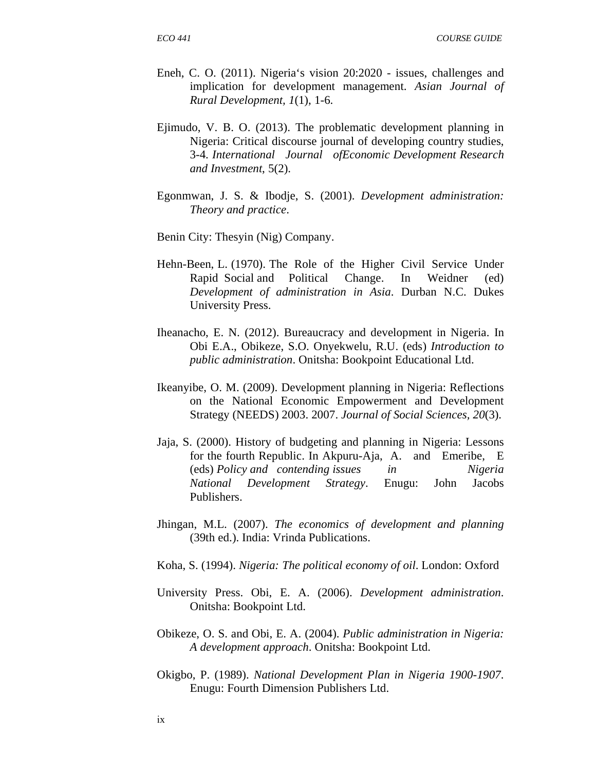Eneh, C. O. (2011). Nigeria‘s vision 20:2020 - issues, challenges and implication for development management. *Asian Journal of Rural Development, 1*(1), 1-6.

Ejimudo, V. B. O. (2013). The problematic development planning in Nigeria: Critical discourse journal of developing country studies, 3-4. *International Journal ofEconomic Development Research and Investment*, 5(2).

Egonmwan, J. S. & Ibodje, S. (2001). *Development administration: Theory and practice*.

Benin City: Thesyin (Nig) Company.

Hehn-Been, L. (1970). The Role of the Higher Civil Service Under Rapid Social and Political Change. In Weidner (ed) *Development of administration in Asia*. Durban N.C. Dukes University Press.

Iheanacho, E. N. (2012). Bureaucracy and development in Nigeria. In Obi E.A., Obikeze, S.O. Onyekwelu, R.U. (eds) *Introduction to public administration*. Onitsha: Bookpoint Educational Ltd.

Ikeanyibe, O. M. (2009). Development planning in Nigeria: Reflections on the National Economic Empowerment and Development Strategy (NEEDS) 2003. 2007. *Journal of Social Sciences, 20*(3).

Jaja, S. (2000). History of budgeting and planning in Nigeria: Lessons for the fourth Republic. In Akpuru-Aja, A. and Emeribe, E (eds) *Policy and contending issues in Nigeria National Development Strategy*. Enugu: John Jacobs Publishers.

Jhingan, M.L. (2007). *The economics of development and planning* (39th ed.). India: Vrinda Publications.

Koha, S. (1994). *Nigeria: The political economy of oil*. London: Oxford

University Press. Obi, E. A. (2006). *Development administration*. Onitsha: Bookpoint Ltd.

Obikeze, O. S. and Obi, E. A. (2004). *Public administration in Nigeria: A development approach*. Onitsha: Bookpoint Ltd.

Okigbo, P. (1989). *National Development Plan in Nigeria 1900-1907*. Enugu: Fourth Dimension Publishers Ltd.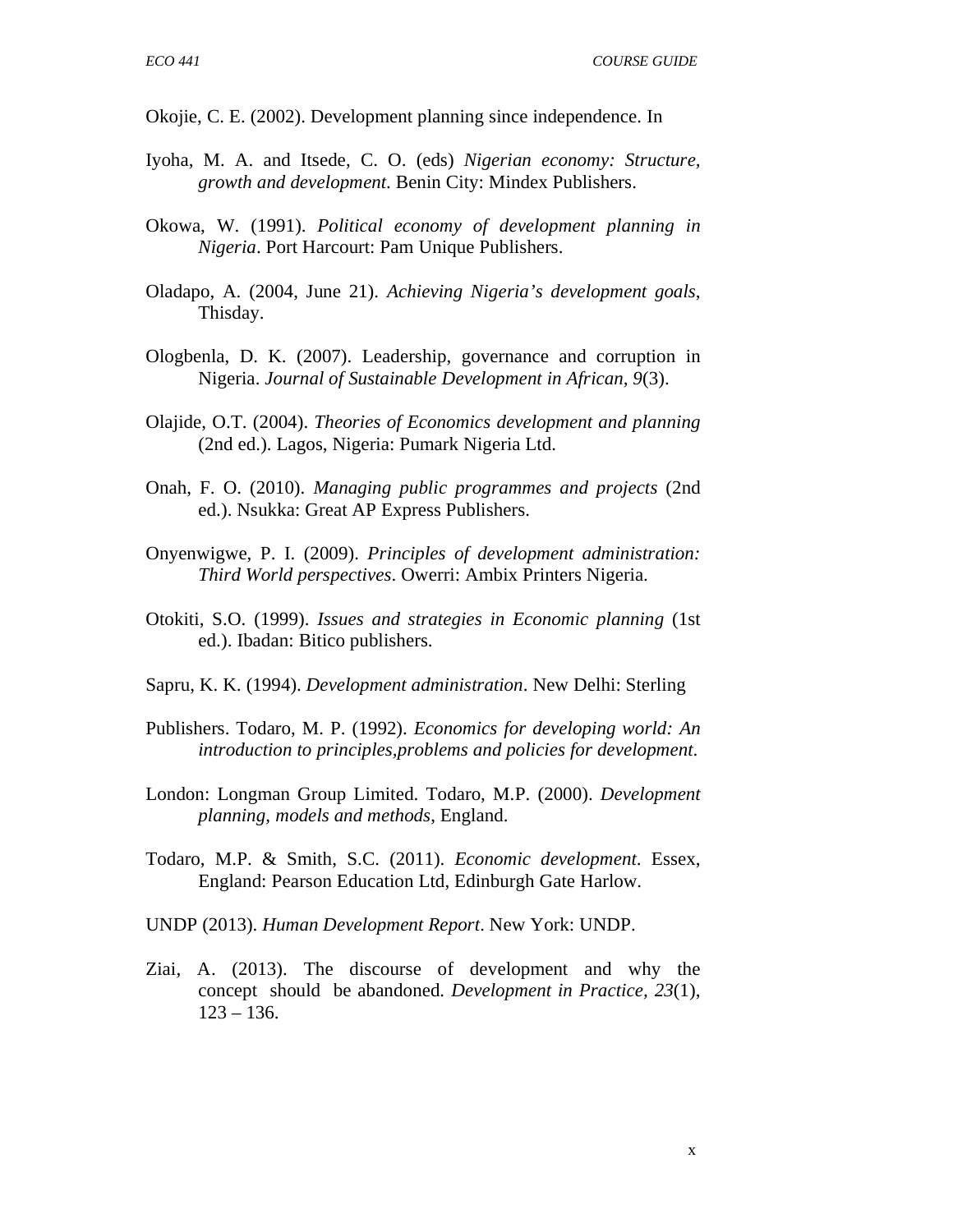Okojie, C. E. (2002). Development planning since independence. In

Iyoha, M. A. and Itsede, C. O. (eds) *Nigerian economy: Structure, growth and development*. Benin City: Mindex Publishers.

Okowa, W. (1991). *Political economy of development planning in Nigeria*. Port Harcourt: Pam Unique Publishers.

Oladapo, A. (2004, June 21). *Achieving Nigeria's development goals*, Thisday.

Ologbenla, D. K. (2007). Leadership, governance and corruption in Nigeria. *Journal of Sustainable Development in African, 9*(3).

Olajide, O.T. (2004). *Theories of Economics development and planning* (2nd ed.). Lagos, Nigeria: Pumark Nigeria Ltd.

Onah, F. O. (2010). *Managing public programmes and projects* (2nd ed.). Nsukka: Great AP Express Publishers.

Onyenwigwe, P. I. (2009). *Principles of development administration: Third World perspectives*. Owerri: Ambix Printers Nigeria.

Otokiti, S.O. (1999). *Issues and strategies in Economic planning* (1st ed.). Ibadan: Bitico publishers.

Sapru, K. K. (1994). *Development administration*. New Delhi: Sterling

Publishers. Todaro, M. P. (1992). *Economics for developing world: An introduction to principles,problems and policies for development*.

London: Longman Group Limited. Todaro, M.P. (2000). *Development planning, models and methods*, England.

Todaro, M.P. & Smith, S.C. (2011). *Economic development*. Essex, England: Pearson Education Ltd, Edinburgh Gate Harlow.

UNDP (2013). *Human Development Report*. New York: UNDP.

Ziai, A. (2013). The discourse of development and why the concept should be abandoned. *Development in Practice, 23*(1), 123 – 136.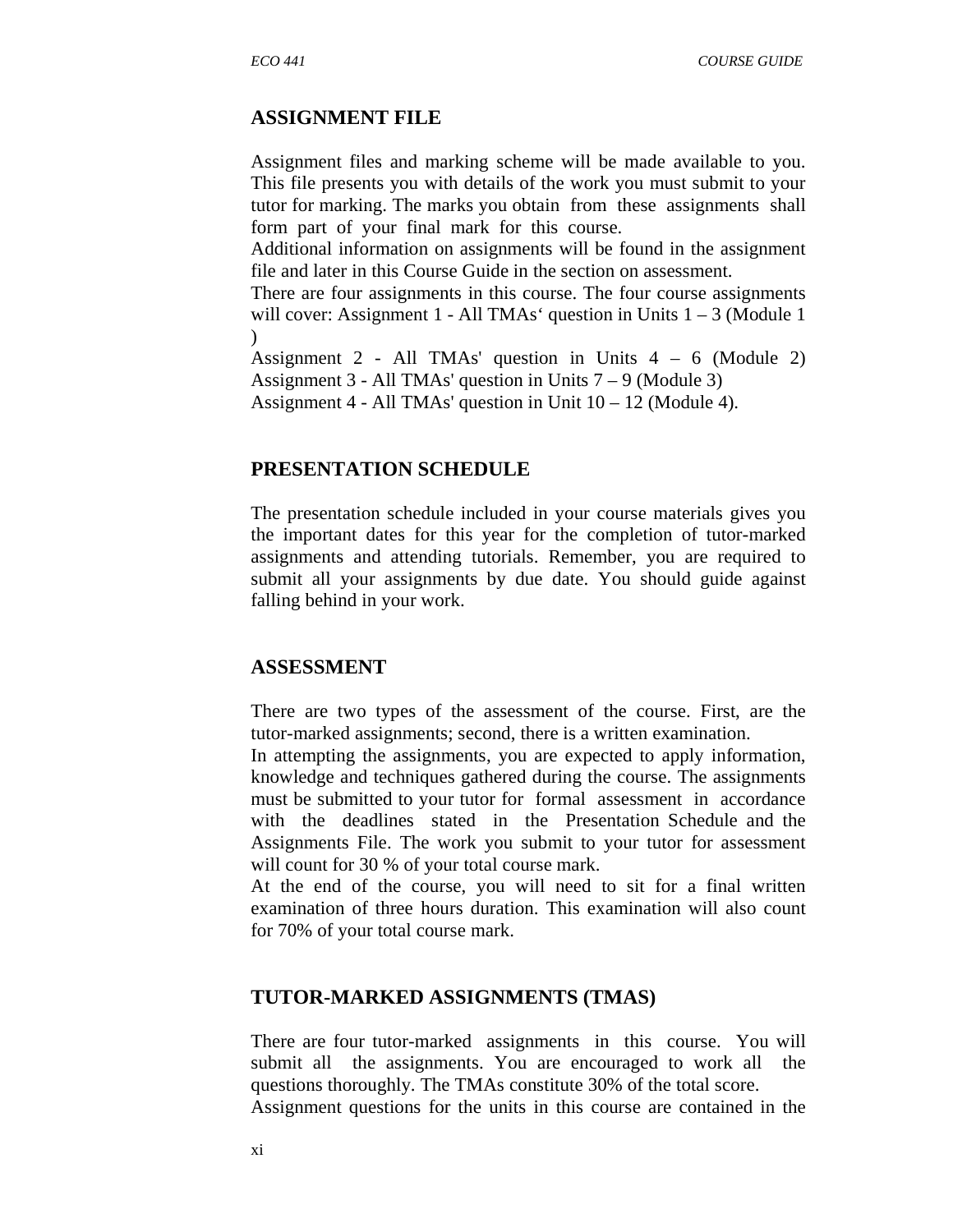## ASSIGNMENT FILE

Assignment files and marking scheme will be made available to you. This file presents you with details of the work you must submit to your tutor for marking. The marks you obtain from these assignments shall form part of your final mark for this course.

Additional information on assignments will be found in the assignment file and later in this Course Guide in the section on assessment.

There are four assignments in this course. The four course assignments will cover: Assignment 1 - All TMAs' question in Units 1 – 3 (Module 1 )

Assignment 2 - All TMAs' question in Units 4 – 6 (Module 2)
Assignment 3 - All TMAs' question in Units 7 – 9 (Module 3)
Assignment 4 - All TMAs' question in Unit 10 – 12 (Module 4).

## PRESENTATION SCHEDULE

The presentation schedule included in your course materials gives you the important dates for this year for the completion of tutor-marked assignments and attending tutorials. Remember, you are required to submit all your assignments by due date. You should guide against falling behind in your work.

## ASSESSMENT

There are two types of the assessment of the course. First, are the tutor-marked assignments; second, there is a written examination.

In attempting the assignments, you are expected to apply information, knowledge and techniques gathered during the course. The assignments must be submitted to your tutor for formal assessment in accordance with the deadlines stated in the Presentation Schedule and the Assignments File. The work you submit to your tutor for assessment will count for 30 % of your total course mark.

At the end of the course, you will need to sit for a final written examination of three hours duration. This examination will also count for 70% of your total course mark.

## TUTOR-MARKED ASSIGNMENTS (TMAS)

There are four tutor-marked assignments in this course. You will submit all the assignments. You are encouraged to work all the questions thoroughly. The TMAs constitute 30% of the total score.

Assignment questions for the units in this course are contained in the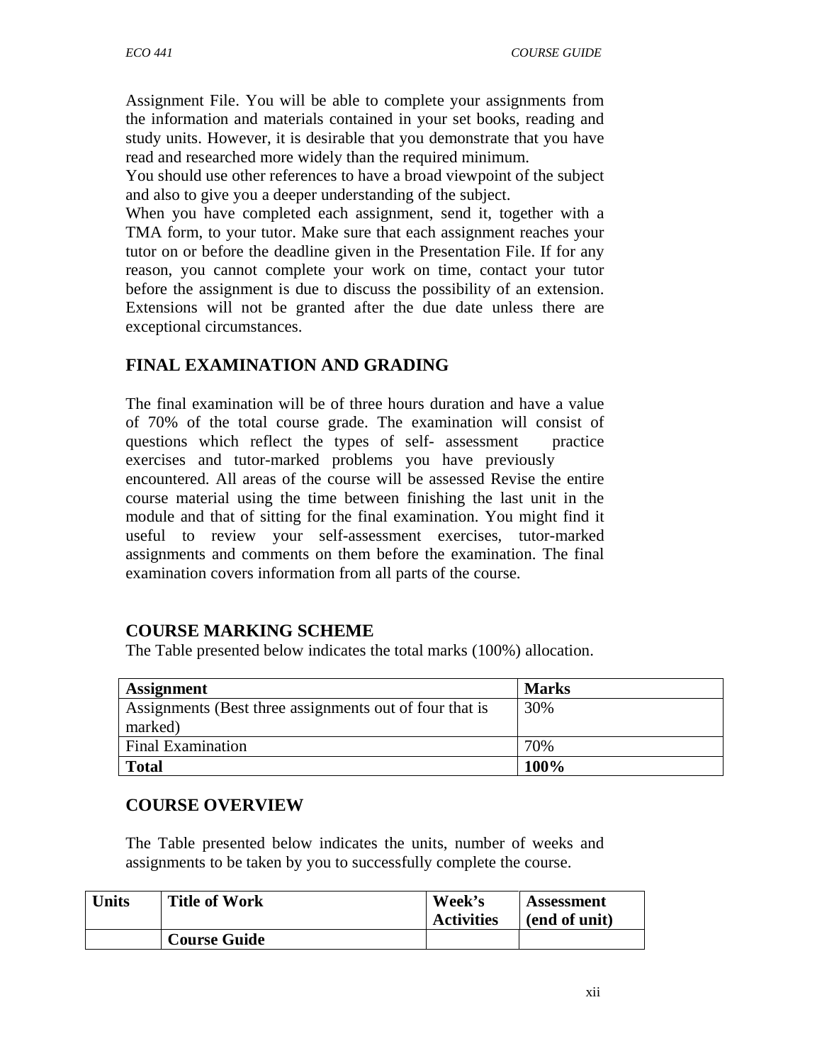Assignment File. You will be able to complete your assignments from the information and materials contained in your set books, reading and study units. However, it is desirable that you demonstrate that you have read and researched more widely than the required minimum.

You should use other references to have a broad viewpoint of the subject and also to give you a deeper understanding of the subject.

When you have completed each assignment, send it, together with a TMA form, to your tutor. Make sure that each assignment reaches your tutor on or before the deadline given in the Presentation File. If for any reason, you cannot complete your work on time, contact your tutor before the assignment is due to discuss the possibility of an extension. Extensions will not be granted after the due date unless there are exceptional circumstances.

## FINAL EXAMINATION AND GRADING

The final examination will be of three hours duration and have a value of 70% of the total course grade. The examination will consist of questions which reflect the types of self- assessment practice exercises and tutor-marked problems you have previously encountered. All areas of the course will be assessed Revise the entire course material using the time between finishing the last unit in the module and that of sitting for the final examination. You might find it useful to review your self-assessment exercises, tutor-marked assignments and comments on them before the examination. The final examination covers information from all parts of the course.

## COURSE MARKING SCHEME

The Table presented below indicates the total marks (100%) allocation.

| Assignment | Marks |
|---|---|
| Assignments (Best three assignments out of four that is marked) | 30% |
| Final Examination | 70% |
| **Total** | **100%** |

## COURSE OVERVIEW

The Table presented below indicates the units, number of weeks and assignments to be taken by you to successfully complete the course.

| Units | Title of Work | Week's Activities | Assessment (end of unit) |
|---|---|---|---|
| | **Course Guide** | | |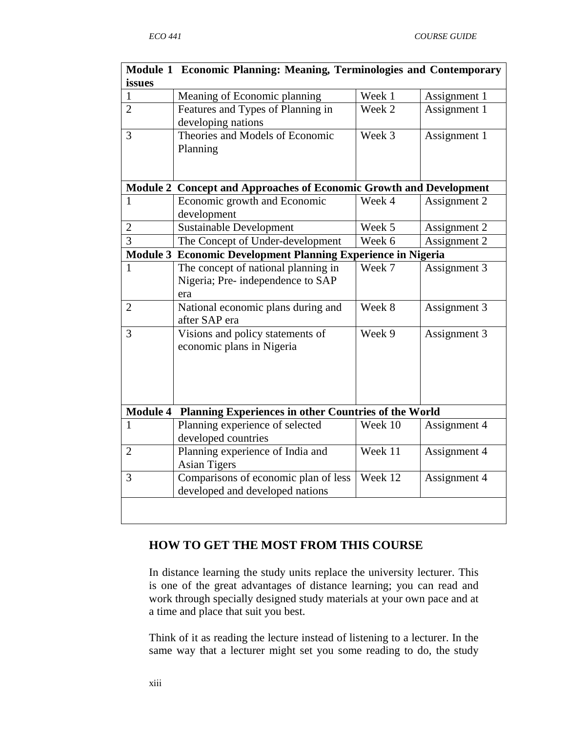| Module 1 Economic Planning: Meaning, Terminologies and Contemporary issues | | | |
| --- | --- | --- | --- |
| 1 | Meaning of Economic planning | Week 1 | Assignment 1 |
| 2 | Features and Types of Planning in developing nations | Week 2 | Assignment 1 |
| 3 | Theories and Models of Economic Planning | Week 3 | Assignment 1 |
| **Module 2 Concept and Approaches of Economic Growth and Development** | | | |
| 1 | Economic growth and Economic development | Week 4 | Assignment 2 |
| 2 | Sustainable Development | Week 5 | Assignment 2 |
| 3 | The Concept of Under-development | Week 6 | Assignment 2 |
| **Module 3 Economic Development Planning Experience in Nigeria** | | | |
| 1 | The concept of national planning in Nigeria; Pre- independence to SAP era | Week 7 | Assignment 3 |
| 2 | National economic plans during and after SAP era | Week 8 | Assignment 3 |
| 3 | Visions and policy statements of economic plans in Nigeria | Week 9 | Assignment 3 |
| **Module 4 Planning Experiences in other Countries of the World** | | | |
| 1 | Planning experience of selected developed countries | Week 10 | Assignment 4 |
| 2 | Planning experience of India and Asian Tigers | Week 11 | Assignment 4 |
| 3 | Comparisons of economic plan of less developed and developed nations | Week 12 | Assignment 4 |

## HOW TO GET THE MOST FROM THIS COURSE

In distance learning the study units replace the university lecturer. This is one of the great advantages of distance learning; you can read and work through specially designed study materials at your own pace and at a time and place that suit you best.

Think of it as reading the lecture instead of listening to a lecturer. In the same way that a lecturer might set you some reading to do, the study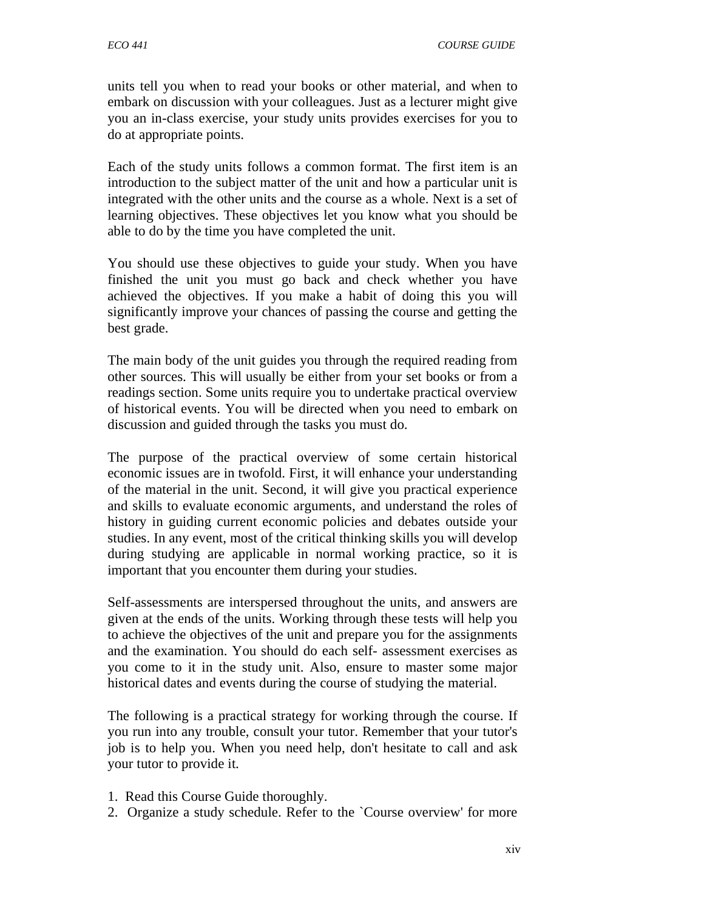units tell you when to read your books or other material, and when to embark on discussion with your colleagues. Just as a lecturer might give you an in-class exercise, your study units provides exercises for you to do at appropriate points.

Each of the study units follows a common format. The first item is an introduction to the subject matter of the unit and how a particular unit is integrated with the other units and the course as a whole. Next is a set of learning objectives. These objectives let you know what you should be able to do by the time you have completed the unit.

You should use these objectives to guide your study. When you have finished the unit you must go back and check whether you have achieved the objectives. If you make a habit of doing this you will significantly improve your chances of passing the course and getting the best grade.

The main body of the unit guides you through the required reading from other sources. This will usually be either from your set books or from a readings section. Some units require you to undertake practical overview of historical events. You will be directed when you need to embark on discussion and guided through the tasks you must do.

The purpose of the practical overview of some certain historical economic issues are in twofold. First, it will enhance your understanding of the material in the unit. Second, it will give you practical experience and skills to evaluate economic arguments, and understand the roles of history in guiding current economic policies and debates outside your studies. In any event, most of the critical thinking skills you will develop during studying are applicable in normal working practice, so it is important that you encounter them during your studies.

Self-assessments are interspersed throughout the units, and answers are given at the ends of the units. Working through these tests will help you to achieve the objectives of the unit and prepare you for the assignments and the examination. You should do each self- assessment exercises as you come to it in the study unit. Also, ensure to master some major historical dates and events during the course of studying the material.

The following is a practical strategy for working through the course. If you run into any trouble, consult your tutor. Remember that your tutor's job is to help you. When you need help, don't hesitate to call and ask your tutor to provide it.

1. Read this Course Guide thoroughly.
2. Organize a study schedule. Refer to the `Course overview' for more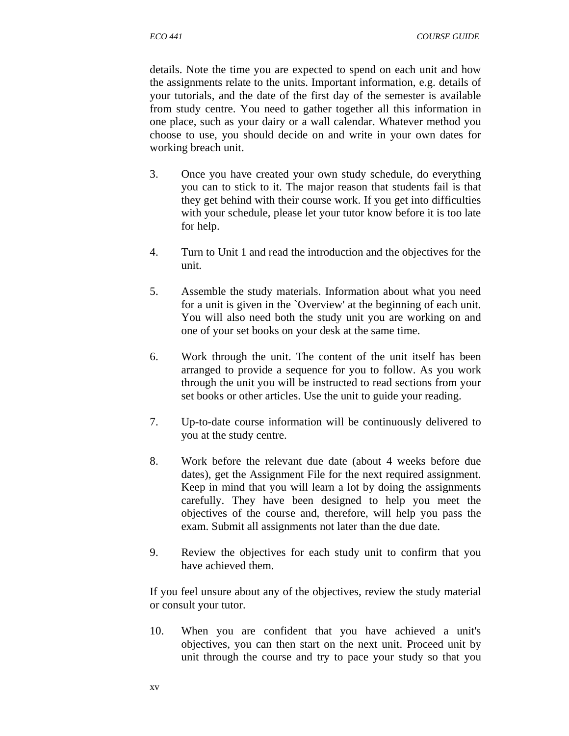details. Note the time you are expected to spend on each unit and how the assignments relate to the units. Important information, e.g. details of your tutorials, and the date of the first day of the semester is available from study centre. You need to gather together all this information in one place, such as your dairy or a wall calendar. Whatever method you choose to use, you should decide on and write in your own dates for working breach unit.

3. Once you have created your own study schedule, do everything you can to stick to it. The major reason that students fail is that they get behind with their course work. If you get into difficulties with your schedule, please let your tutor know before it is too late for help.

4. Turn to Unit 1 and read the introduction and the objectives for the unit.

5. Assemble the study materials. Information about what you need for a unit is given in the `Overview' at the beginning of each unit. You will also need both the study unit you are working on and one of your set books on your desk at the same time.

6. Work through the unit. The content of the unit itself has been arranged to provide a sequence for you to follow. As you work through the unit you will be instructed to read sections from your set books or other articles. Use the unit to guide your reading.

7. Up-to-date course information will be continuously delivered to you at the study centre.

8. Work before the relevant due date (about 4 weeks before due dates), get the Assignment File for the next required assignment. Keep in mind that you will learn a lot by doing the assignments carefully. They have been designed to help you meet the objectives of the course and, therefore, will help you pass the exam. Submit all assignments not later than the due date.

9. Review the objectives for each study unit to confirm that you have achieved them.

If you feel unsure about any of the objectives, review the study material or consult your tutor.

10. When you are confident that you have achieved a unit's objectives, you can then start on the next unit. Proceed unit by unit through the course and try to pace your study so that you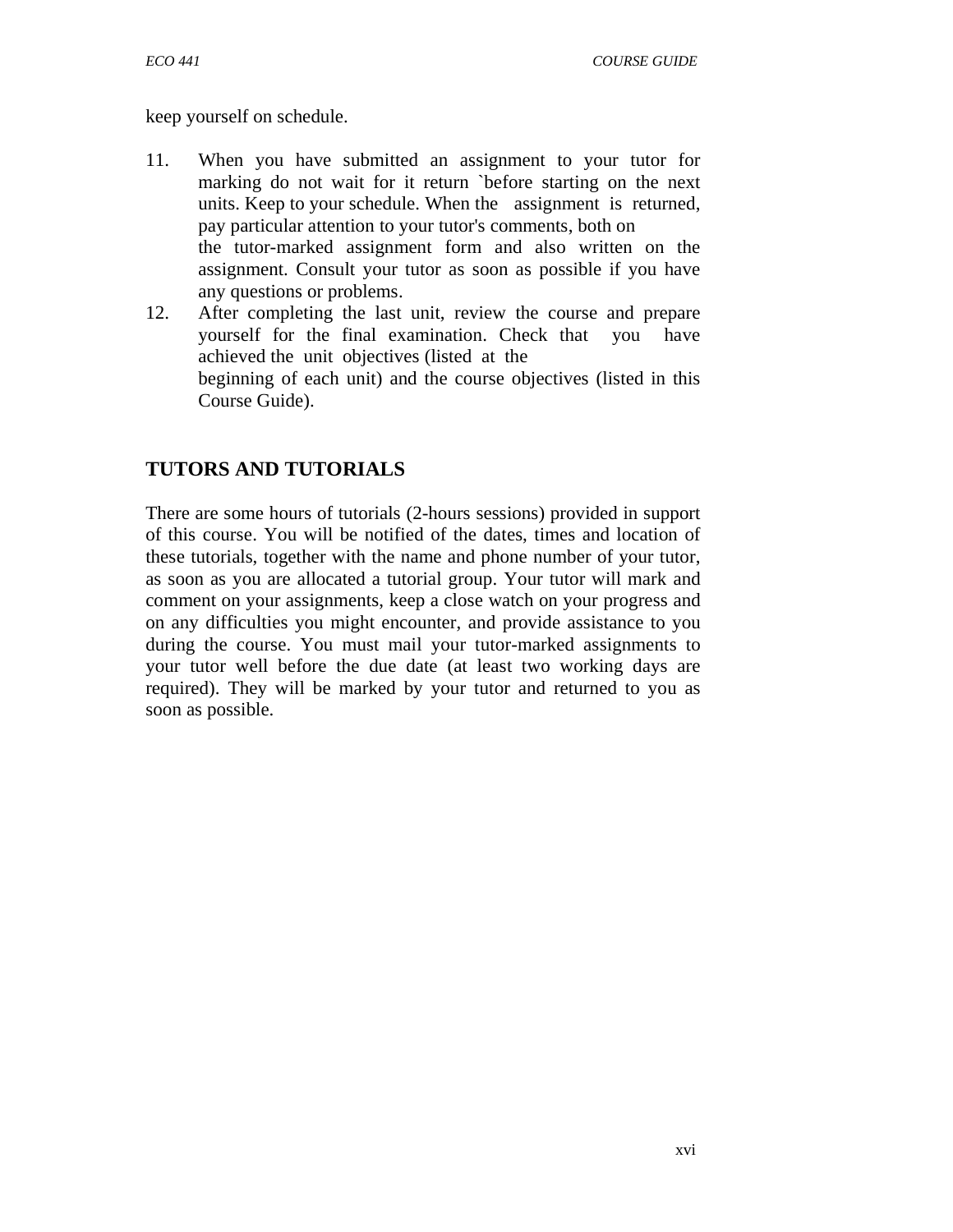keep yourself on schedule.

11. When you have submitted an assignment to your tutor for marking do not wait for it return `before starting on the next units. Keep to your schedule. When the assignment is returned, pay particular attention to your tutor's comments, both on the tutor-marked assignment form and also written on the assignment. Consult your tutor as soon as possible if you have any questions or problems.
12. After completing the last unit, review the course and prepare yourself for the final examination. Check that you have achieved the unit objectives (listed at the beginning of each unit) and the course objectives (listed in this Course Guide).

## TUTORS AND TUTORIALS

There are some hours of tutorials (2-hours sessions) provided in support of this course. You will be notified of the dates, times and location of these tutorials, together with the name and phone number of your tutor, as soon as you are allocated a tutorial group. Your tutor will mark and comment on your assignments, keep a close watch on your progress and on any difficulties you might encounter, and provide assistance to you during the course. You must mail your tutor-marked assignments to your tutor well before the due date (at least two working days are required). They will be marked by your tutor and returned to you as soon as possible.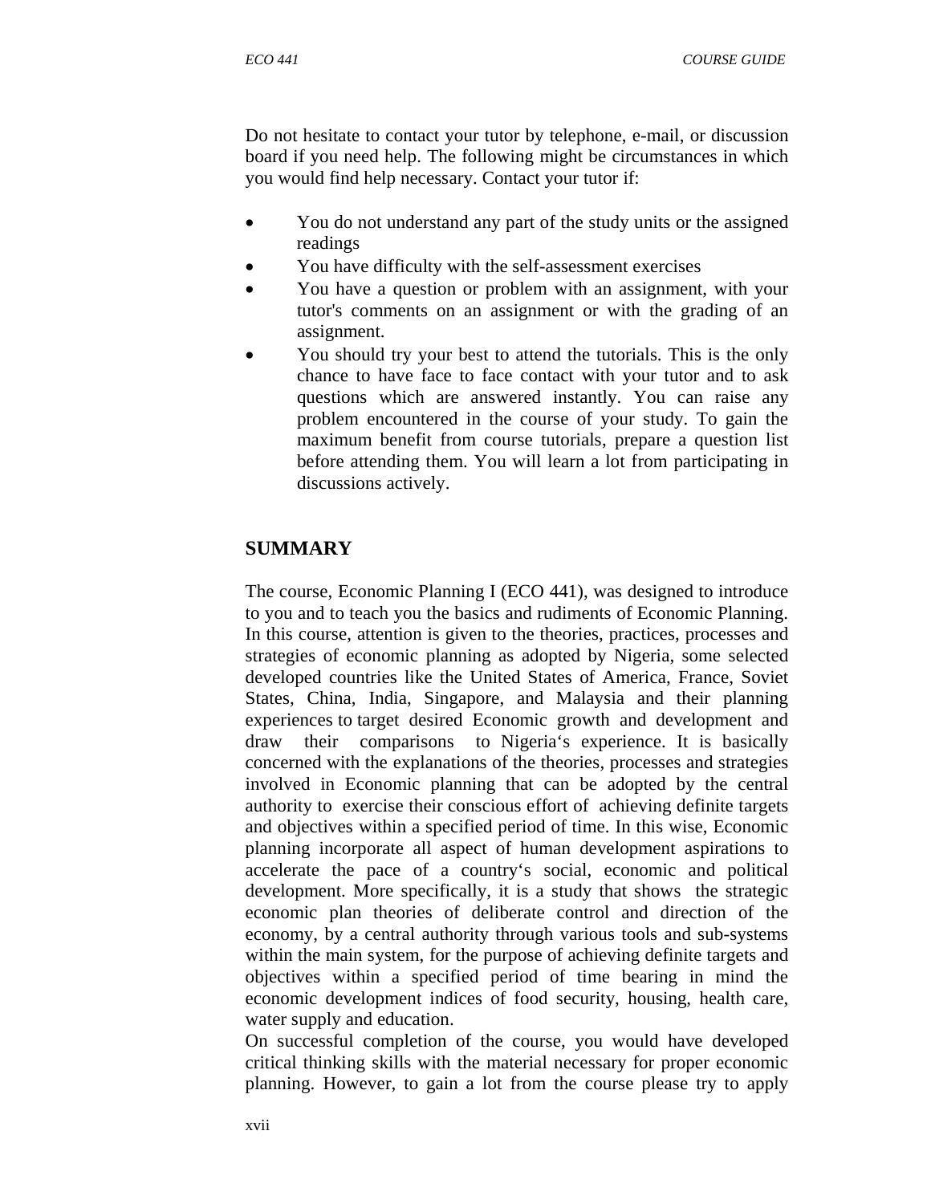Do not hesitate to contact your tutor by telephone, e-mail, or discussion board if you need help. The following might be circumstances in which you would find help necessary. Contact your tutor if:

- You do not understand any part of the study units or the assigned readings
- You have difficulty with the self-assessment exercises
- You have a question or problem with an assignment, with your tutor's comments on an assignment or with the grading of an assignment.
- You should try your best to attend the tutorials. This is the only chance to have face to face contact with your tutor and to ask questions which are answered instantly. You can raise any problem encountered in the course of your study. To gain the maximum benefit from course tutorials, prepare a question list before attending them. You will learn a lot from participating in discussions actively.

## SUMMARY

The course, Economic Planning I (ECO 441), was designed to introduce to you and to teach you the basics and rudiments of Economic Planning. In this course, attention is given to the theories, practices, processes and strategies of economic planning as adopted by Nigeria, some selected developed countries like the United States of America, France, Soviet States, China, India, Singapore, and Malaysia and their planning experiences to target desired Economic growth and development and draw their comparisons to Nigeria's experience. It is basically concerned with the explanations of the theories, processes and strategies involved in Economic planning that can be adopted by the central authority to exercise their conscious effort of achieving definite targets and objectives within a specified period of time. In this wise, Economic planning incorporate all aspect of human development aspirations to accelerate the pace of a country's social, economic and political development. More specifically, it is a study that shows the strategic economic plan theories of deliberate control and direction of the economy, by a central authority through various tools and sub-systems within the main system, for the purpose of achieving definite targets and objectives within a specified period of time bearing in mind the economic development indices of food security, housing, health care, water supply and education.

On successful completion of the course, you would have developed critical thinking skills with the material necessary for proper economic planning. However, to gain a lot from the course please try to apply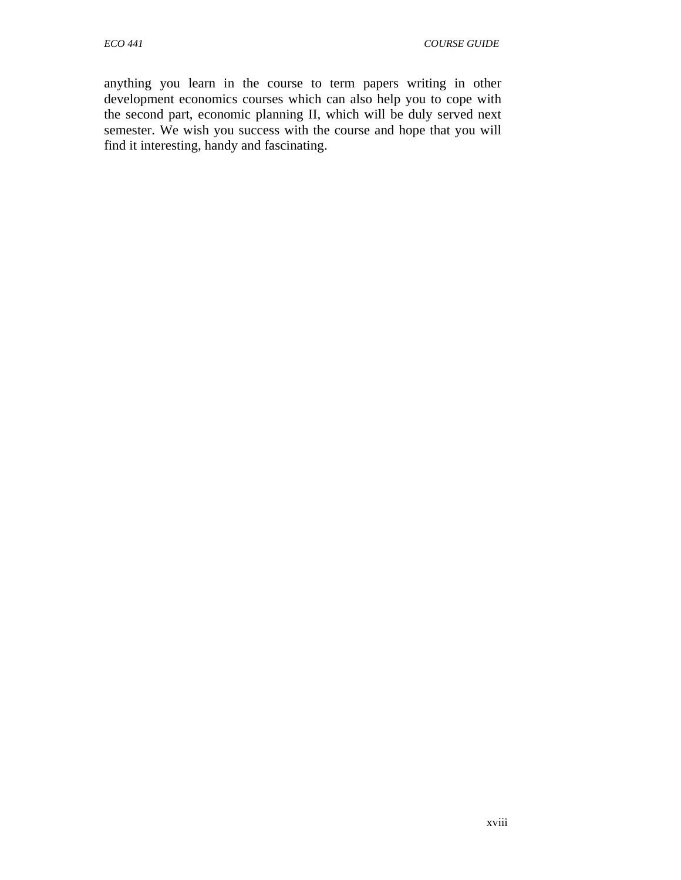anything you learn in the course to term papers writing in other development economics courses which can also help you to cope with the second part, economic planning II, which will be duly served next semester. We wish you success with the course and hope that you will find it interesting, handy and fascinating.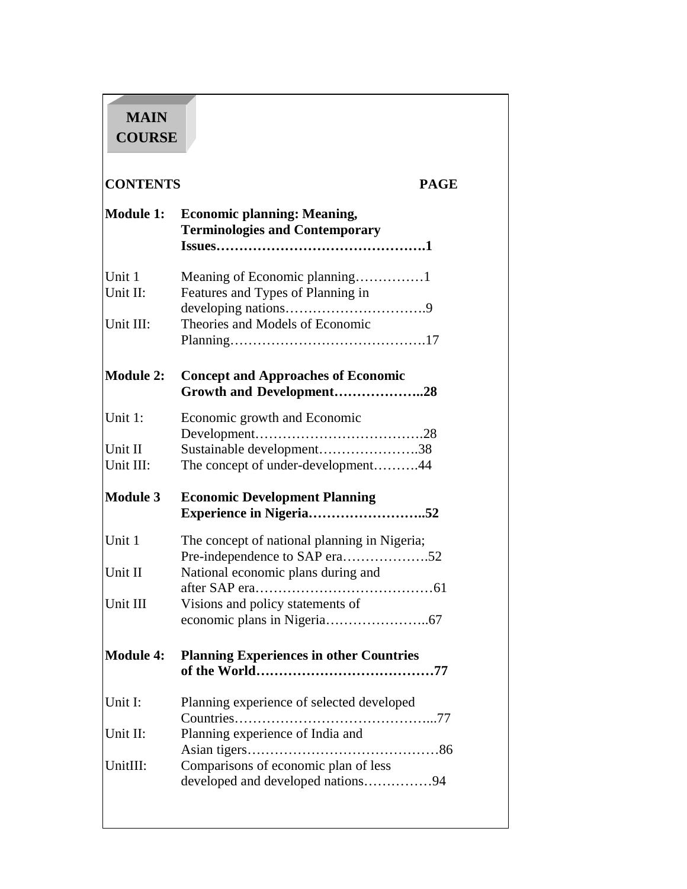# MAIN COURSE

| CONTENTS | | PAGE |
|---|---|---|
| **Module 1:** | **Economic planning: Meaning, Terminologies and Contemporary Issues** | **1** |
| Unit 1 | Meaning of Economic planning | 1 |
| Unit II: | Features and Types of Planning in developing nations | 9 |
| Unit III: | Theories and Models of Economic Planning | 17 |
| **Module 2:** | **Concept and Approaches of Economic Growth and Development** | **28** |
| Unit 1: | Economic growth and Economic Development | 28 |
| Unit II | Sustainable development | 38 |
| Unit III: | The concept of under-development | 44 |
| **Module 3** | **Economic Development Planning Experience in Nigeria** | **52** |
| Unit 1 | The concept of national planning in Nigeria; Pre-independence to SAP era | 52 |
| Unit II | National economic plans during and after SAP era | 61 |
| Unit III | Visions and policy statements of economic plans in Nigeria | 67 |
| **Module 4:** | **Planning Experiences in other Countries of the World** | **77** |
| Unit I: | Planning experience of selected developed Countries | 77 |
| Unit II: | Planning experience of India and Asian tigers | 86 |
| UnitIII: | Comparisons of economic plan of less developed and developed nations | 94 |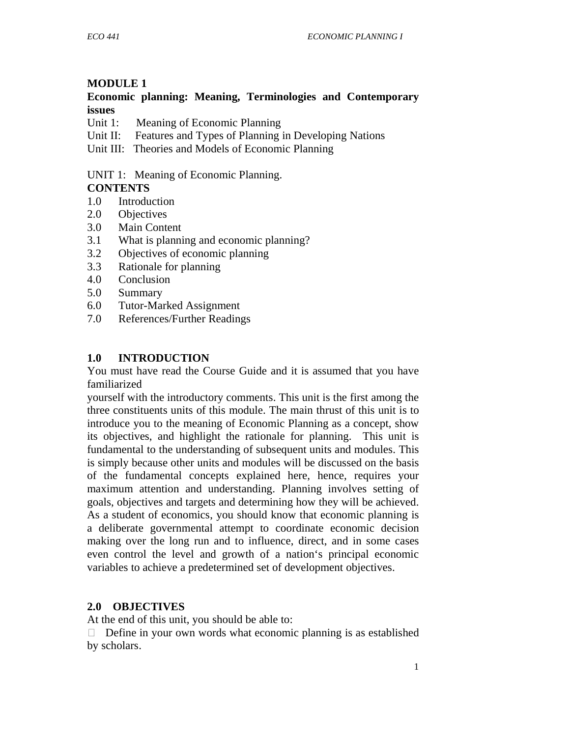# MODULE 1

## Economic planning: Meaning, Terminologies and Contemporary issues

Unit 1: Meaning of Economic Planning
Unit II: Features and Types of Planning in Developing Nations
Unit III: Theories and Models of Economic Planning

UNIT 1: Meaning of Economic Planning.

**CONTENTS**

1.0 Introduction
2.0 Objectives
3.0 Main Content
3.1 What is planning and economic planning?
3.2 Objectives of economic planning
3.3 Rationale for planning
4.0 Conclusion
5.0 Summary
6.0 Tutor-Marked Assignment
7.0 References/Further Readings

## 1.0 INTRODUCTION

You must have read the Course Guide and it is assumed that you have familiarized yourself with the introductory comments. This unit is the first among the three constituents units of this module. The main thrust of this unit is to introduce you to the meaning of Economic Planning as a concept, show its objectives, and highlight the rationale for planning. This unit is fundamental to the understanding of subsequent units and modules. This is simply because other units and modules will be discussed on the basis of the fundamental concepts explained here, hence, requires your maximum attention and understanding. Planning involves setting of goals, objectives and targets and determining how they will be achieved. As a student of economics, you should know that economic planning is a deliberate governmental attempt to coordinate economic decision making over the long run and to influence, direct, and in some cases even control the level and growth of a nation's principal economic variables to achieve a predetermined set of development objectives.

## 2.0 OBJECTIVES

At the end of this unit, you should be able to:

- Define in your own words what economic planning is as established by scholars.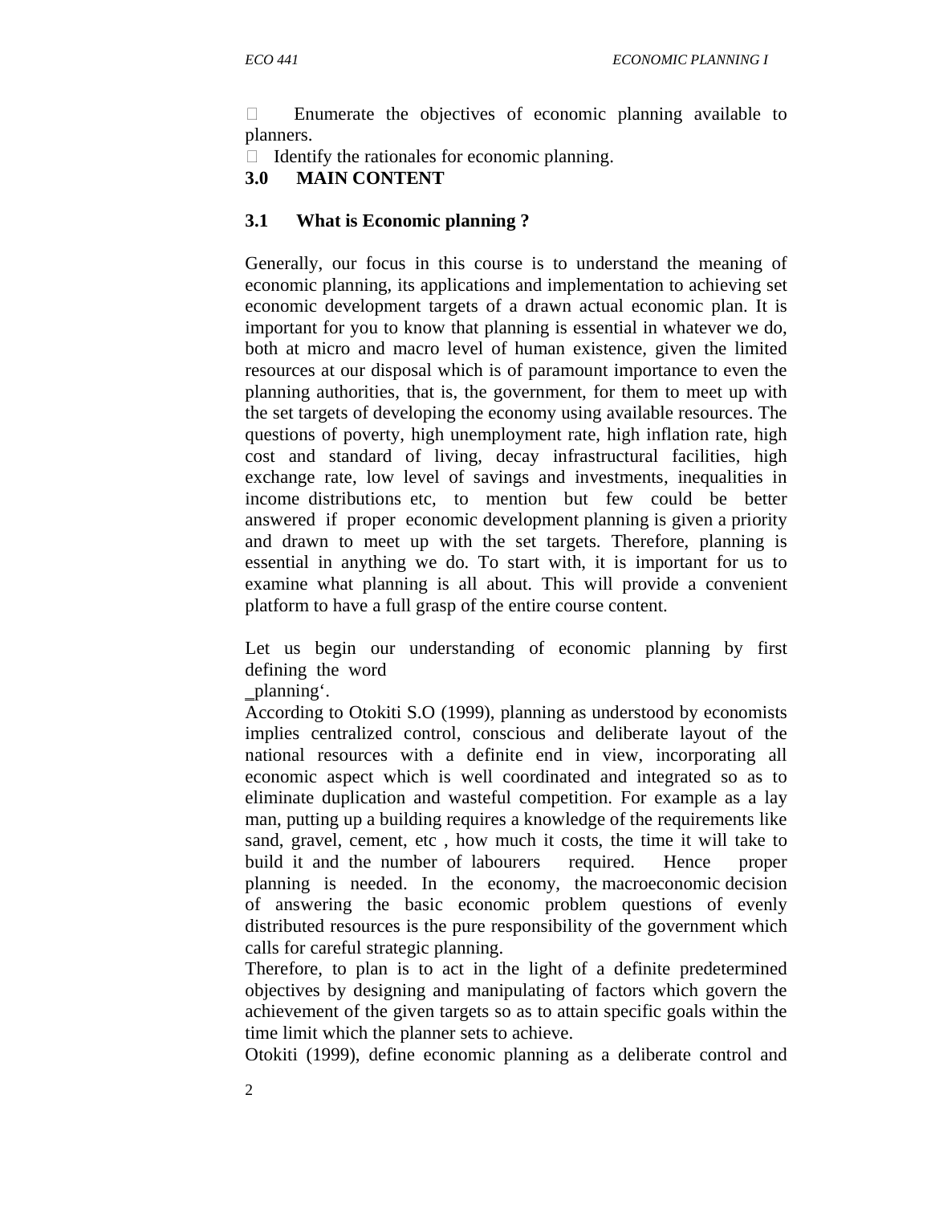- Enumerate the objectives of economic planning available to planners.
- Identify the rationales for economic planning.

## 3.0 MAIN CONTENT

### 3.1 What is Economic planning ?

Generally, our focus in this course is to understand the meaning of economic planning, its applications and implementation to achieving set economic development targets of a drawn actual economic plan. It is important for you to know that planning is essential in whatever we do, both at micro and macro level of human existence, given the limited resources at our disposal which is of paramount importance to even the planning authorities, that is, the government, for them to meet up with the set targets of developing the economy using available resources. The questions of poverty, high unemployment rate, high inflation rate, high cost and standard of living, decay infrastructural facilities, high exchange rate, low level of savings and investments, inequalities in income distributions etc, to mention but few could be better answered if proper economic development planning is given a priority and drawn to meet up with the set targets. Therefore, planning is essential in anything we do. To start with, it is important for us to examine what planning is all about. This will provide a convenient platform to have a full grasp of the entire course content.

Let us begin our understanding of economic planning by first defining the word ‗planning'.

According to Otokiti S.O (1999), planning as understood by economists implies centralized control, conscious and deliberate layout of the national resources with a definite end in view, incorporating all economic aspect which is well coordinated and integrated so as to eliminate duplication and wasteful competition. For example as a lay man, putting up a building requires a knowledge of the requirements like sand, gravel, cement, etc , how much it costs, the time it will take to build it and the number of labourers required. Hence proper planning is needed. In the economy, the macroeconomic decision of answering the basic economic problem questions of evenly distributed resources is the pure responsibility of the government which calls for careful strategic planning.

Therefore, to plan is to act in the light of a definite predetermined objectives by designing and manipulating of factors which govern the achievement of the given targets so as to attain specific goals within the time limit which the planner sets to achieve.

Otokiti (1999), define economic planning as a deliberate control and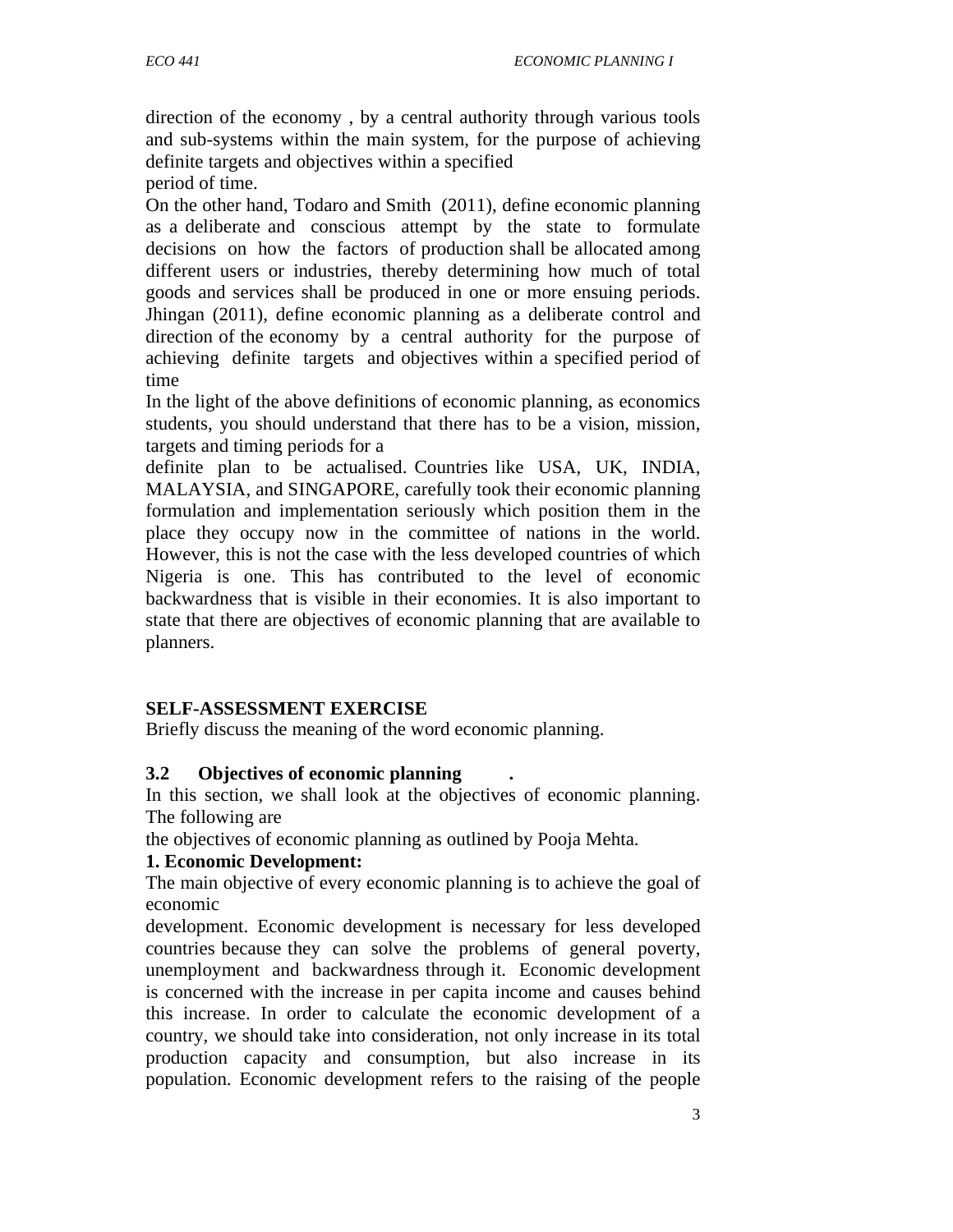direction of the economy , by a central authority through various tools and sub-systems within the main system, for the purpose of achieving definite targets and objectives within a specified period of time.

On the other hand, Todaro and Smith (2011), define economic planning as a deliberate and conscious attempt by the state to formulate decisions on how the factors of production shall be allocated among different users or industries, thereby determining how much of total goods and services shall be produced in one or more ensuing periods. Jhingan (2011), define economic planning as a deliberate control and direction of the economy by a central authority for the purpose of achieving definite targets and objectives within a specified period of time

In the light of the above definitions of economic planning, as economics students, you should understand that there has to be a vision, mission, targets and timing periods for a definite plan to be actualised. Countries like USA, UK, INDIA, MALAYSIA, and SINGAPORE, carefully took their economic planning formulation and implementation seriously which position them in the place they occupy now in the committee of nations in the world. However, this is not the case with the less developed countries of which Nigeria is one. This has contributed to the level of economic backwardness that is visible in their economies. It is also important to state that there are objectives of economic planning that are available to planners.

**SELF-ASSESSMENT EXERCISE**

Briefly discuss the meaning of the word economic planning.

### 3.2 Objectives of economic planning .

In this section, we shall look at the objectives of economic planning. The following are the objectives of economic planning as outlined by Pooja Mehta.

**1. Economic Development:**

The main objective of every economic planning is to achieve the goal of economic development. Economic development is necessary for less developed countries because they can solve the problems of general poverty, unemployment and backwardness through it. Economic development is concerned with the increase in per capita income and causes behind this increase. In order to calculate the economic development of a country, we should take into consideration, not only increase in its total production capacity and consumption, but also increase in its population. Economic development refers to the raising of the people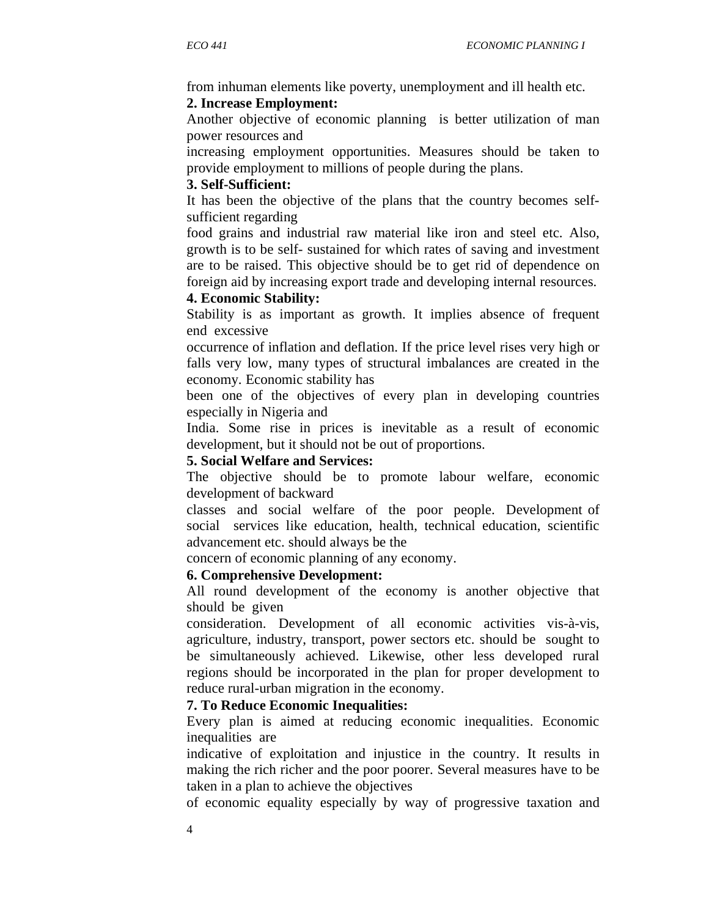from inhuman elements like poverty, unemployment and ill health etc.

**2. Increase Employment:**

Another objective of economic planning is better utilization of man power resources and increasing employment opportunities. Measures should be taken to provide employment to millions of people during the plans.

**3. Self-Sufficient:**

It has been the objective of the plans that the country becomes self-sufficient regarding food grains and industrial raw material like iron and steel etc. Also, growth is to be self- sustained for which rates of saving and investment are to be raised. This objective should be to get rid of dependence on foreign aid by increasing export trade and developing internal resources.

**4. Economic Stability:**

Stability is as important as growth. It implies absence of frequent end excessive occurrence of inflation and deflation. If the price level rises very high or falls very low, many types of structural imbalances are created in the economy. Economic stability has been one of the objectives of every plan in developing countries especially in Nigeria and India. Some rise in prices is inevitable as a result of economic development, but it should not be out of proportions.

**5. Social Welfare and Services:**

The objective should be to promote labour welfare, economic development of backward classes and social welfare of the poor people. Development of social services like education, health, technical education, scientific advancement etc. should always be the concern of economic planning of any economy.

**6. Comprehensive Development:**

All round development of the economy is another objective that should be given consideration. Development of all economic activities vis-à-vis, agriculture, industry, transport, power sectors etc. should be sought to be simultaneously achieved. Likewise, other less developed rural regions should be incorporated in the plan for proper development to reduce rural-urban migration in the economy.

**7. To Reduce Economic Inequalities:**

Every plan is aimed at reducing economic inequalities. Economic inequalities are indicative of exploitation and injustice in the country. It results in making the rich richer and the poor poorer. Several measures have to be taken in a plan to achieve the objectives of economic equality especially by way of progressive taxation and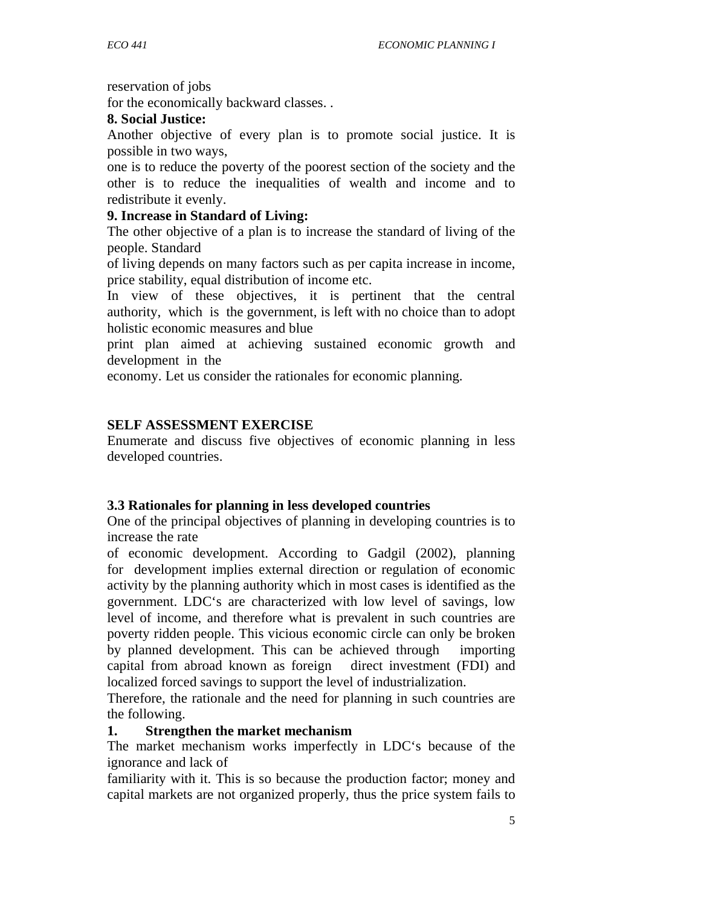reservation of jobs
for the economically backward classes. .

**8. Social Justice:**

Another objective of every plan is to promote social justice. It is possible in two ways,
one is to reduce the poverty of the poorest section of the society and the other is to reduce the inequalities of wealth and income and to redistribute it evenly.

**9. Increase in Standard of Living:**

The other objective of a plan is to increase the standard of living of the people. Standard
of living depends on many factors such as per capita increase in income, price stability, equal distribution of income etc.

In view of these objectives, it is pertinent that the central authority, which is the government, is left with no choice than to adopt holistic economic measures and blue
print plan aimed at achieving sustained economic growth and development in the
economy. Let us consider the rationales for economic planning.

**SELF ASSESSMENT EXERCISE**

Enumerate and discuss five objectives of economic planning in less developed countries.

### 3.3 Rationales for planning in less developed countries

One of the principal objectives of planning in developing countries is to increase the rate
of economic development. According to Gadgil (2002), planning for development implies external direction or regulation of economic activity by the planning authority which in most cases is identified as the government. LDC's are characterized with low level of savings, low level of income, and therefore what is prevalent in such countries are poverty ridden people. This vicious economic circle can only be broken by planned development. This can be achieved through importing capital from abroad known as foreign direct investment (FDI) and localized forced savings to support the level of industrialization.

Therefore, the rationale and the need for planning in such countries are the following.

**1. Strengthen the market mechanism**

The market mechanism works imperfectly in LDC's because of the ignorance and lack of
familiarity with it. This is so because the production factor; money and capital markets are not organized properly, thus the price system fails to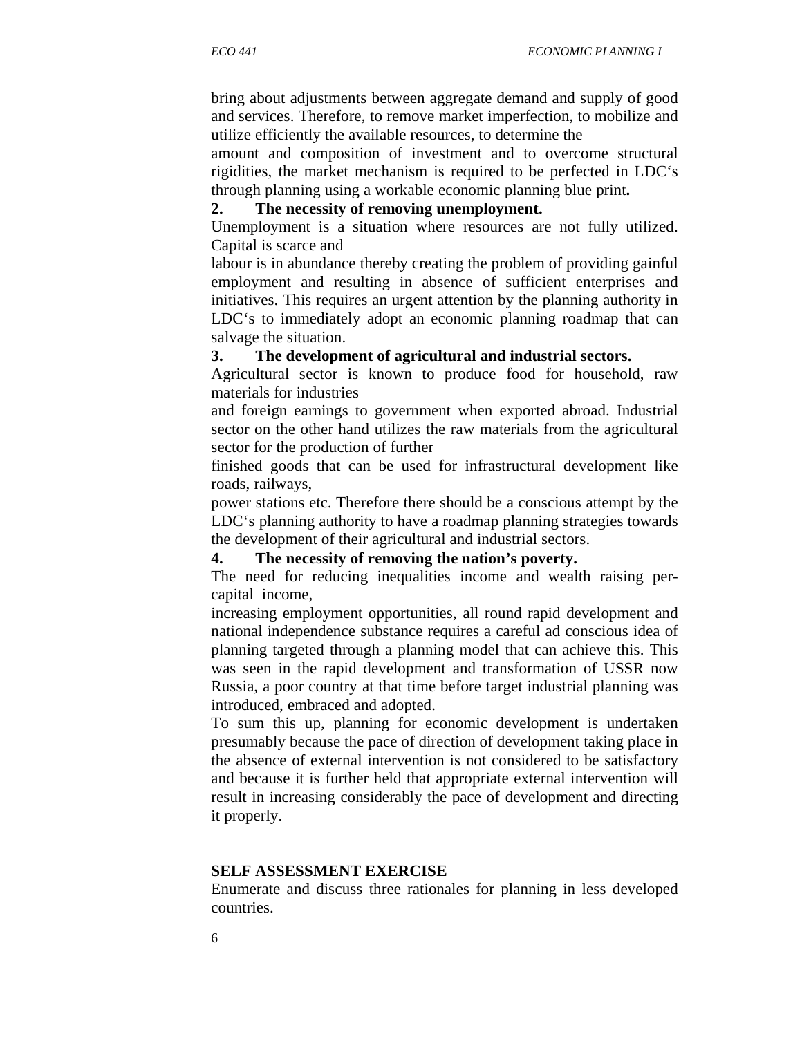bring about adjustments between aggregate demand and supply of good and services. Therefore, to remove market imperfection, to mobilize and utilize efficiently the available resources, to determine the amount and composition of investment and to overcome structural rigidities, the market mechanism is required to be perfected in LDC's through planning using a workable economic planning blue print**.**

**2. The necessity of removing unemployment.**

Unemployment is a situation where resources are not fully utilized. Capital is scarce and labour is in abundance thereby creating the problem of providing gainful employment and resulting in absence of sufficient enterprises and initiatives. This requires an urgent attention by the planning authority in LDC's to immediately adopt an economic planning roadmap that can salvage the situation.

**3. The development of agricultural and industrial sectors.**

Agricultural sector is known to produce food for household, raw materials for industries and foreign earnings to government when exported abroad. Industrial sector on the other hand utilizes the raw materials from the agricultural sector for the production of further finished goods that can be used for infrastructural development like roads, railways, power stations etc. Therefore there should be a conscious attempt by the LDC's planning authority to have a roadmap planning strategies towards the development of their agricultural and industrial sectors.

**4. The necessity of removing the nation's poverty.**

The need for reducing inequalities income and wealth raising per-capital income, increasing employment opportunities, all round rapid development and national independence substance requires a careful ad conscious idea of planning targeted through a planning model that can achieve this. This was seen in the rapid development and transformation of USSR now Russia, a poor country at that time before target industrial planning was introduced, embraced and adopted.

To sum this up, planning for economic development is undertaken presumably because the pace of direction of development taking place in the absence of external intervention is not considered to be satisfactory and because it is further held that appropriate external intervention will result in increasing considerably the pace of development and directing it properly.

**SELF ASSESSMENT EXERCISE**

Enumerate and discuss three rationales for planning in less developed countries.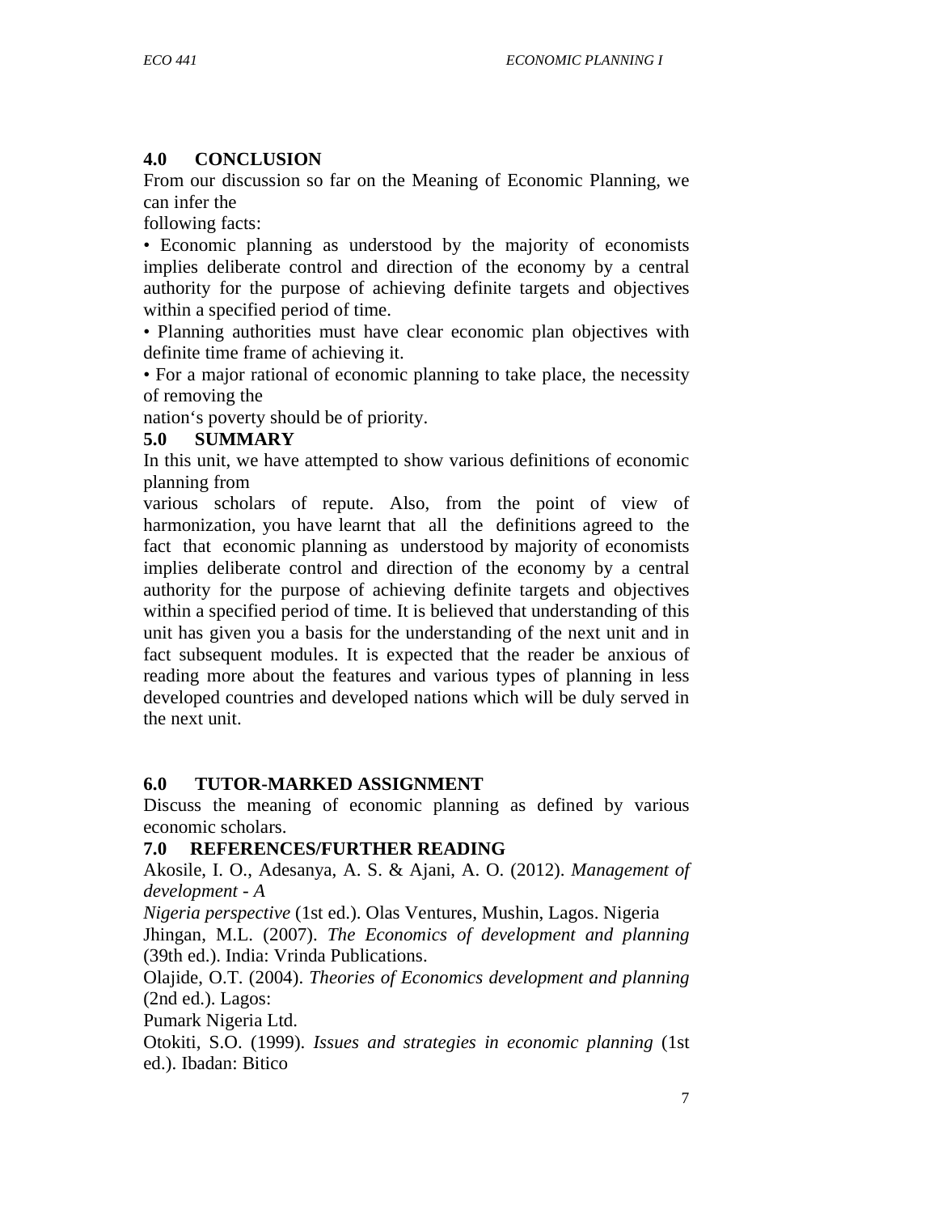## 4.0 CONCLUSION

From our discussion so far on the Meaning of Economic Planning, we can infer the following facts:

- Economic planning as understood by the majority of economists implies deliberate control and direction of the economy by a central authority for the purpose of achieving definite targets and objectives within a specified period of time.
- Planning authorities must have clear economic plan objectives with definite time frame of achieving it.
- For a major rational of economic planning to take place, the necessity of removing the nation‘s poverty should be of priority.

## 5.0 SUMMARY

In this unit, we have attempted to show various definitions of economic planning from various scholars of repute. Also, from the point of view of harmonization, you have learnt that all the definitions agreed to the fact that economic planning as understood by majority of economists implies deliberate control and direction of the economy by a central authority for the purpose of achieving definite targets and objectives within a specified period of time. It is believed that understanding of this unit has given you a basis for the understanding of the next unit and in fact subsequent modules. It is expected that the reader be anxious of reading more about the features and various types of planning in less developed countries and developed nations which will be duly served in the next unit.

## 6.0 TUTOR-MARKED ASSIGNMENT

Discuss the meaning of economic planning as defined by various economic scholars.

## 7.0 REFERENCES/FURTHER READING

Akosile, I. O., Adesanya, A. S. & Ajani, A. O. (2012). *Management of development - A Nigeria perspective* (1st ed.). Olas Ventures, Mushin, Lagos. Nigeria

Jhingan, M.L. (2007). *The Economics of development and planning* (39th ed.). India: Vrinda Publications.

Olajide, O.T. (2004). *Theories of Economics development and planning* (2nd ed.). Lagos: Pumark Nigeria Ltd.

Otokiti, S.O. (1999). *Issues and strategies in economic planning* (1st ed.). Ibadan: Bitico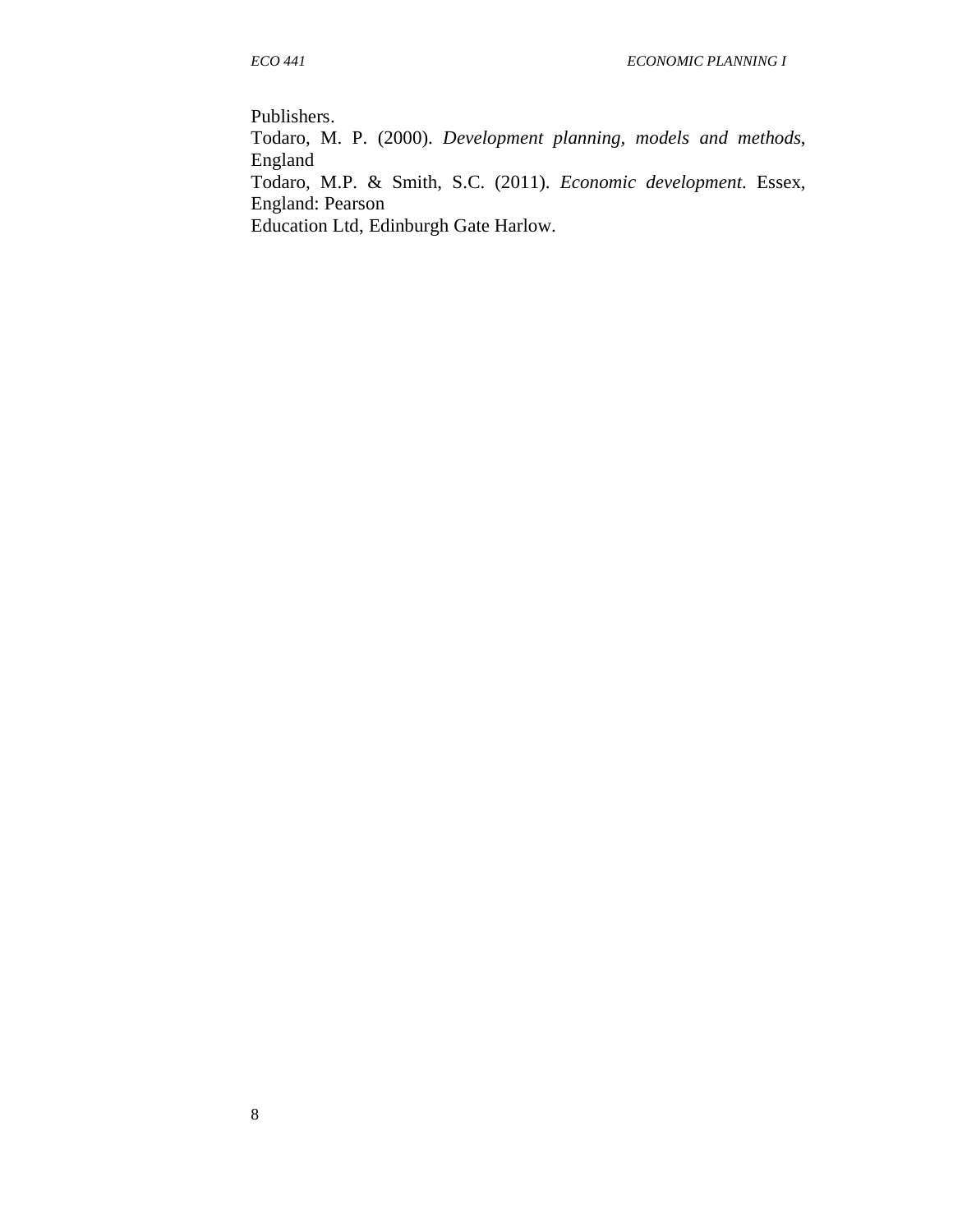Publishers.

Todaro, M. P. (2000). *Development planning, models and methods*, England

Todaro, M.P. & Smith, S.C. (2011). *Economic development*. Essex, England: Pearson Education Ltd, Edinburgh Gate Harlow.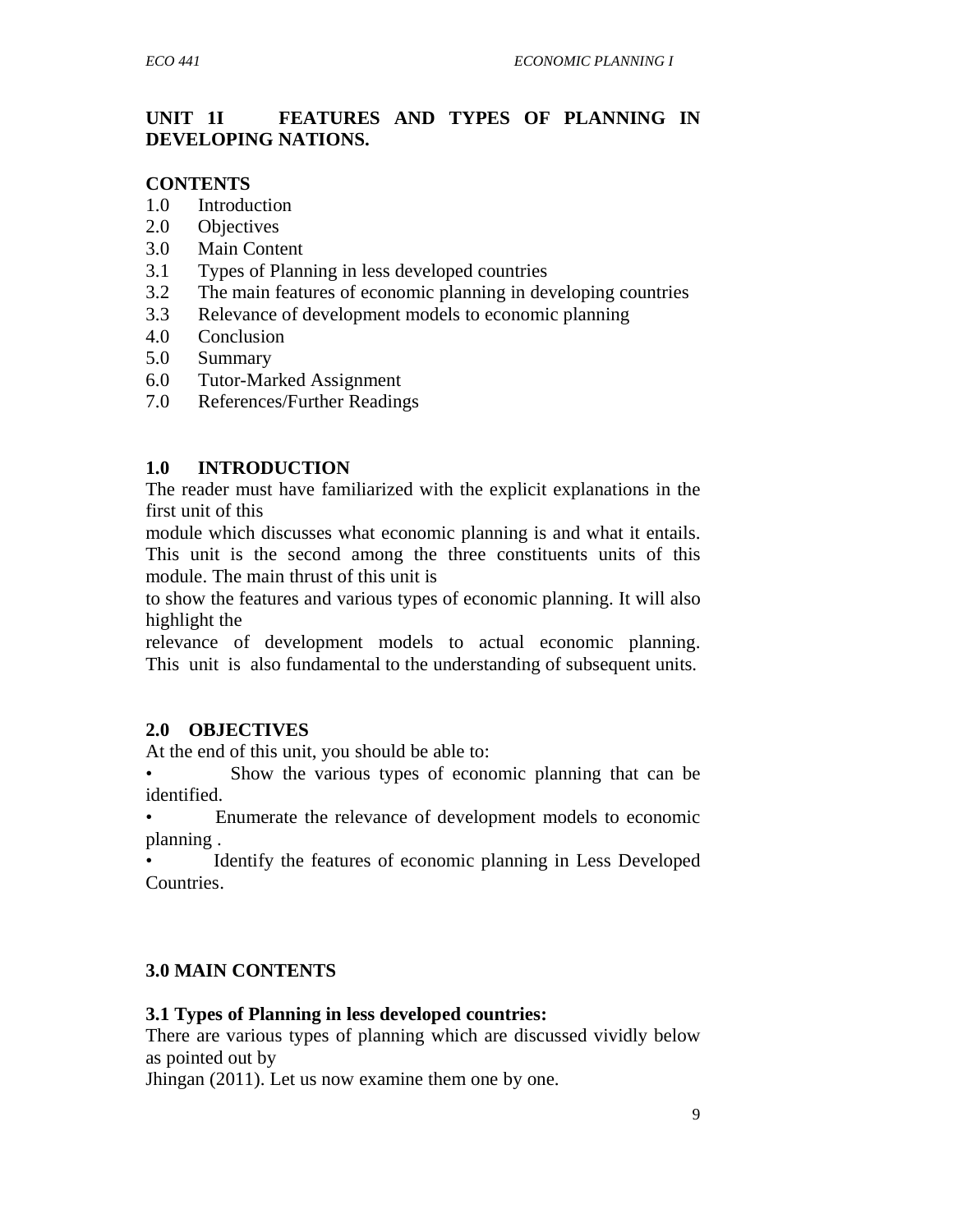## UNIT 1I FEATURES AND TYPES OF PLANNING IN DEVELOPING NATIONS.

**CONTENTS**

1.0 Introduction
2.0 Objectives
3.0 Main Content
3.1 Types of Planning in less developed countries
3.2 The main features of economic planning in developing countries
3.3 Relevance of development models to economic planning
4.0 Conclusion
5.0 Summary
6.0 Tutor-Marked Assignment
7.0 References/Further Readings

### 1.0 INTRODUCTION

The reader must have familiarized with the explicit explanations in the first unit of this module which discusses what economic planning is and what it entails. This unit is the second among the three constituents units of this module. The main thrust of this unit is to show the features and various types of economic planning. It will also highlight the relevance of development models to actual economic planning. This unit is also fundamental to the understanding of subsequent units.

### 2.0 OBJECTIVES

At the end of this unit, you should be able to:

- Show the various types of economic planning that can be identified.
- Enumerate the relevance of development models to economic planning .
- Identify the features of economic planning in Less Developed Countries.

### 3.0 MAIN CONTENTS

#### 3.1 Types of Planning in less developed countries:

There are various types of planning which are discussed vividly below as pointed out by Jhingan (2011). Let us now examine them one by one.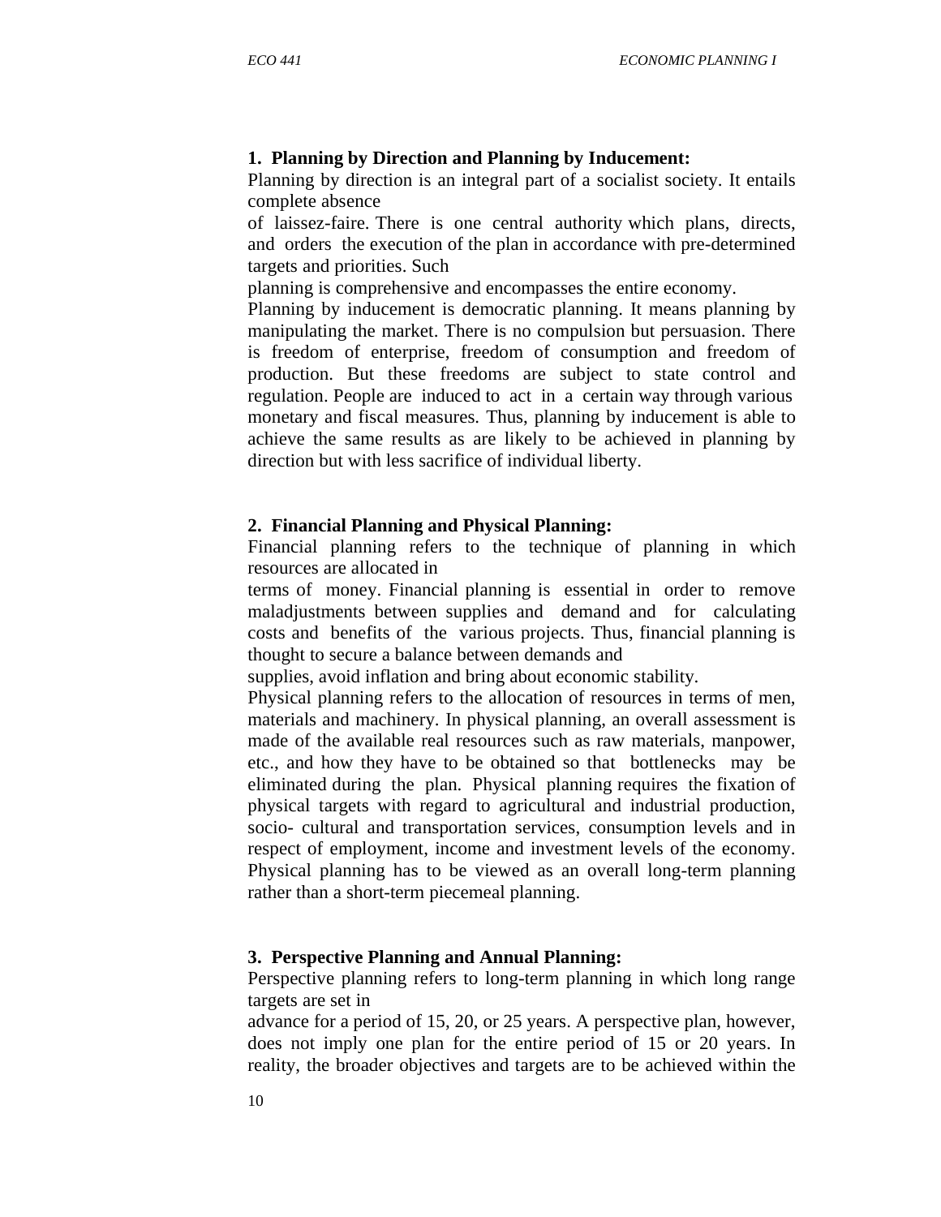**1. Planning by Direction and Planning by Inducement:**

Planning by direction is an integral part of a socialist society. It entails complete absence of laissez-faire. There is one central authority which plans, directs, and orders the execution of the plan in accordance with pre-determined targets and priorities. Such planning is comprehensive and encompasses the entire economy.

Planning by inducement is democratic planning. It means planning by manipulating the market. There is no compulsion but persuasion. There is freedom of enterprise, freedom of consumption and freedom of production. But these freedoms are subject to state control and regulation. People are induced to act in a certain way through various monetary and fiscal measures. Thus, planning by inducement is able to achieve the same results as are likely to be achieved in planning by direction but with less sacrifice of individual liberty.

**2. Financial Planning and Physical Planning:**

Financial planning refers to the technique of planning in which resources are allocated in terms of money. Financial planning is essential in order to remove maladjustments between supplies and demand and for calculating costs and benefits of the various projects. Thus, financial planning is thought to secure a balance between demands and supplies, avoid inflation and bring about economic stability.

Physical planning refers to the allocation of resources in terms of men, materials and machinery. In physical planning, an overall assessment is made of the available real resources such as raw materials, manpower, etc., and how they have to be obtained so that bottlenecks may be eliminated during the plan. Physical planning requires the fixation of physical targets with regard to agricultural and industrial production, socio- cultural and transportation services, consumption levels and in respect of employment, income and investment levels of the economy. Physical planning has to be viewed as an overall long-term planning rather than a short-term piecemeal planning.

**3. Perspective Planning and Annual Planning:**

Perspective planning refers to long-term planning in which long range targets are set in advance for a period of 15, 20, or 25 years. A perspective plan, however, does not imply one plan for the entire period of 15 or 20 years. In reality, the broader objectives and targets are to be achieved within the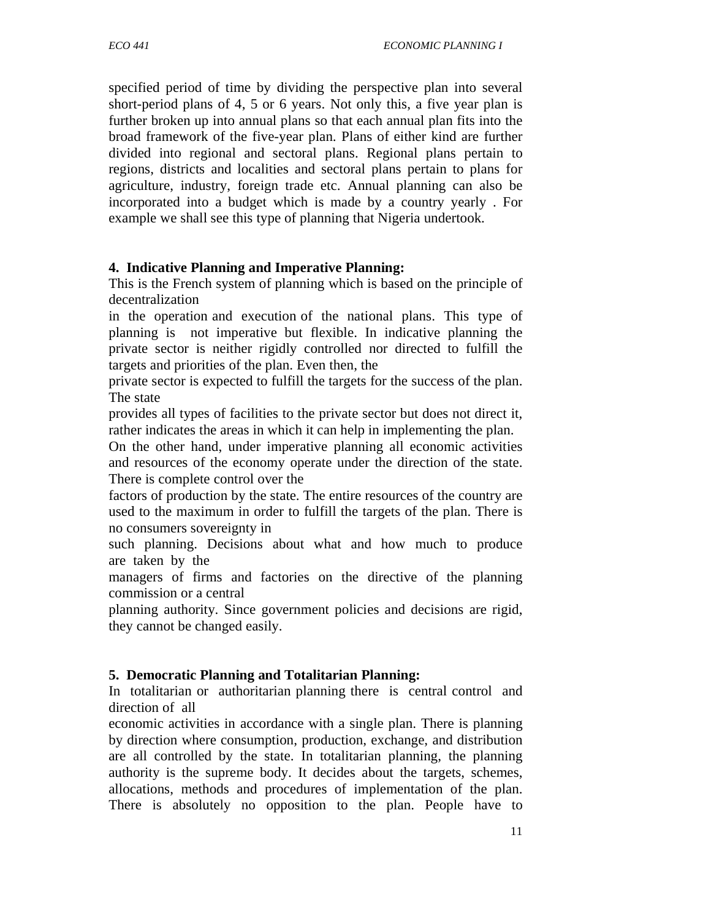specified period of time by dividing the perspective plan into several short-period plans of 4, 5 or 6 years. Not only this, a five year plan is further broken up into annual plans so that each annual plan fits into the broad framework of the five-year plan. Plans of either kind are further divided into regional and sectoral plans. Regional plans pertain to regions, districts and localities and sectoral plans pertain to plans for agriculture, industry, foreign trade etc. Annual planning can also be incorporated into a budget which is made by a country yearly . For example we shall see this type of planning that Nigeria undertook.

**4. Indicative Planning and Imperative Planning:**

This is the French system of planning which is based on the principle of decentralization in the operation and execution of the national plans. This type of planning is not imperative but flexible. In indicative planning the private sector is neither rigidly controlled nor directed to fulfill the targets and priorities of the plan. Even then, the private sector is expected to fulfill the targets for the success of the plan. The state provides all types of facilities to the private sector but does not direct it, rather indicates the areas in which it can help in implementing the plan.

On the other hand, under imperative planning all economic activities and resources of the economy operate under the direction of the state. There is complete control over the factors of production by the state. The entire resources of the country are used to the maximum in order to fulfill the targets of the plan. There is no consumers sovereignty in such planning. Decisions about what and how much to produce are taken by the managers of firms and factories on the directive of the planning commission or a central planning authority. Since government policies and decisions are rigid, they cannot be changed easily.

**5. Democratic Planning and Totalitarian Planning:**

In totalitarian or authoritarian planning there is central control and direction of all economic activities in accordance with a single plan. There is planning by direction where consumption, production, exchange, and distribution are all controlled by the state. In totalitarian planning, the planning authority is the supreme body. It decides about the targets, schemes, allocations, methods and procedures of implementation of the plan. There is absolutely no opposition to the plan. People have to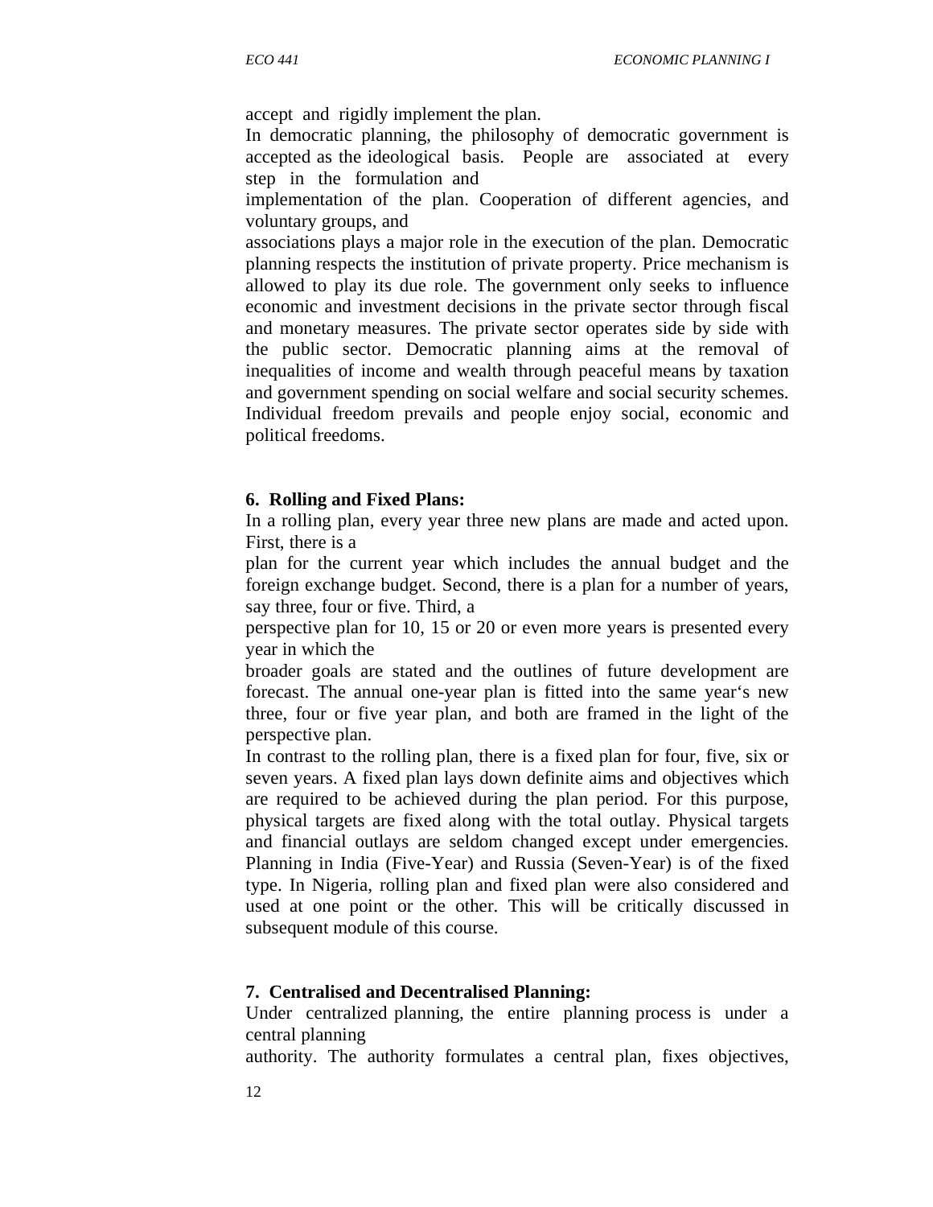accept and rigidly implement the plan.

In democratic planning, the philosophy of democratic government is accepted as the ideological basis. People are associated at every step in the formulation and implementation of the plan. Cooperation of different agencies, and voluntary groups, and associations plays a major role in the execution of the plan. Democratic planning respects the institution of private property. Price mechanism is allowed to play its due role. The government only seeks to influence economic and investment decisions in the private sector through fiscal and monetary measures. The private sector operates side by side with the public sector. Democratic planning aims at the removal of inequalities of income and wealth through peaceful means by taxation and government spending on social welfare and social security schemes. Individual freedom prevails and people enjoy social, economic and political freedoms.

**6. Rolling and Fixed Plans:**

In a rolling plan, every year three new plans are made and acted upon. First, there is a plan for the current year which includes the annual budget and the foreign exchange budget. Second, there is a plan for a number of years, say three, four or five. Third, a perspective plan for 10, 15 or 20 or even more years is presented every year in which the broader goals are stated and the outlines of future development are forecast. The annual one-year plan is fitted into the same year's new three, four or five year plan, and both are framed in the light of the perspective plan.

In contrast to the rolling plan, there is a fixed plan for four, five, six or seven years. A fixed plan lays down definite aims and objectives which are required to be achieved during the plan period. For this purpose, physical targets are fixed along with the total outlay. Physical targets and financial outlays are seldom changed except under emergencies. Planning in India (Five-Year) and Russia (Seven-Year) is of the fixed type. In Nigeria, rolling plan and fixed plan were also considered and used at one point or the other. This will be critically discussed in subsequent module of this course.

**7. Centralised and Decentralised Planning:**

Under centralized planning, the entire planning process is under a central planning authority. The authority formulates a central plan, fixes objectives,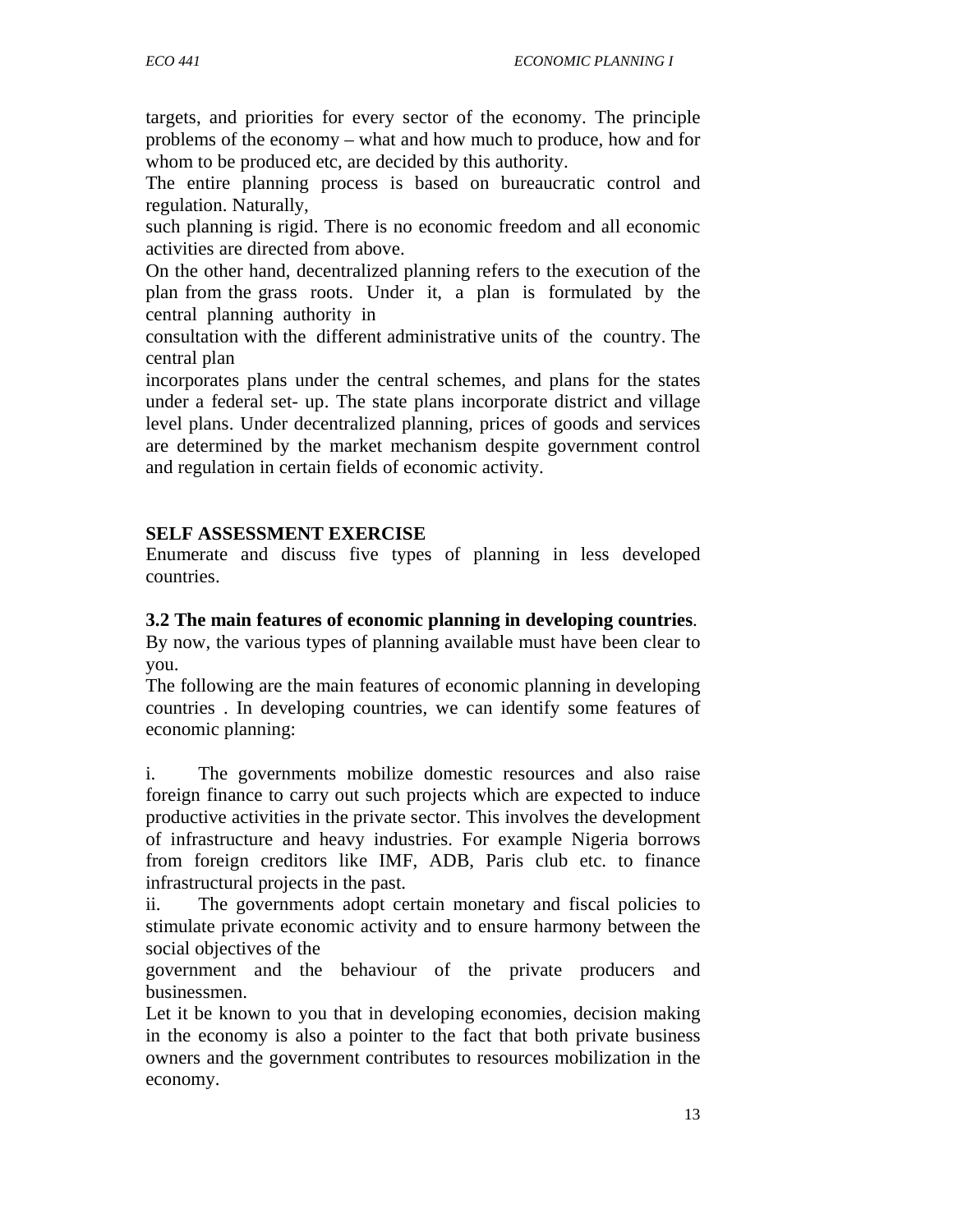targets, and priorities for every sector of the economy. The principle problems of the economy – what and how much to produce, how and for whom to be produced etc, are decided by this authority.

The entire planning process is based on bureaucratic control and regulation. Naturally, such planning is rigid. There is no economic freedom and all economic activities are directed from above.

On the other hand, decentralized planning refers to the execution of the plan from the grass roots. Under it, a plan is formulated by the central planning authority in consultation with the different administrative units of the country. The central plan incorporates plans under the central schemes, and plans for the states under a federal set- up. The state plans incorporate district and village level plans. Under decentralized planning, prices of goods and services are determined by the market mechanism despite government control and regulation in certain fields of economic activity.

**SELF ASSESSMENT EXERCISE**

Enumerate and discuss five types of planning in less developed countries.

### 3.2 The main features of economic planning in developing countries.

By now, the various types of planning available must have been clear to you.

The following are the main features of economic planning in developing countries . In developing countries, we can identify some features of economic planning:

i. The governments mobilize domestic resources and also raise foreign finance to carry out such projects which are expected to induce productive activities in the private sector. This involves the development of infrastructure and heavy industries. For example Nigeria borrows from foreign creditors like IMF, ADB, Paris club etc. to finance infrastructural projects in the past.

ii. The governments adopt certain monetary and fiscal policies to stimulate private economic activity and to ensure harmony between the social objectives of the government and the behaviour of the private producers and businessmen.

Let it be known to you that in developing economies, decision making in the economy is also a pointer to the fact that both private business owners and the government contributes to resources mobilization in the economy.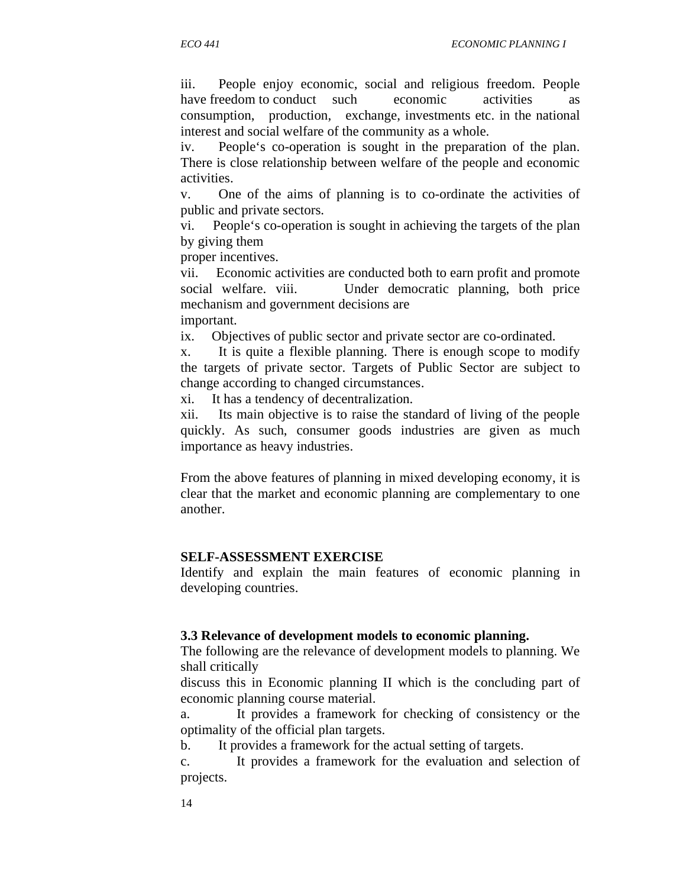iii. People enjoy economic, social and religious freedom. People have freedom to conduct such economic activities as consumption, production, exchange, investments etc. in the national interest and social welfare of the community as a whole.

iv. People's co-operation is sought in the preparation of the plan. There is close relationship between welfare of the people and economic activities.

v. One of the aims of planning is to co-ordinate the activities of public and private sectors.

vi. People's co-operation is sought in achieving the targets of the plan by giving them proper incentives.

vii. Economic activities are conducted both to earn profit and promote social welfare.

viii. Under democratic planning, both price mechanism and government decisions are important.

ix. Objectives of public sector and private sector are co-ordinated.

x. It is quite a flexible planning. There is enough scope to modify the targets of private sector. Targets of Public Sector are subject to change according to changed circumstances.

xi. It has a tendency of decentralization.

xii. Its main objective is to raise the standard of living of the people quickly. As such, consumer goods industries are given as much importance as heavy industries.

From the above features of planning in mixed developing economy, it is clear that the market and economic planning are complementary to one another.

**SELF-ASSESSMENT EXERCISE**

Identify and explain the main features of economic planning in developing countries.

### 3.3 Relevance of development models to economic planning.

The following are the relevance of development models to planning. We shall critically discuss this in Economic planning II which is the concluding part of economic planning course material.

a. It provides a framework for checking of consistency or the optimality of the official plan targets.

b. It provides a framework for the actual setting of targets.

c. It provides a framework for the evaluation and selection of projects.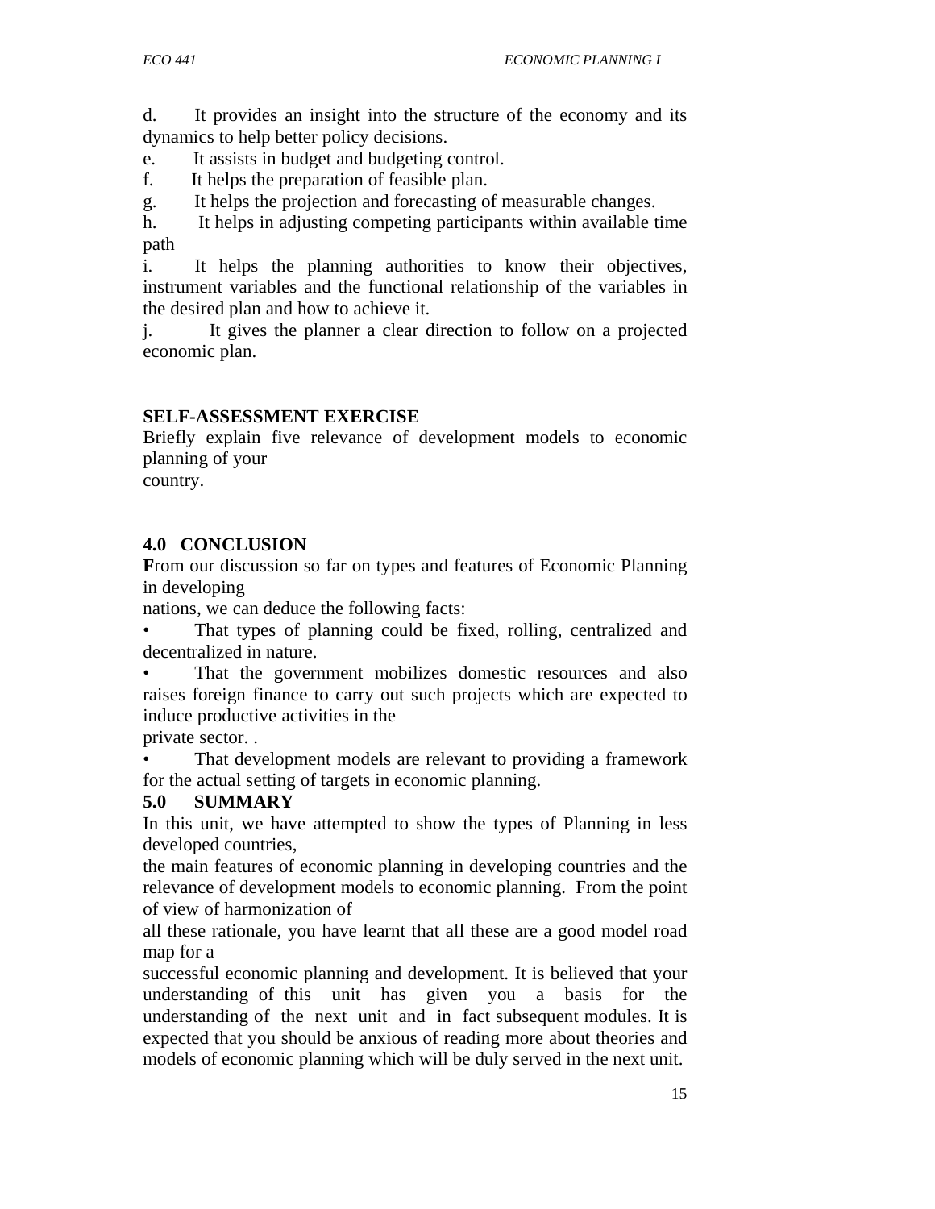d. It provides an insight into the structure of the economy and its dynamics to help better policy decisions.

e. It assists in budget and budgeting control.

f. It helps the preparation of feasible plan.

g. It helps the projection and forecasting of measurable changes.

h. It helps in adjusting competing participants within available time path

i. It helps the planning authorities to know their objectives, instrument variables and the functional relationship of the variables in the desired plan and how to achieve it.

j. It gives the planner a clear direction to follow on a projected economic plan.

**SELF-ASSESSMENT EXERCISE**

Briefly explain five relevance of development models to economic planning of your country.

## 4.0 CONCLUSION

**F**rom our discussion so far on types and features of Economic Planning in developing nations, we can deduce the following facts:

- That types of planning could be fixed, rolling, centralized and decentralized in nature.
- That the government mobilizes domestic resources and also raises foreign finance to carry out such projects which are expected to induce productive activities in the private sector. .
- That development models are relevant to providing a framework for the actual setting of targets in economic planning.

## 5.0 SUMMARY

In this unit, we have attempted to show the types of Planning in less developed countries, the main features of economic planning in developing countries and the relevance of development models to economic planning. From the point of view of harmonization of all these rationale, you have learnt that all these are a good model road map for a successful economic planning and development. It is believed that your understanding of this unit has given you a basis for the understanding of the next unit and in fact subsequent modules. It is expected that you should be anxious of reading more about theories and models of economic planning which will be duly served in the next unit.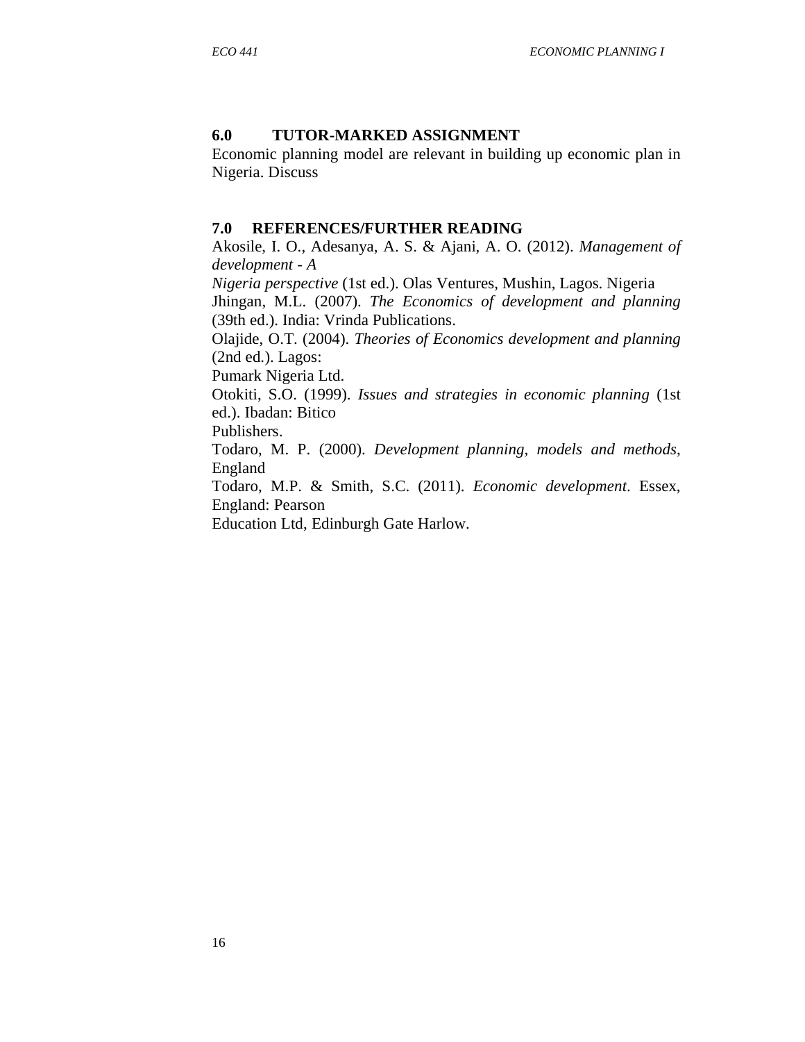## 6.0 TUTOR-MARKED ASSIGNMENT

Economic planning model are relevant in building up economic plan in Nigeria. Discuss

## 7.0 REFERENCES/FURTHER READING

Akosile, I. O., Adesanya, A. S. & Ajani, A. O. (2012). *Management of development - A Nigeria perspective* (1st ed.). Olas Ventures, Mushin, Lagos. Nigeria

Jhingan, M.L. (2007). *The Economics of development and planning* (39th ed.). India: Vrinda Publications.

Olajide, O.T. (2004). *Theories of Economics development and planning* (2nd ed.). Lagos: Pumark Nigeria Ltd.

Otokiti, S.O. (1999). *Issues and strategies in economic planning* (1st ed.). Ibadan: Bitico Publishers.

Todaro, M. P. (2000). *Development planning, models and methods*, England

Todaro, M.P. & Smith, S.C. (2011). *Economic development*. Essex, England: Pearson Education Ltd, Edinburgh Gate Harlow.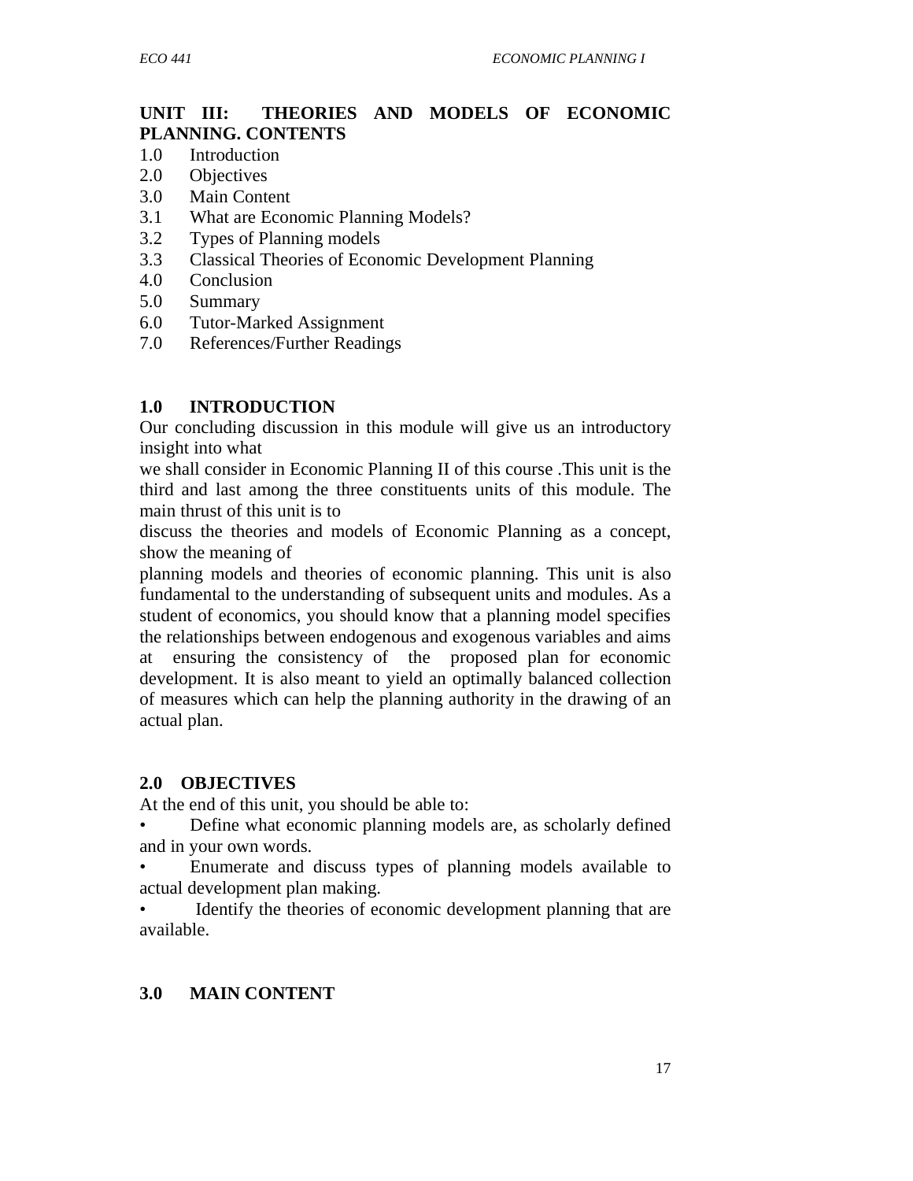## UNIT III: THEORIES AND MODELS OF ECONOMIC PLANNING. CONTENTS

1.0 Introduction
2.0 Objectives
3.0 Main Content
3.1 What are Economic Planning Models?
3.2 Types of Planning models
3.3 Classical Theories of Economic Development Planning
4.0 Conclusion
5.0 Summary
6.0 Tutor-Marked Assignment
7.0 References/Further Readings

## 1.0 INTRODUCTION

Our concluding discussion in this module will give us an introductory insight into what we shall consider in Economic Planning II of this course .This unit is the third and last among the three constituents units of this module. The main thrust of this unit is to discuss the theories and models of Economic Planning as a concept, show the meaning of planning models and theories of economic planning. This unit is also fundamental to the understanding of subsequent units and modules. As a student of economics, you should know that a planning model specifies the relationships between endogenous and exogenous variables and aims at ensuring the consistency of the proposed plan for economic development. It is also meant to yield an optimally balanced collection of measures which can help the planning authority in the drawing of an actual plan.

## 2.0 OBJECTIVES

At the end of this unit, you should be able to:

- Define what economic planning models are, as scholarly defined and in your own words.
- Enumerate and discuss types of planning models available to actual development plan making.
- Identify the theories of economic development planning that are available.

## 3.0 MAIN CONTENT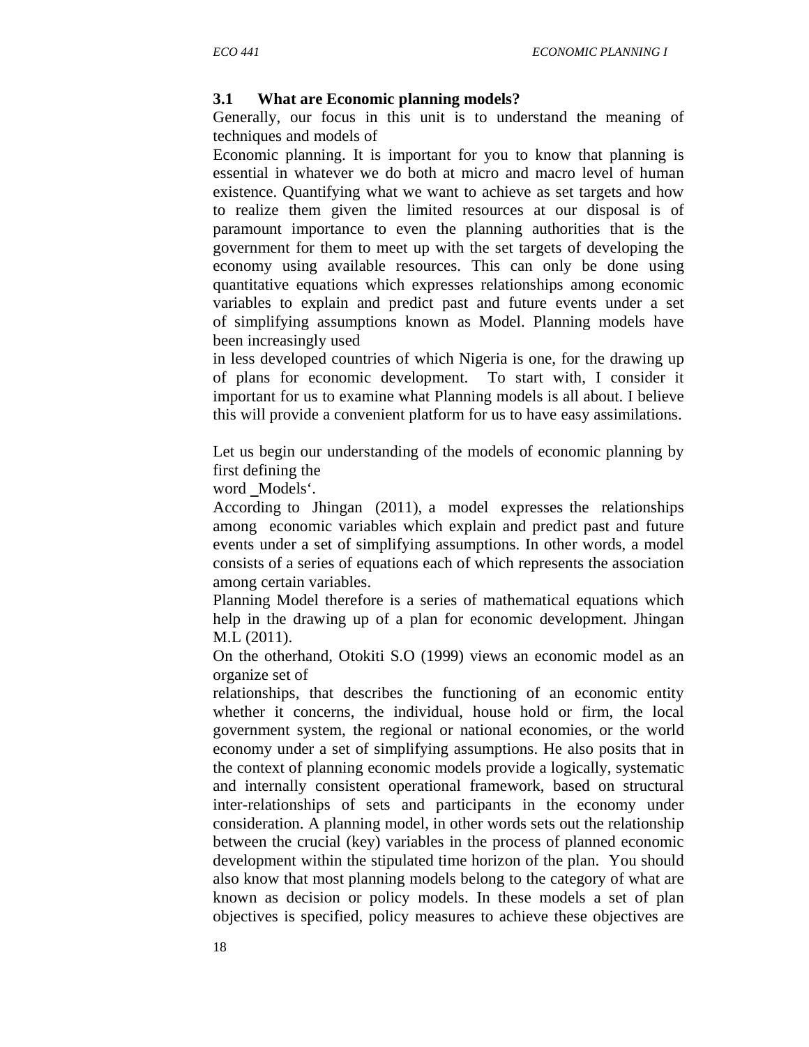### 3.1 What are Economic planning models?

Generally, our focus in this unit is to understand the meaning of techniques and models of Economic planning. It is important for you to know that planning is essential in whatever we do both at micro and macro level of human existence. Quantifying what we want to achieve as set targets and how to realize them given the limited resources at our disposal is of paramount importance to even the planning authorities that is the government for them to meet up with the set targets of developing the economy using available resources. This can only be done using quantitative equations which expresses relationships among economic variables to explain and predict past and future events under a set of simplifying assumptions known as Model. Planning models have been increasingly used in less developed countries of which Nigeria is one, for the drawing up of plans for economic development. To start with, I consider it important for us to examine what Planning models is all about. I believe this will provide a convenient platform for us to have easy assimilations.

Let us begin our understanding of the models of economic planning by first defining the word ‗Models'.

According to Jhingan (2011), a model expresses the relationships among economic variables which explain and predict past and future events under a set of simplifying assumptions. In other words, a model consists of a series of equations each of which represents the association among certain variables.

Planning Model therefore is a series of mathematical equations which help in the drawing up of a plan for economic development. Jhingan M.L (2011).

On the otherhand, Otokiti S.O (1999) views an economic model as an organize set of relationships, that describes the functioning of an economic entity whether it concerns, the individual, house hold or firm, the local government system, the regional or national economies, or the world economy under a set of simplifying assumptions. He also posits that in the context of planning economic models provide a logically, systematic and internally consistent operational framework, based on structural inter-relationships of sets and participants in the economy under consideration. A planning model, in other words sets out the relationship between the crucial (key) variables in the process of planned economic development within the stipulated time horizon of the plan. You should also know that most planning models belong to the category of what are known as decision or policy models. In these models a set of plan objectives is specified, policy measures to achieve these objectives are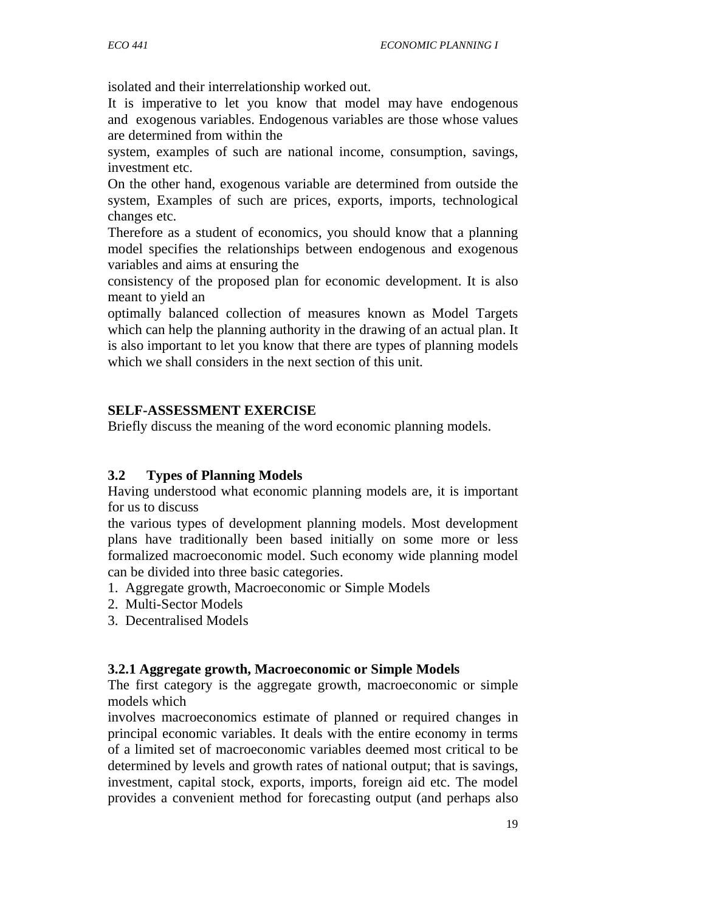isolated and their interrelationship worked out.

It is imperative to let you know that model may have endogenous and exogenous variables. Endogenous variables are those whose values are determined from within the system, examples of such are national income, consumption, savings, investment etc.

On the other hand, exogenous variable are determined from outside the system, Examples of such are prices, exports, imports, technological changes etc.

Therefore as a student of economics, you should know that a planning model specifies the relationships between endogenous and exogenous variables and aims at ensuring the consistency of the proposed plan for economic development. It is also meant to yield an optimally balanced collection of measures known as Model Targets which can help the planning authority in the drawing of an actual plan. It is also important to let you know that there are types of planning models which we shall considers in the next section of this unit.

**SELF-ASSESSMENT EXERCISE**

Briefly discuss the meaning of the word economic planning models.

### 3.2 Types of Planning Models

Having understood what economic planning models are, it is important for us to discuss the various types of development planning models. Most development plans have traditionally been based initially on some more or less formalized macroeconomic model. Such economy wide planning model can be divided into three basic categories.

1. Aggregate growth, Macroeconomic or Simple Models
2. Multi-Sector Models
3. Decentralised Models

#### 3.2.1 Aggregate growth, Macroeconomic or Simple Models

The first category is the aggregate growth, macroeconomic or simple models which involves macroeconomics estimate of planned or required changes in principal economic variables. It deals with the entire economy in terms of a limited set of macroeconomic variables deemed most critical to be determined by levels and growth rates of national output; that is savings, investment, capital stock, exports, imports, foreign aid etc. The model provides a convenient method for forecasting output (and perhaps also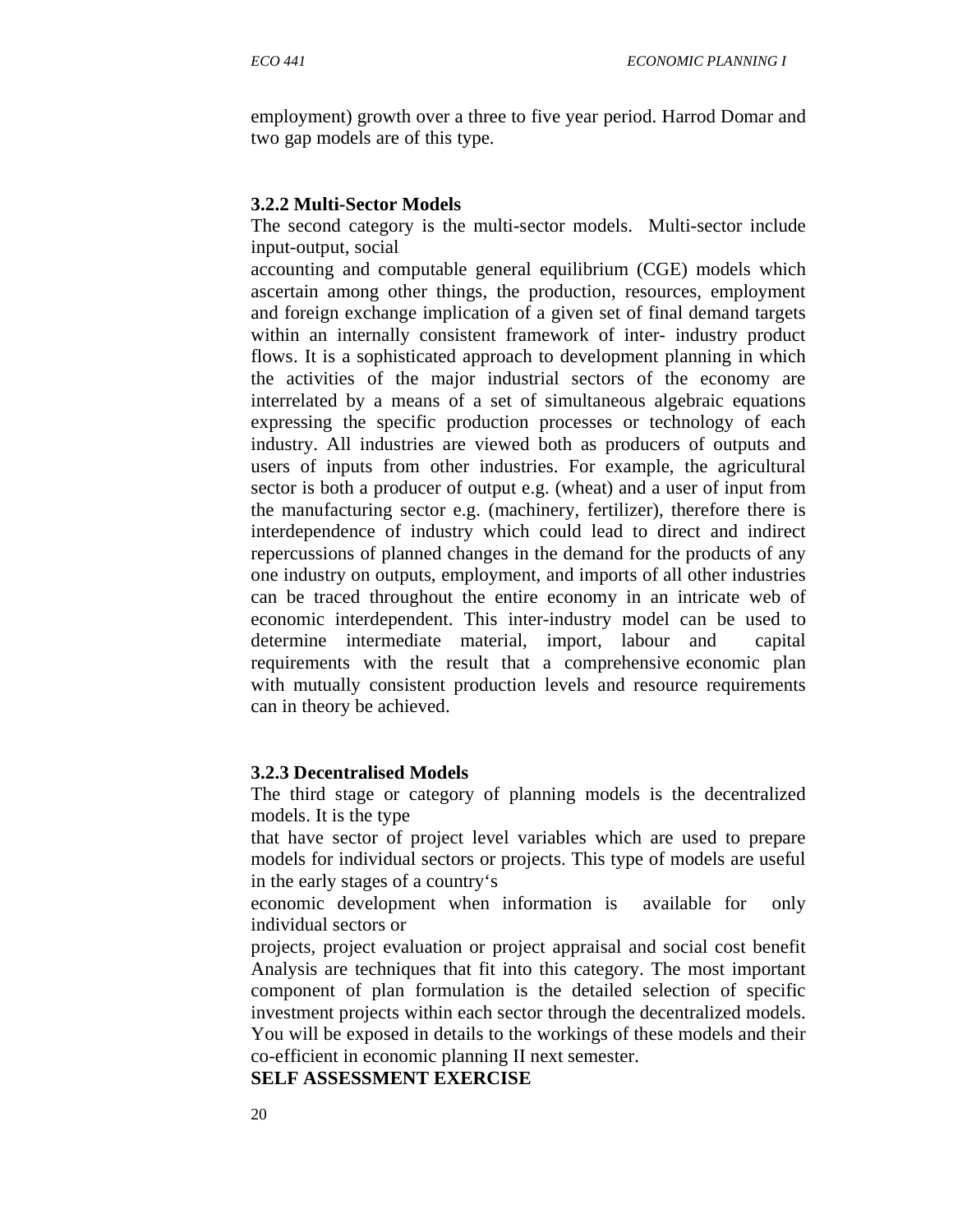employment) growth over a three to five year period. Harrod Domar and two gap models are of this type.

### 3.2.2 Multi-Sector Models

The second category is the multi-sector models. Multi-sector include input-output, social accounting and computable general equilibrium (CGE) models which ascertain among other things, the production, resources, employment and foreign exchange implication of a given set of final demand targets within an internally consistent framework of inter- industry product flows. It is a sophisticated approach to development planning in which the activities of the major industrial sectors of the economy are interrelated by a means of a set of simultaneous algebraic equations expressing the specific production processes or technology of each industry. All industries are viewed both as producers of outputs and users of inputs from other industries. For example, the agricultural sector is both a producer of output e.g. (wheat) and a user of input from the manufacturing sector e.g. (machinery, fertilizer), therefore there is interdependence of industry which could lead to direct and indirect repercussions of planned changes in the demand for the products of any one industry on outputs, employment, and imports of all other industries can be traced throughout the entire economy in an intricate web of economic interdependent. This inter-industry model can be used to determine intermediate material, import, labour and capital requirements with the result that a comprehensive economic plan with mutually consistent production levels and resource requirements can in theory be achieved.

### 3.2.3 Decentralised Models

The third stage or category of planning models is the decentralized models. It is the type that have sector of project level variables which are used to prepare models for individual sectors or projects. This type of models are useful in the early stages of a country's economic development when information is available for only individual sectors or projects, project evaluation or project appraisal and social cost benefit Analysis are techniques that fit into this category. The most important component of plan formulation is the detailed selection of specific investment projects within each sector through the decentralized models. You will be exposed in details to the workings of these models and their co-efficient in economic planning II next semester.

**SELF ASSESSMENT EXERCISE**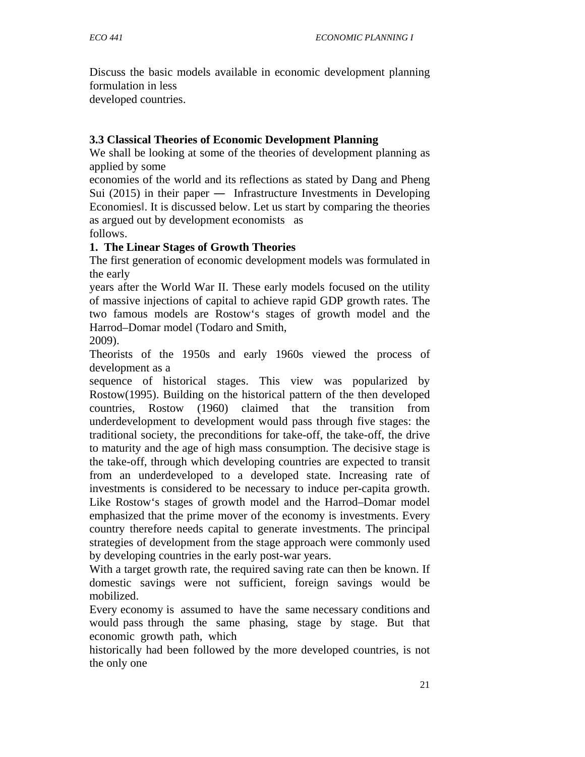Discuss the basic models available in economic development planning formulation in less developed countries.

### 3.3 Classical Theories of Economic Development Planning

We shall be looking at some of the theories of development planning as applied by some economies of the world and its reflections as stated by Dang and Pheng Sui (2015) in their paper ― Infrastructure Investments in Developing Economies‖. It is discussed below. Let us start by comparing the theories as argued out by development economists as follows.

**1. The Linear Stages of Growth Theories**

The first generation of economic development models was formulated in the early years after the World War II. These early models focused on the utility of massive injections of capital to achieve rapid GDP growth rates. The two famous models are Rostow's stages of growth model and the Harrod–Domar model (Todaro and Smith, 2009).

Theorists of the 1950s and early 1960s viewed the process of development as a sequence of historical stages. This view was popularized by Rostow(1995). Building on the historical pattern of the then developed countries, Rostow (1960) claimed that the transition from underdevelopment to development would pass through five stages: the traditional society, the preconditions for take-off, the take-off, the drive to maturity and the age of high mass consumption. The decisive stage is the take-off, through which developing countries are expected to transit from an underdeveloped to a developed state. Increasing rate of investments is considered to be necessary to induce per-capita growth. Like Rostow's stages of growth model and the Harrod–Domar model emphasized that the prime mover of the economy is investments. Every country therefore needs capital to generate investments. The principal strategies of development from the stage approach were commonly used by developing countries in the early post-war years.

With a target growth rate, the required saving rate can then be known. If domestic savings were not sufficient, foreign savings would be mobilized.

Every economy is assumed to have the same necessary conditions and would pass through the same phasing, stage by stage. But that economic growth path, which historically had been followed by the more developed countries, is not the only one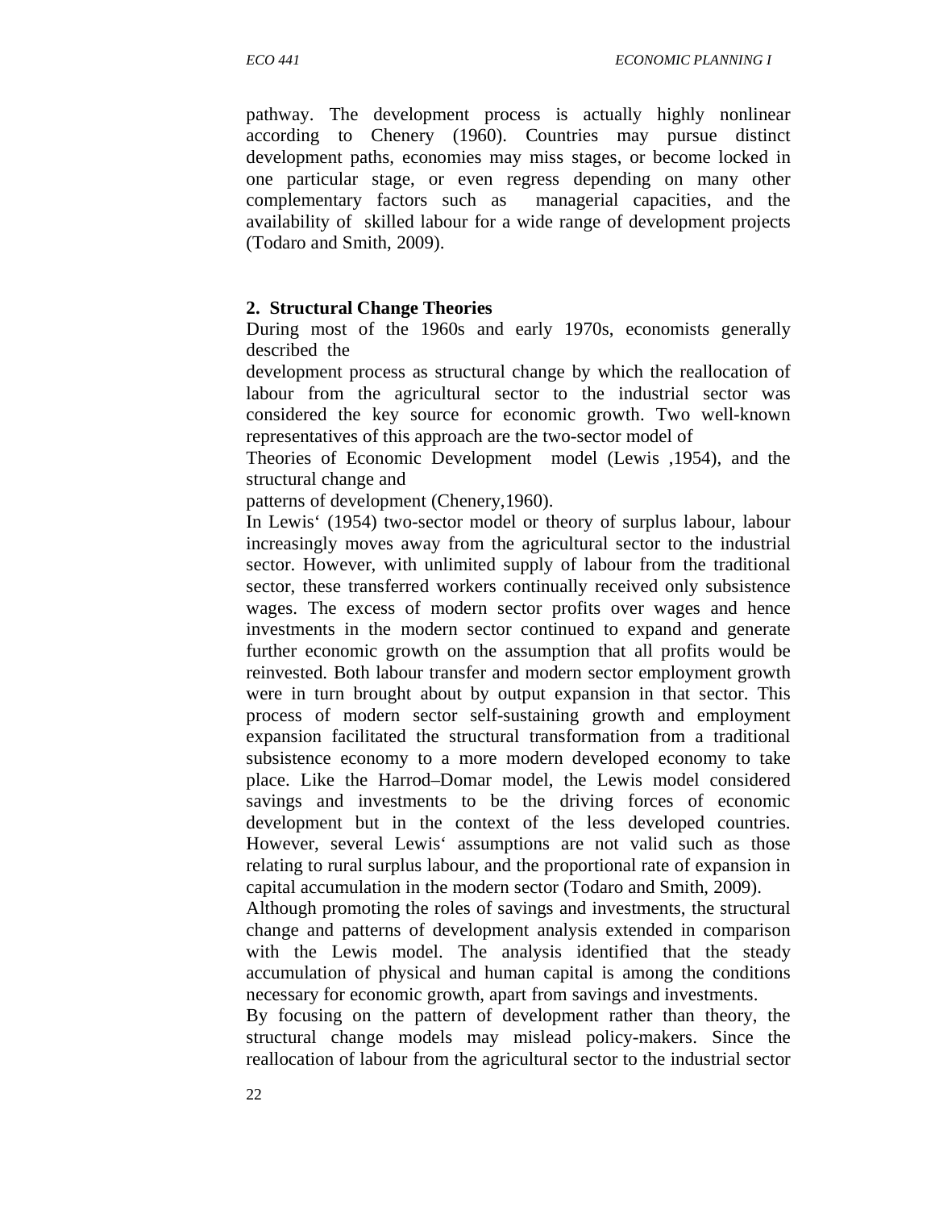pathway. The development process is actually highly nonlinear according to Chenery (1960). Countries may pursue distinct development paths, economies may miss stages, or become locked in one particular stage, or even regress depending on many other complementary factors such as managerial capacities, and the availability of skilled labour for a wide range of development projects (Todaro and Smith, 2009).

**2. Structural Change Theories**

During most of the 1960s and early 1970s, economists generally described the development process as structural change by which the reallocation of labour from the agricultural sector to the industrial sector was considered the key source for economic growth. Two well-known representatives of this approach are the two-sector model of Theories of Economic Development model (Lewis ,1954), and the structural change and patterns of development (Chenery,1960).

In Lewis' (1954) two-sector model or theory of surplus labour, labour increasingly moves away from the agricultural sector to the industrial sector. However, with unlimited supply of labour from the traditional sector, these transferred workers continually received only subsistence wages. The excess of modern sector profits over wages and hence investments in the modern sector continued to expand and generate further economic growth on the assumption that all profits would be reinvested. Both labour transfer and modern sector employment growth were in turn brought about by output expansion in that sector. This process of modern sector self-sustaining growth and employment expansion facilitated the structural transformation from a traditional subsistence economy to a more modern developed economy to take place. Like the Harrod–Domar model, the Lewis model considered savings and investments to be the driving forces of economic development but in the context of the less developed countries. However, several Lewis' assumptions are not valid such as those relating to rural surplus labour, and the proportional rate of expansion in capital accumulation in the modern sector (Todaro and Smith, 2009).

Although promoting the roles of savings and investments, the structural change and patterns of development analysis extended in comparison with the Lewis model. The analysis identified that the steady accumulation of physical and human capital is among the conditions necessary for economic growth, apart from savings and investments.

By focusing on the pattern of development rather than theory, the structural change models may mislead policy-makers. Since the reallocation of labour from the agricultural sector to the industrial sector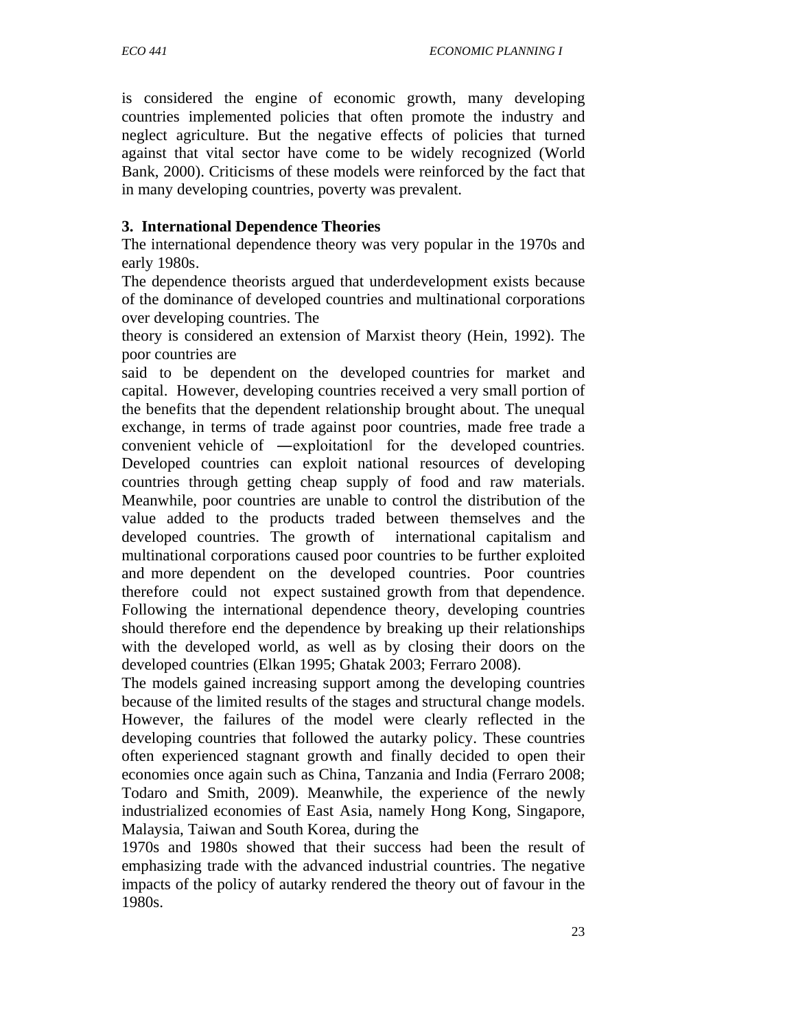is considered the engine of economic growth, many developing countries implemented policies that often promote the industry and neglect agriculture. But the negative effects of policies that turned against that vital sector have come to be widely recognized (World Bank, 2000). Criticisms of these models were reinforced by the fact that in many developing countries, poverty was prevalent.

**3. International Dependence Theories**

The international dependence theory was very popular in the 1970s and early 1980s.

The dependence theorists argued that underdevelopment exists because of the dominance of developed countries and multinational corporations over developing countries. The theory is considered an extension of Marxist theory (Hein, 1992). The poor countries are said to be dependent on the developed countries for market and capital. However, developing countries received a very small portion of the benefits that the dependent relationship brought about. The unequal exchange, in terms of trade against poor countries, made free trade a convenient vehicle of ―exploitation‖ for the developed countries. Developed countries can exploit national resources of developing countries through getting cheap supply of food and raw materials. Meanwhile, poor countries are unable to control the distribution of the value added to the products traded between themselves and the developed countries. The growth of international capitalism and multinational corporations caused poor countries to be further exploited and more dependent on the developed countries. Poor countries therefore could not expect sustained growth from that dependence. Following the international dependence theory, developing countries should therefore end the dependence by breaking up their relationships with the developed world, as well as by closing their doors on the developed countries (Elkan 1995; Ghatak 2003; Ferraro 2008).

The models gained increasing support among the developing countries because of the limited results of the stages and structural change models. However, the failures of the model were clearly reflected in the developing countries that followed the autarky policy. These countries often experienced stagnant growth and finally decided to open their economies once again such as China, Tanzania and India (Ferraro 2008; Todaro and Smith, 2009). Meanwhile, the experience of the newly industrialized economies of East Asia, namely Hong Kong, Singapore, Malaysia, Taiwan and South Korea, during the 1970s and 1980s showed that their success had been the result of emphasizing trade with the advanced industrial countries. The negative impacts of the policy of autarky rendered the theory out of favour in the 1980s.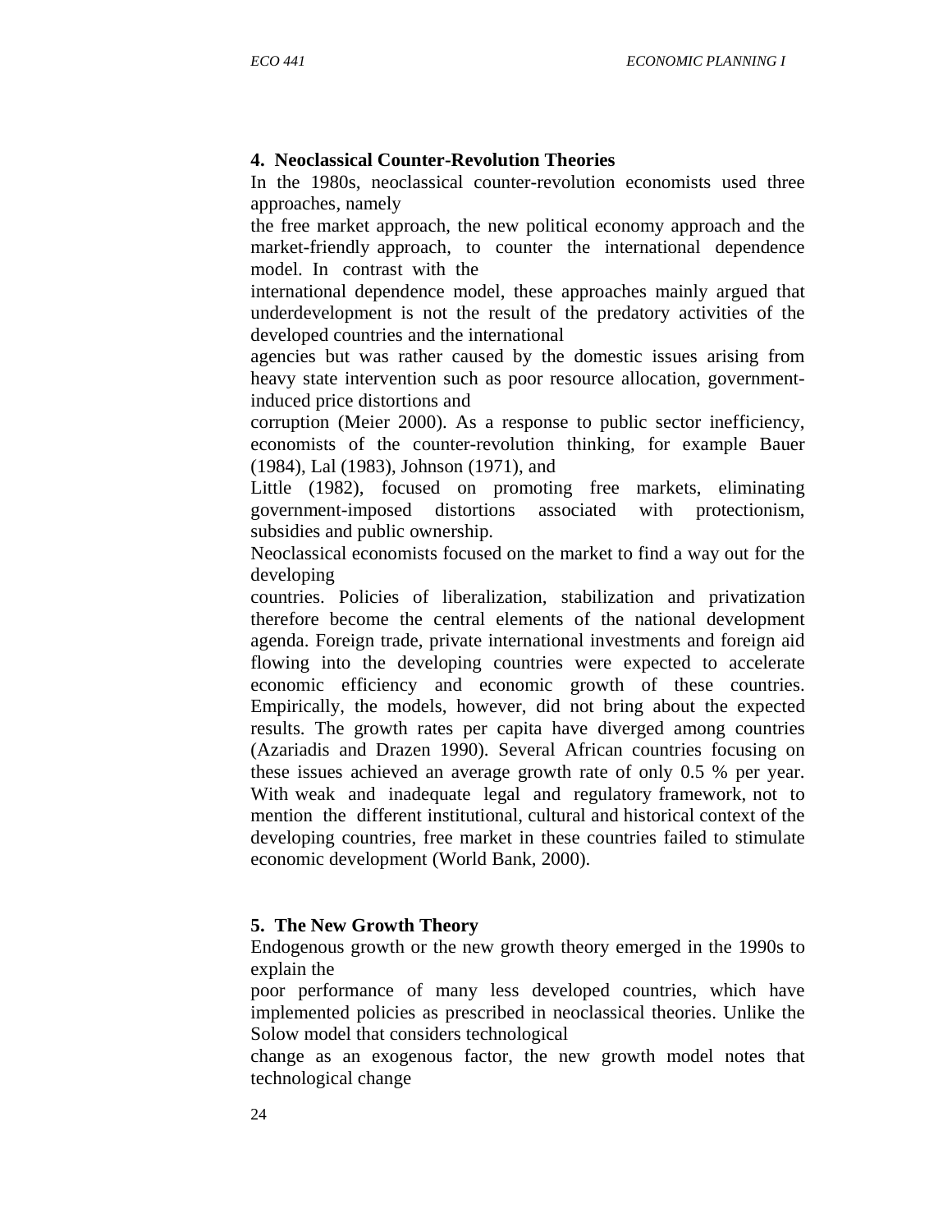**4. Neoclassical Counter-Revolution Theories**

In the 1980s, neoclassical counter-revolution economists used three approaches, namely the free market approach, the new political economy approach and the market-friendly approach, to counter the international dependence model. In contrast with the international dependence model, these approaches mainly argued that underdevelopment is not the result of the predatory activities of the developed countries and the international agencies but was rather caused by the domestic issues arising from heavy state intervention such as poor resource allocation, government-induced price distortions and corruption (Meier 2000). As a response to public sector inefficiency, economists of the counter-revolution thinking, for example Bauer (1984), Lal (1983), Johnson (1971), and Little (1982), focused on promoting free markets, eliminating government-imposed distortions associated with protectionism, subsidies and public ownership.

Neoclassical economists focused on the market to find a way out for the developing countries. Policies of liberalization, stabilization and privatization therefore become the central elements of the national development agenda. Foreign trade, private international investments and foreign aid flowing into the developing countries were expected to accelerate economic efficiency and economic growth of these countries. Empirically, the models, however, did not bring about the expected results. The growth rates per capita have diverged among countries (Azariadis and Drazen 1990). Several African countries focusing on these issues achieved an average growth rate of only 0.5 % per year. With weak and inadequate legal and regulatory framework, not to mention the different institutional, cultural and historical context of the developing countries, free market in these countries failed to stimulate economic development (World Bank, 2000).

**5. The New Growth Theory**

Endogenous growth or the new growth theory emerged in the 1990s to explain the poor performance of many less developed countries, which have implemented policies as prescribed in neoclassical theories. Unlike the Solow model that considers technological change as an exogenous factor, the new growth model notes that technological change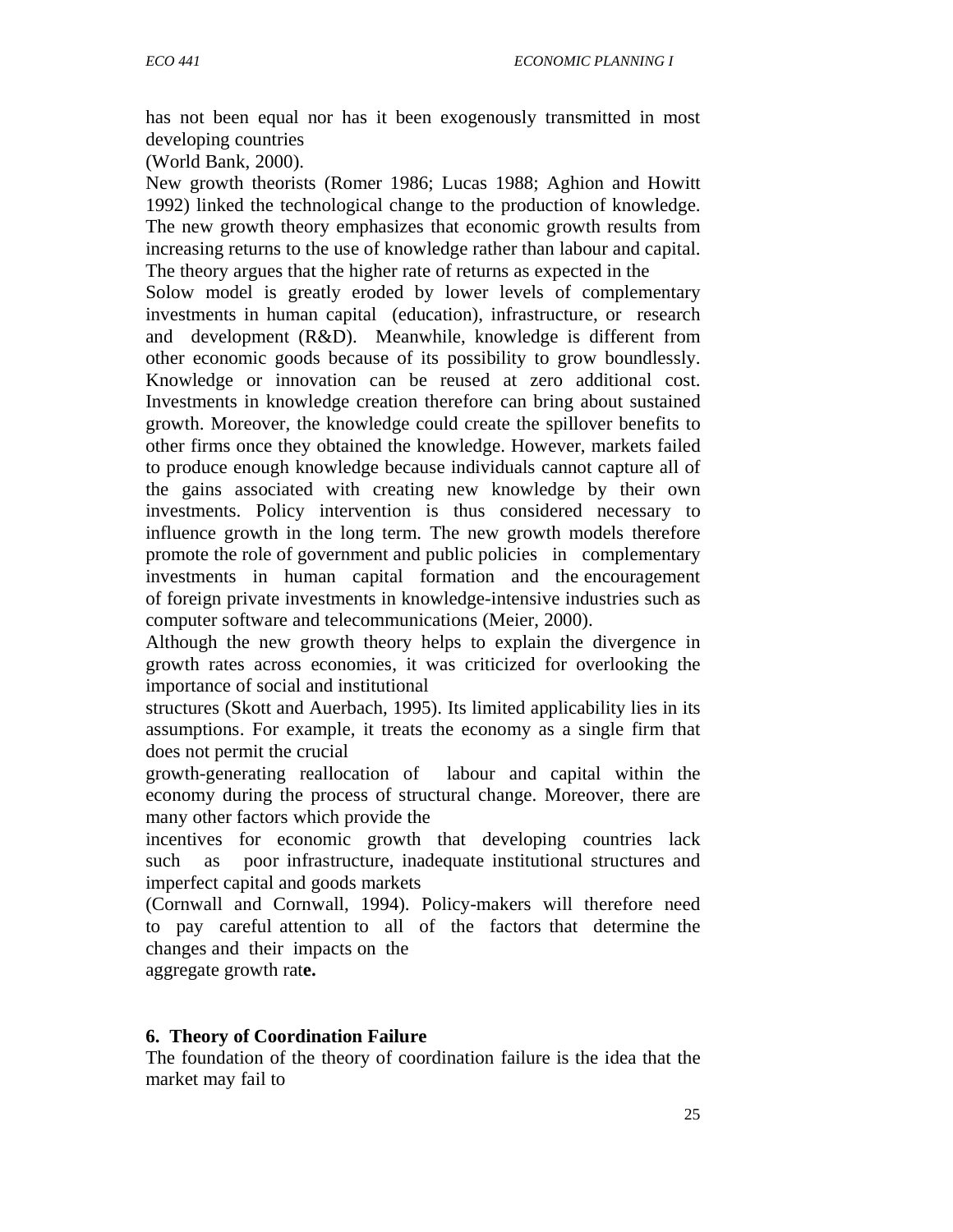has not been equal nor has it been exogenously transmitted in most developing countries
(World Bank, 2000).

New growth theorists (Romer 1986; Lucas 1988; Aghion and Howitt 1992) linked the technological change to the production of knowledge. The new growth theory emphasizes that economic growth results from increasing returns to the use of knowledge rather than labour and capital. The theory argues that the higher rate of returns as expected in the Solow model is greatly eroded by lower levels of complementary investments in human capital (education), infrastructure, or research and development (R&D). Meanwhile, knowledge is different from other economic goods because of its possibility to grow boundlessly. Knowledge or innovation can be reused at zero additional cost. Investments in knowledge creation therefore can bring about sustained growth. Moreover, the knowledge could create the spillover benefits to other firms once they obtained the knowledge. However, markets failed to produce enough knowledge because individuals cannot capture all of the gains associated with creating new knowledge by their own investments. Policy intervention is thus considered necessary to influence growth in the long term. The new growth models therefore promote the role of government and public policies in complementary investments in human capital formation and the encouragement of foreign private investments in knowledge-intensive industries such as computer software and telecommunications (Meier, 2000).

Although the new growth theory helps to explain the divergence in growth rates across economies, it was criticized for overlooking the importance of social and institutional structures (Skott and Auerbach, 1995). Its limited applicability lies in its assumptions. For example, it treats the economy as a single firm that does not permit the crucial growth-generating reallocation of labour and capital within the economy during the process of structural change. Moreover, there are many other factors which provide the incentives for economic growth that developing countries lack such as poor infrastructure, inadequate institutional structures and imperfect capital and goods markets (Cornwall and Cornwall, 1994). Policy-makers will therefore need to pay careful attention to all of the factors that determine the changes and their impacts on the aggregate growth rate.

## 6. Theory of Coordination Failure

The foundation of the theory of coordination failure is the idea that the market may fail to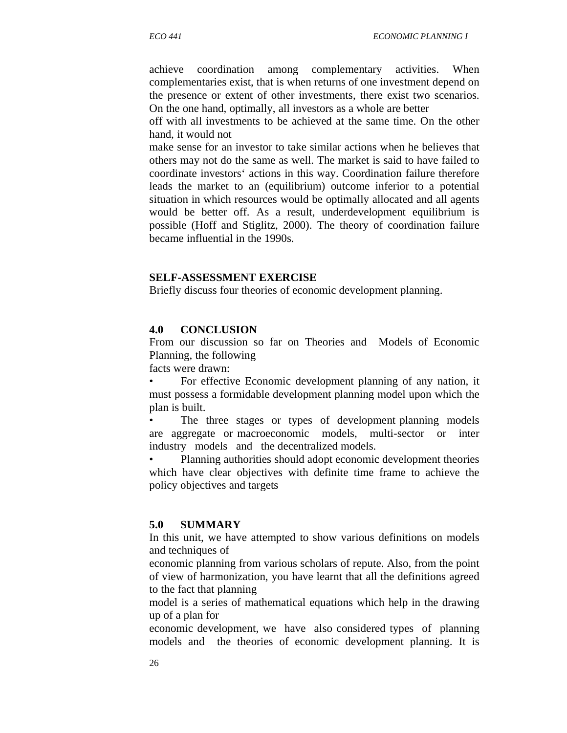achieve coordination among complementary activities. When complementaries exist, that is when returns of one investment depend on the presence or extent of other investments, there exist two scenarios. On the one hand, optimally, all investors as a whole are better off with all investments to be achieved at the same time. On the other hand, it would not make sense for an investor to take similar actions when he believes that others may not do the same as well. The market is said to have failed to coordinate investors�to actions in this way. Coordination failure therefore leads the market to an (equilibrium) outcome inferior to a potential situation in which resources would be optimally allocated and all agents would be better off. As a result, underdevelopment equilibrium is possible (Hoff and Stiglitz, 2000). The theory of coordination failure became influential in the 1990s.

**SELF-ASSESSMENT EXERCISE**

Briefly discuss four theories of economic development planning.

## 4.0 CONCLUSION

From our discussion so far on Theories and Models of Economic Planning, the following facts were drawn:

- For effective Economic development planning of any nation, it must possess a formidable development planning model upon which the plan is built.
- The three stages or types of development planning models are aggregate or macroeconomic models, multi-sector or inter industry models and the decentralized models.
- Planning authorities should adopt economic development theories which have clear objectives with definite time frame to achieve the policy objectives and targets

## 5.0 SUMMARY

In this unit, we have attempted to show various definitions on models and techniques of economic planning from various scholars of repute. Also, from the point of view of harmonization, you have learnt that all the definitions agreed to the fact that planning model is a series of mathematical equations which help in the drawing up of a plan for economic development, we have also considered types of planning models and the theories of economic development planning. It is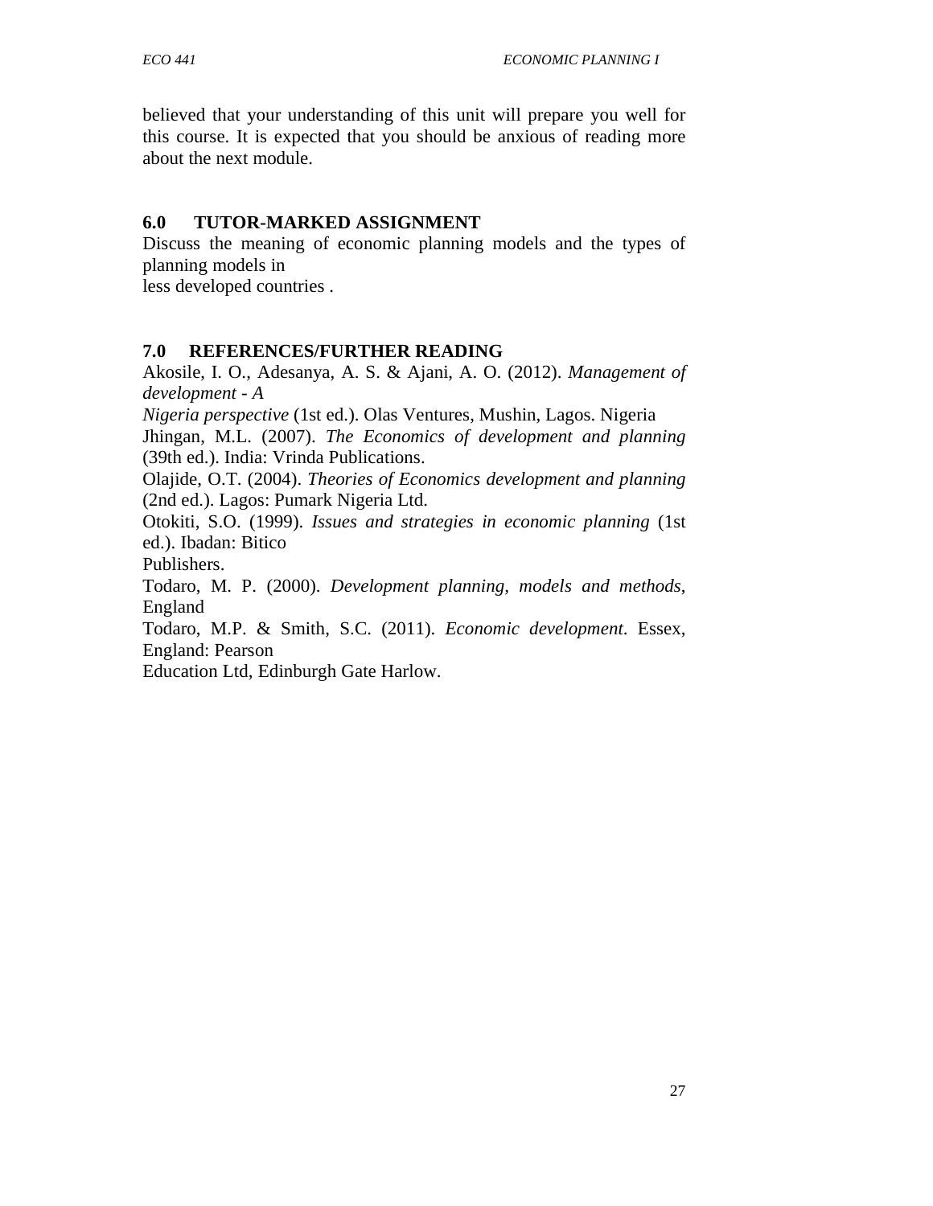believed that your understanding of this unit will prepare you well for this course. It is expected that you should be anxious of reading more about the next module.

## 6.0 TUTOR-MARKED ASSIGNMENT

Discuss the meaning of economic planning models and the types of planning models in less developed countries .

## 7.0 REFERENCES/FURTHER READING

Akosile, I. O., Adesanya, A. S. & Ajani, A. O. (2012). *Management of development - A Nigeria perspective* (1st ed.). Olas Ventures, Mushin, Lagos. Nigeria

Jhingan, M.L. (2007). *The Economics of development and planning* (39th ed.). India: Vrinda Publications.

Olajide, O.T. (2004). *Theories of Economics development and planning* (2nd ed.). Lagos: Pumark Nigeria Ltd.

Otokiti, S.O. (1999). *Issues and strategies in economic planning* (1st ed.). Ibadan: Bitico Publishers.

Todaro, M. P. (2000). *Development planning, models and methods*, England

Todaro, M.P. & Smith, S.C. (2011). *Economic development*. Essex, England: Pearson Education Ltd, Edinburgh Gate Harlow.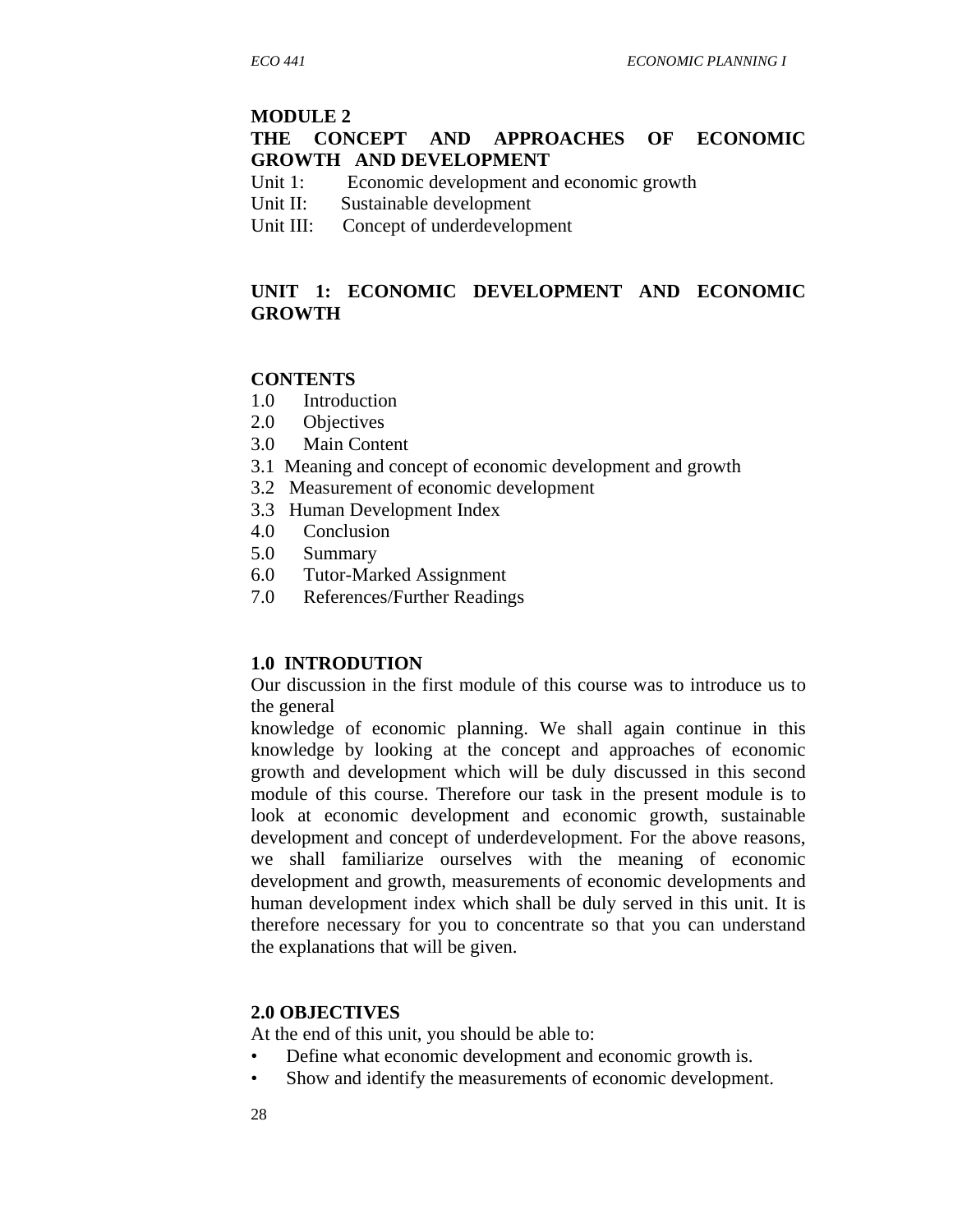## MODULE 2

## THE CONCEPT AND APPROACHES OF ECONOMIC GROWTH AND DEVELOPMENT

Unit 1: Economic development and economic growth
Unit II: Sustainable development
Unit III: Concept of underdevelopment

## UNIT 1: ECONOMIC DEVELOPMENT AND ECONOMIC GROWTH

### CONTENTS

1.0 Introduction
2.0 Objectives
3.0 Main Content
3.1 Meaning and concept of economic development and growth
3.2 Measurement of economic development
3.3 Human Development Index
4.0 Conclusion
5.0 Summary
6.0 Tutor-Marked Assignment
7.0 References/Further Readings

### 1.0 INTRODUTION

Our discussion in the first module of this course was to introduce us to the general knowledge of economic planning. We shall again continue in this knowledge by looking at the concept and approaches of economic growth and development which will be duly discussed in this second module of this course. Therefore our task in the present module is to look at economic development and economic growth, sustainable development and concept of underdevelopment. For the above reasons, we shall familiarize ourselves with the meaning of economic development and growth, measurements of economic developments and human development index which shall be duly served in this unit. It is therefore necessary for you to concentrate so that you can understand the explanations that will be given.

### 2.0 OBJECTIVES

At the end of this unit, you should be able to:

- Define what economic development and economic growth is.
- Show and identify the measurements of economic development.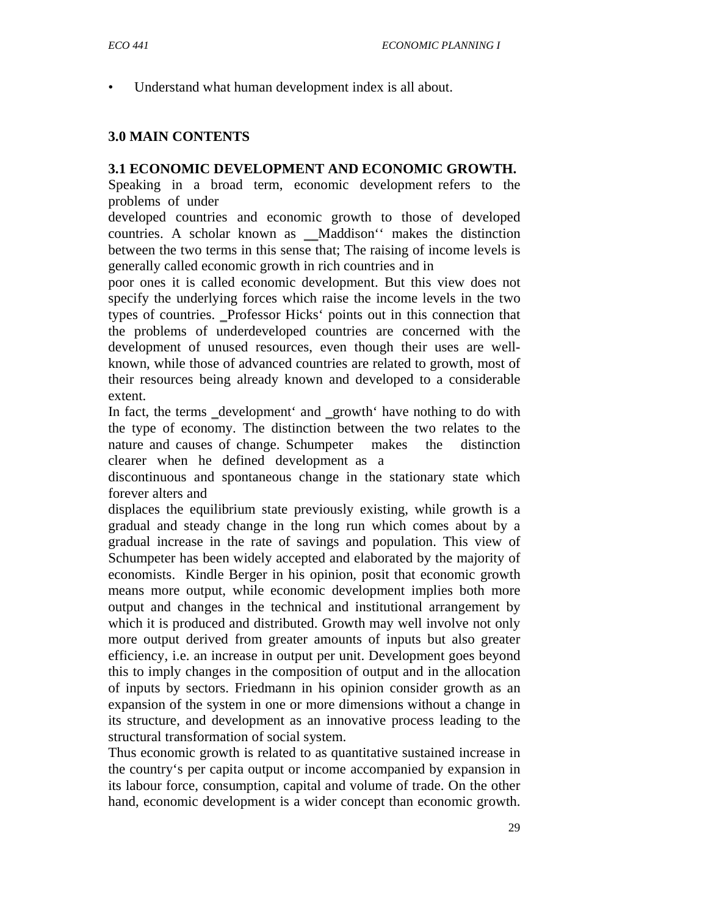- Understand what human development index is all about.

## 3.0 MAIN CONTENTS

### 3.1 ECONOMIC DEVELOPMENT AND ECONOMIC GROWTH.

Speaking in a broad term, economic development refers to the problems of under developed countries and economic growth to those of developed countries. A scholar known as __Maddison'' makes the distinction between the two terms in this sense that; The raising of income levels is generally called economic growth in rich countries and in poor ones it is called economic development. But this view does not specify the underlying forces which raise the income levels in the two types of countries. _Professor Hicks' points out in this connection that the problems of underdeveloped countries are concerned with the development of unused resources, even though their uses are well-known, while those of advanced countries are related to growth, most of their resources being already known and developed to a considerable extent.

In fact, the terms _development' and _growth' have nothing to do with the type of economy. The distinction between the two relates to the nature and causes of change. Schumpeter makes the distinction clearer when he defined development as a discontinuous and spontaneous change in the stationary state which forever alters and displaces the equilibrium state previously existing, while growth is a gradual and steady change in the long run which comes about by a gradual increase in the rate of savings and population. This view of Schumpeter has been widely accepted and elaborated by the majority of economists. Kindle Berger in his opinion, posit that economic growth means more output, while economic development implies both more output and changes in the technical and institutional arrangement by which it is produced and distributed. Growth may well involve not only more output derived from greater amounts of inputs but also greater efficiency, i.e. an increase in output per unit. Development goes beyond this to imply changes in the composition of output and in the allocation of inputs by sectors. Friedmann in his opinion consider growth as an expansion of the system in one or more dimensions without a change in its structure, and development as an innovative process leading to the structural transformation of social system.

Thus economic growth is related to as quantitative sustained increase in the country's per capita output or income accompanied by expansion in its labour force, consumption, capital and volume of trade. On the other hand, economic development is a wider concept than economic growth.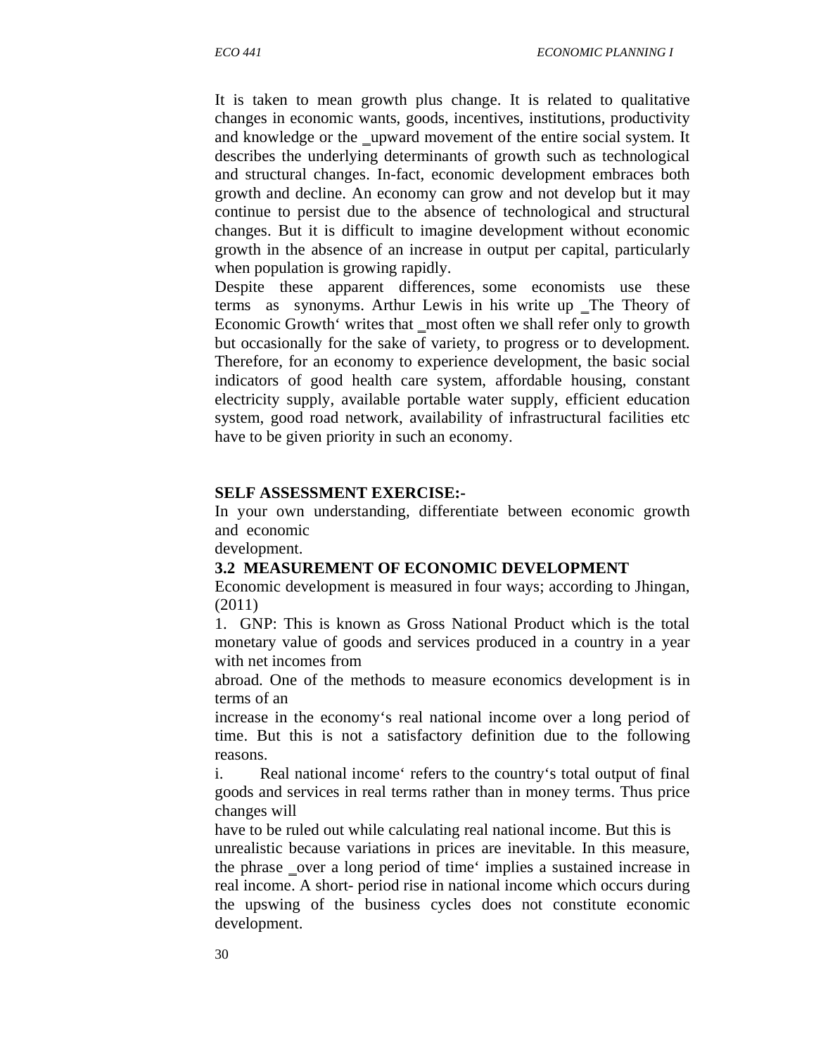It is taken to mean growth plus change. It is related to qualitative changes in economic wants, goods, incentives, institutions, productivity and knowledge or the _upward movement of the entire social system. It describes the underlying determinants of growth such as technological and structural changes. In-fact, economic development embraces both growth and decline. An economy can grow and not develop but it may continue to persist due to the absence of technological and structural changes. But it is difficult to imagine development without economic growth in the absence of an increase in output per capital, particularly when population is growing rapidly.

Despite these apparent differences, some economists use these terms as synonyms. Arthur Lewis in his write up _The Theory of Economic Growth' writes that _most often we shall refer only to growth but occasionally for the sake of variety, to progress or to development. Therefore, for an economy to experience development, the basic social indicators of good health care system, affordable housing, constant electricity supply, available portable water supply, efficient education system, good road network, availability of infrastructural facilities etc have to be given priority in such an economy.

**SELF ASSESSMENT EXERCISE:-**

In your own understanding, differentiate between economic growth and economic development.

**3.2 MEASUREMENT OF ECONOMIC DEVELOPMENT**

Economic development is measured in four ways; according to Jhingan, (2011)

1. GNP: This is known as Gross National Product which is the total monetary value of goods and services produced in a country in a year with net incomes from abroad. One of the methods to measure economics development is in terms of an increase in the economy's real national income over a long period of time. But this is not a satisfactory definition due to the following reasons.

i. Real national income' refers to the country's total output of final goods and services in real terms rather than in money terms. Thus price changes will have to be ruled out while calculating real national income. But this is unrealistic because variations in prices are inevitable. In this measure, the phrase _over a long period of time' implies a sustained increase in real income. A short- period rise in national income which occurs during the upswing of the business cycles does not constitute economic development.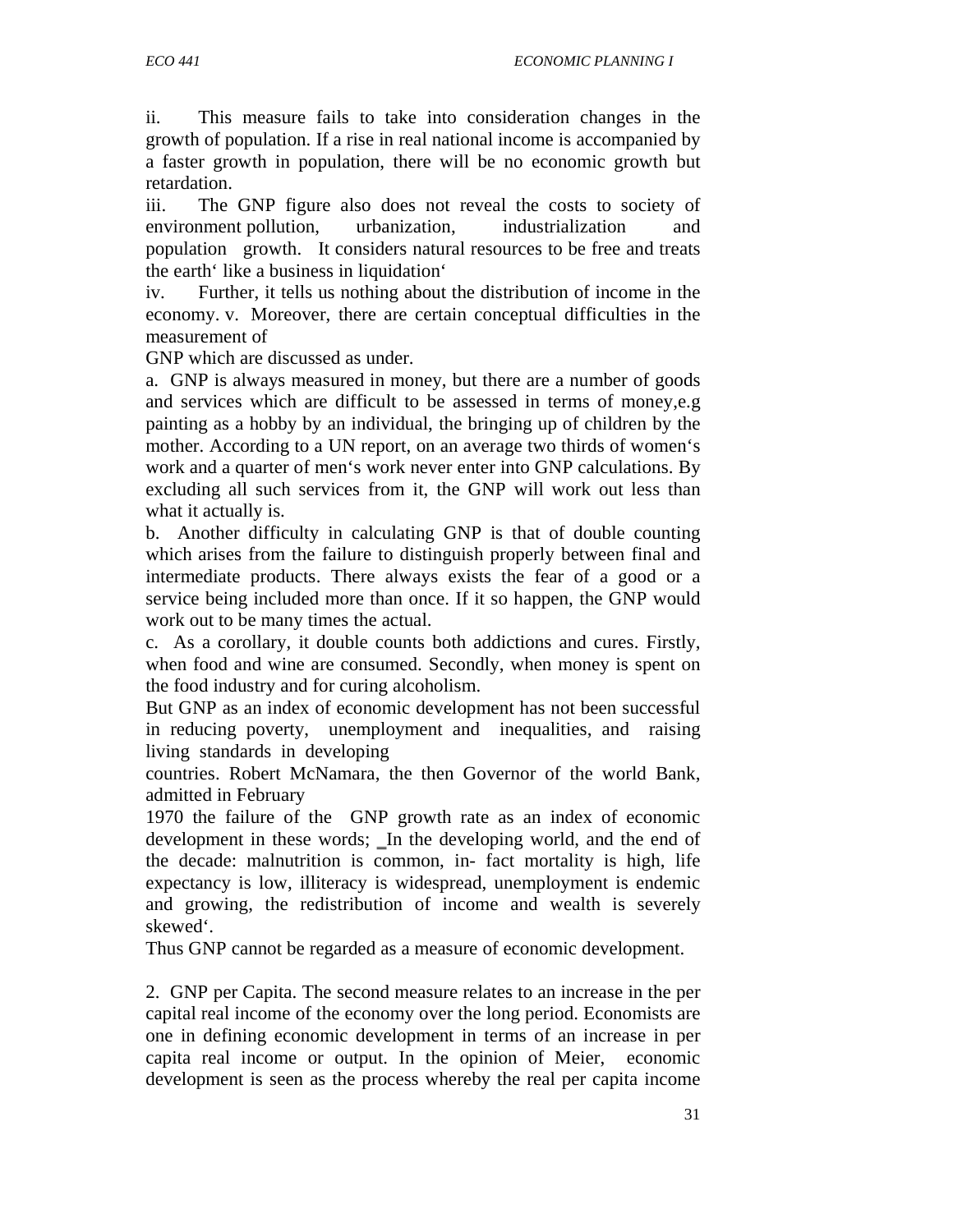ii. This measure fails to take into consideration changes in the growth of population. If a rise in real national income is accompanied by a faster growth in population, there will be no economic growth but retardation.

iii. The GNP figure also does not reveal the costs to society of environment pollution, urbanization, industrialization and population growth. It considers natural resources to be free and treats the earth' like a business in liquidation'

iv. Further, it tells us nothing about the distribution of income in the economy. v. Moreover, there are certain conceptual difficulties in the measurement of GNP which are discussed as under.

a. GNP is always measured in money, but there are a number of goods and services which are difficult to be assessed in terms of money,e.g painting as a hobby by an individual, the bringing up of children by the mother. According to a UN report, on an average two thirds of women's work and a quarter of men's work never enter into GNP calculations. By excluding all such services from it, the GNP will work out less than what it actually is.

b. Another difficulty in calculating GNP is that of double counting which arises from the failure to distinguish properly between final and intermediate products. There always exists the fear of a good or a service being included more than once. If it so happen, the GNP would work out to be many times the actual.

c. As a corollary, it double counts both addictions and cures. Firstly, when food and wine are consumed. Secondly, when money is spent on the food industry and for curing alcoholism.

But GNP as an index of economic development has not been successful in reducing poverty, unemployment and inequalities, and raising living standards in developing countries. Robert McNamara, the then Governor of the world Bank, admitted in February 1970 the failure of the GNP growth rate as an index of economic development in these words; ‗In the developing world, and the end of the decade: malnutrition is common, in- fact mortality is high, life expectancy is low, illiteracy is widespread, unemployment is endemic and growing, the redistribution of income and wealth is severely skewed'.

Thus GNP cannot be regarded as a measure of economic development.

2. GNP per Capita. The second measure relates to an increase in the per capital real income of the economy over the long period. Economists are one in defining economic development in terms of an increase in per capita real income or output. In the opinion of Meier, economic development is seen as the process whereby the real per capita income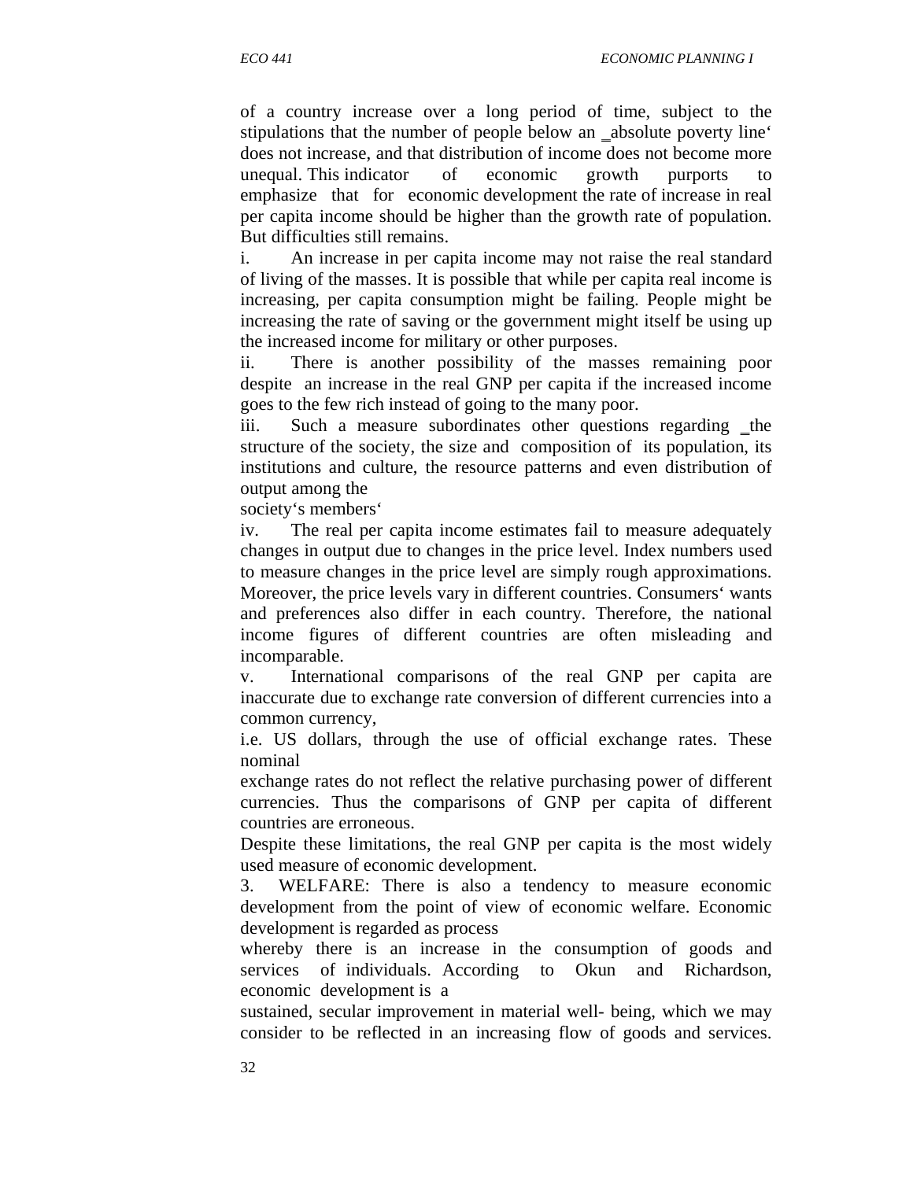of a country increase over a long period of time, subject to the stipulations that the number of people below an ‗absolute poverty line' does not increase, and that distribution of income does not become more unequal. This indicator of economic growth purports to emphasize that for economic development the rate of increase in real per capita income should be higher than the growth rate of population. But difficulties still remains.

i. An increase in per capita income may not raise the real standard of living of the masses. It is possible that while per capita real income is increasing, per capita consumption might be failing. People might be increasing the rate of saving or the government might itself be using up the increased income for military or other purposes.

ii. There is another possibility of the masses remaining poor despite an increase in the real GNP per capita if the increased income goes to the few rich instead of going to the many poor.

iii. Such a measure subordinates other questions regarding ‗the structure of the society, the size and composition of its population, its institutions and culture, the resource patterns and even distribution of output among the society's members'

iv. The real per capita income estimates fail to measure adequately changes in output due to changes in the price level. Index numbers used to measure changes in the price level are simply rough approximations. Moreover, the price levels vary in different countries. Consumers' wants and preferences also differ in each country. Therefore, the national income figures of different countries are often misleading and incomparable.

v. International comparisons of the real GNP per capita are inaccurate due to exchange rate conversion of different currencies into a common currency, i.e. US dollars, through the use of official exchange rates. These nominal exchange rates do not reflect the relative purchasing power of different currencies. Thus the comparisons of GNP per capita of different countries are erroneous.

Despite these limitations, the real GNP per capita is the most widely used measure of economic development.

3. WELFARE: There is also a tendency to measure economic development from the point of view of economic welfare. Economic development is regarded as process whereby there is an increase in the consumption of goods and services of individuals. According to Okun and Richardson, economic development is a sustained, secular improvement in material well- being, which we may consider to be reflected in an increasing flow of goods and services.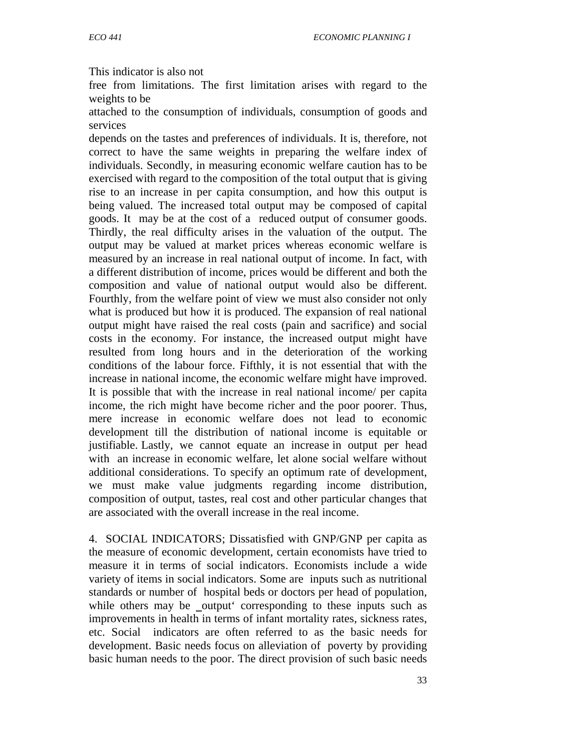This indicator is also not free from limitations. The first limitation arises with regard to the weights to be attached to the consumption of individuals, consumption of goods and services depends on the tastes and preferences of individuals. It is, therefore, not correct to have the same weights in preparing the welfare index of individuals. Secondly, in measuring economic welfare caution has to be exercised with regard to the composition of the total output that is giving rise to an increase in per capita consumption, and how this output is being valued. The increased total output may be composed of capital goods. It may be at the cost of a reduced output of consumer goods. Thirdly, the real difficulty arises in the valuation of the output. The output may be valued at market prices whereas economic welfare is measured by an increase in real national output of income. In fact, with a different distribution of income, prices would be different and both the composition and value of national output would also be different. Fourthly, from the welfare point of view we must also consider not only what is produced but how it is produced. The expansion of real national output might have raised the real costs (pain and sacrifice) and social costs in the economy. For instance, the increased output might have resulted from long hours and in the deterioration of the working conditions of the labour force. Fifthly, it is not essential that with the increase in national income, the economic welfare might have improved. It is possible that with the increase in real national income/ per capita income, the rich might have become richer and the poor poorer. Thus, mere increase in economic welfare does not lead to economic development till the distribution of national income is equitable or justifiable. Lastly, we cannot equate an increase in output per head with an increase in economic welfare, let alone social welfare without additional considerations. To specify an optimum rate of development, we must make value judgments regarding income distribution, composition of output, tastes, real cost and other particular changes that are associated with the overall increase in the real income.

4. SOCIAL INDICATORS; Dissatisfied with GNP/GNP per capita as the measure of economic development, certain economists have tried to measure it in terms of social indicators. Economists include a wide variety of items in social indicators. Some are inputs such as nutritional standards or number of hospital beds or doctors per head of population, while others may be ‗output' corresponding to these inputs such as improvements in health in terms of infant mortality rates, sickness rates, etc. Social indicators are often referred to as the basic needs for development. Basic needs focus on alleviation of poverty by providing basic human needs to the poor. The direct provision of such basic needs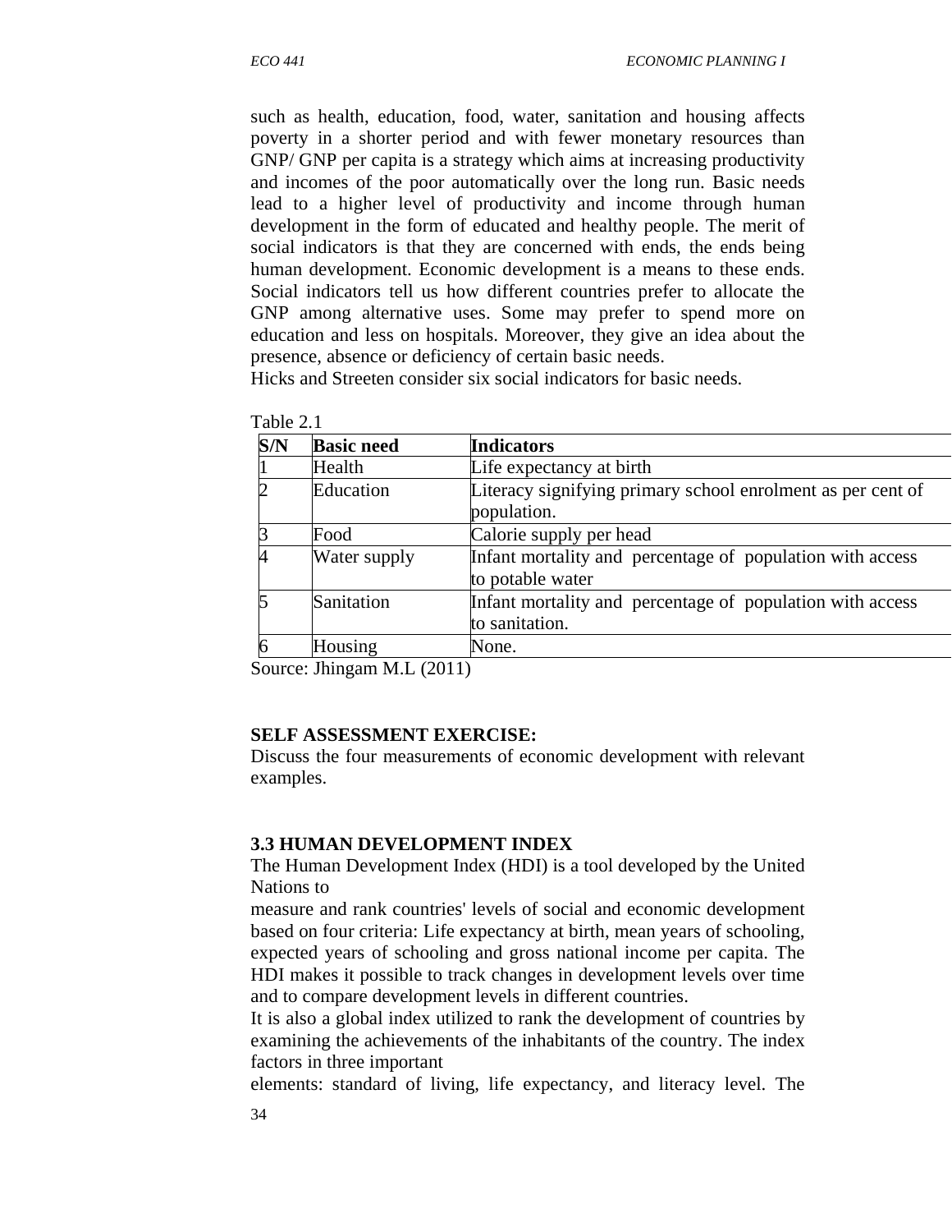such as health, education, food, water, sanitation and housing affects poverty in a shorter period and with fewer monetary resources than GNP/ GNP per capita is a strategy which aims at increasing productivity and incomes of the poor automatically over the long run. Basic needs lead to a higher level of productivity and income through human development in the form of educated and healthy people. The merit of social indicators is that they are concerned with ends, the ends being human development. Economic development is a means to these ends. Social indicators tell us how different countries prefer to allocate the GNP among alternative uses. Some may prefer to spend more on education and less on hospitals. Moreover, they give an idea about the presence, absence or deficiency of certain basic needs.

Hicks and Streeten consider six social indicators for basic needs.

Table 2.1

| S/N | Basic need | Indicators |
|---|---|---|
| 1 | Health | Life expectancy at birth |
| 2 | Education | Literacy signifying primary school enrolment as per cent of population. |
| 3 | Food | Calorie supply per head |
| 4 | Water supply | Infant mortality and percentage of population with access to potable water |
| 5 | Sanitation | Infant mortality and percentage of population with access to sanitation. |
| 6 | Housing | None. |

Source: Jhingam M.L (2011)

**SELF ASSESSMENT EXERCISE:**

Discuss the four measurements of economic development with relevant examples.

### 3.3 HUMAN DEVELOPMENT INDEX

The Human Development Index (HDI) is a tool developed by the United Nations to
measure and rank countries' levels of social and economic development based on four criteria: Life expectancy at birth, mean years of schooling, expected years of schooling and gross national income per capita. The HDI makes it possible to track changes in development levels over time and to compare development levels in different countries.

It is also a global index utilized to rank the development of countries by examining the achievements of the inhabitants of the country. The index factors in three important
elements: standard of living, life expectancy, and literacy level. The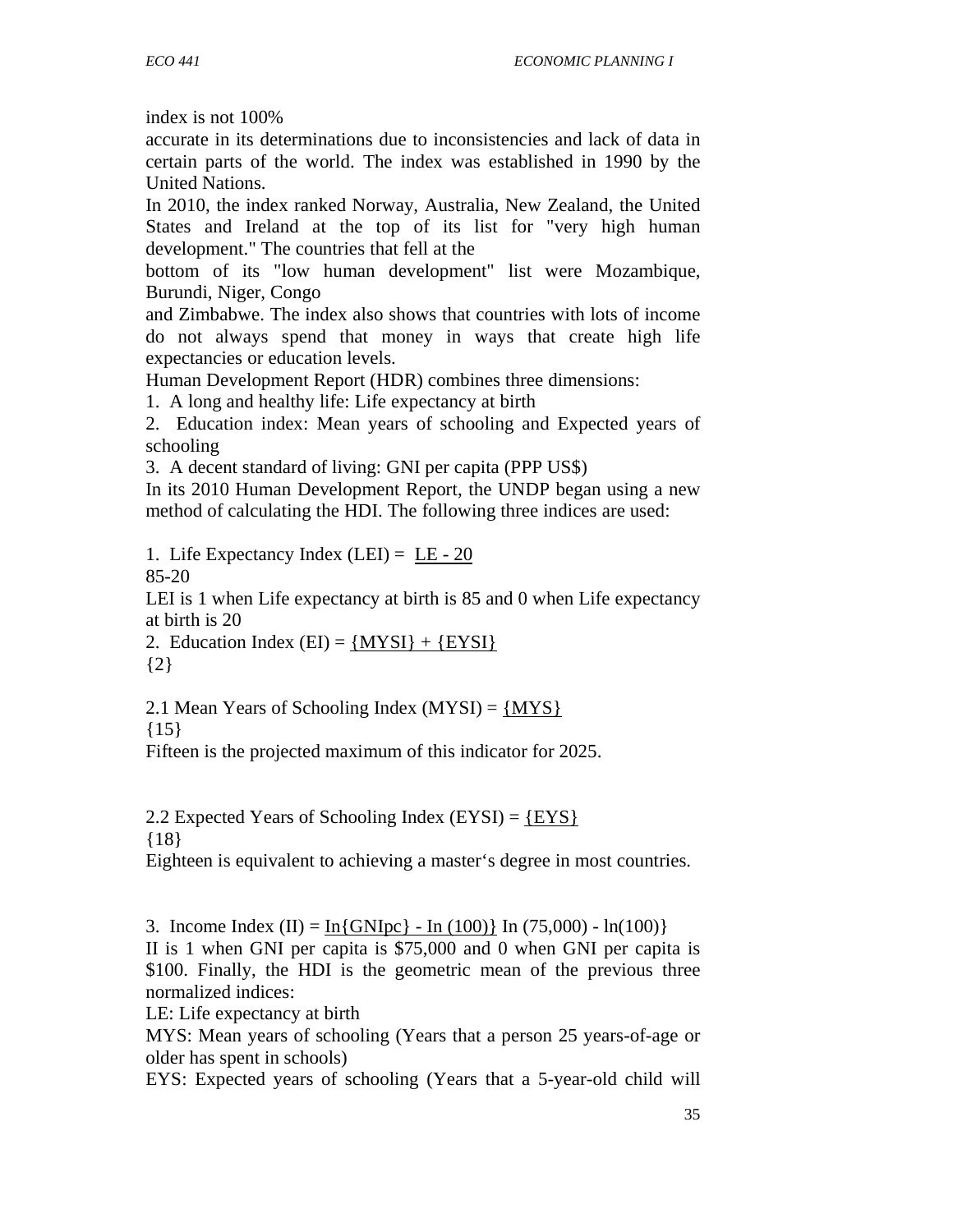index is not 100%
accurate in its determinations due to inconsistencies and lack of data in certain parts of the world. The index was established in 1990 by the United Nations.

In 2010, the index ranked Norway, Australia, New Zealand, the United States and Ireland at the top of its list for "very high human development." The countries that fell at the
bottom of its "low human development" list were Mozambique, Burundi, Niger, Congo
and Zimbabwe. The index also shows that countries with lots of income do not always spend that money in ways that create high life expectancies or education levels.

Human Development Report (HDR) combines three dimensions:

1. A long and healthy life: Life expectancy at birth
2. Education index: Mean years of schooling and Expected years of schooling
3. A decent standard of living: GNI per capita (PPP US$)

In its 2010 Human Development Report, the UNDP began using a new method of calculating the HDI. The following three indices are used:

1. Life Expectancy Index (LEI) = $\frac{LE - 20}{85 - 20}$

LEI is 1 when Life expectancy at birth is 85 and 0 when Life expectancy at birth is 20

2. Education Index (EI) = $\frac{\{MYSI\} + \{EYSI\}}{\{2\}}$

2.1 Mean Years of Schooling Index (MYSI) = $\frac{\{MYS\}}{\{15\}}$

Fifteen is the projected maximum of this indicator for 2025.

2.2 Expected Years of Schooling Index (EYSI) = $\frac{\{EYS\}}{\{18\}}$

Eighteen is equivalent to achieving a master's degree in most countries.

3. Income Index (II) = $\frac{\ln\{GNIpc\} - \ln(100)\}}{\ln(75{,}000) - \ln(100)\}}$

II is 1 when GNI per capita is $75,000 and 0 when GNI per capita is $100. Finally, the HDI is the geometric mean of the previous three normalized indices:

LE: Life expectancy at birth

MYS: Mean years of schooling (Years that a person 25 years-of-age or older has spent in schools)

EYS: Expected years of schooling (Years that a 5-year-old child will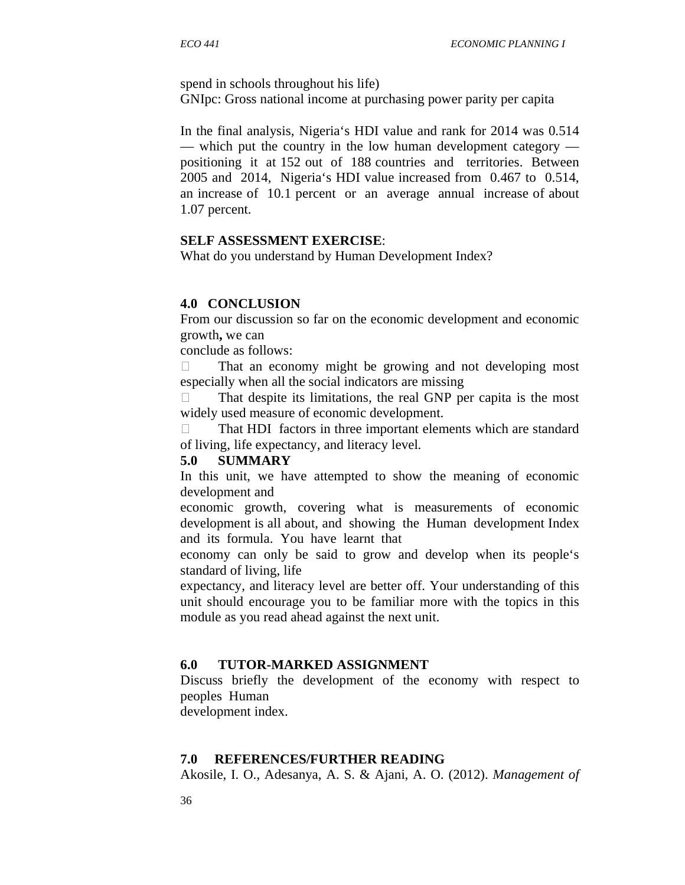spend in schools throughout his life)

GNIpc: Gross national income at purchasing power parity per capita

In the final analysis, Nigeria's HDI value and rank for 2014 was 0.514 — which put the country in the low human development category — positioning it at 152 out of 188 countries and territories. Between 2005 and 2014, Nigeria's HDI value increased from 0.467 to 0.514, an increase of 10.1 percent or an average annual increase of about 1.07 percent.

**SELF ASSESSMENT EXERCISE**:

What do you understand by Human Development Index?

## 4.0 CONCLUSION

From our discussion so far on the economic development and economic growth**,** we can conclude as follows:

- That an economy might be growing and not developing most especially when all the social indicators are missing
- That despite its limitations, the real GNP per capita is the most widely used measure of economic development.
- That HDI factors in three important elements which are standard of living, life expectancy, and literacy level.

## 5.0 SUMMARY

In this unit, we have attempted to show the meaning of economic development and economic growth, covering what is measurements of economic development is all about, and showing the Human development Index and its formula. You have learnt that economy can only be said to grow and develop when its people's standard of living, life expectancy, and literacy level are better off. Your understanding of this unit should encourage you to be familiar more with the topics in this module as you read ahead against the next unit.

## 6.0 TUTOR-MARKED ASSIGNMENT

Discuss briefly the development of the economy with respect to peoples Human development index.

## 7.0 REFERENCES/FURTHER READING

Akosile, I. O., Adesanya, A. S. & Ajani, A. O. (2012). *Management of*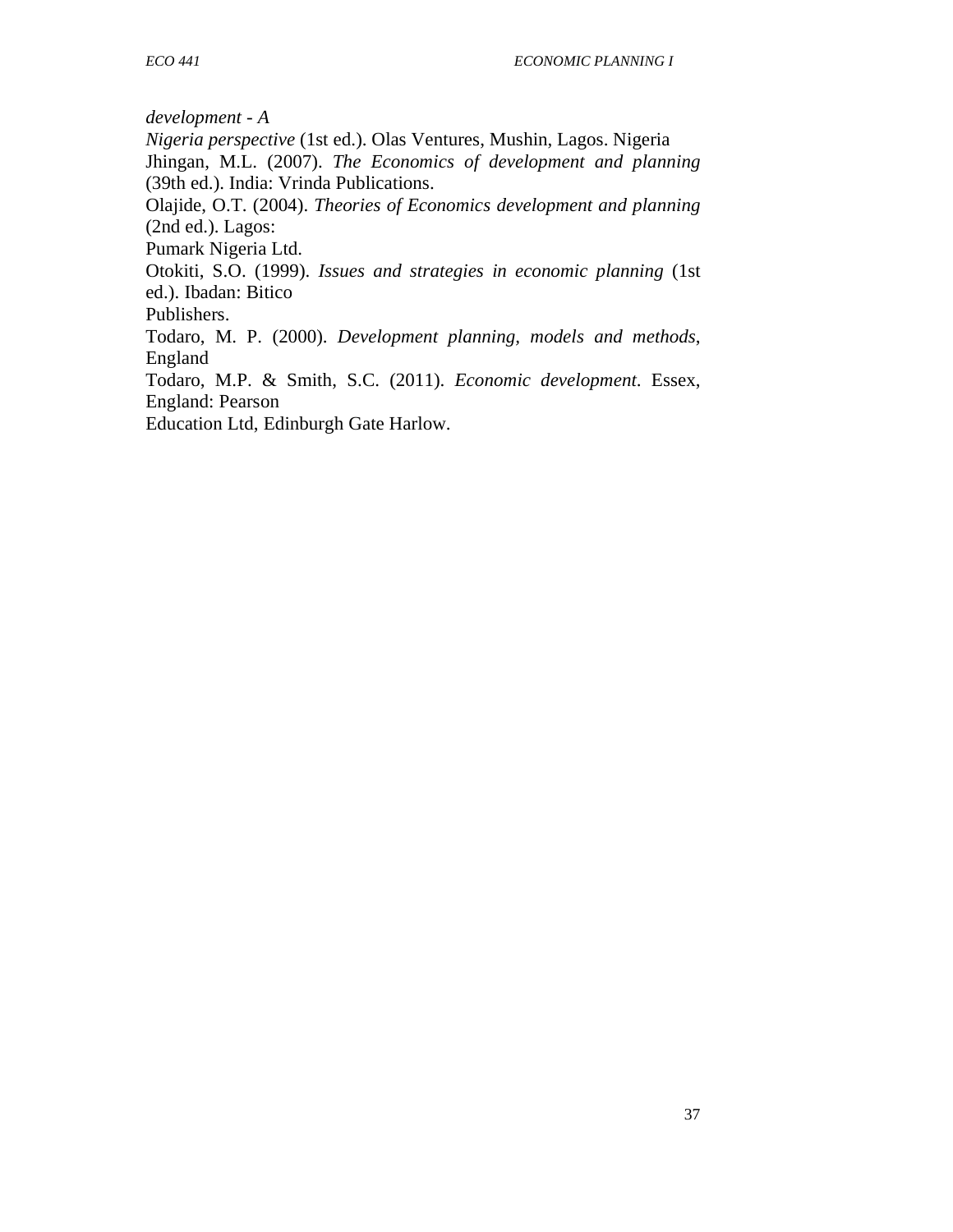*development - A*
*Nigeria perspective* (1st ed.). Olas Ventures, Mushin, Lagos. Nigeria

Jhingan, M.L. (2007). *The Economics of development and planning* (39th ed.). India: Vrinda Publications.

Olajide, O.T. (2004). *Theories of Economics development and planning* (2nd ed.). Lagos:
Pumark Nigeria Ltd.

Otokiti, S.O. (1999). *Issues and strategies in economic planning* (1st ed.). Ibadan: Bitico
Publishers.

Todaro, M. P. (2000). *Development planning, models and methods*, England

Todaro, M.P. & Smith, S.C. (2011). *Economic development*. Essex, England: Pearson
Education Ltd, Edinburgh Gate Harlow.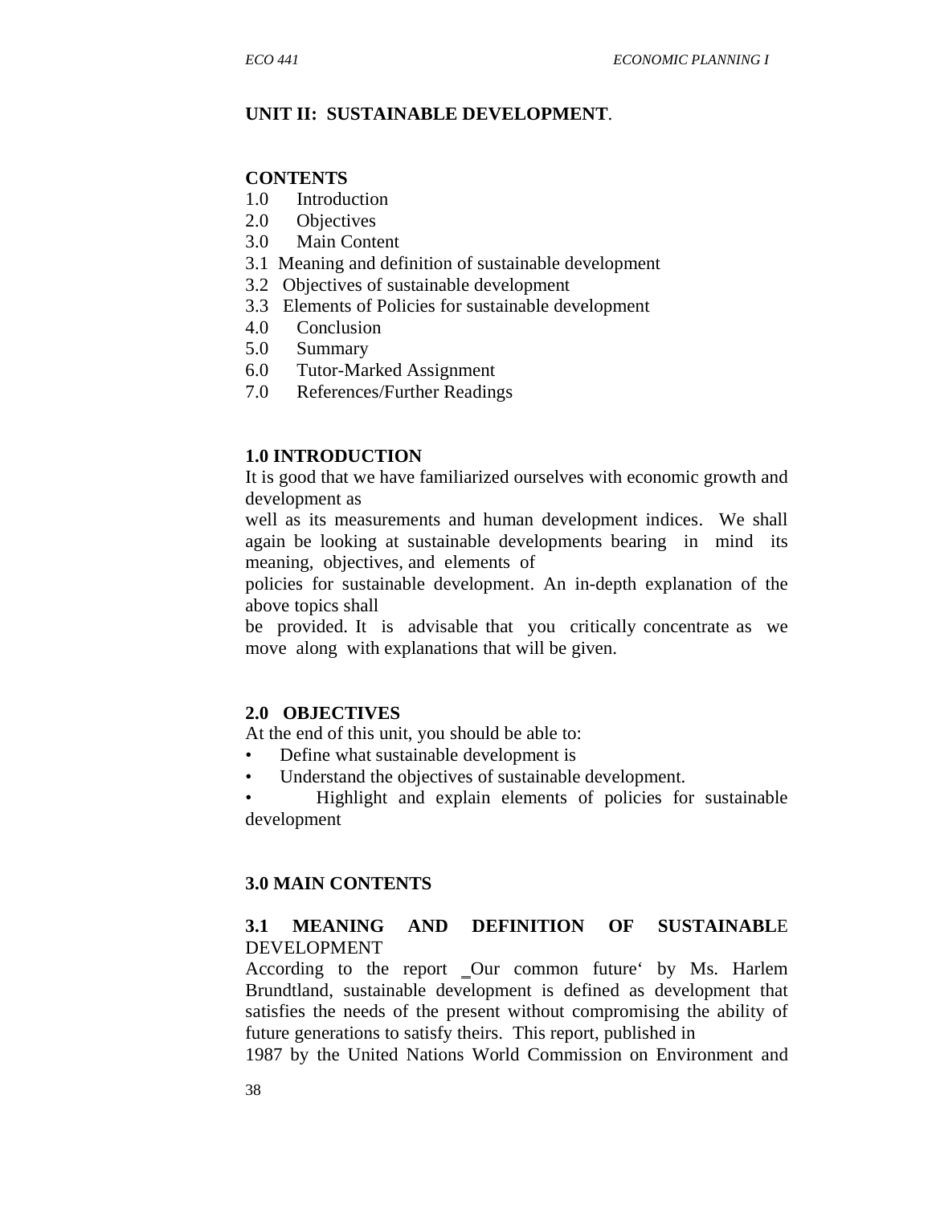## UNIT II: SUSTAINABLE DEVELOPMENT.

**CONTENTS**

1.0 Introduction
2.0 Objectives
3.0 Main Content
3.1 Meaning and definition of sustainable development
3.2 Objectives of sustainable development
3.3 Elements of Policies for sustainable development
4.0 Conclusion
5.0 Summary
6.0 Tutor-Marked Assignment
7.0 References/Further Readings

### 1.0 INTRODUCTION

It is good that we have familiarized ourselves with economic growth and development as well as its measurements and human development indices. We shall again be looking at sustainable developments bearing in mind its meaning, objectives, and elements of policies for sustainable development. An in-depth explanation of the above topics shall be provided. It is advisable that you critically concentrate as we move along with explanations that will be given.

### 2.0 OBJECTIVES

At the end of this unit, you should be able to:

- Define what sustainable development is
- Understand the objectives of sustainable development.
- Highlight and explain elements of policies for sustainable development

### 3.0 MAIN CONTENTS

#### 3.1 MEANING AND DEFINITION OF SUSTAINABLE DEVELOPMENT

According to the report ‗Our common future' by Ms. Harlem Brundtland, sustainable development is defined as development that satisfies the needs of the present without compromising the ability of future generations to satisfy theirs. This report, published in 1987 by the United Nations World Commission on Environment and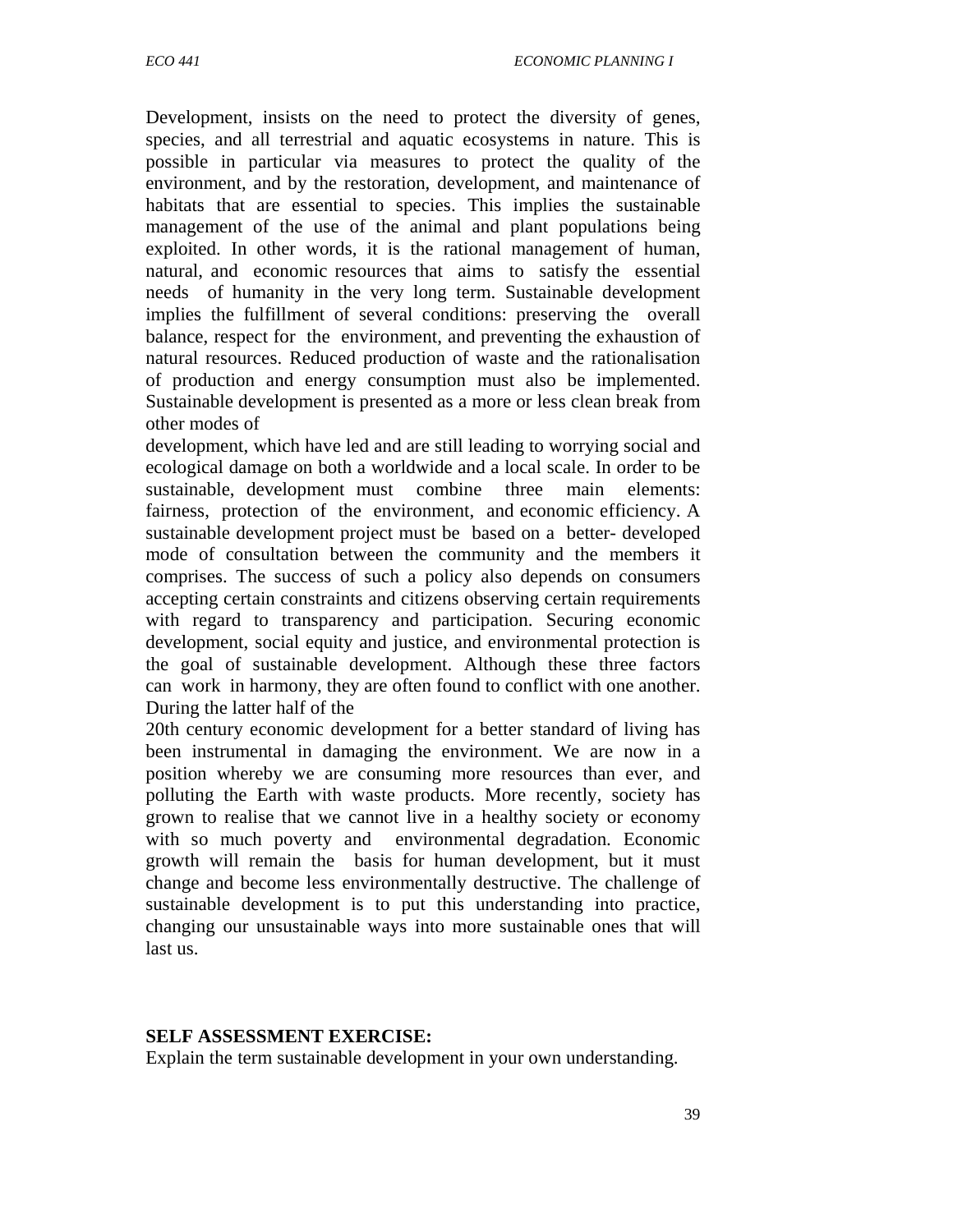Development, insists on the need to protect the diversity of genes, species, and all terrestrial and aquatic ecosystems in nature. This is possible in particular via measures to protect the quality of the environment, and by the restoration, development, and maintenance of habitats that are essential to species. This implies the sustainable management of the use of the animal and plant populations being exploited. In other words, it is the rational management of human, natural, and economic resources that aims to satisfy the essential needs of humanity in the very long term. Sustainable development implies the fulfillment of several conditions: preserving the overall balance, respect for the environment, and preventing the exhaustion of natural resources. Reduced production of waste and the rationalisation of production and energy consumption must also be implemented. Sustainable development is presented as a more or less clean break from other modes of development, which have led and are still leading to worrying social and ecological damage on both a worldwide and a local scale. In order to be sustainable, development must combine three main elements: fairness, protection of the environment, and economic efficiency. A sustainable development project must be based on a better- developed mode of consultation between the community and the members it comprises. The success of such a policy also depends on consumers accepting certain constraints and citizens observing certain requirements with regard to transparency and participation. Securing economic development, social equity and justice, and environmental protection is the goal of sustainable development. Although these three factors can work in harmony, they are often found to conflict with one another. During the latter half of the 20th century economic development for a better standard of living has been instrumental in damaging the environment. We are now in a position whereby we are consuming more resources than ever, and polluting the Earth with waste products. More recently, society has grown to realise that we cannot live in a healthy society or economy with so much poverty and environmental degradation. Economic growth will remain the basis for human development, but it must change and become less environmentally destructive. The challenge of sustainable development is to put this understanding into practice, changing our unsustainable ways into more sustainable ones that will last us.

**SELF ASSESSMENT EXERCISE:**

Explain the term sustainable development in your own understanding.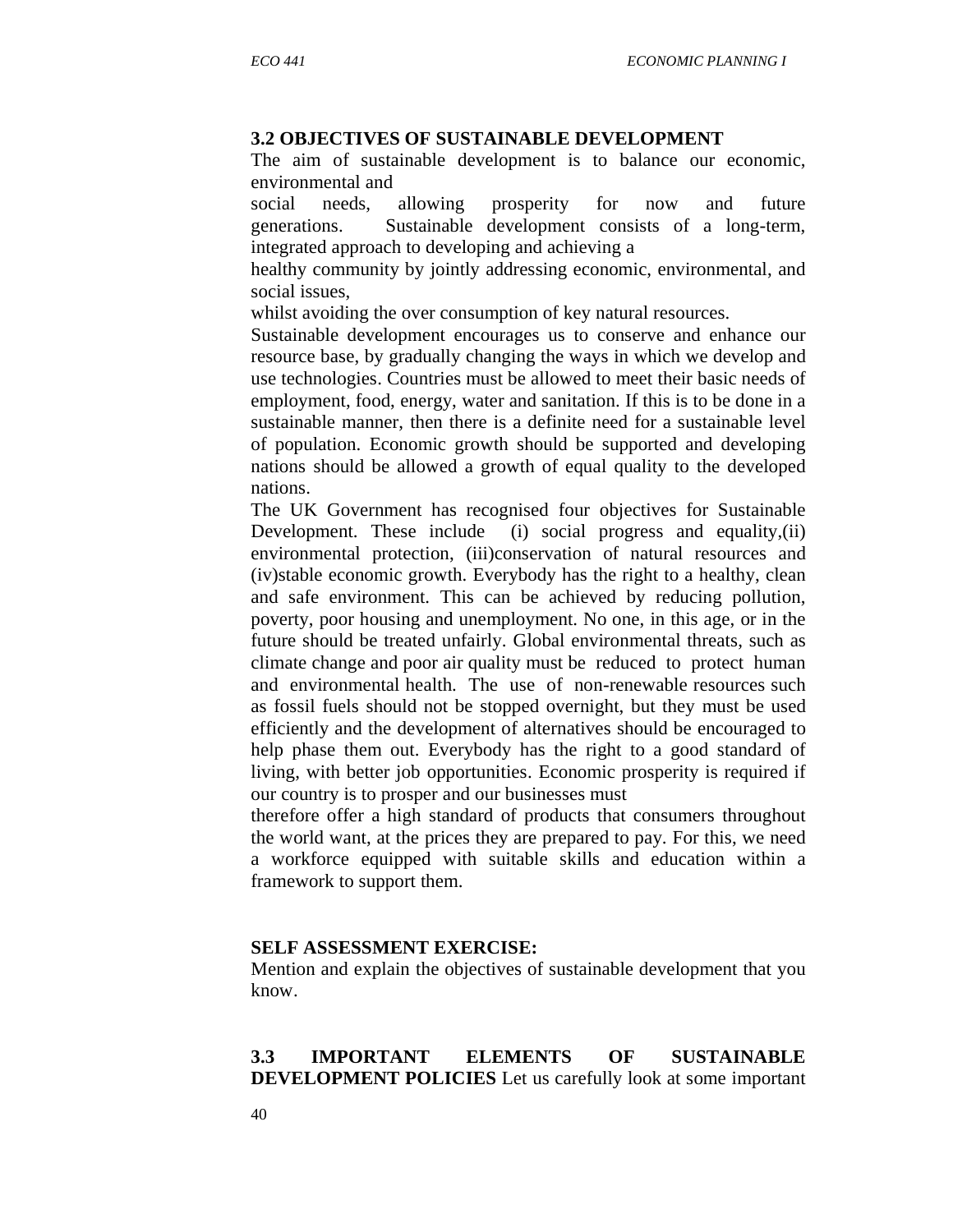### 3.2 OBJECTIVES OF SUSTAINABLE DEVELOPMENT

The aim of sustainable development is to balance our economic, environmental and social needs, allowing prosperity for now and future generations. Sustainable development consists of a long-term, integrated approach to developing and achieving a healthy community by jointly addressing economic, environmental, and social issues, whilst avoiding the over consumption of key natural resources.

Sustainable development encourages us to conserve and enhance our resource base, by gradually changing the ways in which we develop and use technologies. Countries must be allowed to meet their basic needs of employment, food, energy, water and sanitation. If this is to be done in a sustainable manner, then there is a definite need for a sustainable level of population. Economic growth should be supported and developing nations should be allowed a growth of equal quality to the developed nations.

The UK Government has recognised four objectives for Sustainable Development. These include (i) social progress and equality,(ii) environmental protection, (iii)conservation of natural resources and (iv)stable economic growth. Everybody has the right to a healthy, clean and safe environment. This can be achieved by reducing pollution, poverty, poor housing and unemployment. No one, in this age, or in the future should be treated unfairly. Global environmental threats, such as climate change and poor air quality must be reduced to protect human and environmental health. The use of non-renewable resources such as fossil fuels should not be stopped overnight, but they must be used efficiently and the development of alternatives should be encouraged to help phase them out. Everybody has the right to a good standard of living, with better job opportunities. Economic prosperity is required if our country is to prosper and our businesses must therefore offer a high standard of products that consumers throughout the world want, at the prices they are prepared to pay. For this, we need a workforce equipped with suitable skills and education within a framework to support them.

**SELF ASSESSMENT EXERCISE:**

Mention and explain the objectives of sustainable development that you know.

**3.3 IMPORTANT ELEMENTS OF SUSTAINABLE DEVELOPMENT POLICIES** Let us carefully look at some important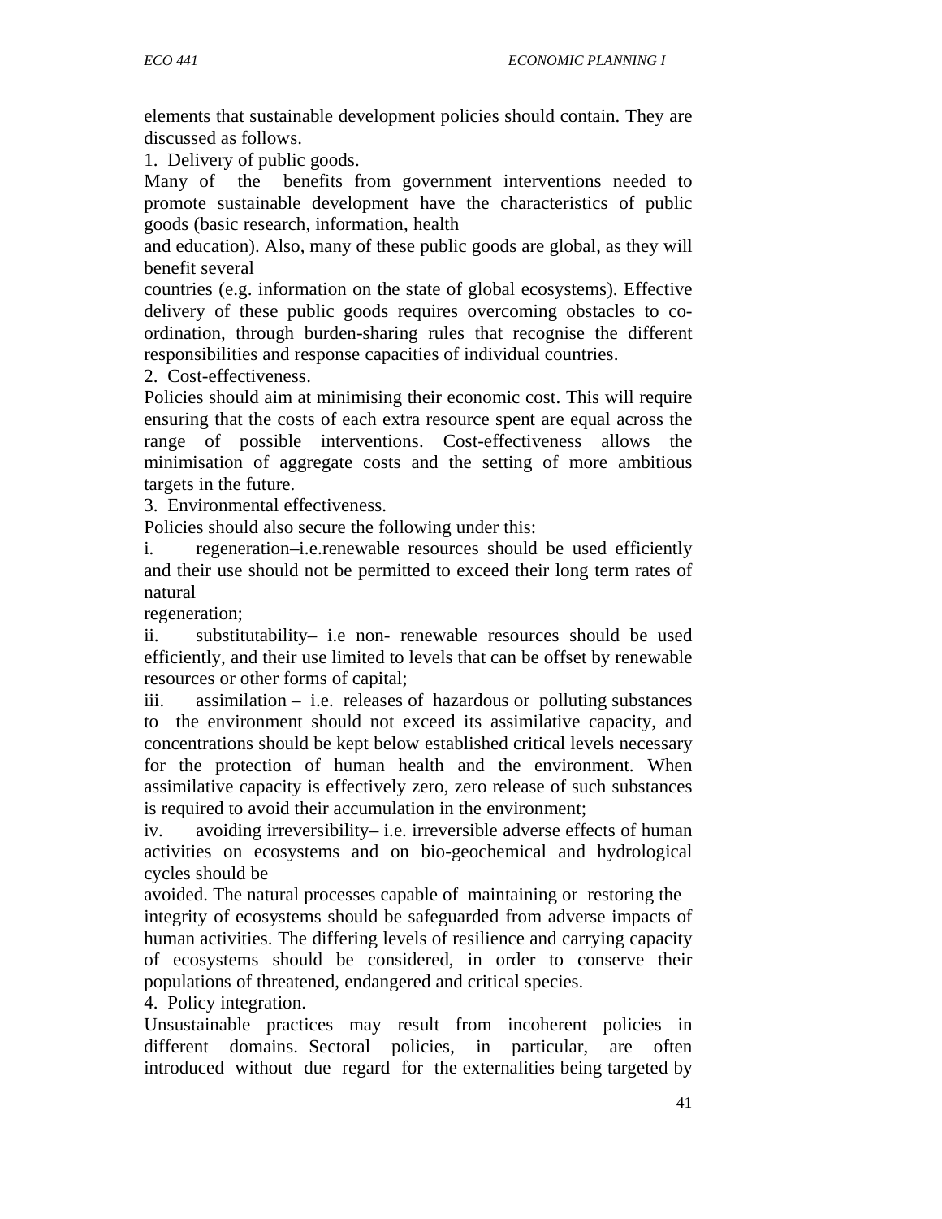elements that sustainable development policies should contain. They are discussed as follows.

1. Delivery of public goods.

Many of the benefits from government interventions needed to promote sustainable development have the characteristics of public goods (basic research, information, health and education). Also, many of these public goods are global, as they will benefit several countries (e.g. information on the state of global ecosystems). Effective delivery of these public goods requires overcoming obstacles to co-ordination, through burden-sharing rules that recognise the different responsibilities and response capacities of individual countries.

2. Cost-effectiveness.

Policies should aim at minimising their economic cost. This will require ensuring that the costs of each extra resource spent are equal across the range of possible interventions. Cost-effectiveness allows the minimisation of aggregate costs and the setting of more ambitious targets in the future.

3. Environmental effectiveness.

Policies should also secure the following under this:

i. regeneration–i.e.renewable resources should be used efficiently and their use should not be permitted to exceed their long term rates of natural regeneration;

ii. substitutability– i.e non- renewable resources should be used efficiently, and their use limited to levels that can be offset by renewable resources or other forms of capital;

iii. assimilation – i.e. releases of hazardous or polluting substances to the environment should not exceed its assimilative capacity, and concentrations should be kept below established critical levels necessary for the protection of human health and the environment. When assimilative capacity is effectively zero, zero release of such substances is required to avoid their accumulation in the environment;

iv. avoiding irreversibility– i.e. irreversible adverse effects of human activities on ecosystems and on bio-geochemical and hydrological cycles should be avoided. The natural processes capable of maintaining or restoring the integrity of ecosystems should be safeguarded from adverse impacts of human activities. The differing levels of resilience and carrying capacity of ecosystems should be considered, in order to conserve their populations of threatened, endangered and critical species.

4. Policy integration.

Unsustainable practices may result from incoherent policies in different domains. Sectoral policies, in particular, are often introduced without due regard for the externalities being targeted by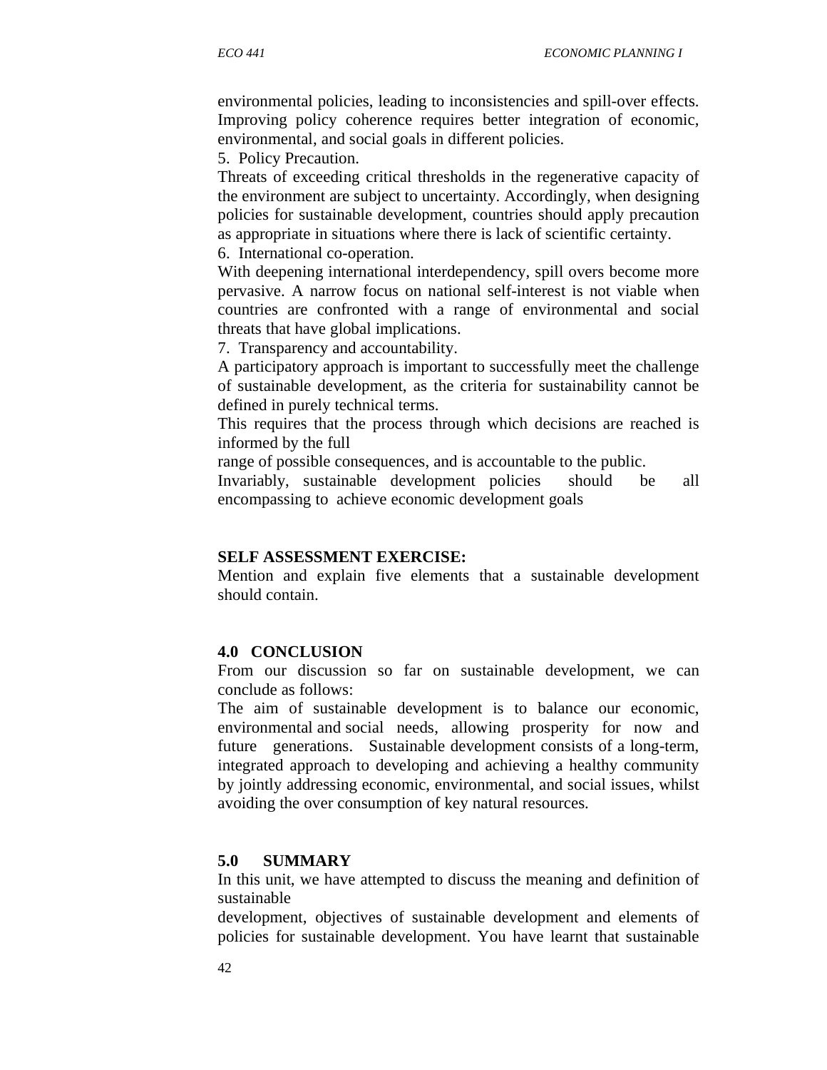environmental policies, leading to inconsistencies and spill-over effects. Improving policy coherence requires better integration of economic, environmental, and social goals in different policies.

5. Policy Precaution.

Threats of exceeding critical thresholds in the regenerative capacity of the environment are subject to uncertainty. Accordingly, when designing policies for sustainable development, countries should apply precaution as appropriate in situations where there is lack of scientific certainty.

6. International co-operation.

With deepening international interdependency, spill overs become more pervasive. A narrow focus on national self-interest is not viable when countries are confronted with a range of environmental and social threats that have global implications.

7. Transparency and accountability.

A participatory approach is important to successfully meet the challenge of sustainable development, as the criteria for sustainability cannot be defined in purely technical terms.

This requires that the process through which decisions are reached is informed by the full range of possible consequences, and is accountable to the public.

Invariably, sustainable development policies should be all encompassing to achieve economic development goals

**SELF ASSESSMENT EXERCISE:**

Mention and explain five elements that a sustainable development should contain.

## 4.0 CONCLUSION

From our discussion so far on sustainable development, we can conclude as follows:

The aim of sustainable development is to balance our economic, environmental and social needs, allowing prosperity for now and future generations. Sustainable development consists of a long-term, integrated approach to developing and achieving a healthy community by jointly addressing economic, environmental, and social issues, whilst avoiding the over consumption of key natural resources.

## 5.0 SUMMARY

In this unit, we have attempted to discuss the meaning and definition of sustainable development, objectives of sustainable development and elements of policies for sustainable development. You have learnt that sustainable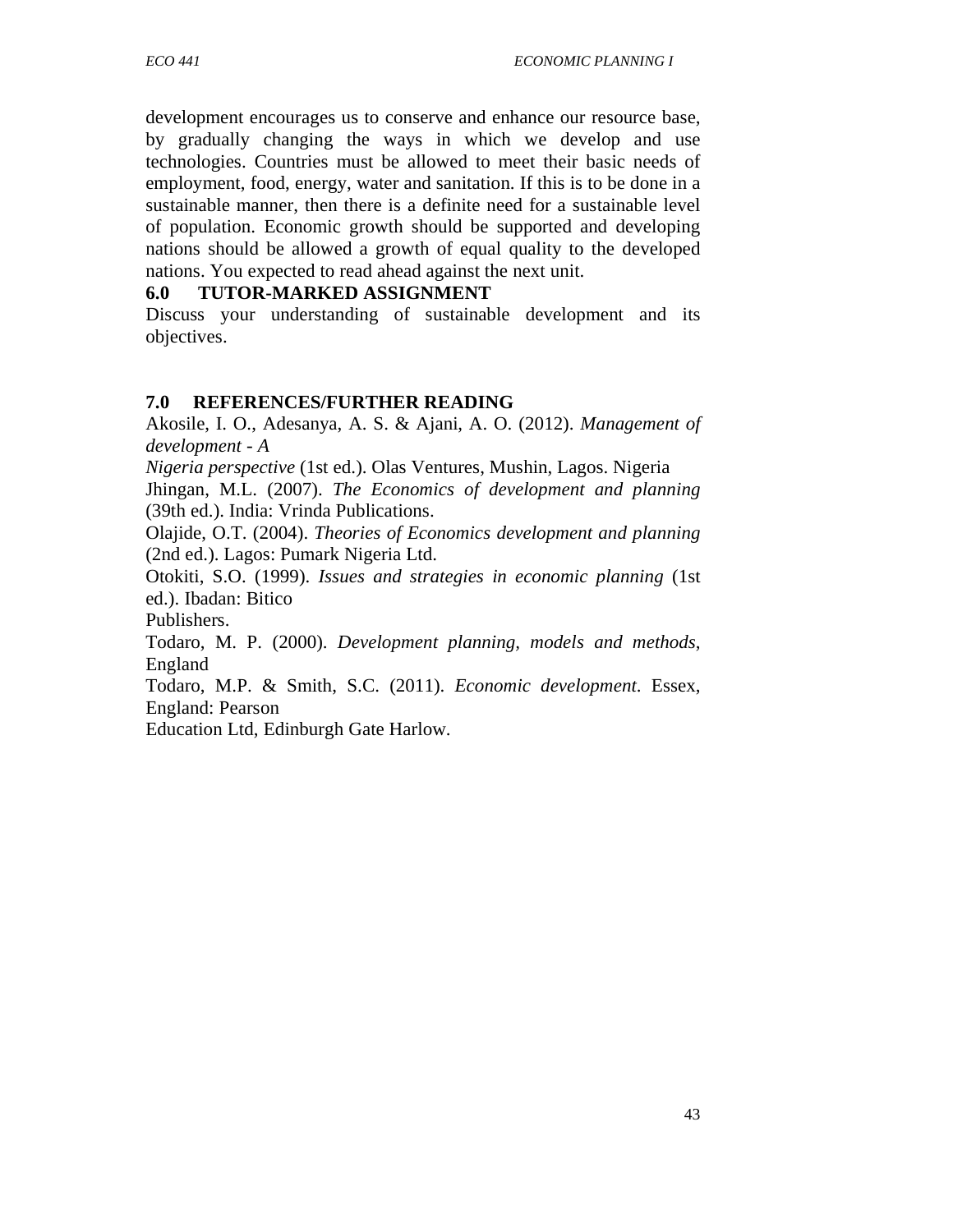development encourages us to conserve and enhance our resource base, by gradually changing the ways in which we develop and use technologies. Countries must be allowed to meet their basic needs of employment, food, energy, water and sanitation. If this is to be done in a sustainable manner, then there is a definite need for a sustainable level of population. Economic growth should be supported and developing nations should be allowed a growth of equal quality to the developed nations. You expected to read ahead against the next unit.

## 6.0 TUTOR-MARKED ASSIGNMENT

Discuss your understanding of sustainable development and its objectives.

## 7.0 REFERENCES/FURTHER READING

Akosile, I. O., Adesanya, A. S. & Ajani, A. O. (2012). *Management of development - A Nigeria perspective* (1st ed.). Olas Ventures, Mushin, Lagos. Nigeria

Jhingan, M.L. (2007). *The Economics of development and planning* (39th ed.). India: Vrinda Publications.

Olajide, O.T. (2004). *Theories of Economics development and planning* (2nd ed.). Lagos: Pumark Nigeria Ltd.

Otokiti, S.O. (1999). *Issues and strategies in economic planning* (1st ed.). Ibadan: Bitico Publishers.

Todaro, M. P. (2000). *Development planning, models and methods*, England

Todaro, M.P. & Smith, S.C. (2011). *Economic development*. Essex, England: Pearson Education Ltd, Edinburgh Gate Harlow.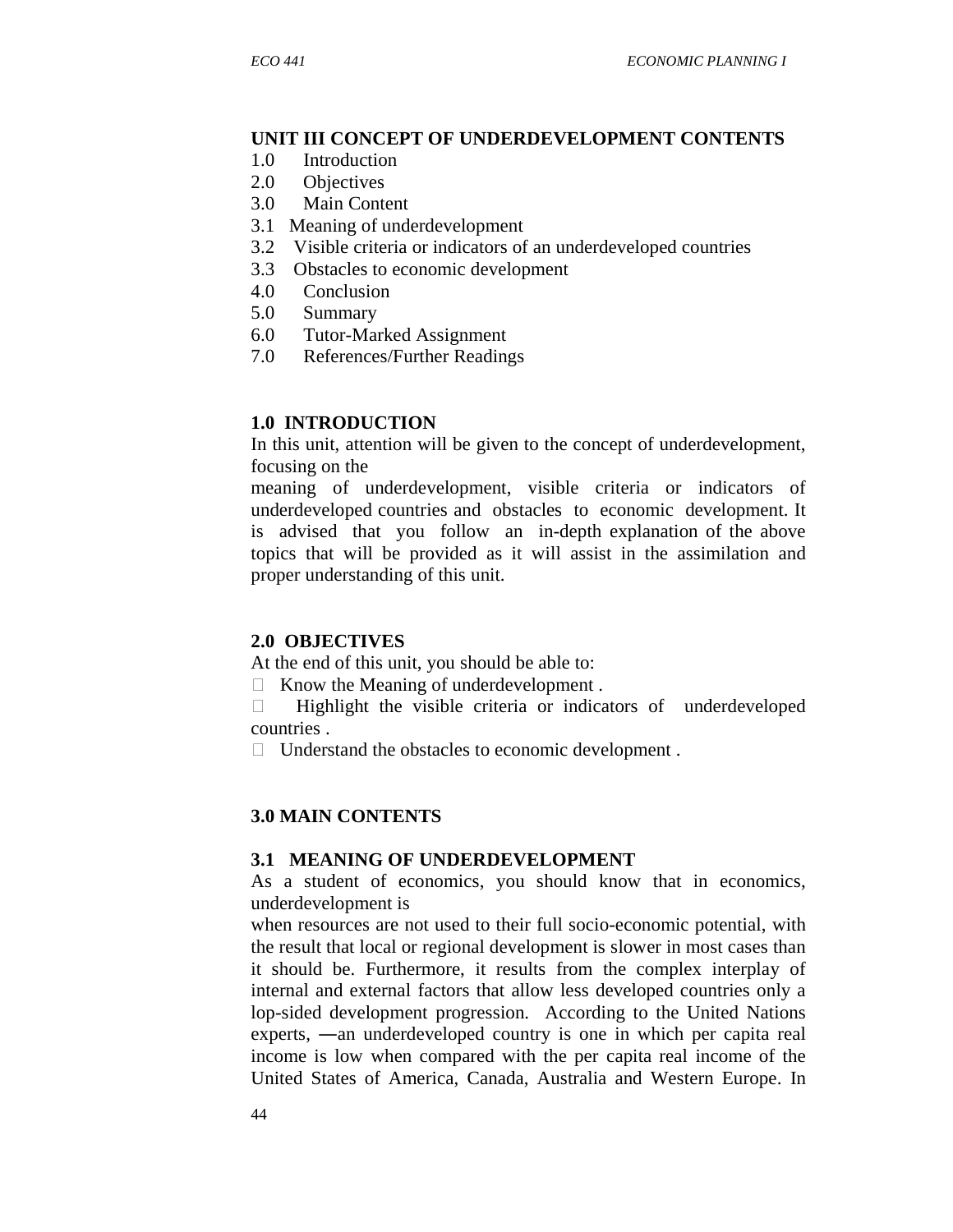## UNIT III CONCEPT OF UNDERDEVELOPMENT CONTENTS

1.0 Introduction
2.0 Objectives
3.0 Main Content
3.1 Meaning of underdevelopment
3.2 Visible criteria or indicators of an underdeveloped countries
3.3 Obstacles to economic development
4.0 Conclusion
5.0 Summary
6.0 Tutor-Marked Assignment
7.0 References/Further Readings

## 1.0 INTRODUCTION

In this unit, attention will be given to the concept of underdevelopment, focusing on the meaning of underdevelopment, visible criteria or indicators of underdeveloped countries and obstacles to economic development. It is advised that you follow an in-depth explanation of the above topics that will be provided as it will assist in the assimilation and proper understanding of this unit.

## 2.0 OBJECTIVES

At the end of this unit, you should be able to:

- Know the Meaning of underdevelopment .
- Highlight the visible criteria or indicators of underdeveloped countries .
- Understand the obstacles to economic development .

## 3.0 MAIN CONTENTS

### 3.1 MEANING OF UNDERDEVELOPMENT

As a student of economics, you should know that in economics, underdevelopment is when resources are not used to their full socio-economic potential, with the result that local or regional development is slower in most cases than it should be. Furthermore, it results from the complex interplay of internal and external factors that allow less developed countries only a lop-sided development progression. According to the United Nations experts, ―an underdeveloped country is one in which per capita real income is low when compared with the per capita real income of the United States of America, Canada, Australia and Western Europe. In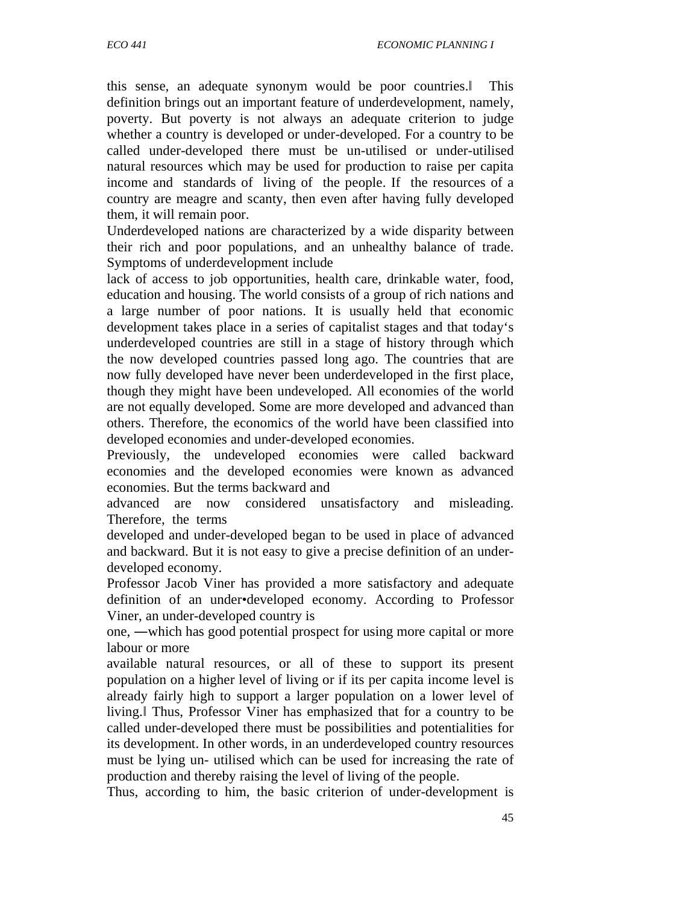this sense, an adequate synonym would be poor countries.‖ This definition brings out an important feature of underdevelopment, namely, poverty. But poverty is not always an adequate criterion to judge whether a country is developed or under-developed. For a country to be called under-developed there must be un-utilised or under-utilised natural resources which may be used for production to raise per capita income and standards of living of the people. If the resources of a country are meagre and scanty, then even after having fully developed them, it will remain poor.

Underdeveloped nations are characterized by a wide disparity between their rich and poor populations, and an unhealthy balance of trade. Symptoms of underdevelopment include lack of access to job opportunities, health care, drinkable water, food, education and housing. The world consists of a group of rich nations and a large number of poor nations. It is usually held that economic development takes place in a series of capitalist stages and that today's underdeveloped countries are still in a stage of history through which the now developed countries passed long ago. The countries that are now fully developed have never been underdeveloped in the first place, though they might have been undeveloped. All economies of the world are not equally developed. Some are more developed and advanced than others. Therefore, the economics of the world have been classified into developed economies and under-developed economies.

Previously, the undeveloped economies were called backward economies and the developed economies were known as advanced economies. But the terms backward and advanced are now considered unsatisfactory and misleading. Therefore, the terms developed and under-developed began to be used in place of advanced and backward. But it is not easy to give a precise definition of an under-developed economy.

Professor Jacob Viner has provided a more satisfactory and adequate definition of an under•developed economy. According to Professor Viner, an under-developed country is one, ―which has good potential prospect for using more capital or more labour or more available natural resources, or all of these to support its present population on a higher level of living or if its per capita income level is already fairly high to support a larger population on a lower level of living.‖ Thus, Professor Viner has emphasized that for a country to be called under-developed there must be possibilities and potentialities for its development. In other words, in an underdeveloped country resources must be lying un- utilised which can be used for increasing the rate of production and thereby raising the level of living of the people.

Thus, according to him, the basic criterion of under-development is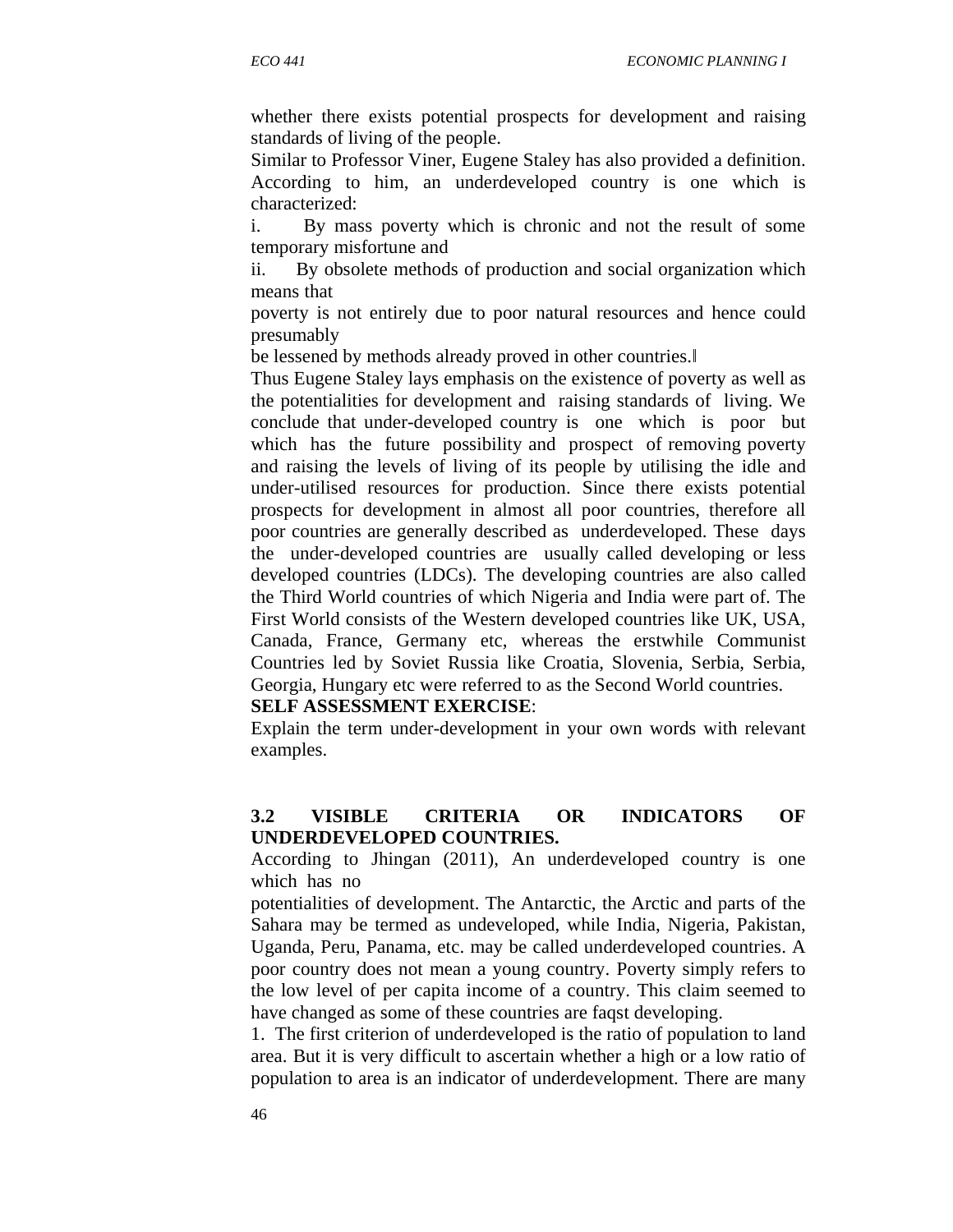whether there exists potential prospects for development and raising standards of living of the people.

Similar to Professor Viner, Eugene Staley has also provided a definition. According to him, an underdeveloped country is one which is characterized:

i. By mass poverty which is chronic and not the result of some temporary misfortune and

ii. By obsolete methods of production and social organization which means that poverty is not entirely due to poor natural resources and hence could presumably be lessened by methods already proved in other countries.‖

Thus Eugene Staley lays emphasis on the existence of poverty as well as the potentialities for development and raising standards of living. We conclude that under-developed country is one which is poor but which has the future possibility and prospect of removing poverty and raising the levels of living of its people by utilising the idle and under-utilised resources for production. Since there exists potential prospects for development in almost all poor countries, therefore all poor countries are generally described as underdeveloped. These days the under-developed countries are usually called developing or less developed countries (LDCs). The developing countries are also called the Third World countries of which Nigeria and India were part of. The First World consists of the Western developed countries like UK, USA, Canada, France, Germany etc, whereas the erstwhile Communist Countries led by Soviet Russia like Croatia, Slovenia, Serbia, Serbia, Georgia, Hungary etc were referred to as the Second World countries.

**SELF ASSESSMENT EXERCISE**:

Explain the term under-development in your own words with relevant examples.

### 3.2 VISIBLE CRITERIA OR INDICATORS OF UNDERDEVELOPED COUNTRIES.

According to Jhingan (2011), An underdeveloped country is one which has no potentialities of development. The Antarctic, the Arctic and parts of the Sahara may be termed as undeveloped, while India, Nigeria, Pakistan, Uganda, Peru, Panama, etc. may be called underdeveloped countries. A poor country does not mean a young country. Poverty simply refers to the low level of per capita income of a country. This claim seemed to have changed as some of these countries are faqst developing.

1. The first criterion of underdeveloped is the ratio of population to land area. But it is very difficult to ascertain whether a high or a low ratio of population to area is an indicator of underdevelopment. There are many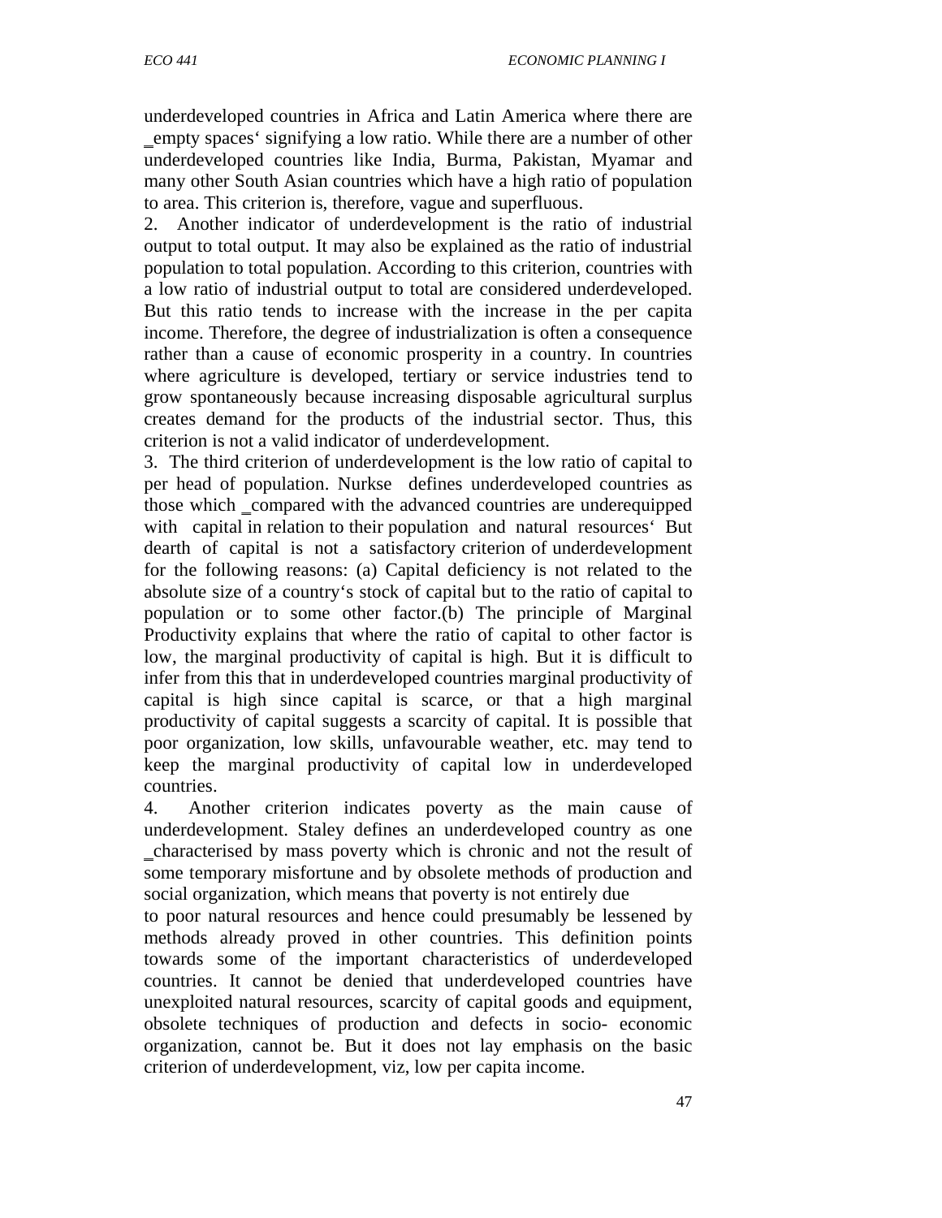underdeveloped countries in Africa and Latin America where there are ‗empty spaces' signifying a low ratio. While there are a number of other underdeveloped countries like India, Burma, Pakistan, Myamar and many other South Asian countries which have a high ratio of population to area. This criterion is, therefore, vague and superfluous.

2. Another indicator of underdevelopment is the ratio of industrial output to total output. It may also be explained as the ratio of industrial population to total population. According to this criterion, countries with a low ratio of industrial output to total are considered underdeveloped. But this ratio tends to increase with the increase in the per capita income. Therefore, the degree of industrialization is often a consequence rather than a cause of economic prosperity in a country. In countries where agriculture is developed, tertiary or service industries tend to grow spontaneously because increasing disposable agricultural surplus creates demand for the products of the industrial sector. Thus, this criterion is not a valid indicator of underdevelopment.

3. The third criterion of underdevelopment is the low ratio of capital to per head of population. Nurkse defines underdeveloped countries as those which ‗compared with the advanced countries are underequipped with capital in relation to their population and natural resources' But dearth of capital is not a satisfactory criterion of underdevelopment for the following reasons: (a) Capital deficiency is not related to the absolute size of a country's stock of capital but to the ratio of capital to population or to some other factor.(b) The principle of Marginal Productivity explains that where the ratio of capital to other factor is low, the marginal productivity of capital is high. But it is difficult to infer from this that in underdeveloped countries marginal productivity of capital is high since capital is scarce, or that a high marginal productivity of capital suggests a scarcity of capital. It is possible that poor organization, low skills, unfavourable weather, etc. may tend to keep the marginal productivity of capital low in underdeveloped countries.

4. Another criterion indicates poverty as the main cause of underdevelopment. Staley defines an underdeveloped country as one ‗characterised by mass poverty which is chronic and not the result of some temporary misfortune and by obsolete methods of production and social organization, which means that poverty is not entirely due to poor natural resources and hence could presumably be lessened by methods already proved in other countries. This definition points towards some of the important characteristics of underdeveloped countries. It cannot be denied that underdeveloped countries have unexploited natural resources, scarcity of capital goods and equipment, obsolete techniques of production and defects in socio- economic organization, cannot be. But it does not lay emphasis on the basic criterion of underdevelopment, viz, low per capita income.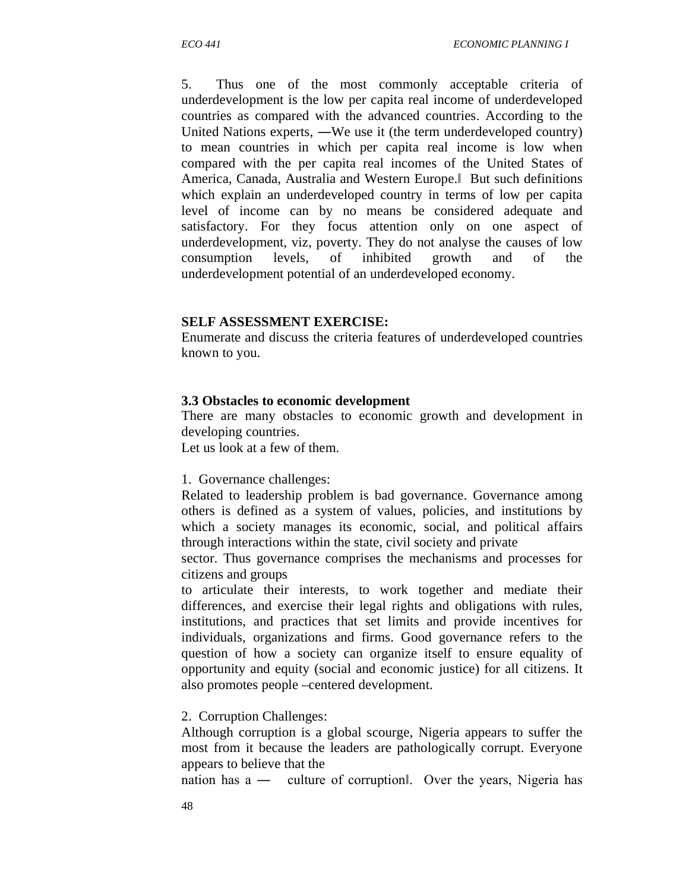5. Thus one of the most commonly acceptable criteria of underdevelopment is the low per capita real income of underdeveloped countries as compared with the advanced countries. According to the United Nations experts, ―We use it (the term underdeveloped country) to mean countries in which per capita real income is low when compared with the per capita real incomes of the United States of America, Canada, Australia and Western Europe.‖ But such definitions which explain an underdeveloped country in terms of low per capita level of income can by no means be considered adequate and satisfactory. For they focus attention only on one aspect of underdevelopment, viz, poverty. They do not analyse the causes of low consumption levels, of inhibited growth and of the underdevelopment potential of an underdeveloped economy.

**SELF ASSESSMENT EXERCISE:**

Enumerate and discuss the criteria features of underdeveloped countries known to you.

### 3.3 Obstacles to economic development

There are many obstacles to economic growth and development in developing countries.

Let us look at a few of them.

1. Governance challenges:

Related to leadership problem is bad governance. Governance among others is defined as a system of values, policies, and institutions by which a society manages its economic, social, and political affairs through interactions within the state, civil society and private sector. Thus governance comprises the mechanisms and processes for citizens and groups to articulate their interests, to work together and mediate their differences, and exercise their legal rights and obligations with rules, institutions, and practices that set limits and provide incentives for individuals, organizations and firms. Good governance refers to the question of how a society can organize itself to ensure equality of opportunity and equity (social and economic justice) for all citizens. It also promotes people –centered development.

2. Corruption Challenges:

Although corruption is a global scourge, Nigeria appears to suffer the most from it because the leaders are pathologically corrupt. Everyone appears to believe that the nation has a ― culture of corruption‖. Over the years, Nigeria has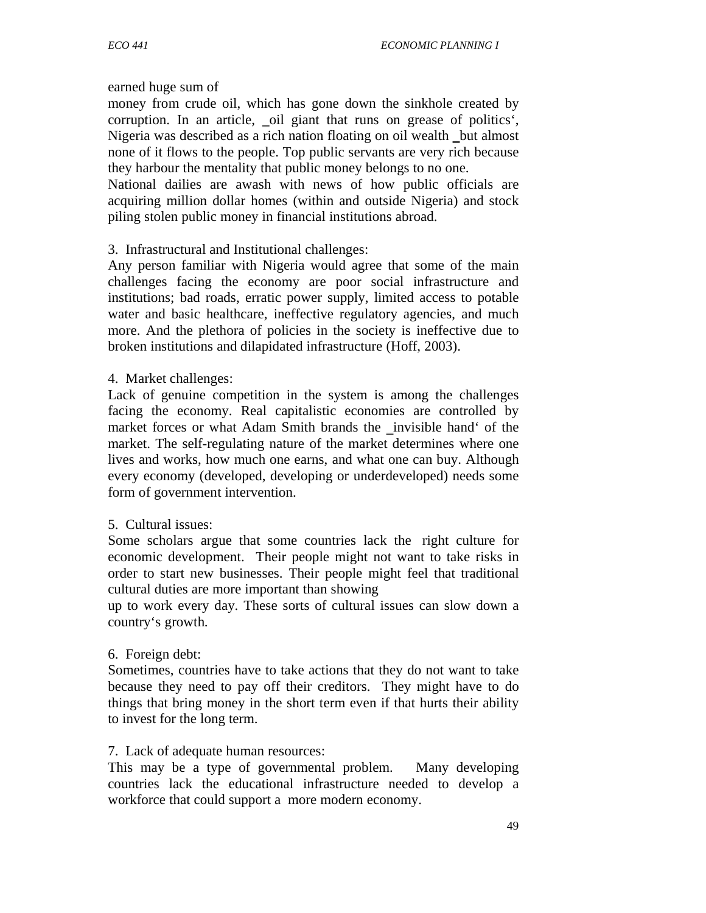earned huge sum of money from crude oil, which has gone down the sinkhole created by corruption. In an article, _oil giant that runs on grease of politics‘, Nigeria was described as a rich nation floating on oil wealth _but almost none of it flows to the people. Top public servants are very rich because they harbour the mentality that public money belongs to no one.

National dailies are awash with news of how public officials are acquiring million dollar homes (within and outside Nigeria) and stock piling stolen public money in financial institutions abroad.

3. Infrastructural and Institutional challenges:

Any person familiar with Nigeria would agree that some of the main challenges facing the economy are poor social infrastructure and institutions; bad roads, erratic power supply, limited access to potable water and basic healthcare, ineffective regulatory agencies, and much more. And the plethora of policies in the society is ineffective due to broken institutions and dilapidated infrastructure (Hoff, 2003).

4. Market challenges:

Lack of genuine competition in the system is among the challenges facing the economy. Real capitalistic economies are controlled by market forces or what Adam Smith brands the _invisible hand‘ of the market. The self-regulating nature of the market determines where one lives and works, how much one earns, and what one can buy. Although every economy (developed, developing or underdeveloped) needs some form of government intervention.

5. Cultural issues:

Some scholars argue that some countries lack the right culture for economic development. Their people might not want to take risks in order to start new businesses. Their people might feel that traditional cultural duties are more important than showing up to work every day. These sorts of cultural issues can slow down a country‘s growth.

6. Foreign debt:

Sometimes, countries have to take actions that they do not want to take because they need to pay off their creditors. They might have to do things that bring money in the short term even if that hurts their ability to invest for the long term.

7. Lack of adequate human resources:

This may be a type of governmental problem. Many developing countries lack the educational infrastructure needed to develop a workforce that could support a more modern economy.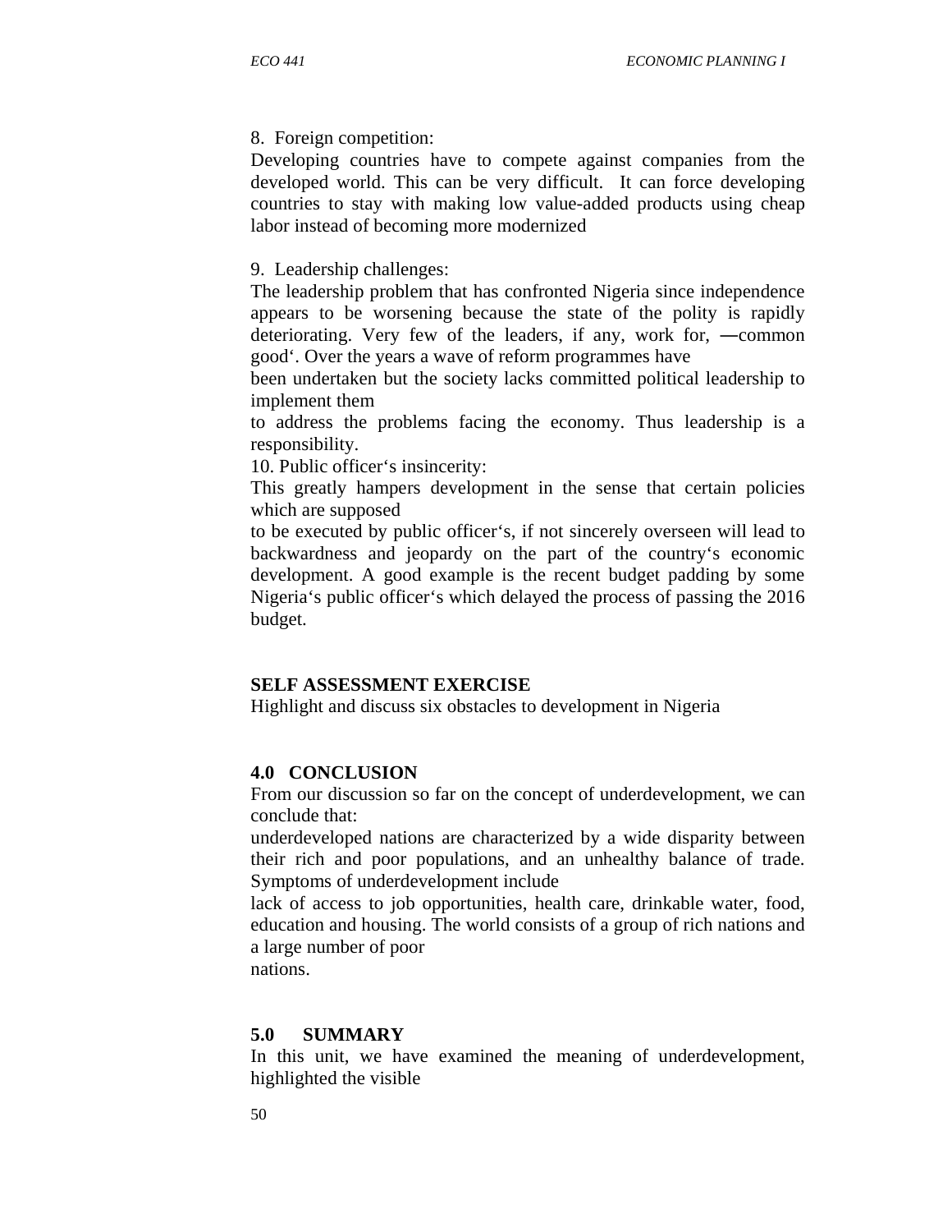8. Foreign competition:

Developing countries have to compete against companies from the developed world. This can be very difficult. It can force developing countries to stay with making low value-added products using cheap labor instead of becoming more modernized

9. Leadership challenges:

The leadership problem that has confronted Nigeria since independence appears to be worsening because the state of the polity is rapidly deteriorating. Very few of the leaders, if any, work for, ―common good‘. Over the years a wave of reform programmes have been undertaken but the society lacks committed political leadership to implement them to address the problems facing the economy. Thus leadership is a responsibility.

10. Public officer‘s insincerity:

This greatly hampers development in the sense that certain policies which are supposed to be executed by public officer‘s, if not sincerely overseen will lead to backwardness and jeopardy on the part of the country‘s economic development. A good example is the recent budget padding by some Nigeria‘s public officer‘s which delayed the process of passing the 2016 budget.

**SELF ASSESSMENT EXERCISE**

Highlight and discuss six obstacles to development in Nigeria

## 4.0 CONCLUSION

From our discussion so far on the concept of underdevelopment, we can conclude that:

underdeveloped nations are characterized by a wide disparity between their rich and poor populations, and an unhealthy balance of trade. Symptoms of underdevelopment include lack of access to job opportunities, health care, drinkable water, food, education and housing. The world consists of a group of rich nations and a large number of poor nations.

## 5.0 SUMMARY

In this unit, we have examined the meaning of underdevelopment, highlighted the visible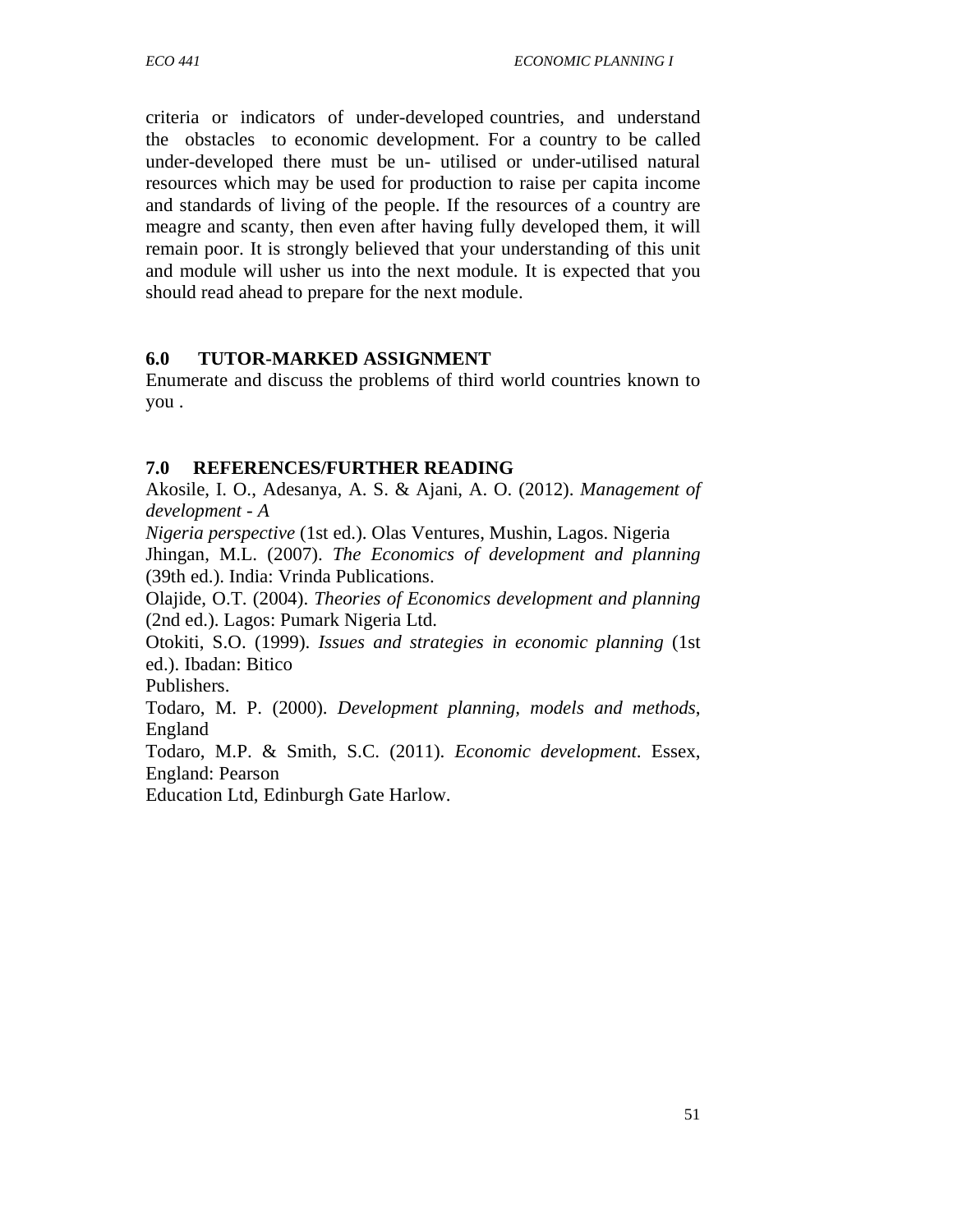criteria or indicators of under-developed countries, and understand the obstacles to economic development. For a country to be called under-developed there must be un- utilised or under-utilised natural resources which may be used for production to raise per capita income and standards of living of the people. If the resources of a country are meagre and scanty, then even after having fully developed them, it will remain poor. It is strongly believed that your understanding of this unit and module will usher us into the next module. It is expected that you should read ahead to prepare for the next module.

## 6.0 TUTOR-MARKED ASSIGNMENT

Enumerate and discuss the problems of third world countries known to you .

## 7.0 REFERENCES/FURTHER READING

Akosile, I. O., Adesanya, A. S. & Ajani, A. O. (2012). *Management of development - A Nigeria perspective* (1st ed.). Olas Ventures, Mushin, Lagos. Nigeria

Jhingan, M.L. (2007). *The Economics of development and planning* (39th ed.). India: Vrinda Publications.

Olajide, O.T. (2004). *Theories of Economics development and planning* (2nd ed.). Lagos: Pumark Nigeria Ltd.

Otokiti, S.O. (1999). *Issues and strategies in economic planning* (1st ed.). Ibadan: Bitico Publishers.

Todaro, M. P. (2000). *Development planning, models and methods*, England

Todaro, M.P. & Smith, S.C. (2011). *Economic development*. Essex, England: Pearson Education Ltd, Edinburgh Gate Harlow.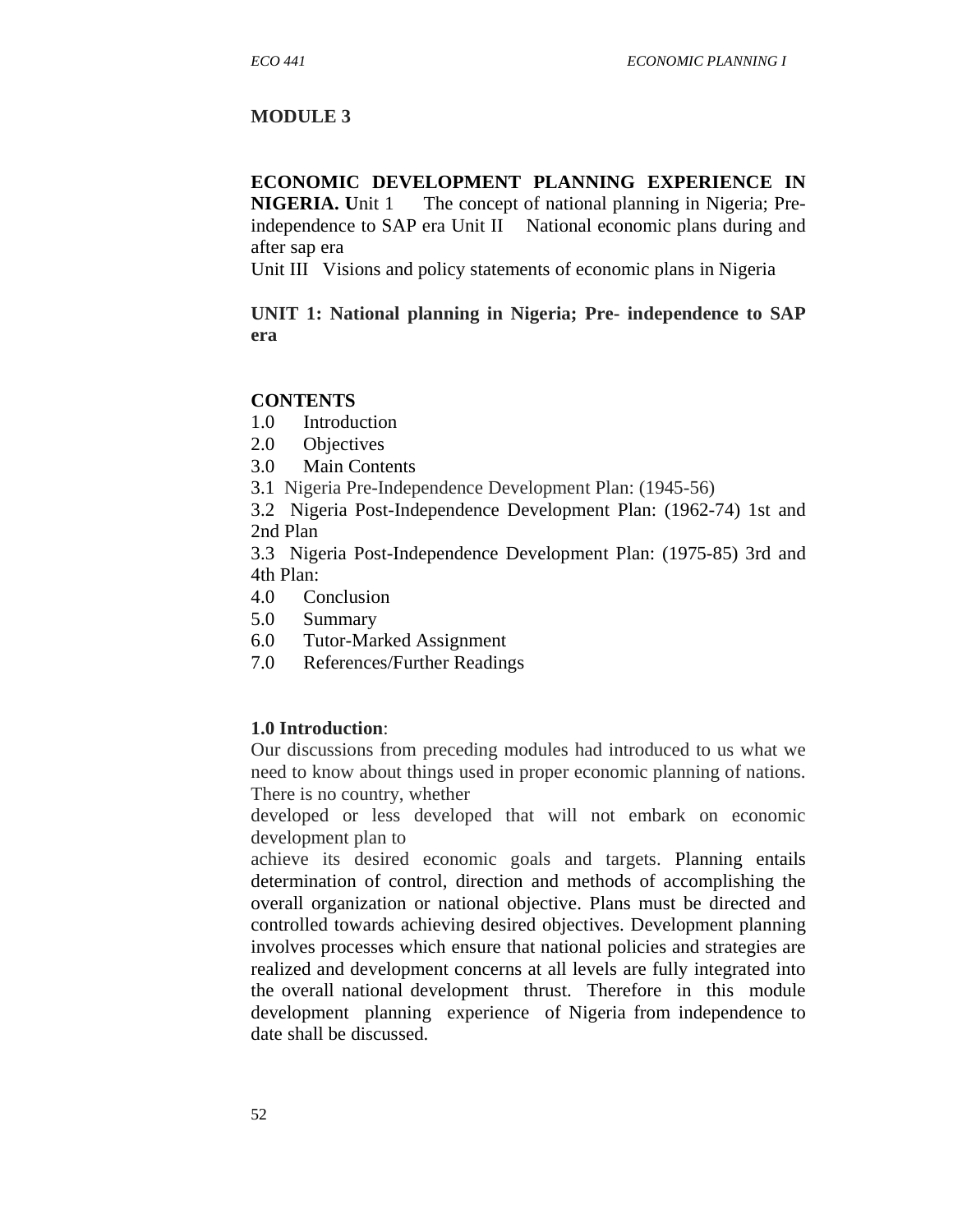## MODULE 3

**ECONOMIC DEVELOPMENT PLANNING EXPERIENCE IN NIGERIA. U**nit 1 The concept of national planning in Nigeria; Pre-independence to SAP era Unit II National economic plans during and after sap era

Unit III Visions and policy statements of economic plans in Nigeria

### UNIT 1: National planning in Nigeria; Pre- independence to SAP era

**CONTENTS**

1.0 Introduction
2.0 Objectives
3.0 Main Contents
3.1 Nigeria Pre-Independence Development Plan: (1945-56)
3.2 Nigeria Post-Independence Development Plan: (1962-74) 1st and 2nd Plan
3.3 Nigeria Post-Independence Development Plan: (1975-85) 3rd and 4th Plan:
4.0 Conclusion
5.0 Summary
6.0 Tutor-Marked Assignment
7.0 References/Further Readings

**1.0 Introduction**:

Our discussions from preceding modules had introduced to us what we need to know about things used in proper economic planning of nations. There is no country, whether developed or less developed that will not embark on economic development plan to achieve its desired economic goals and targets. Planning entails determination of control, direction and methods of accomplishing the overall organization or national objective. Plans must be directed and controlled towards achieving desired objectives. Development planning involves processes which ensure that national policies and strategies are realized and development concerns at all levels are fully integrated into the overall national development thrust. Therefore in this module development planning experience of Nigeria from independence to date shall be discussed.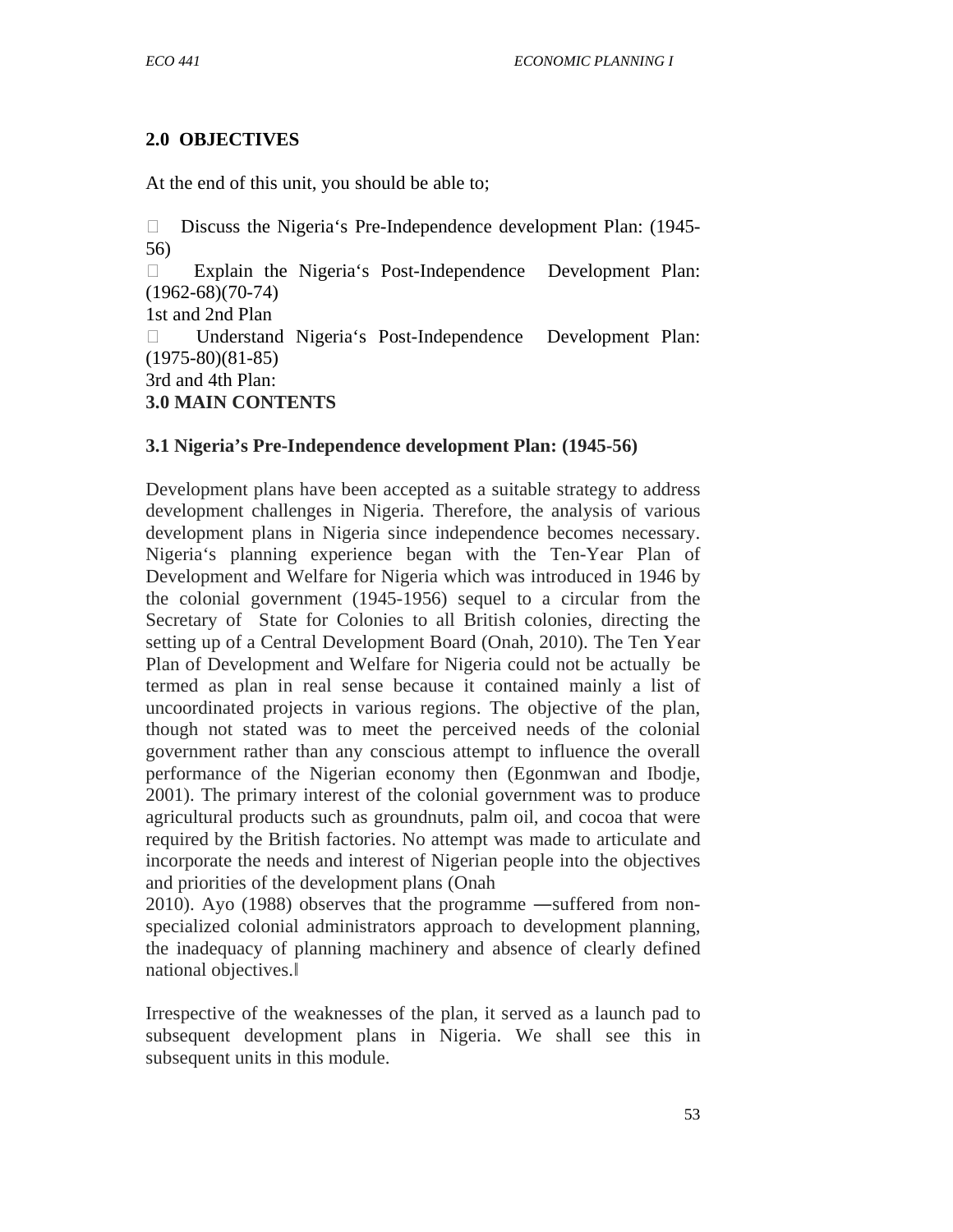## 2.0 OBJECTIVES

At the end of this unit, you should be able to;

- Discuss the Nigeria's Pre-Independence development Plan: (1945-56)
- Explain the Nigeria's Post-Independence Development Plan: (1962-68)(70-74)
1st and 2nd Plan
- Understand Nigeria's Post-Independence Development Plan: (1975-80)(81-85)
3rd and 4th Plan:

## 3.0 MAIN CONTENTS

### 3.1 Nigeria's Pre-Independence development Plan: (1945-56)

Development plans have been accepted as a suitable strategy to address development challenges in Nigeria. Therefore, the analysis of various development plans in Nigeria since independence becomes necessary. Nigeria's planning experience began with the Ten-Year Plan of Development and Welfare for Nigeria which was introduced in 1946 by the colonial government (1945-1956) sequel to a circular from the Secretary of State for Colonies to all British colonies, directing the setting up of a Central Development Board (Onah, 2010). The Ten Year Plan of Development and Welfare for Nigeria could not be actually be termed as plan in real sense because it contained mainly a list of uncoordinated projects in various regions. The objective of the plan, though not stated was to meet the perceived needs of the colonial government rather than any conscious attempt to influence the overall performance of the Nigerian economy then (Egonmwan and Ibodje, 2001). The primary interest of the colonial government was to produce agricultural products such as groundnuts, palm oil, and cocoa that were required by the British factories. No attempt was made to articulate and incorporate the needs and interest of Nigerian people into the objectives and priorities of the development plans (Onah 2010). Ayo (1988) observes that the programme ―suffered from non-specialized colonial administrators approach to development planning, the inadequacy of planning machinery and absence of clearly defined national objectives.‖

Irrespective of the weaknesses of the plan, it served as a launch pad to subsequent development plans in Nigeria. We shall see this in subsequent units in this module.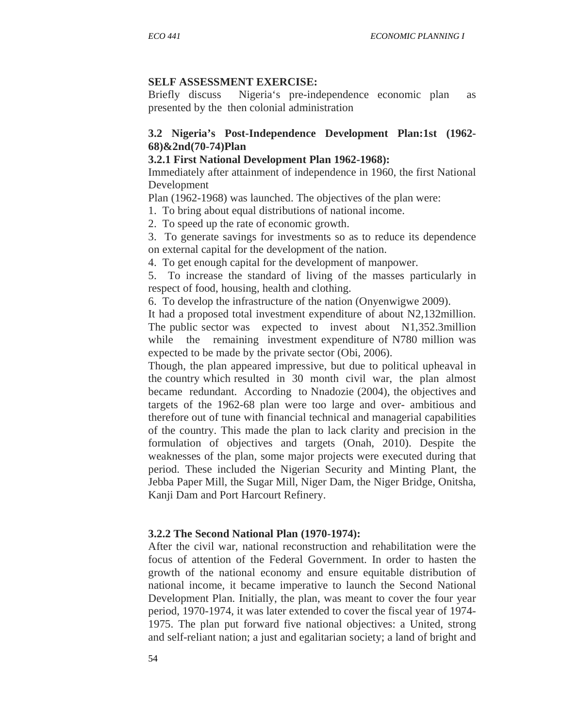**SELF ASSESSMENT EXERCISE:**

Briefly discuss Nigeria's pre-independence economic plan as presented by the then colonial administration

### 3.2 Nigeria's Post-Independence Development Plan:1st (1962-68)&2nd(70-74)Plan

#### 3.2.1 First National Development Plan 1962-1968):

Immediately after attainment of independence in 1960, the first National Development

Plan (1962-1968) was launched. The objectives of the plan were:

1. To bring about equal distributions of national income.
2. To speed up the rate of economic growth.
3. To generate savings for investments so as to reduce its dependence on external capital for the development of the nation.
4. To get enough capital for the development of manpower.
5. To increase the standard of living of the masses particularly in respect of food, housing, health and clothing.
6. To develop the infrastructure of the nation (Onyenwigwe 2009).

It had a proposed total investment expenditure of about N2,132million. The public sector was expected to invest about N1,352.3million while the remaining investment expenditure of N780 million was expected to be made by the private sector (Obi, 2006).

Though, the plan appeared impressive, but due to political upheaval in the country which resulted in 30 month civil war, the plan almost became redundant. According to Nnadozie (2004), the objectives and targets of the 1962-68 plan were too large and over- ambitious and therefore out of tune with financial technical and managerial capabilities of the country. This made the plan to lack clarity and precision in the formulation of objectives and targets (Onah, 2010). Despite the weaknesses of the plan, some major projects were executed during that period. These included the Nigerian Security and Minting Plant, the Jebba Paper Mill, the Sugar Mill, Niger Dam, the Niger Bridge, Onitsha, Kanji Dam and Port Harcourt Refinery.

#### 3.2.2 The Second National Plan (1970-1974):

After the civil war, national reconstruction and rehabilitation were the focus of attention of the Federal Government. In order to hasten the growth of the national economy and ensure equitable distribution of national income, it became imperative to launch the Second National Development Plan. Initially, the plan, was meant to cover the four year period, 1970-1974, it was later extended to cover the fiscal year of 1974-1975. The plan put forward five national objectives: a United, strong and self-reliant nation; a just and egalitarian society; a land of bright and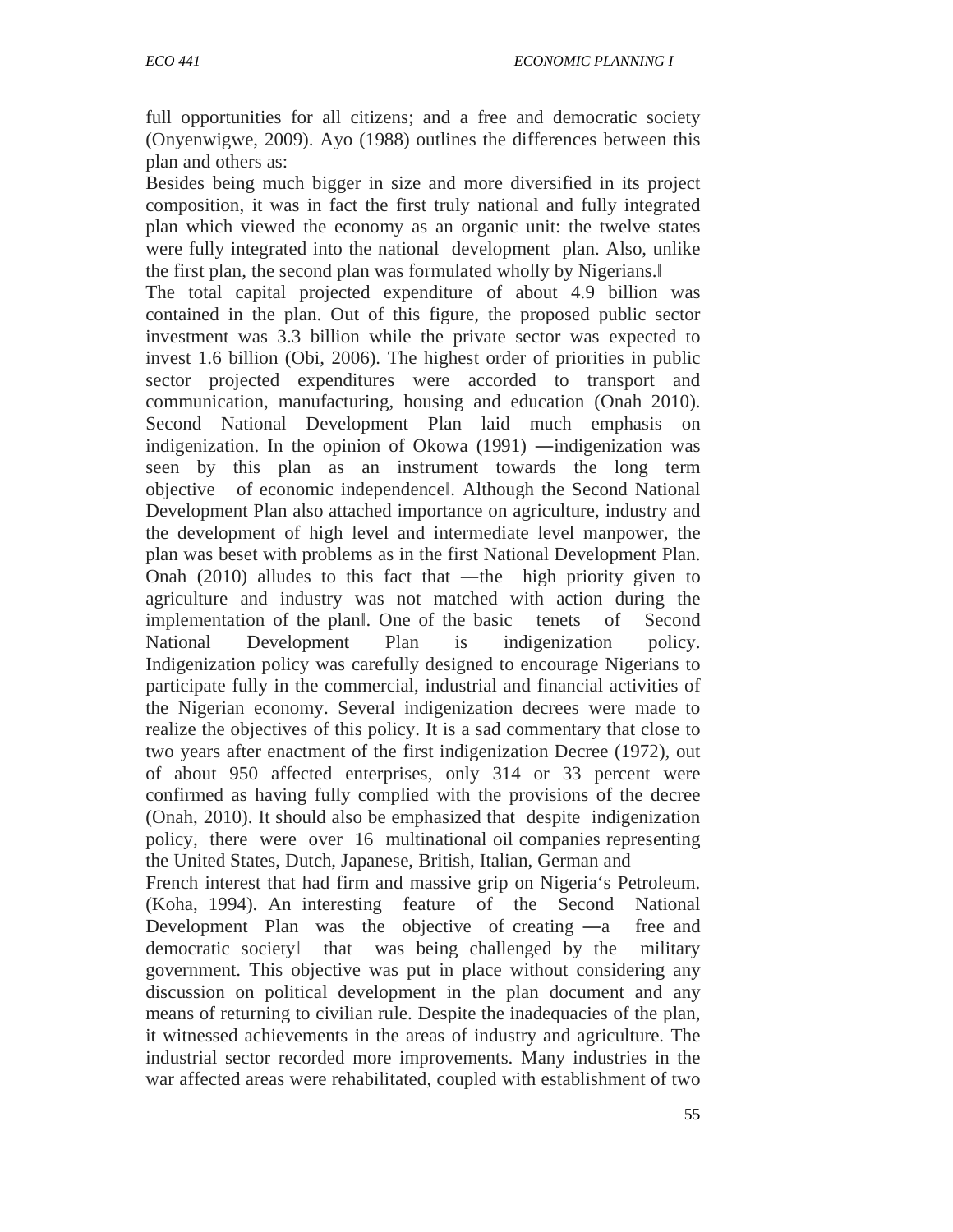full opportunities for all citizens; and a free and democratic society (Onyenwigwe, 2009). Ayo (1988) outlines the differences between this plan and others as:

Besides being much bigger in size and more diversified in its project composition, it was in fact the first truly national and fully integrated plan which viewed the economy as an organic unit: the twelve states were fully integrated into the national development plan. Also, unlike the first plan, the second plan was formulated wholly by Nigerians.‖

The total capital projected expenditure of about 4.9 billion was contained in the plan. Out of this figure, the proposed public sector investment was 3.3 billion while the private sector was expected to invest 1.6 billion (Obi, 2006). The highest order of priorities in public sector projected expenditures were accorded to transport and communication, manufacturing, housing and education (Onah 2010). Second National Development Plan laid much emphasis on indigenization. In the opinion of Okowa (1991) ―indigenization was seen by this plan as an instrument towards the long term objective of economic independence‖. Although the Second National Development Plan also attached importance on agriculture, industry and the development of high level and intermediate level manpower, the plan was beset with problems as in the first National Development Plan. Onah (2010) alludes to this fact that ―the high priority given to agriculture and industry was not matched with action during the implementation of the plan‖. One of the basic tenets of Second National Development Plan is indigenization policy. Indigenization policy was carefully designed to encourage Nigerians to participate fully in the commercial, industrial and financial activities of the Nigerian economy. Several indigenization decrees were made to realize the objectives of this policy. It is a sad commentary that close to two years after enactment of the first indigenization Decree (1972), out of about 950 affected enterprises, only 314 or 33 percent were confirmed as having fully complied with the provisions of the decree (Onah, 2010). It should also be emphasized that despite indigenization policy, there were over 16 multinational oil companies representing the United States, Dutch, Japanese, British, Italian, German and French interest that had firm and massive grip on Nigeria‘s Petroleum. (Koha, 1994). An interesting feature of the Second National Development Plan was the objective of creating ―a free and democratic society‖ that was being challenged by the military government. This objective was put in place without considering any discussion on political development in the plan document and any means of returning to civilian rule. Despite the inadequacies of the plan, it witnessed achievements in the areas of industry and agriculture. The industrial sector recorded more improvements. Many industries in the war affected areas were rehabilitated, coupled with establishment of two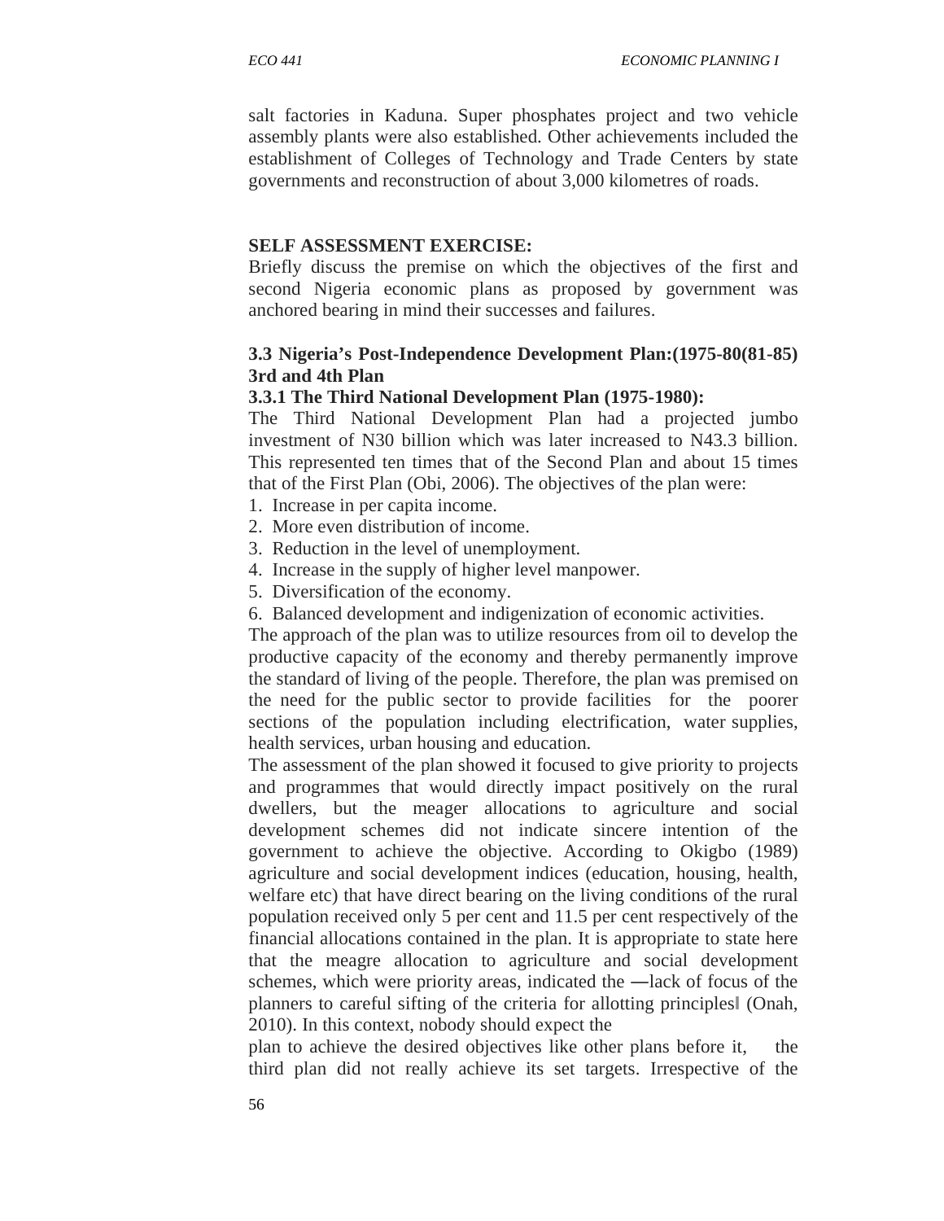salt factories in Kaduna. Super phosphates project and two vehicle assembly plants were also established. Other achievements included the establishment of Colleges of Technology and Trade Centers by state governments and reconstruction of about 3,000 kilometres of roads.

**SELF ASSESSMENT EXERCISE:**

Briefly discuss the premise on which the objectives of the first and second Nigeria economic plans as proposed by government was anchored bearing in mind their successes and failures.

### 3.3 Nigeria's Post-Independence Development Plan:(1975-80(81-85) 3rd and 4th Plan

#### 3.3.1 The Third National Development Plan (1975-1980):

The Third National Development Plan had a projected jumbo investment of N30 billion which was later increased to N43.3 billion. This represented ten times that of the Second Plan and about 15 times that of the First Plan (Obi, 2006). The objectives of the plan were:

1. Increase in per capita income.
2. More even distribution of income.
3. Reduction in the level of unemployment.
4. Increase in the supply of higher level manpower.
5. Diversification of the economy.
6. Balanced development and indigenization of economic activities.

The approach of the plan was to utilize resources from oil to develop the productive capacity of the economy and thereby permanently improve the standard of living of the people. Therefore, the plan was premised on the need for the public sector to provide facilities for the poorer sections of the population including electrification, water supplies, health services, urban housing and education.

The assessment of the plan showed it focused to give priority to projects and programmes that would directly impact positively on the rural dwellers, but the meager allocations to agriculture and social development schemes did not indicate sincere intention of the government to achieve the objective. According to Okigbo (1989) agriculture and social development indices (education, housing, health, welfare etc) that have direct bearing on the living conditions of the rural population received only 5 per cent and 11.5 per cent respectively of the financial allocations contained in the plan. It is appropriate to state here that the meagre allocation to agriculture and social development schemes, which were priority areas, indicated the ―lack of focus of the planners to careful sifting of the criteria for allotting principles‖ (Onah, 2010). In this context, nobody should expect the plan to achieve the desired objectives like other plans before it, the third plan did not really achieve its set targets. Irrespective of the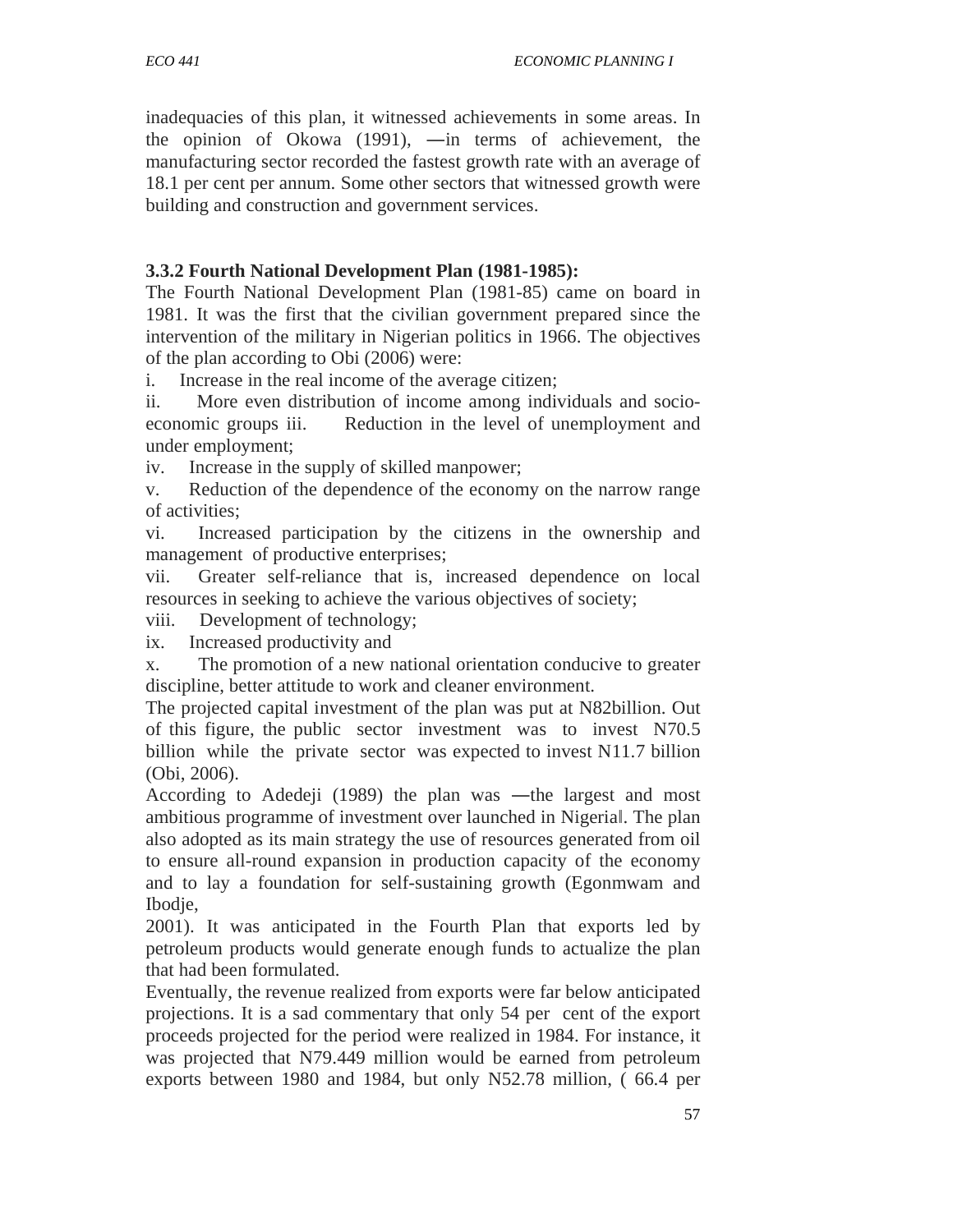inadequacies of this plan, it witnessed achievements in some areas. In the opinion of Okowa (1991), ―in terms of achievement, the manufacturing sector recorded the fastest growth rate with an average of 18.1 per cent per annum. Some other sectors that witnessed growth were building and construction and government services.

### 3.3.2 Fourth National Development Plan (1981-1985):

The Fourth National Development Plan (1981-85) came on board in 1981. It was the first that the civilian government prepared since the intervention of the military in Nigerian politics in 1966. The objectives of the plan according to Obi (2006) were:

i. Increase in the real income of the average citizen;

ii. More even distribution of income among individuals and socio-economic groups iii. Reduction in the level of unemployment and under employment;

iv. Increase in the supply of skilled manpower;

v. Reduction of the dependence of the economy on the narrow range of activities;

vi. Increased participation by the citizens in the ownership and management of productive enterprises;

vii. Greater self-reliance that is, increased dependence on local resources in seeking to achieve the various objectives of society;

viii. Development of technology;

ix. Increased productivity and

x. The promotion of a new national orientation conducive to greater discipline, better attitude to work and cleaner environment.

The projected capital investment of the plan was put at N82billion. Out of this figure, the public sector investment was to invest N70.5 billion while the private sector was expected to invest N11.7 billion (Obi, 2006).

According to Adedeji (1989) the plan was ―the largest and most ambitious programme of investment over launched in Nigeria‖. The plan also adopted as its main strategy the use of resources generated from oil to ensure all-round expansion in production capacity of the economy and to lay a foundation for self-sustaining growth (Egonmwam and Ibodje,
2001). It was anticipated in the Fourth Plan that exports led by petroleum products would generate enough funds to actualize the plan that had been formulated.

Eventually, the revenue realized from exports were far below anticipated projections. It is a sad commentary that only 54 per cent of the export proceeds projected for the period were realized in 1984. For instance, it was projected that N79.449 million would be earned from petroleum exports between 1980 and 1984, but only N52.78 million, ( 66.4 per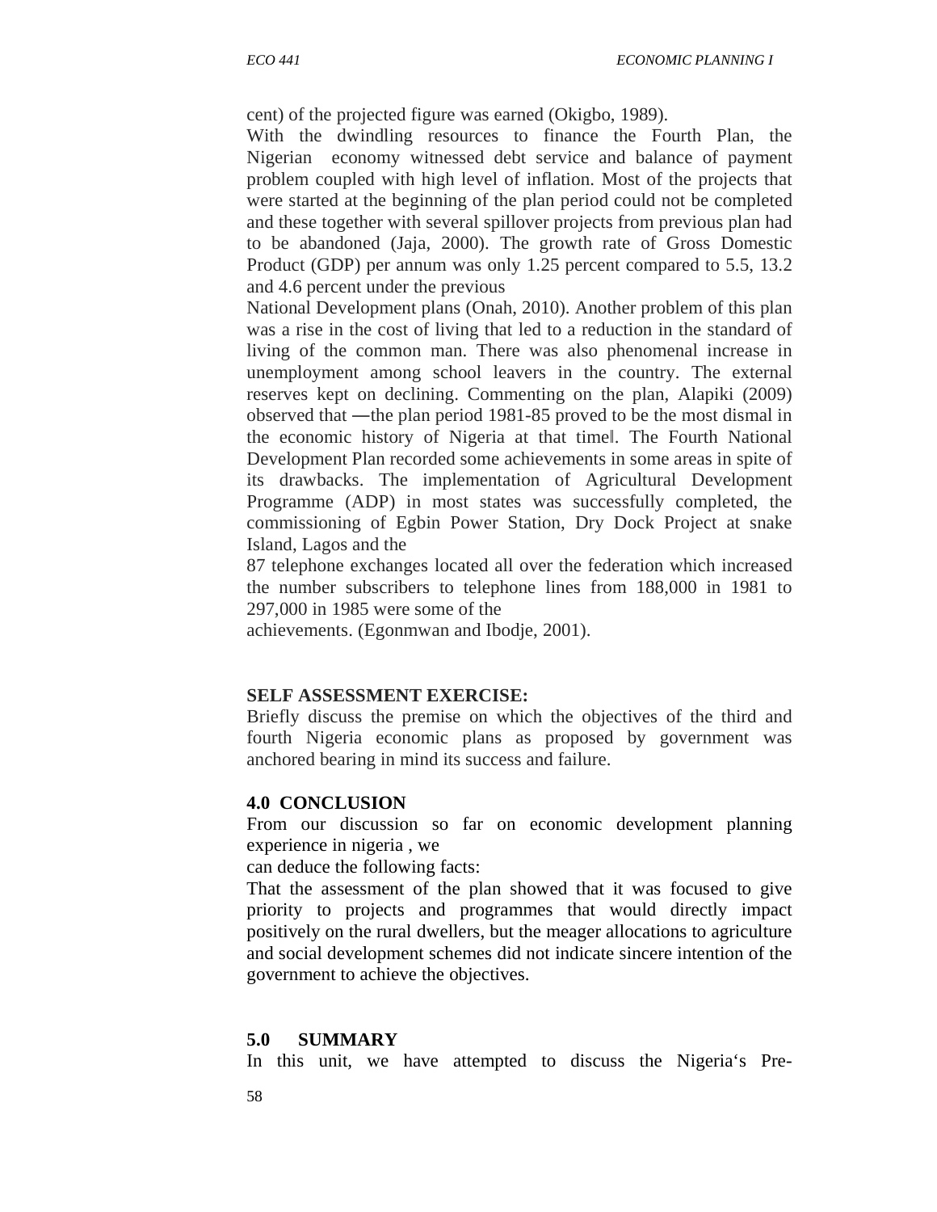cent) of the projected figure was earned (Okigbo, 1989).

With the dwindling resources to finance the Fourth Plan, the Nigerian economy witnessed debt service and balance of payment problem coupled with high level of inflation. Most of the projects that were started at the beginning of the plan period could not be completed and these together with several spillover projects from previous plan had to be abandoned (Jaja, 2000). The growth rate of Gross Domestic Product (GDP) per annum was only 1.25 percent compared to 5.5, 13.2 and 4.6 percent under the previous National Development plans (Onah, 2010). Another problem of this plan was a rise in the cost of living that led to a reduction in the standard of living of the common man. There was also phenomenal increase in unemployment among school leavers in the country. The external reserves kept on declining. Commenting on the plan, Alapiki (2009) observed that ―the plan period 1981-85 proved to be the most dismal in the economic history of Nigeria at that time‖. The Fourth National Development Plan recorded some achievements in some areas in spite of its drawbacks. The implementation of Agricultural Development Programme (ADP) in most states was successfully completed, the commissioning of Egbin Power Station, Dry Dock Project at snake Island, Lagos and the 87 telephone exchanges located all over the federation which increased the number subscribers to telephone lines from 188,000 in 1981 to 297,000 in 1985 were some of the achievements. (Egonmwan and Ibodje, 2001).

**SELF ASSESSMENT EXERCISE:**

Briefly discuss the premise on which the objectives of the third and fourth Nigeria economic plans as proposed by government was anchored bearing in mind its success and failure.

## 4.0 CONCLUSION

From our discussion so far on economic development planning experience in nigeria , we can deduce the following facts:

That the assessment of the plan showed that it was focused to give priority to projects and programmes that would directly impact positively on the rural dwellers, but the meager allocations to agriculture and social development schemes did not indicate sincere intention of the government to achieve the objectives.

## 5.0 SUMMARY

In this unit, we have attempted to discuss the Nigeria‗s Pre-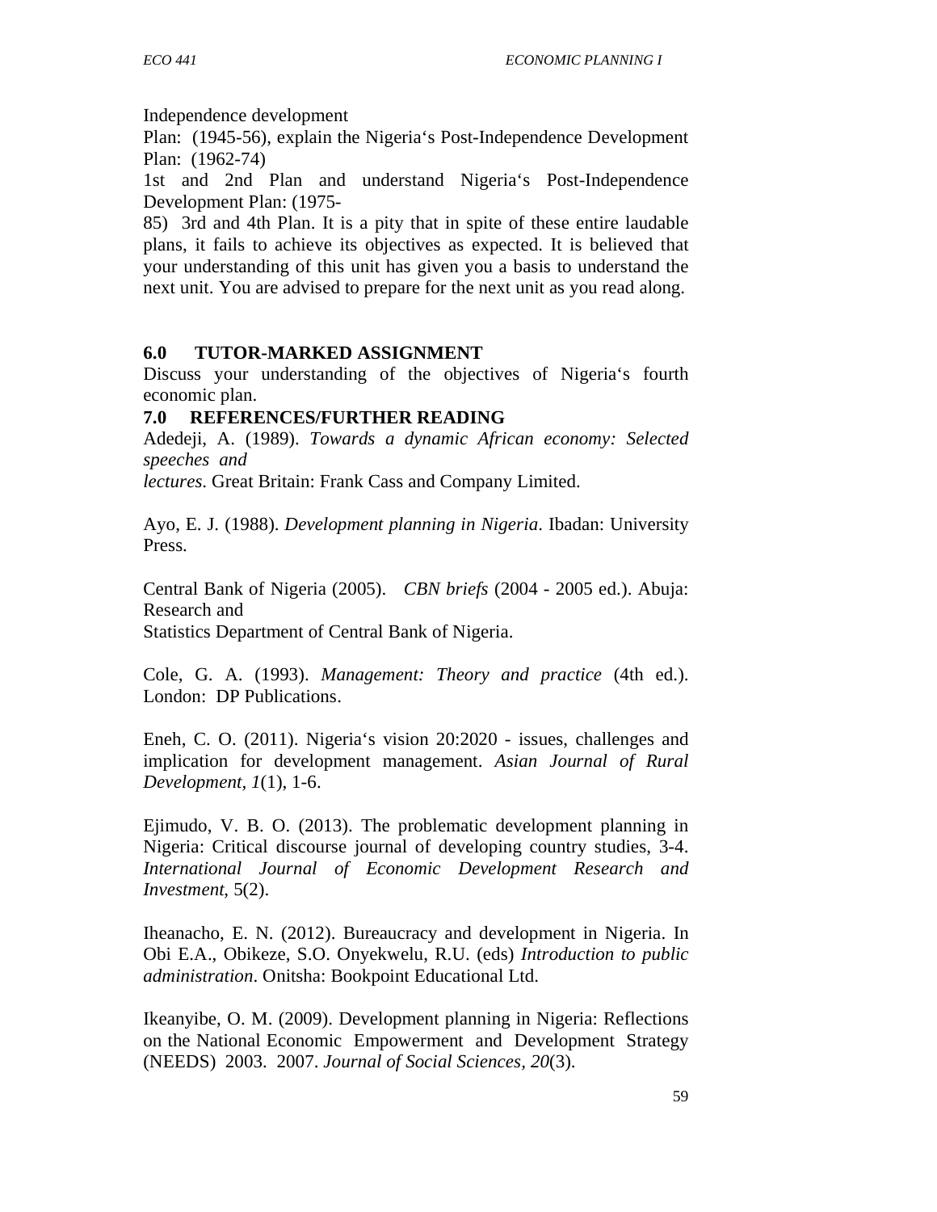Independence development Plan: (1945-56), explain the Nigeria's Post-Independence Development Plan: (1962-74) 1st and 2nd Plan and understand Nigeria's Post-Independence Development Plan: (1975-85) 3rd and 4th Plan. It is a pity that in spite of these entire laudable plans, it fails to achieve its objectives as expected. It is believed that your understanding of this unit has given you a basis to understand the next unit. You are advised to prepare for the next unit as you read along.

## 6.0 TUTOR-MARKED ASSIGNMENT

Discuss your understanding of the objectives of Nigeria's fourth economic plan.

## 7.0 REFERENCES/FURTHER READING

Adedeji, A. (1989). *Towards a dynamic African economy: Selected speeches and lectures*. Great Britain: Frank Cass and Company Limited.

Ayo, E. J. (1988). *Development planning in Nigeria*. Ibadan: University Press.

Central Bank of Nigeria (2005). *CBN briefs* (2004 - 2005 ed.). Abuja: Research and Statistics Department of Central Bank of Nigeria.

Cole, G. A. (1993). *Management: Theory and practice* (4th ed.). London: DP Publications.

Eneh, C. O. (2011). Nigeria's vision 20:2020 - issues, challenges and implication for development management. *Asian Journal of Rural Development*, *1*(1), 1-6.

Ejimudo, V. B. O. (2013). The problematic development planning in Nigeria: Critical discourse journal of developing country studies, 3-4. *International Journal of Economic Development Research and Investment*, 5(2).

Iheanacho, E. N. (2012). Bureaucracy and development in Nigeria. In Obi E.A., Obikeze, S.O. Onyekwelu, R.U. (eds) *Introduction to public administration*. Onitsha: Bookpoint Educational Ltd.

Ikeanyibe, O. M. (2009). Development planning in Nigeria: Reflections on the National Economic Empowerment and Development Strategy (NEEDS) 2003. 2007. *Journal of Social Sciences, 20*(3).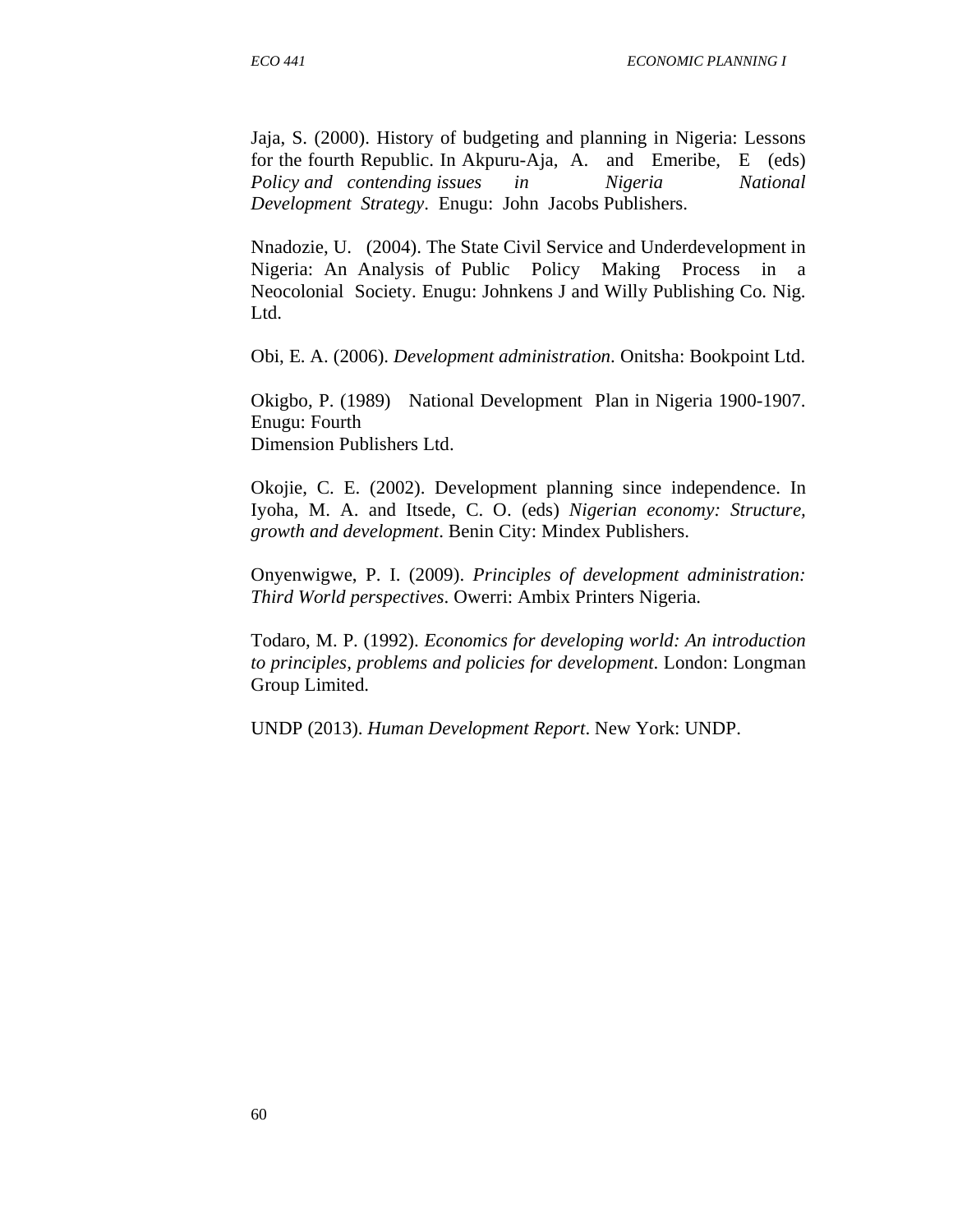Jaja, S. (2000). History of budgeting and planning in Nigeria: Lessons for the fourth Republic. In Akpuru-Aja, A. and Emeribe, E (eds) *Policy and contending issues in Nigeria National Development Strategy*. Enugu: John Jacobs Publishers.

Nnadozie, U. (2004). The State Civil Service and Underdevelopment in Nigeria: An Analysis of Public Policy Making Process in a Neocolonial Society. Enugu: Johnkens J and Willy Publishing Co. Nig. Ltd.

Obi, E. A. (2006). *Development administration*. Onitsha: Bookpoint Ltd.

Okigbo, P. (1989) National Development Plan in Nigeria 1900-1907. Enugu: Fourth
Dimension Publishers Ltd.

Okojie, C. E. (2002). Development planning since independence. In Iyoha, M. A. and Itsede, C. O. (eds) *Nigerian economy: Structure, growth and development*. Benin City: Mindex Publishers.

Onyenwigwe, P. I. (2009). *Principles of development administration: Third World perspectives*. Owerri: Ambix Printers Nigeria.

Todaro, M. P. (1992). *Economics for developing world: An introduction to principles, problems and policies for development*. London: Longman Group Limited.

UNDP (2013). *Human Development Report*. New York: UNDP.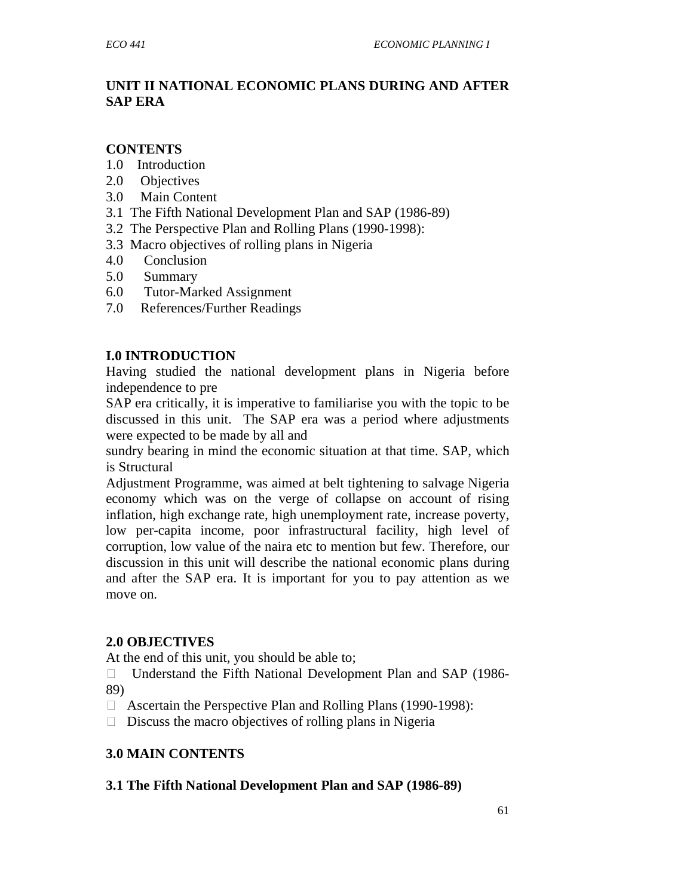## UNIT II NATIONAL ECONOMIC PLANS DURING AND AFTER SAP ERA

### CONTENTS

1.0 Introduction
2.0 Objectives
3.0 Main Content
3.1 The Fifth National Development Plan and SAP (1986-89)
3.2 The Perspective Plan and Rolling Plans (1990-1998):
3.3 Macro objectives of rolling plans in Nigeria
4.0 Conclusion
5.0 Summary
6.0 Tutor-Marked Assignment
7.0 References/Further Readings

### I.0 INTRODUCTION

Having studied the national development plans in Nigeria before independence to pre
SAP era critically, it is imperative to familiarise you with the topic to be discussed in this unit. The SAP era was a period where adjustments were expected to be made by all and
sundry bearing in mind the economic situation at that time. SAP, which is Structural
Adjustment Programme, was aimed at belt tightening to salvage Nigeria economy which was on the verge of collapse on account of rising inflation, high exchange rate, high unemployment rate, increase poverty, low per-capita income, poor infrastructural facility, high level of corruption, low value of the naira etc to mention but few. Therefore, our discussion in this unit will describe the national economic plans during and after the SAP era. It is important for you to pay attention as we move on.

### 2.0 OBJECTIVES

At the end of this unit, you should be able to;

- Understand the Fifth National Development Plan and SAP (1986-89)
- Ascertain the Perspective Plan and Rolling Plans (1990-1998):
- Discuss the macro objectives of rolling plans in Nigeria

### 3.0 MAIN CONTENTS

### 3.1 The Fifth National Development Plan and SAP (1986-89)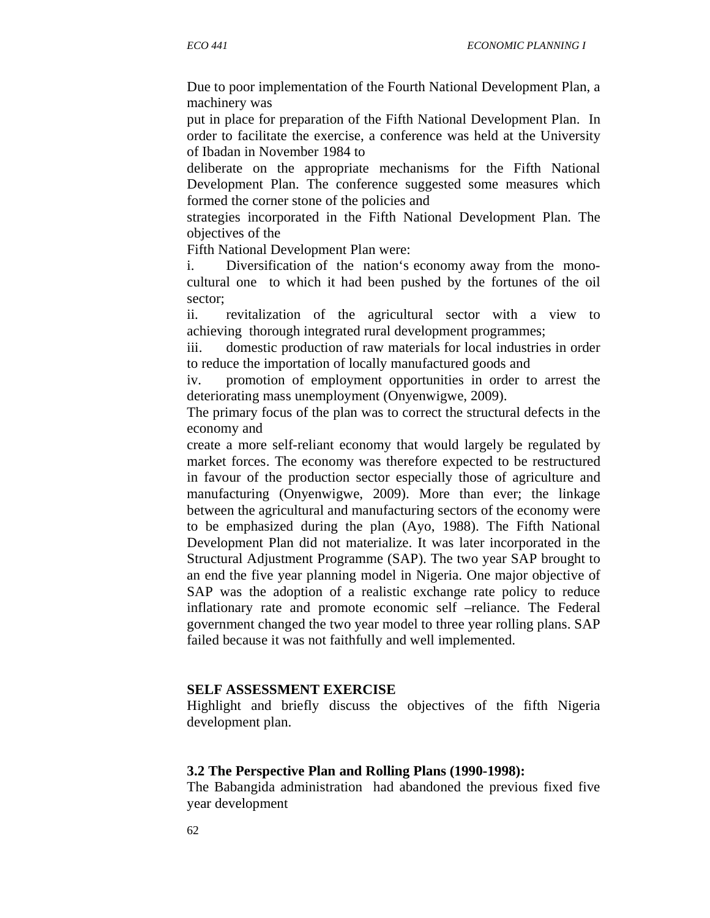Due to poor implementation of the Fourth National Development Plan, a machinery was put in place for preparation of the Fifth National Development Plan. In order to facilitate the exercise, a conference was held at the University of Ibadan in November 1984 to deliberate on the appropriate mechanisms for the Fifth National Development Plan. The conference suggested some measures which formed the corner stone of the policies and strategies incorporated in the Fifth National Development Plan. The objectives of the Fifth National Development Plan were:

i. Diversification of the nation‘s economy away from the mono-cultural one to which it had been pushed by the fortunes of the oil sector;

ii. revitalization of the agricultural sector with a view to achieving thorough integrated rural development programmes;

iii. domestic production of raw materials for local industries in order to reduce the importation of locally manufactured goods and

iv. promotion of employment opportunities in order to arrest the deteriorating mass unemployment (Onyenwigwe, 2009).

The primary focus of the plan was to correct the structural defects in the economy and create a more self-reliant economy that would largely be regulated by market forces. The economy was therefore expected to be restructured in favour of the production sector especially those of agriculture and manufacturing (Onyenwigwe, 2009). More than ever; the linkage between the agricultural and manufacturing sectors of the economy were to be emphasized during the plan (Ayo, 1988). The Fifth National Development Plan did not materialize. It was later incorporated in the Structural Adjustment Programme (SAP). The two year SAP brought to an end the five year planning model in Nigeria. One major objective of SAP was the adoption of a realistic exchange rate policy to reduce inflationary rate and promote economic self –reliance. The Federal government changed the two year model to three year rolling plans. SAP failed because it was not faithfully and well implemented.

**SELF ASSESSMENT EXERCISE**

Highlight and briefly discuss the objectives of the fifth Nigeria development plan.

### 3.2 The Perspective Plan and Rolling Plans (1990-1998):

The Babangida administration had abandoned the previous fixed five year development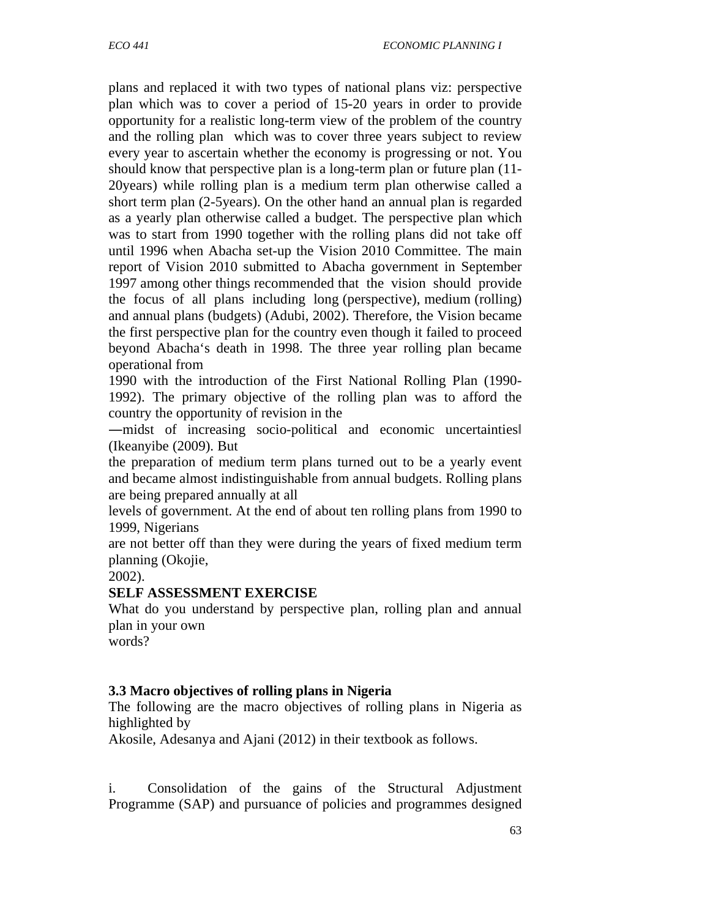plans and replaced it with two types of national plans viz: perspective plan which was to cover a period of 15-20 years in order to provide opportunity for a realistic long-term view of the problem of the country and the rolling plan which was to cover three years subject to review every year to ascertain whether the economy is progressing or not. You should know that perspective plan is a long-term plan or future plan (11-20years) while rolling plan is a medium term plan otherwise called a short term plan (2-5years). On the other hand an annual plan is regarded as a yearly plan otherwise called a budget. The perspective plan which was to start from 1990 together with the rolling plans did not take off until 1996 when Abacha set-up the Vision 2010 Committee. The main report of Vision 2010 submitted to Abacha government in September 1997 among other things recommended that the vision should provide the focus of all plans including long (perspective), medium (rolling) and annual plans (budgets) (Adubi, 2002). Therefore, the Vision became the first perspective plan for the country even though it failed to proceed beyond Abacha‘s death in 1998. The three year rolling plan became operational from 1990 with the introduction of the First National Rolling Plan (1990-1992). The primary objective of the rolling plan was to afford the country the opportunity of revision in the ―midst of increasing socio-political and economic uncertainties‖ (Ikeanyibe (2009). But the preparation of medium term plans turned out to be a yearly event and became almost indistinguishable from annual budgets. Rolling plans are being prepared annually at all levels of government. At the end of about ten rolling plans from 1990 to 1999, Nigerians are not better off than they were during the years of fixed medium term planning (Okojie, 2002).

**SELF ASSESSMENT EXERCISE**

What do you understand by perspective plan, rolling plan and annual plan in your own words?

### 3.3 Macro objectives of rolling plans in Nigeria

The following are the macro objectives of rolling plans in Nigeria as highlighted by Akosile, Adesanya and Ajani (2012) in their textbook as follows.

i. Consolidation of the gains of the Structural Adjustment Programme (SAP) and pursuance of policies and programmes designed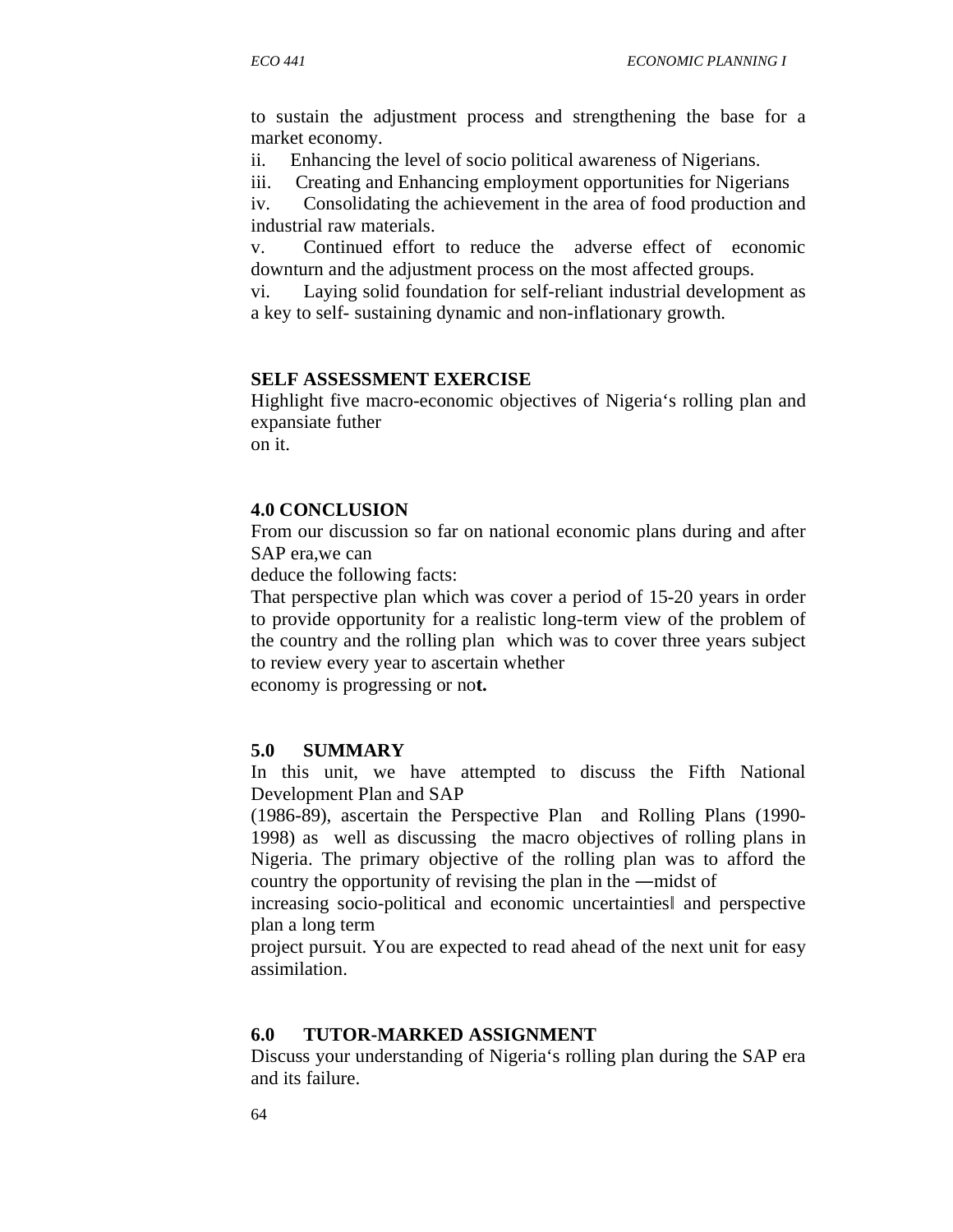to sustain the adjustment process and strengthening the base for a market economy.

ii. Enhancing the level of socio political awareness of Nigerians.

iii. Creating and Enhancing employment opportunities for Nigerians

iv. Consolidating the achievement in the area of food production and industrial raw materials.

v. Continued effort to reduce the adverse effect of economic downturn and the adjustment process on the most affected groups.

vi. Laying solid foundation for self-reliant industrial development as a key to self- sustaining dynamic and non-inflationary growth.

**SELF ASSESSMENT EXERCISE**

Highlight five macro-economic objectives of Nigeria‘s rolling plan and expansiate futher
on it.

## 4.0 CONCLUSION

From our discussion so far on national economic plans during and after SAP era,we can
deduce the following facts:

That perspective plan which was cover a period of 15-20 years in order to provide opportunity for a realistic long-term view of the problem of the country and the rolling plan which was to cover three years subject to review every year to ascertain whether
economy is progressing or no**t.**

## 5.0 SUMMARY

In this unit, we have attempted to discuss the Fifth National Development Plan and SAP
(1986-89), ascertain the Perspective Plan and Rolling Plans (1990-1998) as well as discussing the macro objectives of rolling plans in Nigeria. The primary objective of the rolling plan was to afford the country the opportunity of revising the plan in the ―midst of
increasing socio-political and economic uncertainties‖ and perspective plan a long term
project pursuit. You are expected to read ahead of the next unit for easy assimilation.

## 6.0 TUTOR-MARKED ASSIGNMENT

Discuss your understanding of Nigeria‘s rolling plan during the SAP era and its failure.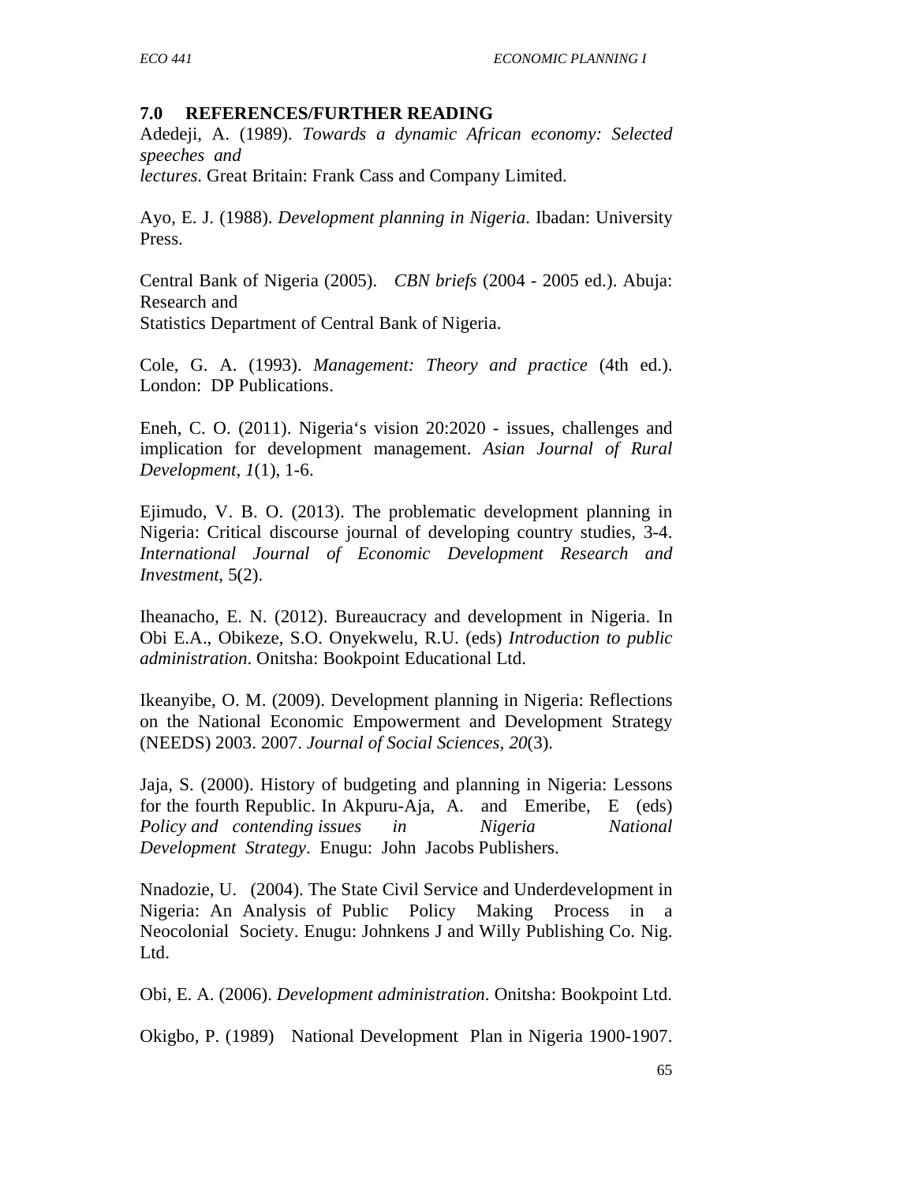## 7.0 REFERENCES/FURTHER READING

Adedeji, A. (1989). *Towards a dynamic African economy: Selected speeches and lectures*. Great Britain: Frank Cass and Company Limited.

Ayo, E. J. (1988). *Development planning in Nigeria*. Ibadan: University Press.

Central Bank of Nigeria (2005). *CBN briefs* (2004 - 2005 ed.). Abuja: Research and Statistics Department of Central Bank of Nigeria.

Cole, G. A. (1993). *Management: Theory and practice* (4th ed.). London: DP Publications.

Eneh, C. O. (2011). Nigeria's vision 20:2020 - issues, challenges and implication for development management. *Asian Journal of Rural Development, 1*(1), 1-6.

Ejimudo, V. B. O. (2013). The problematic development planning in Nigeria: Critical discourse journal of developing country studies, 3-4. *International Journal of Economic Development Research and Investment,* 5(2).

Iheanacho, E. N. (2012). Bureaucracy and development in Nigeria. In Obi E.A., Obikeze, S.O. Onyekwelu, R.U. (eds) *Introduction to public administration*. Onitsha: Bookpoint Educational Ltd.

Ikeanyibe, O. M. (2009). Development planning in Nigeria: Reflections on the National Economic Empowerment and Development Strategy (NEEDS) 2003. 2007. *Journal of Social Sciences, 20*(3).

Jaja, S. (2000). History of budgeting and planning in Nigeria: Lessons for the fourth Republic. In Akpuru-Aja, A. and Emeribe, E (eds) *Policy and contending issues in Nigeria National Development Strategy*. Enugu: John Jacobs Publishers.

Nnadozie, U. (2004). The State Civil Service and Underdevelopment in Nigeria: An Analysis of Public Policy Making Process in a Neocolonial Society. Enugu: Johnkens J and Willy Publishing Co. Nig. Ltd.

Obi, E. A. (2006). *Development administration*. Onitsha: Bookpoint Ltd.

Okigbo, P. (1989) National Development Plan in Nigeria 1900-1907.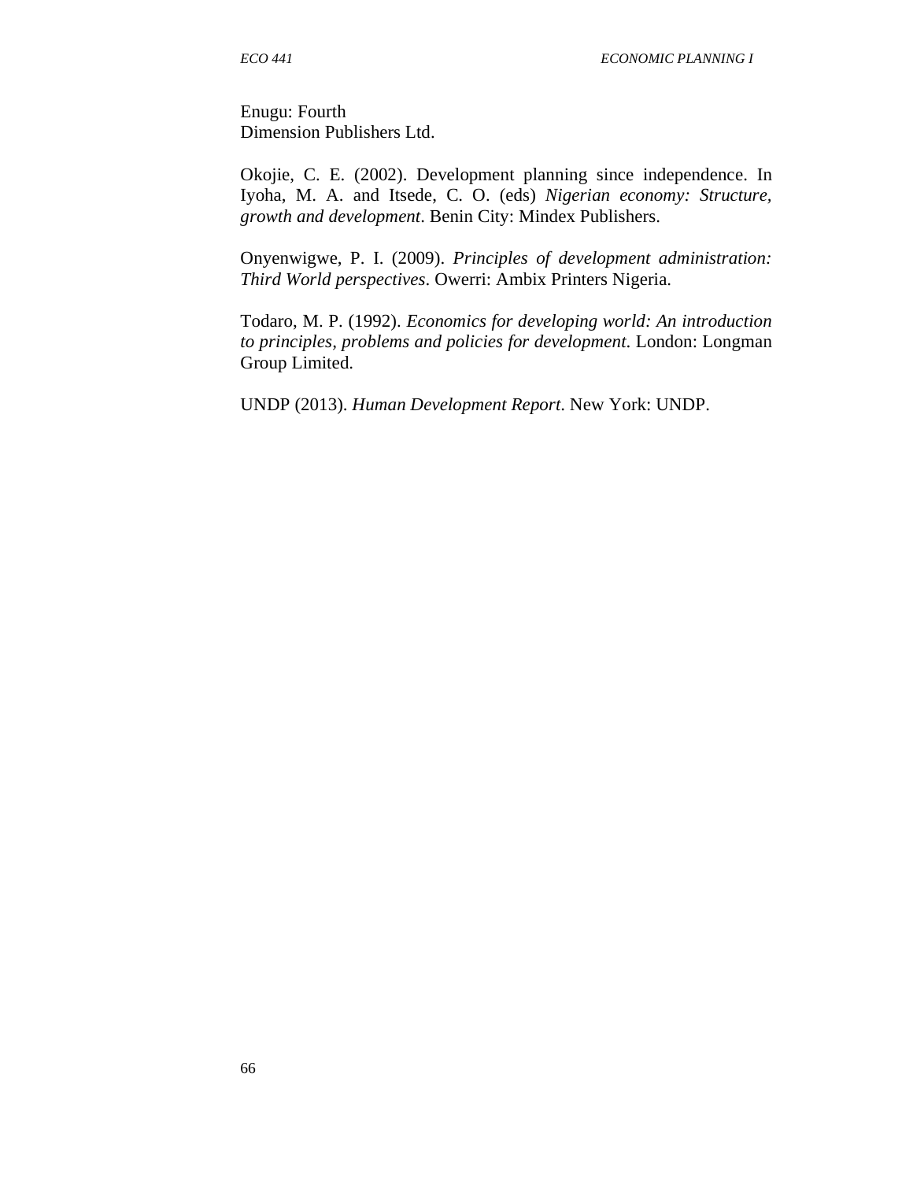Enugu: Fourth
Dimension Publishers Ltd.

Okojie, C. E. (2002). Development planning since independence. In Iyoha, M. A. and Itsede, C. O. (eds) *Nigerian economy: Structure, growth and development*. Benin City: Mindex Publishers.

Onyenwigwe, P. I. (2009). *Principles of development administration: Third World perspectives*. Owerri: Ambix Printers Nigeria.

Todaro, M. P. (1992). *Economics for developing world: An introduction to principles, problems and policies for development*. London: Longman Group Limited.

UNDP (2013). *Human Development Report*. New York: UNDP.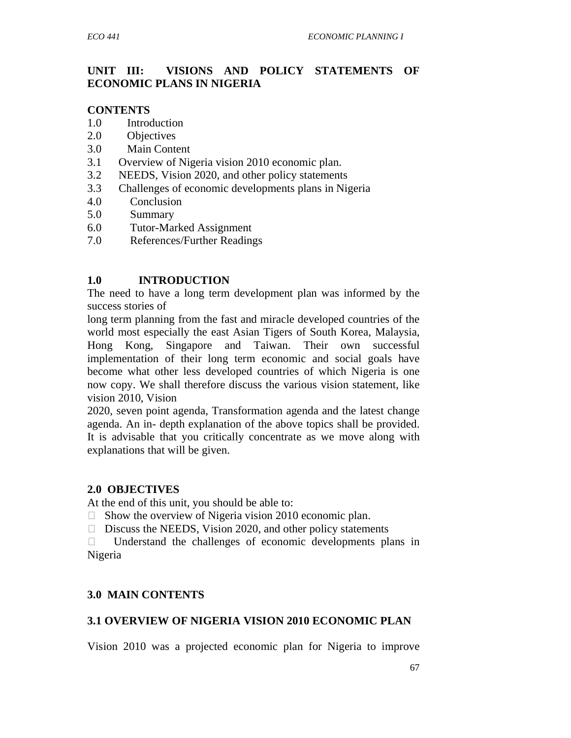## UNIT III: VISIONS AND POLICY STATEMENTS OF ECONOMIC PLANS IN NIGERIA

**CONTENTS**

1.0 Introduction
2.0 Objectives
3.0 Main Content
3.1 Overview of Nigeria vision 2010 economic plan.
3.2 NEEDS, Vision 2020, and other policy statements
3.3 Challenges of economic developments plans in Nigeria
4.0 Conclusion
5.0 Summary
6.0 Tutor-Marked Assignment
7.0 References/Further Readings

### 1.0 INTRODUCTION

The need to have a long term development plan was informed by the success stories of long term planning from the fast and miracle developed countries of the world most especially the east Asian Tigers of South Korea, Malaysia, Hong Kong, Singapore and Taiwan. Their own successful implementation of their long term economic and social goals have become what other less developed countries of which Nigeria is one now copy. We shall therefore discuss the various vision statement, like vision 2010, Vision 2020, seven point agenda, Transformation agenda and the latest change agenda. An in- depth explanation of the above topics shall be provided. It is advisable that you critically concentrate as we move along with explanations that will be given.

### 2.0 OBJECTIVES

At the end of this unit, you should be able to:

- Show the overview of Nigeria vision 2010 economic plan.
- Discuss the NEEDS, Vision 2020, and other policy statements
- Understand the challenges of economic developments plans in Nigeria

### 3.0 MAIN CONTENTS

### 3.1 OVERVIEW OF NIGERIA VISION 2010 ECONOMIC PLAN

Vision 2010 was a projected economic plan for Nigeria to improve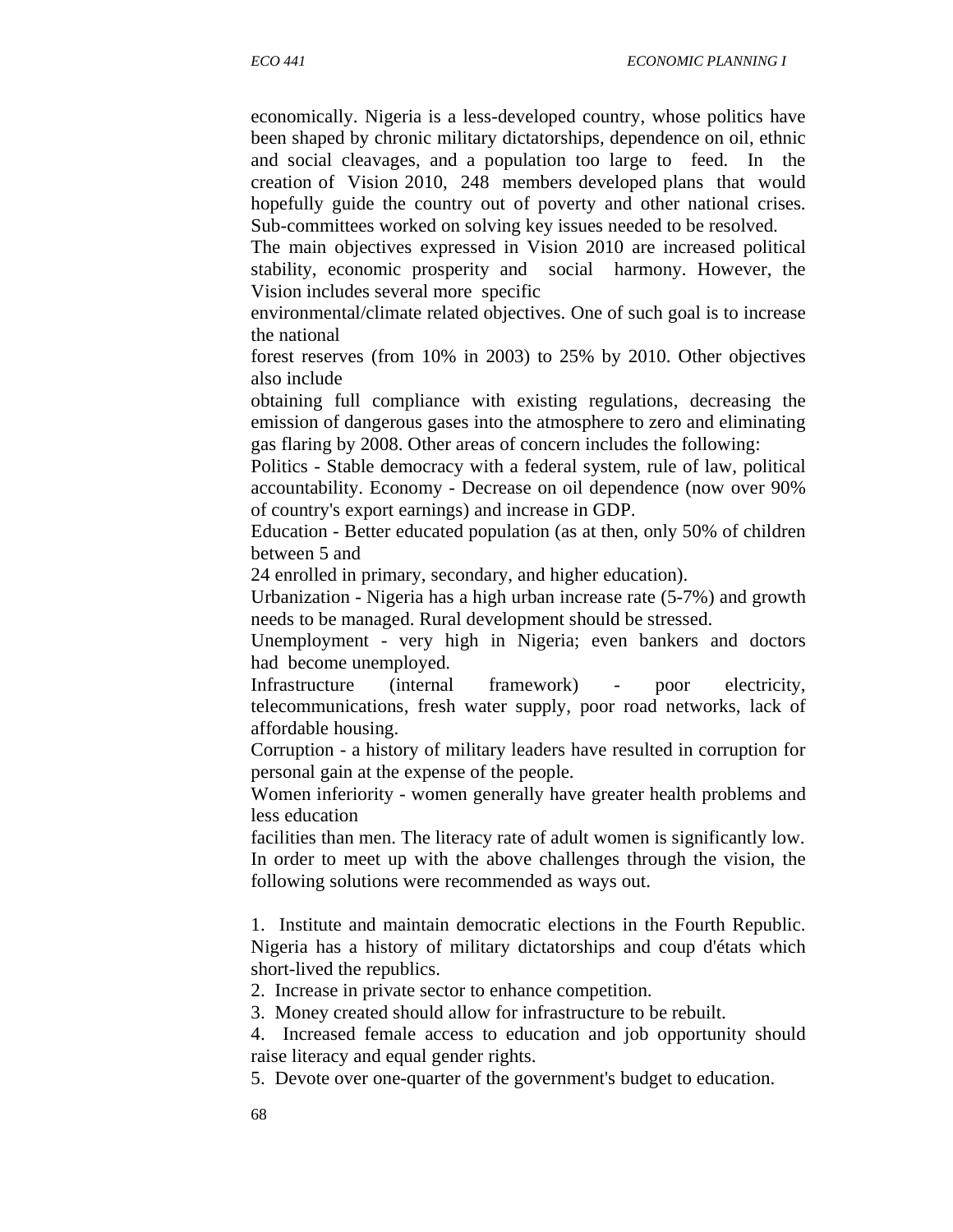economically. Nigeria is a less-developed country, whose politics have been shaped by chronic military dictatorships, dependence on oil, ethnic and social cleavages, and a population too large to feed. In the creation of Vision 2010, 248 members developed plans that would hopefully guide the country out of poverty and other national crises. Sub-committees worked on solving key issues needed to be resolved.

The main objectives expressed in Vision 2010 are increased political stability, economic prosperity and social harmony. However, the Vision includes several more specific environmental/climate related objectives. One of such goal is to increase the national forest reserves (from 10% in 2003) to 25% by 2010. Other objectives also include obtaining full compliance with existing regulations, decreasing the emission of dangerous gases into the atmosphere to zero and eliminating gas flaring by 2008. Other areas of concern includes the following:

Politics - Stable democracy with a federal system, rule of law, political accountability. Economy - Decrease on oil dependence (now over 90% of country's export earnings) and increase in GDP.

Education - Better educated population (as at then, only 50% of children between 5 and 24 enrolled in primary, secondary, and higher education).

Urbanization - Nigeria has a high urban increase rate (5-7%) and growth needs to be managed. Rural development should be stressed.

Unemployment - very high in Nigeria; even bankers and doctors had become unemployed.

Infrastructure (internal framework) - poor electricity, telecommunications, fresh water supply, poor road networks, lack of affordable housing.

Corruption - a history of military leaders have resulted in corruption for personal gain at the expense of the people.

Women inferiority - women generally have greater health problems and less education facilities than men. The literacy rate of adult women is significantly low.

In order to meet up with the above challenges through the vision, the following solutions were recommended as ways out.

1. Institute and maintain democratic elections in the Fourth Republic. Nigeria has a history of military dictatorships and coup d'états which short-lived the republics.
2. Increase in private sector to enhance competition.
3. Money created should allow for infrastructure to be rebuilt.
4. Increased female access to education and job opportunity should raise literacy and equal gender rights.
5. Devote over one-quarter of the government's budget to education.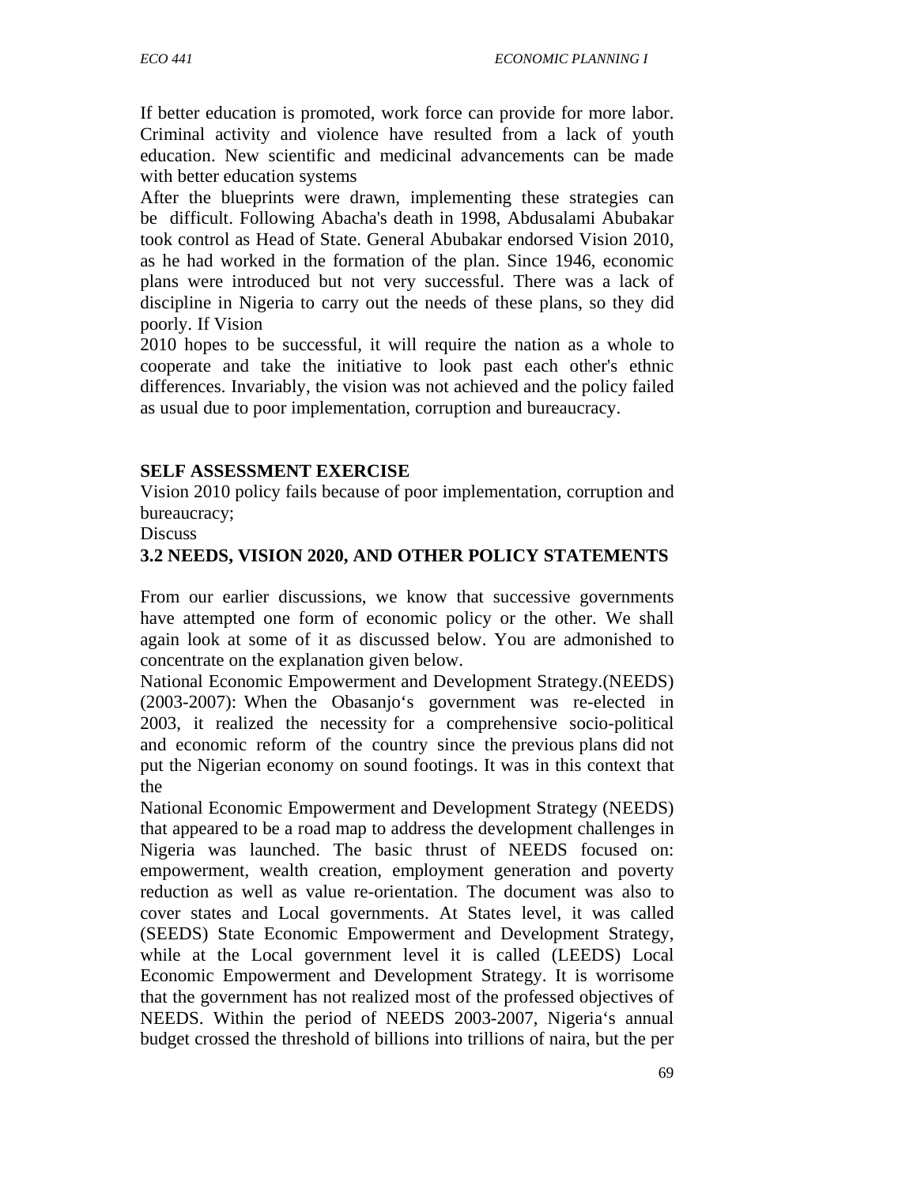If better education is promoted, work force can provide for more labor. Criminal activity and violence have resulted from a lack of youth education. New scientific and medicinal advancements can be made with better education systems

After the blueprints were drawn, implementing these strategies can be difficult. Following Abacha's death in 1998, Abdusalami Abubakar took control as Head of State. General Abubakar endorsed Vision 2010, as he had worked in the formation of the plan. Since 1946, economic plans were introduced but not very successful. There was a lack of discipline in Nigeria to carry out the needs of these plans, so they did poorly. If Vision 2010 hopes to be successful, it will require the nation as a whole to cooperate and take the initiative to look past each other's ethnic differences. Invariably, the vision was not achieved and the policy failed as usual due to poor implementation, corruption and bureaucracy.

**SELF ASSESSMENT EXERCISE**

Vision 2010 policy fails because of poor implementation, corruption and bureaucracy;

Discuss

### 3.2 NEEDS, VISION 2020, AND OTHER POLICY STATEMENTS

From our earlier discussions, we know that successive governments have attempted one form of economic policy or the other. We shall again look at some of it as discussed below. You are admonished to concentrate on the explanation given below.

National Economic Empowerment and Development Strategy.(NEEDS) (2003-2007): When the Obasanjo's government was re-elected in 2003, it realized the necessity for a comprehensive socio-political and economic reform of the country since the previous plans did not put the Nigerian economy on sound footings. It was in this context that the National Economic Empowerment and Development Strategy (NEEDS) that appeared to be a road map to address the development challenges in Nigeria was launched. The basic thrust of NEEDS focused on: empowerment, wealth creation, employment generation and poverty reduction as well as value re-orientation. The document was also to cover states and Local governments. At States level, it was called (SEEDS) State Economic Empowerment and Development Strategy, while at the Local government level it is called (LEEDS) Local Economic Empowerment and Development Strategy. It is worrisome that the government has not realized most of the professed objectives of NEEDS. Within the period of NEEDS 2003-2007, Nigeria's annual budget crossed the threshold of billions into trillions of naira, but the per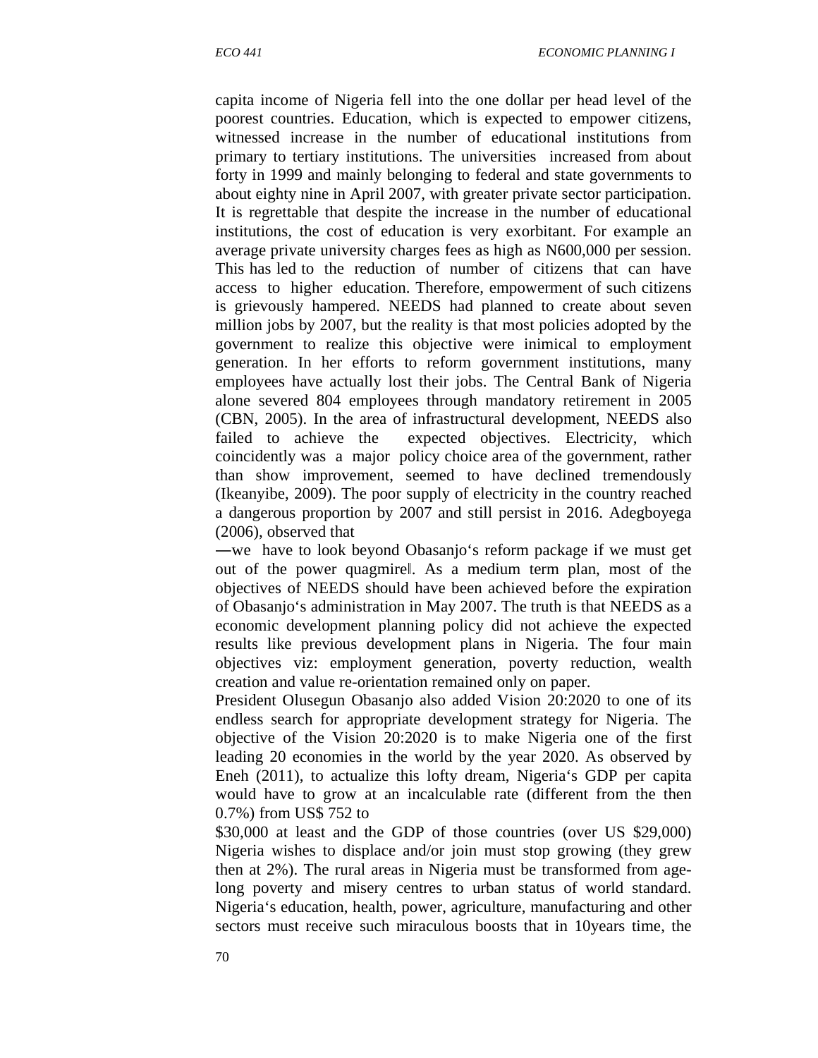capita income of Nigeria fell into the one dollar per head level of the poorest countries. Education, which is expected to empower citizens, witnessed increase in the number of educational institutions from primary to tertiary institutions. The universities increased from about forty in 1999 and mainly belonging to federal and state governments to about eighty nine in April 2007, with greater private sector participation. It is regrettable that despite the increase in the number of educational institutions, the cost of education is very exorbitant. For example an average private university charges fees as high as N600,000 per session. This has led to the reduction of number of citizens that can have access to higher education. Therefore, empowerment of such citizens is grievously hampered. NEEDS had planned to create about seven million jobs by 2007, but the reality is that most policies adopted by the government to realize this objective were inimical to employment generation. In her efforts to reform government institutions, many employees have actually lost their jobs. The Central Bank of Nigeria alone severed 804 employees through mandatory retirement in 2005 (CBN, 2005). In the area of infrastructural development, NEEDS also failed to achieve the expected objectives. Electricity, which coincidently was a major policy choice area of the government, rather than show improvement, seemed to have declined tremendously (Ikeanyibe, 2009). The poor supply of electricity in the country reached a dangerous proportion by 2007 and still persist in 2016. Adegboyega (2006), observed that
―we have to look beyond Obasanjo‘s reform package if we must get out of the power quagmire‖. As a medium term plan, most of the objectives of NEEDS should have been achieved before the expiration of Obasanjo‘s administration in May 2007. The truth is that NEEDS as a economic development planning policy did not achieve the expected results like previous development plans in Nigeria. The four main objectives viz: employment generation, poverty reduction, wealth creation and value re-orientation remained only on paper.
President Olusegun Obasanjo also added Vision 20:2020 to one of its endless search for appropriate development strategy for Nigeria. The objective of the Vision 20:2020 is to make Nigeria one of the first leading 20 economies in the world by the year 2020. As observed by Eneh (2011), to actualize this lofty dream, Nigeria‘s GDP per capita would have to grow at an incalculable rate (different from the then 0.7%) from US$ 752 to
$30,000 at least and the GDP of those countries (over US $29,000) Nigeria wishes to displace and/or join must stop growing (they grew then at 2%). The rural areas in Nigeria must be transformed from age-long poverty and misery centres to urban status of world standard. Nigeria‘s education, health, power, agriculture, manufacturing and other sectors must receive such miraculous boosts that in 10years time, the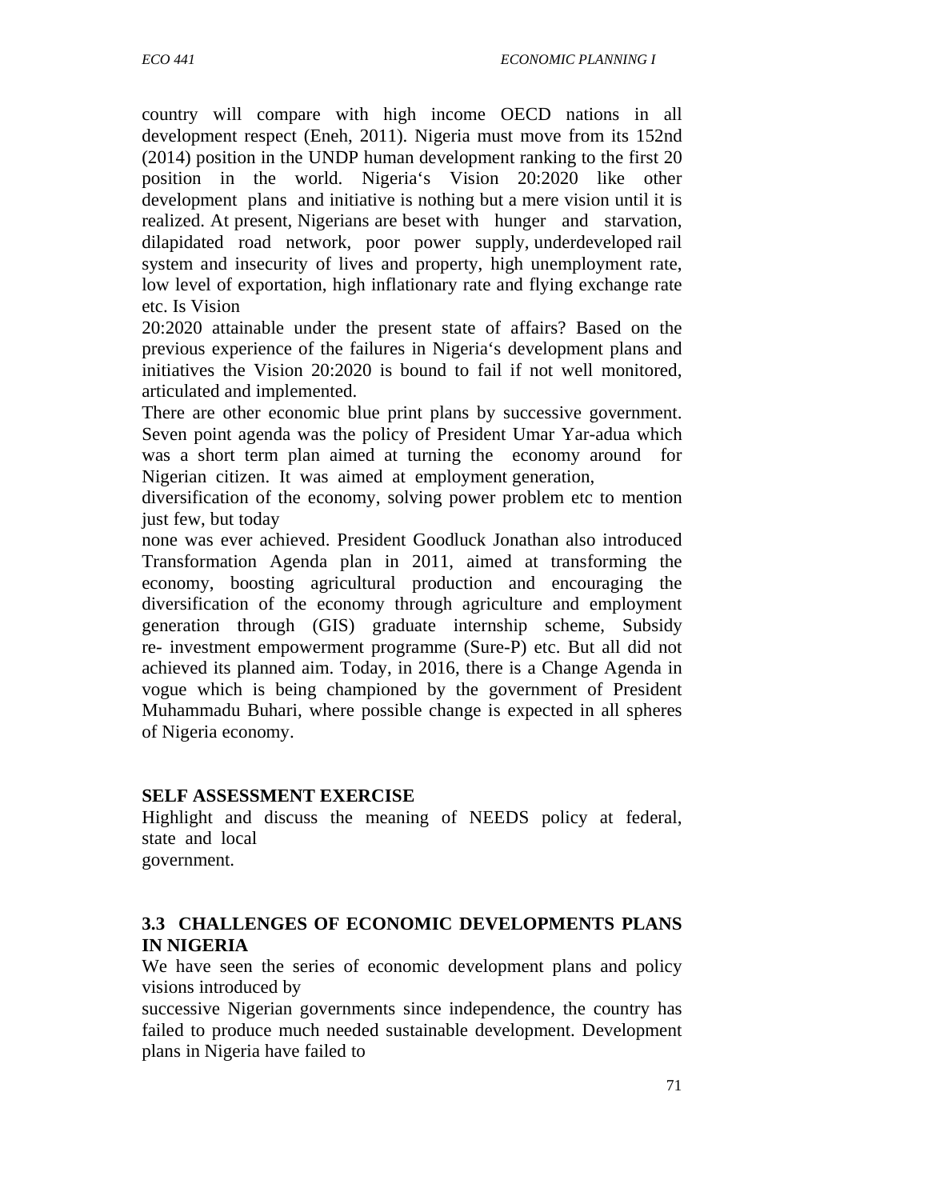country will compare with high income OECD nations in all development respect (Eneh, 2011). Nigeria must move from its 152nd (2014) position in the UNDP human development ranking to the first 20 position in the world. Nigeria's Vision 20:2020 like other development plans and initiative is nothing but a mere vision until it is realized. At present, Nigerians are beset with hunger and starvation, dilapidated road network, poor power supply, underdeveloped rail system and insecurity of lives and property, high unemployment rate, low level of exportation, high inflationary rate and flying exchange rate etc. Is Vision 20:2020 attainable under the present state of affairs? Based on the previous experience of the failures in Nigeria's development plans and initiatives the Vision 20:2020 is bound to fail if not well monitored, articulated and implemented.

There are other economic blue print plans by successive government. Seven point agenda was the policy of President Umar Yar-adua which was a short term plan aimed at turning the economy around for Nigerian citizen. It was aimed at employment generation, diversification of the economy, solving power problem etc to mention just few, but today none was ever achieved. President Goodluck Jonathan also introduced Transformation Agenda plan in 2011, aimed at transforming the economy, boosting agricultural production and encouraging the diversification of the economy through agriculture and employment generation through (GIS) graduate internship scheme, Subsidy re- investment empowerment programme (Sure-P) etc. But all did not achieved its planned aim. Today, in 2016, there is a Change Agenda in vogue which is being championed by the government of President Muhammadu Buhari, where possible change is expected in all spheres of Nigeria economy.

**SELF ASSESSMENT EXERCISE**

Highlight and discuss the meaning of NEEDS policy at federal, state and local government.

### 3.3 CHALLENGES OF ECONOMIC DEVELOPMENTS PLANS IN NIGERIA

We have seen the series of economic development plans and policy visions introduced by successive Nigerian governments since independence, the country has failed to produce much needed sustainable development. Development plans in Nigeria have failed to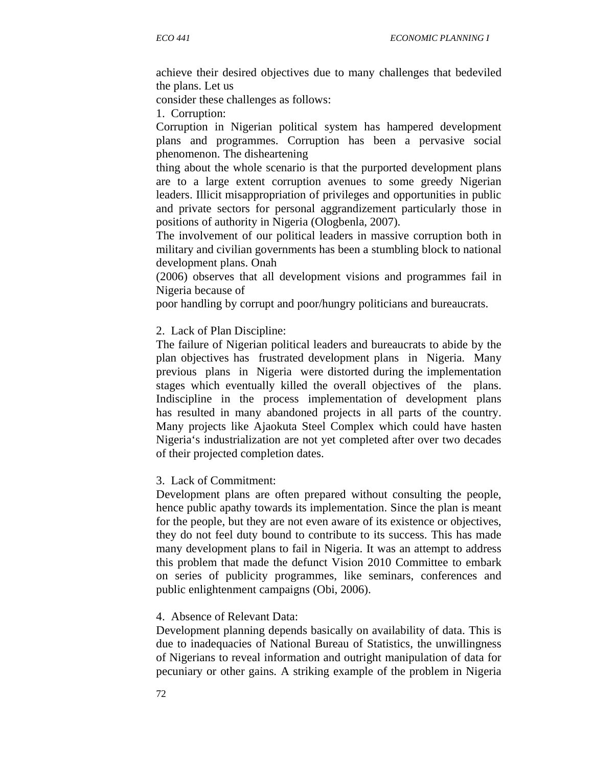achieve their desired objectives due to many challenges that bedeviled the plans. Let us consider these challenges as follows:

1. Corruption:

Corruption in Nigerian political system has hampered development plans and programmes. Corruption has been a pervasive social phenomenon. The disheartening thing about the whole scenario is that the purported development plans are to a large extent corruption avenues to some greedy Nigerian leaders. Illicit misappropriation of privileges and opportunities in public and private sectors for personal aggrandizement particularly those in positions of authority in Nigeria (Ologbenla, 2007).

The involvement of our political leaders in massive corruption both in military and civilian governments has been a stumbling block to national development plans. Onah (2006) observes that all development visions and programmes fail in Nigeria because of poor handling by corrupt and poor/hungry politicians and bureaucrats.

2. Lack of Plan Discipline:

The failure of Nigerian political leaders and bureaucrats to abide by the plan objectives has frustrated development plans in Nigeria. Many previous plans in Nigeria were distorted during the implementation stages which eventually killed the overall objectives of the plans. Indiscipline in the process implementation of development plans has resulted in many abandoned projects in all parts of the country. Many projects like Ajaokuta Steel Complex which could have hasten Nigeria‘s industrialization are not yet completed after over two decades of their projected completion dates.

3. Lack of Commitment:

Development plans are often prepared without consulting the people, hence public apathy towards its implementation. Since the plan is meant for the people, but they are not even aware of its existence or objectives, they do not feel duty bound to contribute to its success. This has made many development plans to fail in Nigeria. It was an attempt to address this problem that made the defunct Vision 2010 Committee to embark on series of publicity programmes, like seminars, conferences and public enlightenment campaigns (Obi, 2006).

4. Absence of Relevant Data:

Development planning depends basically on availability of data. This is due to inadequacies of National Bureau of Statistics, the unwillingness of Nigerians to reveal information and outright manipulation of data for pecuniary or other gains. A striking example of the problem in Nigeria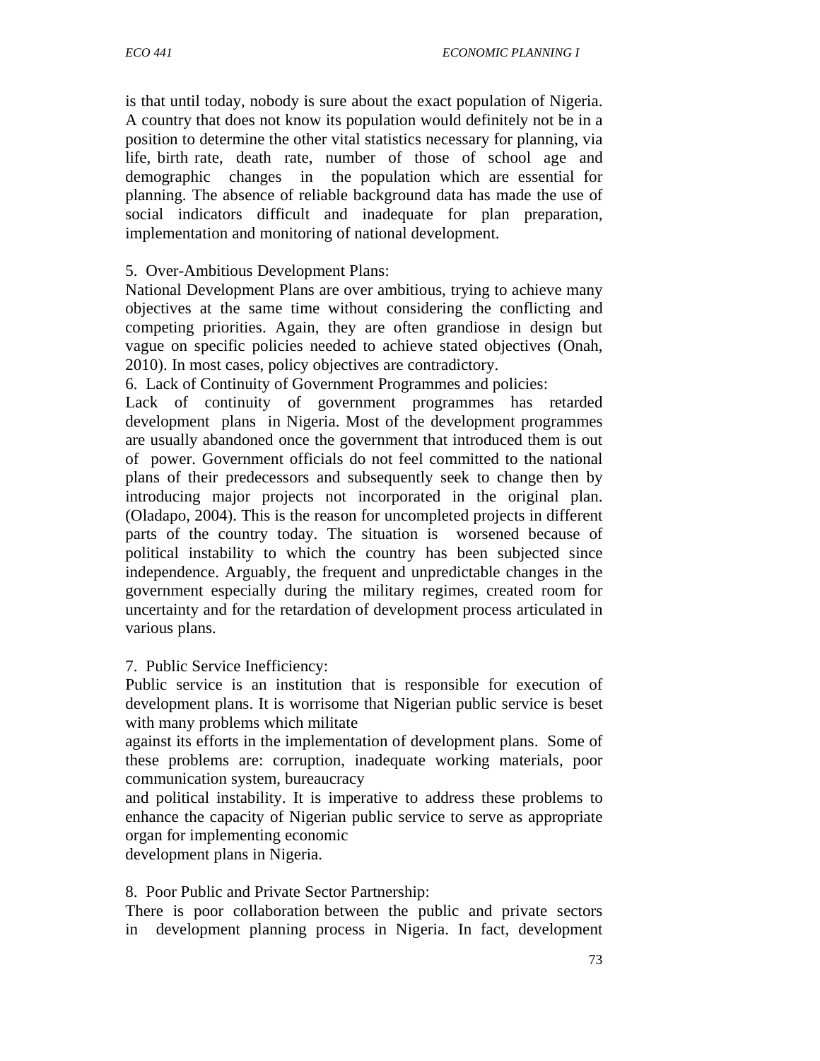is that until today, nobody is sure about the exact population of Nigeria. A country that does not know its population would definitely not be in a position to determine the other vital statistics necessary for planning, via life, birth rate, death rate, number of those of school age and demographic changes in the population which are essential for planning. The absence of reliable background data has made the use of social indicators difficult and inadequate for plan preparation, implementation and monitoring of national development.

5. Over-Ambitious Development Plans:

National Development Plans are over ambitious, trying to achieve many objectives at the same time without considering the conflicting and competing priorities. Again, they are often grandiose in design but vague on specific policies needed to achieve stated objectives (Onah, 2010). In most cases, policy objectives are contradictory.

6. Lack of Continuity of Government Programmes and policies:

Lack of continuity of government programmes has retarded development plans in Nigeria. Most of the development programmes are usually abandoned once the government that introduced them is out of power. Government officials do not feel committed to the national plans of their predecessors and subsequently seek to change then by introducing major projects not incorporated in the original plan. (Oladapo, 2004). This is the reason for uncompleted projects in different parts of the country today. The situation is worsened because of political instability to which the country has been subjected since independence. Arguably, the frequent and unpredictable changes in the government especially during the military regimes, created room for uncertainty and for the retardation of development process articulated in various plans.

7. Public Service Inefficiency:

Public service is an institution that is responsible for execution of development plans. It is worrisome that Nigerian public service is beset with many problems which militate against its efforts in the implementation of development plans. Some of these problems are: corruption, inadequate working materials, poor communication system, bureaucracy and political instability. It is imperative to address these problems to enhance the capacity of Nigerian public service to serve as appropriate organ for implementing economic development plans in Nigeria.

8. Poor Public and Private Sector Partnership:

There is poor collaboration between the public and private sectors in development planning process in Nigeria. In fact, development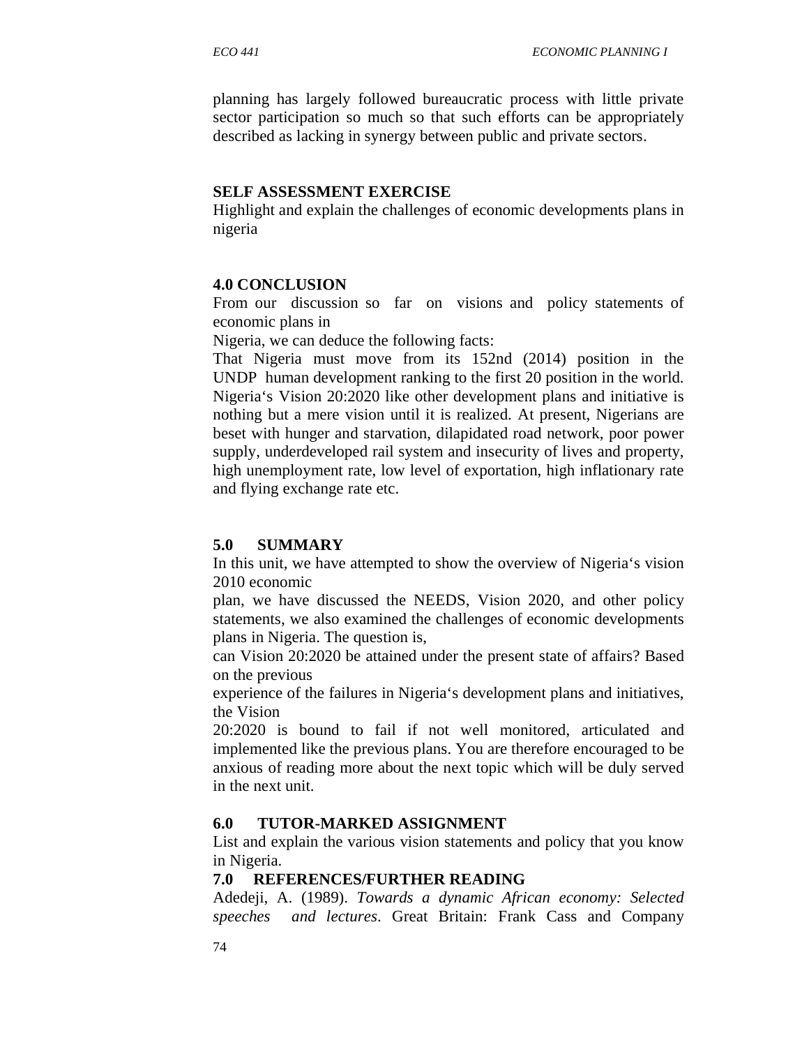planning has largely followed bureaucratic process with little private sector participation so much so that such efforts can be appropriately described as lacking in synergy between public and private sectors.

**SELF ASSESSMENT EXERCISE**

Highlight and explain the challenges of economic developments plans in nigeria

## 4.0 CONCLUSION

From our discussion so far on visions and policy statements of economic plans in Nigeria, we can deduce the following facts:

That Nigeria must move from its 152nd (2014) position in the UNDP human development ranking to the first 20 position in the world. Nigeria's Vision 20:2020 like other development plans and initiative is nothing but a mere vision until it is realized. At present, Nigerians are beset with hunger and starvation, dilapidated road network, poor power supply, underdeveloped rail system and insecurity of lives and property, high unemployment rate, low level of exportation, high inflationary rate and flying exchange rate etc.

## 5.0 SUMMARY

In this unit, we have attempted to show the overview of Nigeria's vision 2010 economic plan, we have discussed the NEEDS, Vision 2020, and other policy statements, we also examined the challenges of economic developments plans in Nigeria. The question is, can Vision 20:2020 be attained under the present state of affairs? Based on the previous experience of the failures in Nigeria's development plans and initiatives, the Vision 20:2020 is bound to fail if not well monitored, articulated and implemented like the previous plans. You are therefore encouraged to be anxious of reading more about the next topic which will be duly served in the next unit.

## 6.0 TUTOR-MARKED ASSIGNMENT

List and explain the various vision statements and policy that you know in Nigeria.

## 7.0 REFERENCES/FURTHER READING

Adedeji, A. (1989). *Towards a dynamic African economy: Selected speeches and lectures*. Great Britain: Frank Cass and Company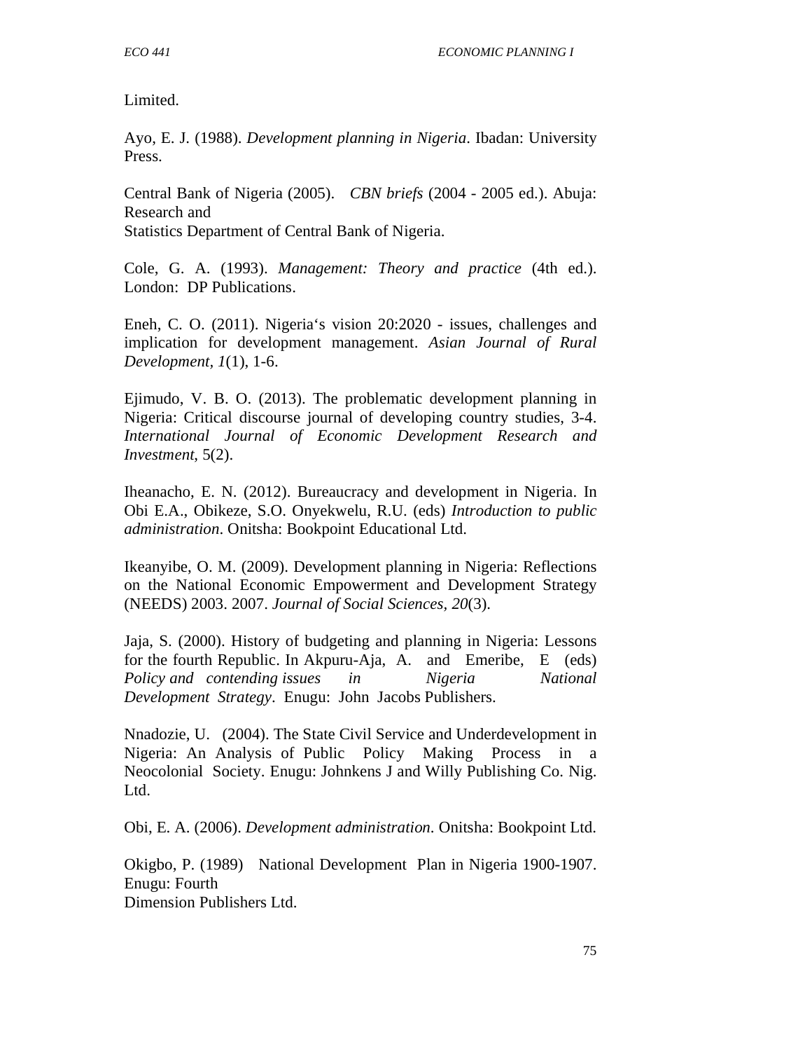Limited.

Ayo, E. J. (1988). *Development planning in Nigeria*. Ibadan: University Press.

Central Bank of Nigeria (2005). *CBN briefs* (2004 - 2005 ed.). Abuja: Research and
Statistics Department of Central Bank of Nigeria.

Cole, G. A. (1993). *Management: Theory and practice* (4th ed.). London: DP Publications.

Eneh, C. O. (2011). Nigeria's vision 20:2020 - issues, challenges and implication for development management. *Asian Journal of Rural Development*, *1*(1), 1-6.

Ejimudo, V. B. O. (2013). The problematic development planning in Nigeria: Critical discourse journal of developing country studies, 3-4. *International Journal of Economic Development Research and Investment*, 5(2).

Iheanacho, E. N. (2012). Bureaucracy and development in Nigeria. In Obi E.A., Obikeze, S.O. Onyekwelu, R.U. (eds) *Introduction to public administration*. Onitsha: Bookpoint Educational Ltd.

Ikeanyibe, O. M. (2009). Development planning in Nigeria: Reflections on the National Economic Empowerment and Development Strategy (NEEDS) 2003. 2007. *Journal of Social Sciences, 20*(3).

Jaja, S. (2000). History of budgeting and planning in Nigeria: Lessons for the fourth Republic. In Akpuru-Aja, A. and Emeribe, E (eds) *Policy and contending issues in Nigeria National Development Strategy*. Enugu: John Jacobs Publishers.

Nnadozie, U. (2004). The State Civil Service and Underdevelopment in Nigeria: An Analysis of Public Policy Making Process in a Neocolonial Society. Enugu: Johnkens J and Willy Publishing Co. Nig. Ltd.

Obi, E. A. (2006). *Development administration*. Onitsha: Bookpoint Ltd.

Okigbo, P. (1989) National Development Plan in Nigeria 1900-1907. Enugu: Fourth
Dimension Publishers Ltd.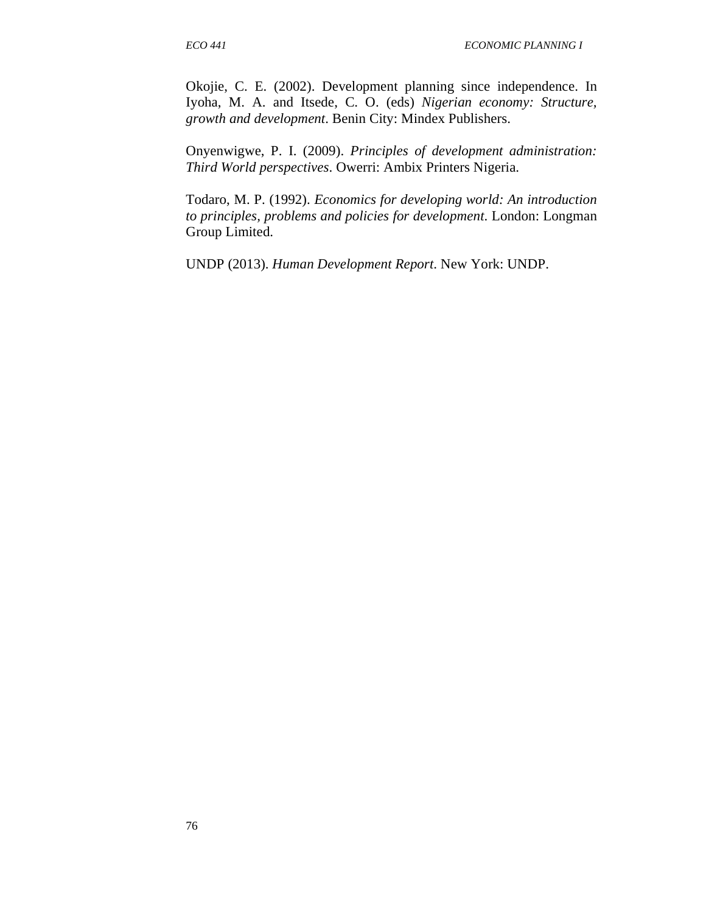Okojie, C. E. (2002). Development planning since independence. In Iyoha, M. A. and Itsede, C. O. (eds) *Nigerian economy: Structure, growth and development*. Benin City: Mindex Publishers.

Onyenwigwe, P. I. (2009). *Principles of development administration: Third World perspectives*. Owerri: Ambix Printers Nigeria.

Todaro, M. P. (1992). *Economics for developing world: An introduction to principles, problems and policies for development*. London: Longman Group Limited.

UNDP (2013). *Human Development Report*. New York: UNDP.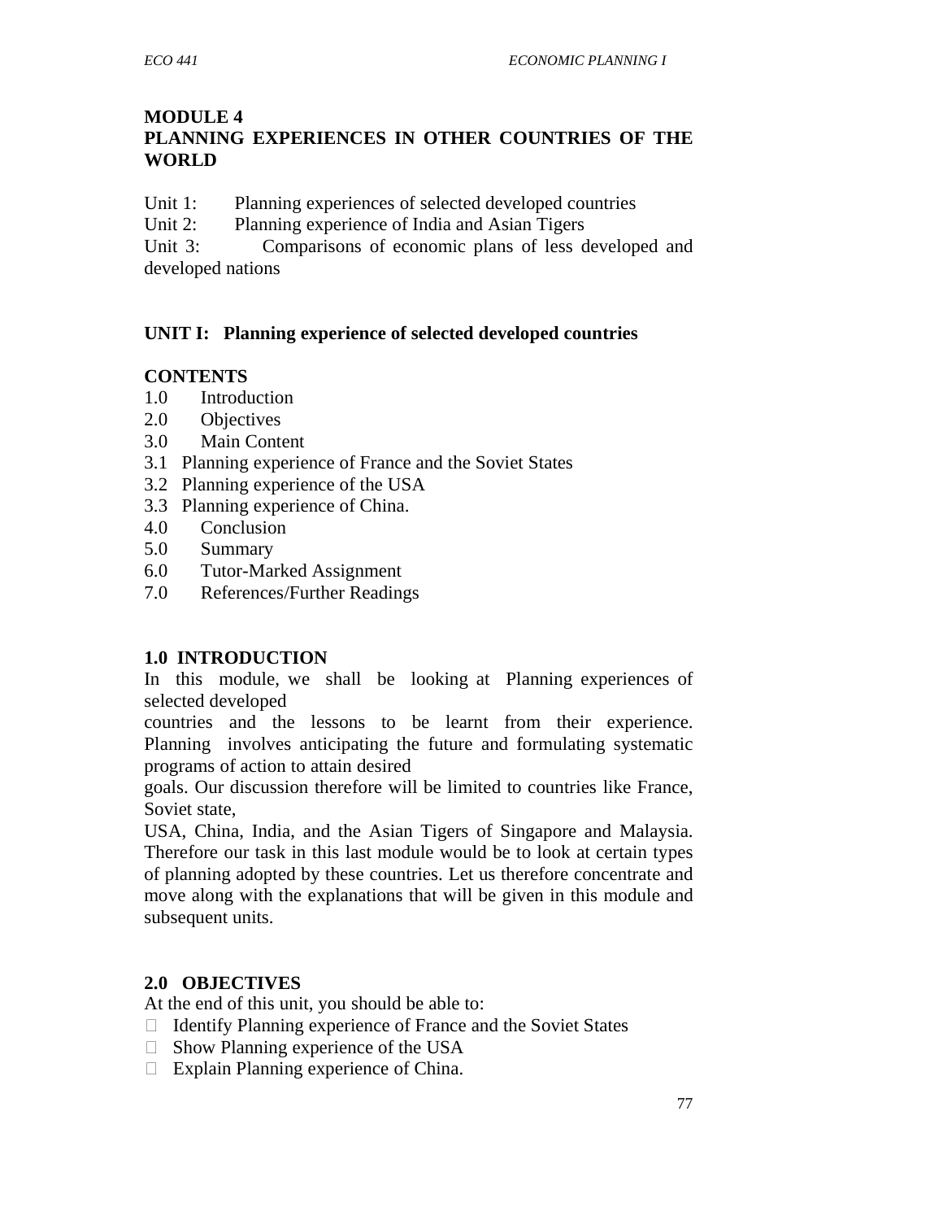# MODULE 4
# PLANNING EXPERIENCES IN OTHER COUNTRIES OF THE WORLD

Unit 1: Planning experiences of selected developed countries
Unit 2: Planning experience of India and Asian Tigers
Unit 3: Comparisons of economic plans of less developed and developed nations

## UNIT I: Planning experience of selected developed countries

### CONTENTS

1.0 Introduction
2.0 Objectives
3.0 Main Content
3.1 Planning experience of France and the Soviet States
3.2 Planning experience of the USA
3.3 Planning experience of China.
4.0 Conclusion
5.0 Summary
6.0 Tutor-Marked Assignment
7.0 References/Further Readings

### 1.0 INTRODUCTION

In this module, we shall be looking at Planning experiences of selected developed countries and the lessons to be learnt from their experience. Planning involves anticipating the future and formulating systematic programs of action to attain desired goals. Our discussion therefore will be limited to countries like France, Soviet state, USA, China, India, and the Asian Tigers of Singapore and Malaysia. Therefore our task in this last module would be to look at certain types of planning adopted by these countries. Let us therefore concentrate and move along with the explanations that will be given in this module and subsequent units.

### 2.0 OBJECTIVES

At the end of this unit, you should be able to:

- Identify Planning experience of France and the Soviet States
- Show Planning experience of the USA
- Explain Planning experience of China.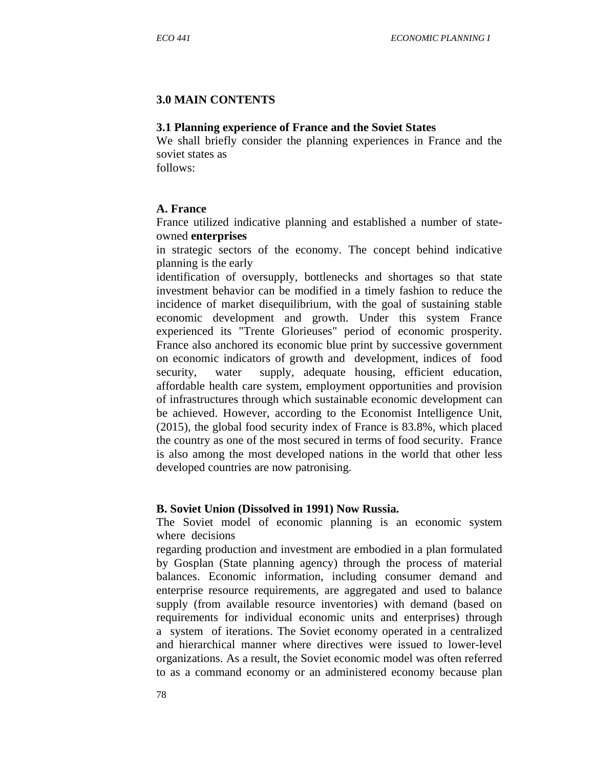## 3.0 MAIN CONTENTS

### 3.1 Planning experience of France and the Soviet States

We shall briefly consider the planning experiences in France and the soviet states as follows:

**A. France**

France utilized indicative planning and established a number of state-owned **enterprises** in strategic sectors of the economy. The concept behind indicative planning is the early identification of oversupply, bottlenecks and shortages so that state investment behavior can be modified in a timely fashion to reduce the incidence of market disequilibrium, with the goal of sustaining stable economic development and growth. Under this system France experienced its "Trente Glorieuses" period of economic prosperity. France also anchored its economic blue print by successive government on economic indicators of growth and development, indices of food security, water supply, adequate housing, efficient education, affordable health care system, employment opportunities and provision of infrastructures through which sustainable economic development can be achieved. However, according to the Economist Intelligence Unit, (2015), the global food security index of France is 83.8%, which placed the country as one of the most secured in terms of food security. France is also among the most developed nations in the world that other less developed countries are now patronising.

**B. Soviet Union (Dissolved in 1991) Now Russia.**

The Soviet model of economic planning is an economic system where decisions regarding production and investment are embodied in a plan formulated by Gosplan (State planning agency) through the process of material balances. Economic information, including consumer demand and enterprise resource requirements, are aggregated and used to balance supply (from available resource inventories) with demand (based on requirements for individual economic units and enterprises) through a system of iterations. The Soviet economy operated in a centralized and hierarchical manner where directives were issued to lower-level organizations. As a result, the Soviet economic model was often referred to as a command economy or an administered economy because plan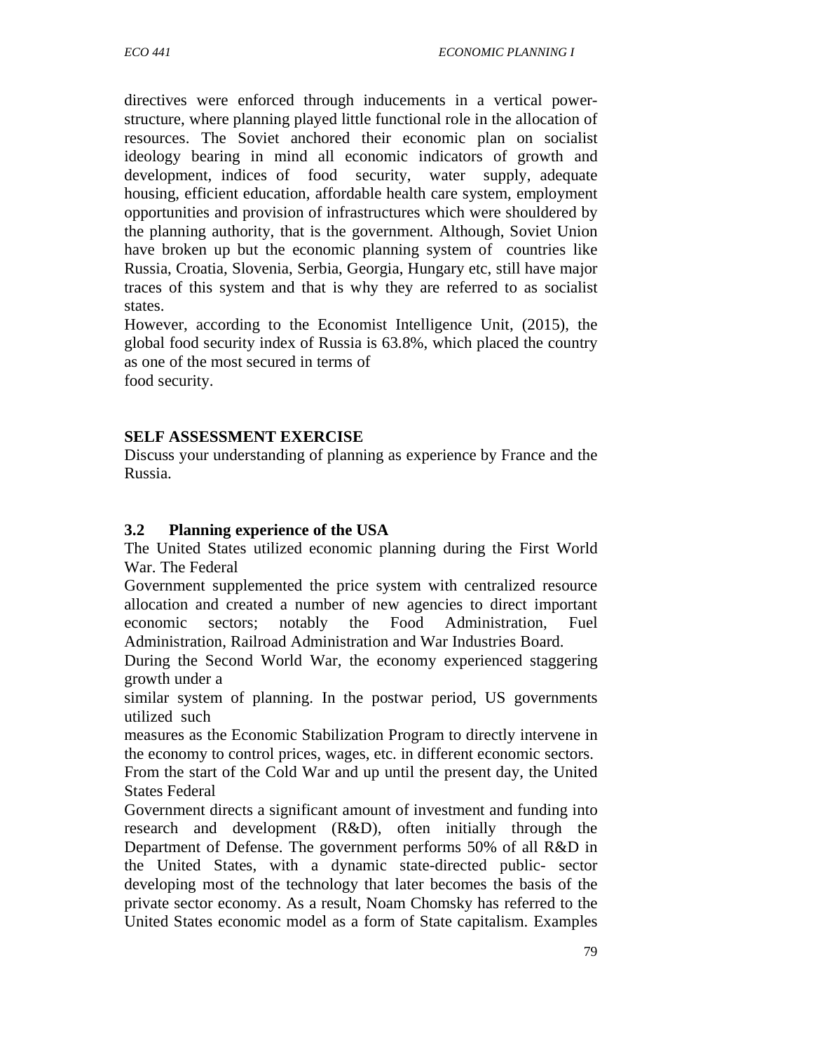directives were enforced through inducements in a vertical power-structure, where planning played little functional role in the allocation of resources. The Soviet anchored their economic plan on socialist ideology bearing in mind all economic indicators of growth and development, indices of food security, water supply, adequate housing, efficient education, affordable health care system, employment opportunities and provision of infrastructures which were shouldered by the planning authority, that is the government. Although, Soviet Union have broken up but the economic planning system of countries like Russia, Croatia, Slovenia, Serbia, Georgia, Hungary etc, still have major traces of this system and that is why they are referred to as socialist states.

However, according to the Economist Intelligence Unit, (2015), the global food security index of Russia is 63.8%, which placed the country as one of the most secured in terms of food security.

**SELF ASSESSMENT EXERCISE**

Discuss your understanding of planning as experience by France and the Russia.

### 3.2 Planning experience of the USA

The United States utilized economic planning during the First World War. The Federal Government supplemented the price system with centralized resource allocation and created a number of new agencies to direct important economic sectors; notably the Food Administration, Fuel Administration, Railroad Administration and War Industries Board.

During the Second World War, the economy experienced staggering growth under a similar system of planning. In the postwar period, US governments utilized such measures as the Economic Stabilization Program to directly intervene in the economy to control prices, wages, etc. in different economic sectors.

From the start of the Cold War and up until the present day, the United States Federal Government directs a significant amount of investment and funding into research and development (R&D), often initially through the Department of Defense. The government performs 50% of all R&D in the United States, with a dynamic state-directed public- sector developing most of the technology that later becomes the basis of the private sector economy. As a result, Noam Chomsky has referred to the United States economic model as a form of State capitalism. Examples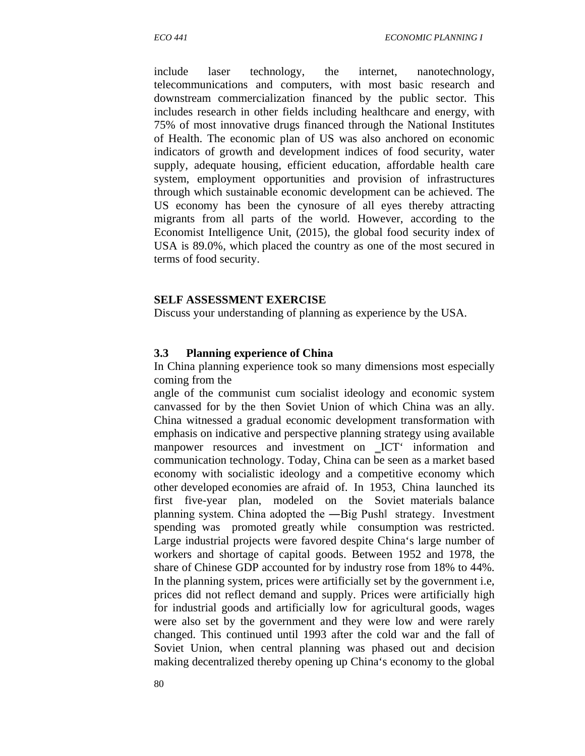include laser technology, the internet, nanotechnology, telecommunications and computers, with most basic research and downstream commercialization financed by the public sector. This includes research in other fields including healthcare and energy, with 75% of most innovative drugs financed through the National Institutes of Health. The economic plan of US was also anchored on economic indicators of growth and development indices of food security, water supply, adequate housing, efficient education, affordable health care system, employment opportunities and provision of infrastructures through which sustainable economic development can be achieved. The US economy has been the cynosure of all eyes thereby attracting migrants from all parts of the world. However, according to the Economist Intelligence Unit, (2015), the global food security index of USA is 89.0%, which placed the country as one of the most secured in terms of food security.

**SELF ASSESSMENT EXERCISE**

Discuss your understanding of planning as experience by the USA.

### 3.3 Planning experience of China

In China planning experience took so many dimensions most especially coming from the angle of the communist cum socialist ideology and economic system canvassed for by the then Soviet Union of which China was an ally. China witnessed a gradual economic development transformation with emphasis on indicative and perspective planning strategy using available manpower resources and investment on ‗ICT' information and communication technology. Today, China can be seen as a market based economy with socialistic ideology and a competitive economy which other developed economies are afraid of. In 1953, China launched its first five-year plan, modeled on the Soviet materials balance planning system. China adopted the ―Big Push‖ strategy. Investment spending was promoted greatly while consumption was restricted. Large industrial projects were favored despite China's large number of workers and shortage of capital goods. Between 1952 and 1978, the share of Chinese GDP accounted for by industry rose from 18% to 44%. In the planning system, prices were artificially set by the government i.e, prices did not reflect demand and supply. Prices were artificially high for industrial goods and artificially low for agricultural goods, wages were also set by the government and they were low and were rarely changed. This continued until 1993 after the cold war and the fall of Soviet Union, when central planning was phased out and decision making decentralized thereby opening up China's economy to the global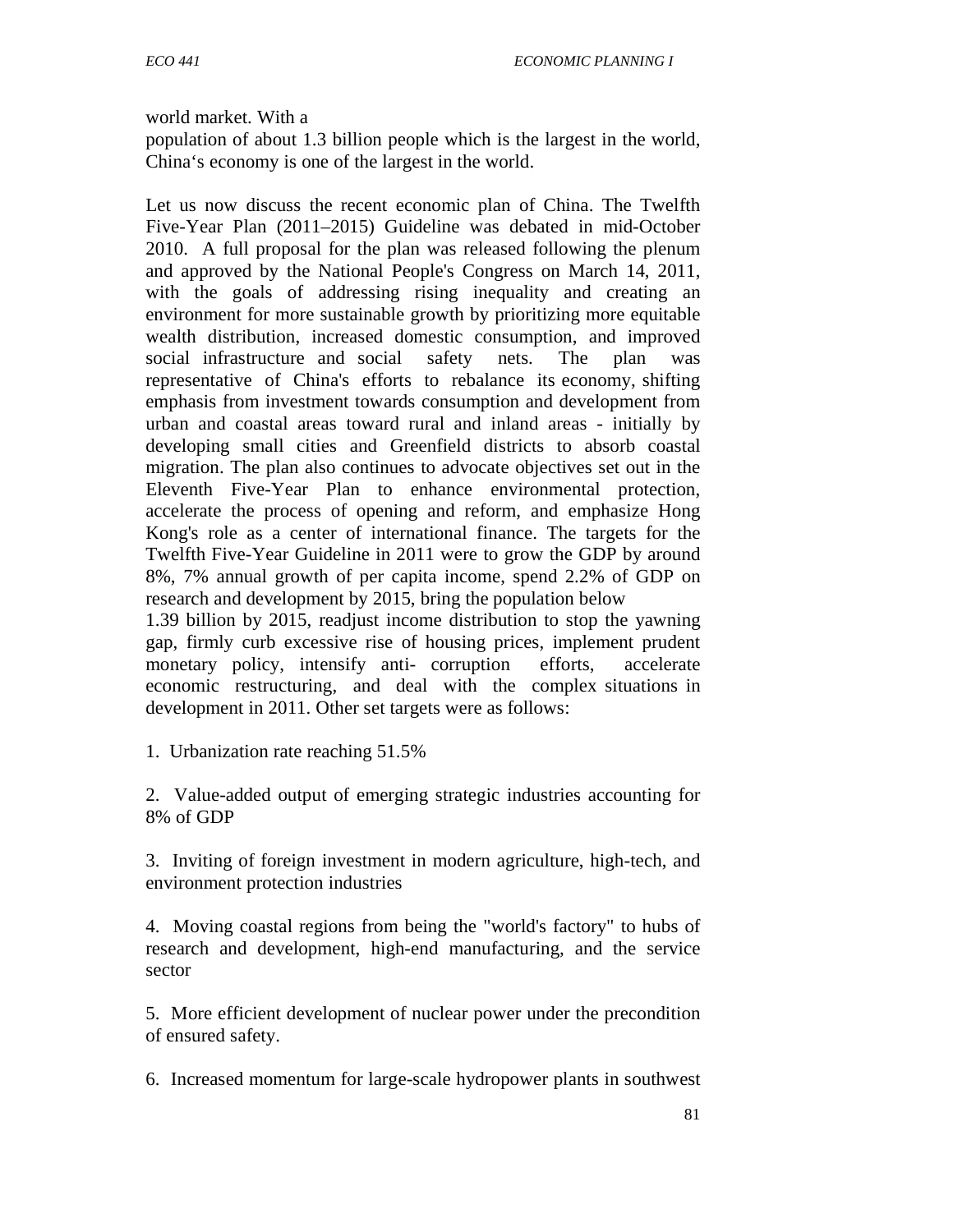world market. With a population of about 1.3 billion people which is the largest in the world, China's economy is one of the largest in the world.

Let us now discuss the recent economic plan of China. The Twelfth Five-Year Plan (2011–2015) Guideline was debated in mid-October 2010. A full proposal for the plan was released following the plenum and approved by the National People's Congress on March 14, 2011, with the goals of addressing rising inequality and creating an environment for more sustainable growth by prioritizing more equitable wealth distribution, increased domestic consumption, and improved social infrastructure and social safety nets. The plan was representative of China's efforts to rebalance its economy, shifting emphasis from investment towards consumption and development from urban and coastal areas toward rural and inland areas - initially by developing small cities and Greenfield districts to absorb coastal migration. The plan also continues to advocate objectives set out in the Eleventh Five-Year Plan to enhance environmental protection, accelerate the process of opening and reform, and emphasize Hong Kong's role as a center of international finance. The targets for the Twelfth Five-Year Guideline in 2011 were to grow the GDP by around 8%, 7% annual growth of per capita income, spend 2.2% of GDP on research and development by 2015, bring the population below 1.39 billion by 2015, readjust income distribution to stop the yawning gap, firmly curb excessive rise of housing prices, implement prudent monetary policy, intensify anti- corruption efforts, accelerate economic restructuring, and deal with the complex situations in development in 2011. Other set targets were as follows:

1. Urbanization rate reaching 51.5%
2. Value-added output of emerging strategic industries accounting for 8% of GDP
3. Inviting of foreign investment in modern agriculture, high-tech, and environment protection industries
4. Moving coastal regions from being the "world's factory" to hubs of research and development, high-end manufacturing, and the service sector
5. More efficient development of nuclear power under the precondition of ensured safety.
6. Increased momentum for large-scale hydropower plants in southwest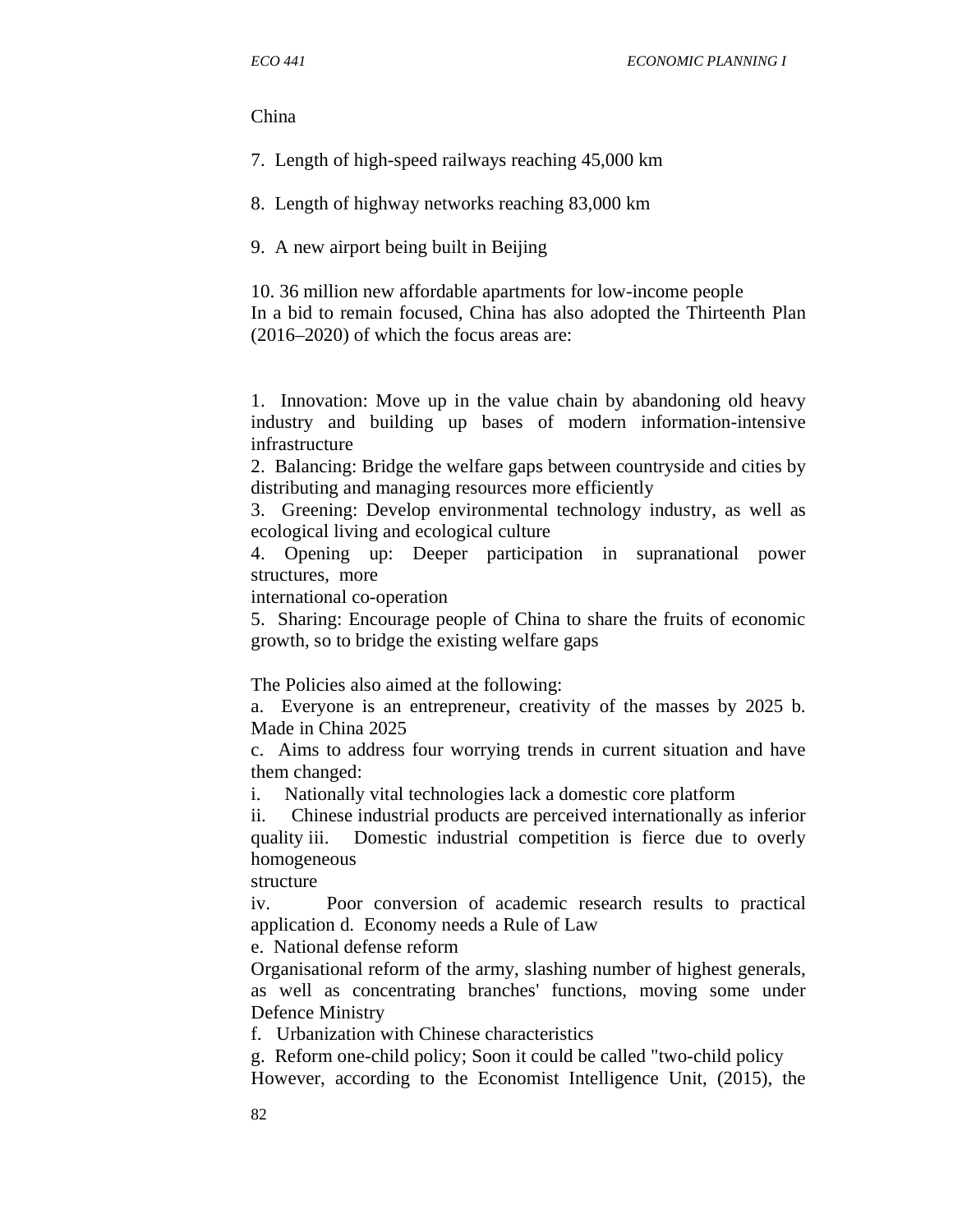China

7. Length of high-speed railways reaching 45,000 km

8. Length of highway networks reaching 83,000 km

9. A new airport being built in Beijing

10. 36 million new affordable apartments for low-income people

In a bid to remain focused, China has also adopted the Thirteenth Plan (2016–2020) of which the focus areas are:

1. Innovation: Move up in the value chain by abandoning old heavy industry and building up bases of modern information-intensive infrastructure
2. Balancing: Bridge the welfare gaps between countryside and cities by distributing and managing resources more efficiently
3. Greening: Develop environmental technology industry, as well as ecological living and ecological culture
4. Opening up: Deeper participation in supranational power structures, more international co-operation
5. Sharing: Encourage people of China to share the fruits of economic growth, so to bridge the existing welfare gaps

The Policies also aimed at the following:

a. Everyone is an entrepreneur, creativity of the masses by 2025
b. Made in China 2025
c. Aims to address four worrying trends in current situation and have them changed:
   i. Nationally vital technologies lack a domestic core platform
   ii. Chinese industrial products are perceived internationally as inferior quality
   iii. Domestic industrial competition is fierce due to overly homogeneous structure
   iv. Poor conversion of academic research results to practical application
d. Economy needs a Rule of Law
e. National defense reform

Organisational reform of the army, slashing number of highest generals, as well as concentrating branches' functions, moving some under Defence Ministry

f. Urbanization with Chinese characteristics
g. Reform one-child policy; Soon it could be called "two-child policy

However, according to the Economist Intelligence Unit, (2015), the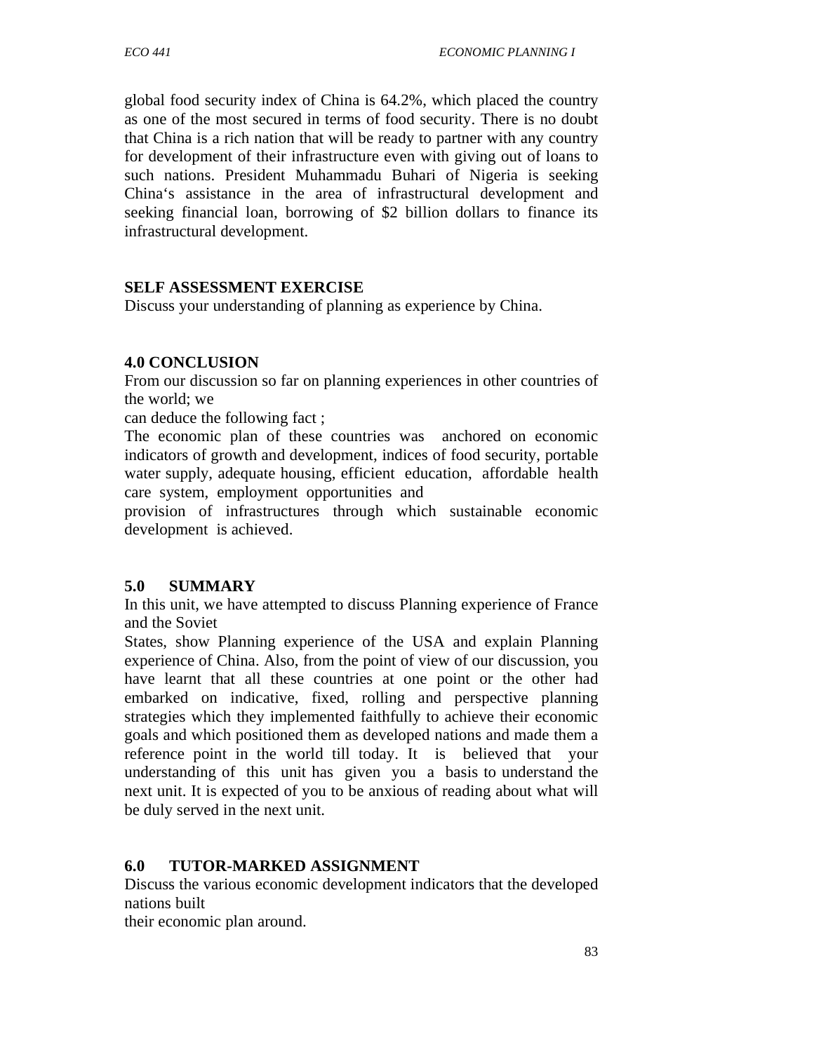global food security index of China is 64.2%, which placed the country as one of the most secured in terms of food security. There is no doubt that China is a rich nation that will be ready to partner with any country for development of their infrastructure even with giving out of loans to such nations. President Muhammadu Buhari of Nigeria is seeking China's assistance in the area of infrastructural development and seeking financial loan, borrowing of $2 billion dollars to finance its infrastructural development.

### SELF ASSESSMENT EXERCISE

Discuss your understanding of planning as experience by China.

## 4.0 CONCLUSION

From our discussion so far on planning experiences in other countries of the world; we can deduce the following fact ;

The economic plan of these countries was anchored on economic indicators of growth and development, indices of food security, portable water supply, adequate housing, efficient education, affordable health care system, employment opportunities and provision of infrastructures through which sustainable economic development is achieved.

## 5.0 SUMMARY

In this unit, we have attempted to discuss Planning experience of France and the Soviet States, show Planning experience of the USA and explain Planning experience of China. Also, from the point of view of our discussion, you have learnt that all these countries at one point or the other had embarked on indicative, fixed, rolling and perspective planning strategies which they implemented faithfully to achieve their economic goals and which positioned them as developed nations and made them a reference point in the world till today. It is believed that your understanding of this unit has given you a basis to understand the next unit. It is expected of you to be anxious of reading about what will be duly served in the next unit.

## 6.0 TUTOR-MARKED ASSIGNMENT

Discuss the various economic development indicators that the developed nations built their economic plan around.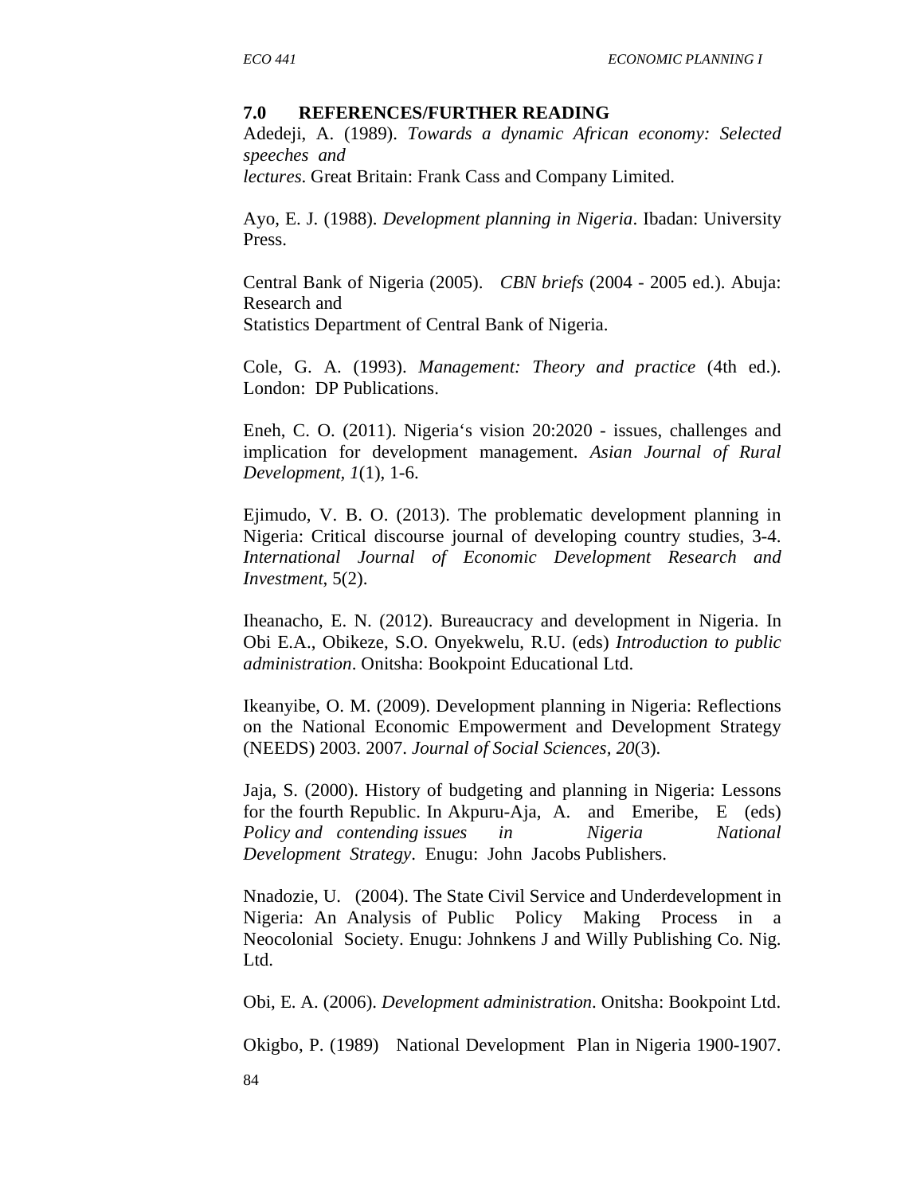## 7.0 REFERENCES/FURTHER READING

Adedeji, A. (1989). *Towards a dynamic African economy: Selected speeches and lectures*. Great Britain: Frank Cass and Company Limited.

Ayo, E. J. (1988). *Development planning in Nigeria*. Ibadan: University Press.

Central Bank of Nigeria (2005). *CBN briefs* (2004 - 2005 ed.). Abuja: Research and Statistics Department of Central Bank of Nigeria.

Cole, G. A. (1993). *Management: Theory and practice* (4th ed.). London: DP Publications.

Eneh, C. O. (2011). Nigeria's vision 20:2020 - issues, challenges and implication for development management. *Asian Journal of Rural Development*, *1*(1), 1-6.

Ejimudo, V. B. O. (2013). The problematic development planning in Nigeria: Critical discourse journal of developing country studies, 3-4. *International Journal of Economic Development Research and Investment*, 5(2).

Iheanacho, E. N. (2012). Bureaucracy and development in Nigeria. In Obi E.A., Obikeze, S.O. Onyekwelu, R.U. (eds) *Introduction to public administration*. Onitsha: Bookpoint Educational Ltd.

Ikeanyibe, O. M. (2009). Development planning in Nigeria: Reflections on the National Economic Empowerment and Development Strategy (NEEDS) 2003. 2007. *Journal of Social Sciences*, *20*(3).

Jaja, S. (2000). History of budgeting and planning in Nigeria: Lessons for the fourth Republic. In Akpuru-Aja, A. and Emeribe, E (eds) *Policy and contending issues in Nigeria National Development Strategy*. Enugu: John Jacobs Publishers.

Nnadozie, U. (2004). The State Civil Service and Underdevelopment in Nigeria: An Analysis of Public Policy Making Process in a Neocolonial Society. Enugu: Johnkens J and Willy Publishing Co. Nig. Ltd.

Obi, E. A. (2006). *Development administration*. Onitsha: Bookpoint Ltd.

Okigbo, P. (1989) National Development Plan in Nigeria 1900-1907.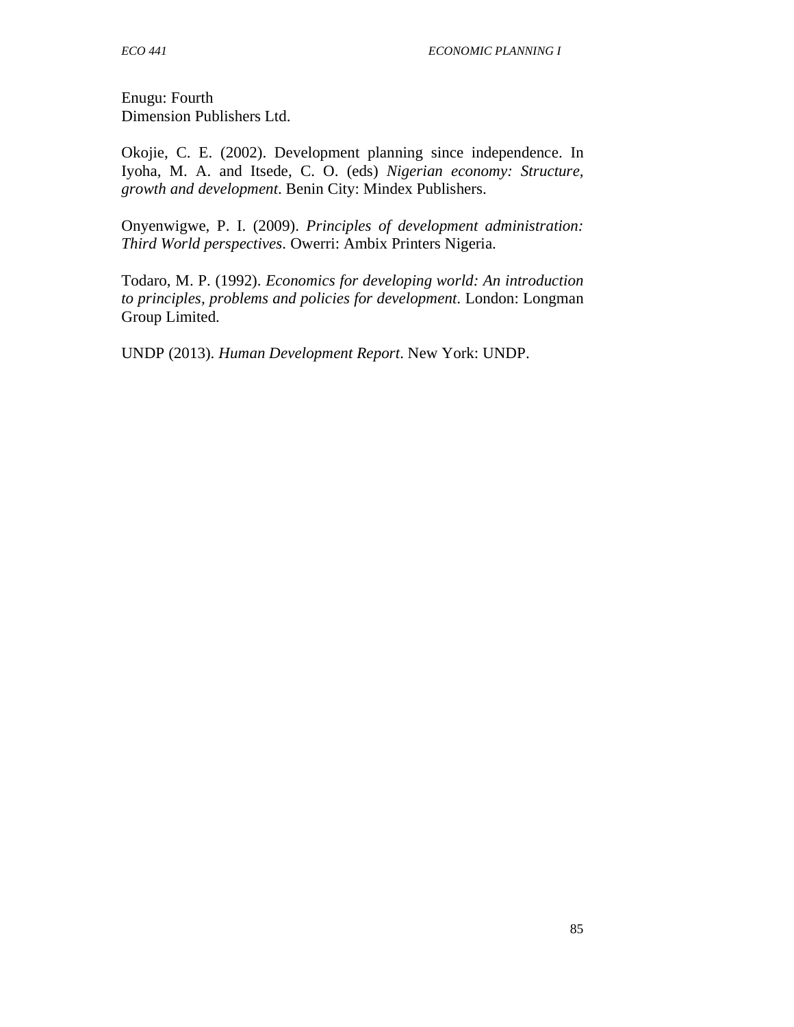Enugu: Fourth
Dimension Publishers Ltd.

Okojie, C. E. (2002). Development planning since independence. In Iyoha, M. A. and Itsede, C. O. (eds) *Nigerian economy: Structure, growth and development*. Benin City: Mindex Publishers.

Onyenwigwe, P. I. (2009). *Principles of development administration: Third World perspectives*. Owerri: Ambix Printers Nigeria.

Todaro, M. P. (1992). *Economics for developing world: An introduction to principles, problems and policies for development*. London: Longman Group Limited.

UNDP (2013). *Human Development Report*. New York: UNDP.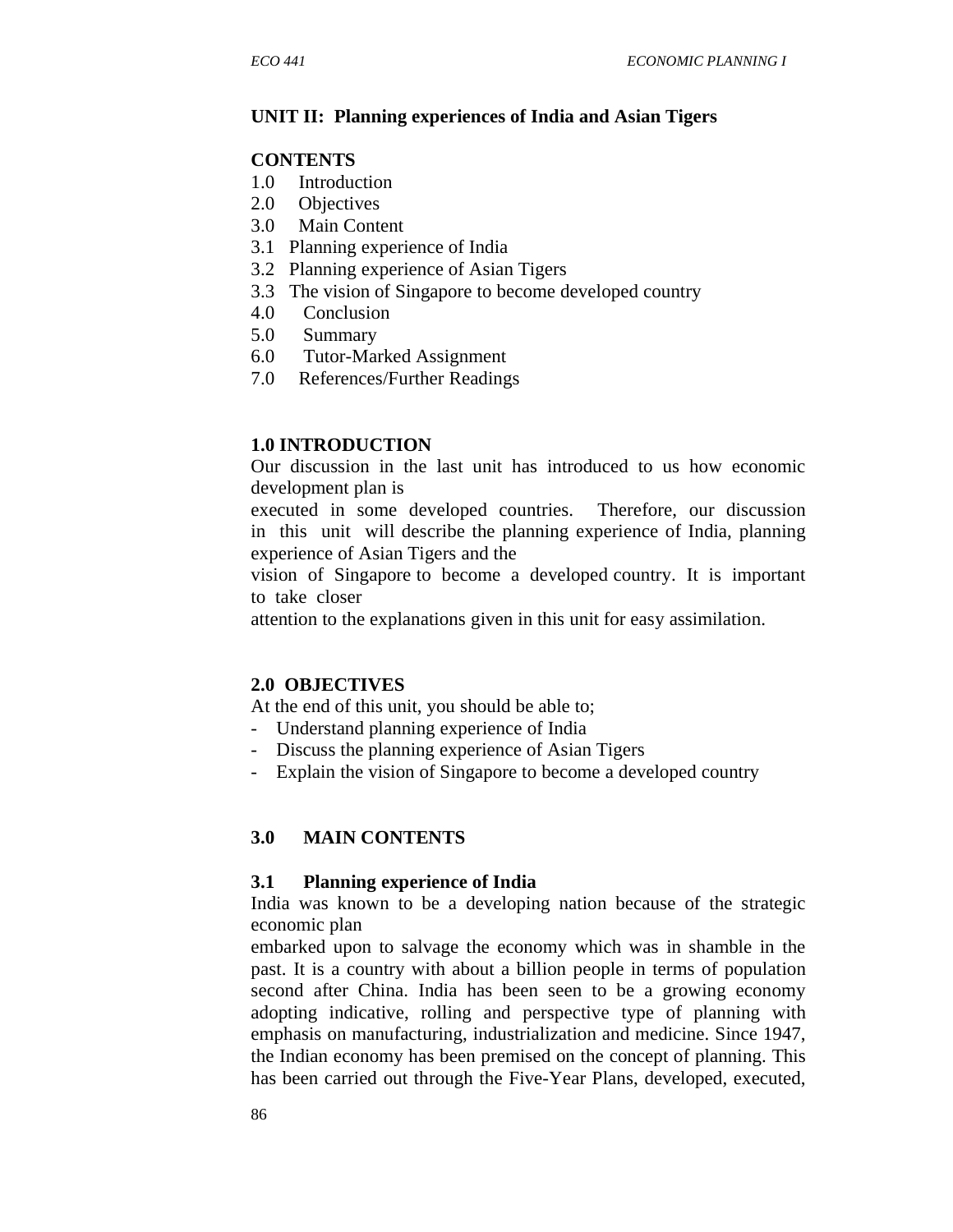## UNIT II: Planning experiences of India and Asian Tigers

**CONTENTS**

1.0 Introduction
2.0 Objectives
3.0 Main Content
3.1 Planning experience of India
3.2 Planning experience of Asian Tigers
3.3 The vision of Singapore to become developed country
4.0 Conclusion
5.0 Summary
6.0 Tutor-Marked Assignment
7.0 References/Further Readings

### 1.0 INTRODUCTION

Our discussion in the last unit has introduced to us how economic development plan is executed in some developed countries. Therefore, our discussion in this unit will describe the planning experience of India, planning experience of Asian Tigers and the vision of Singapore to become a developed country. It is important to take closer attention to the explanations given in this unit for easy assimilation.

### 2.0 OBJECTIVES

At the end of this unit, you should be able to;

- Understand planning experience of India
- Discuss the planning experience of Asian Tigers
- Explain the vision of Singapore to become a developed country

### 3.0 MAIN CONTENTS

### 3.1 Planning experience of India

India was known to be a developing nation because of the strategic economic plan embarked upon to salvage the economy which was in shamble in the past. It is a country with about a billion people in terms of population second after China. India has been seen to be a growing economy adopting indicative, rolling and perspective type of planning with emphasis on manufacturing, industrialization and medicine. Since 1947, the Indian economy has been premised on the concept of planning. This has been carried out through the Five-Year Plans, developed, executed,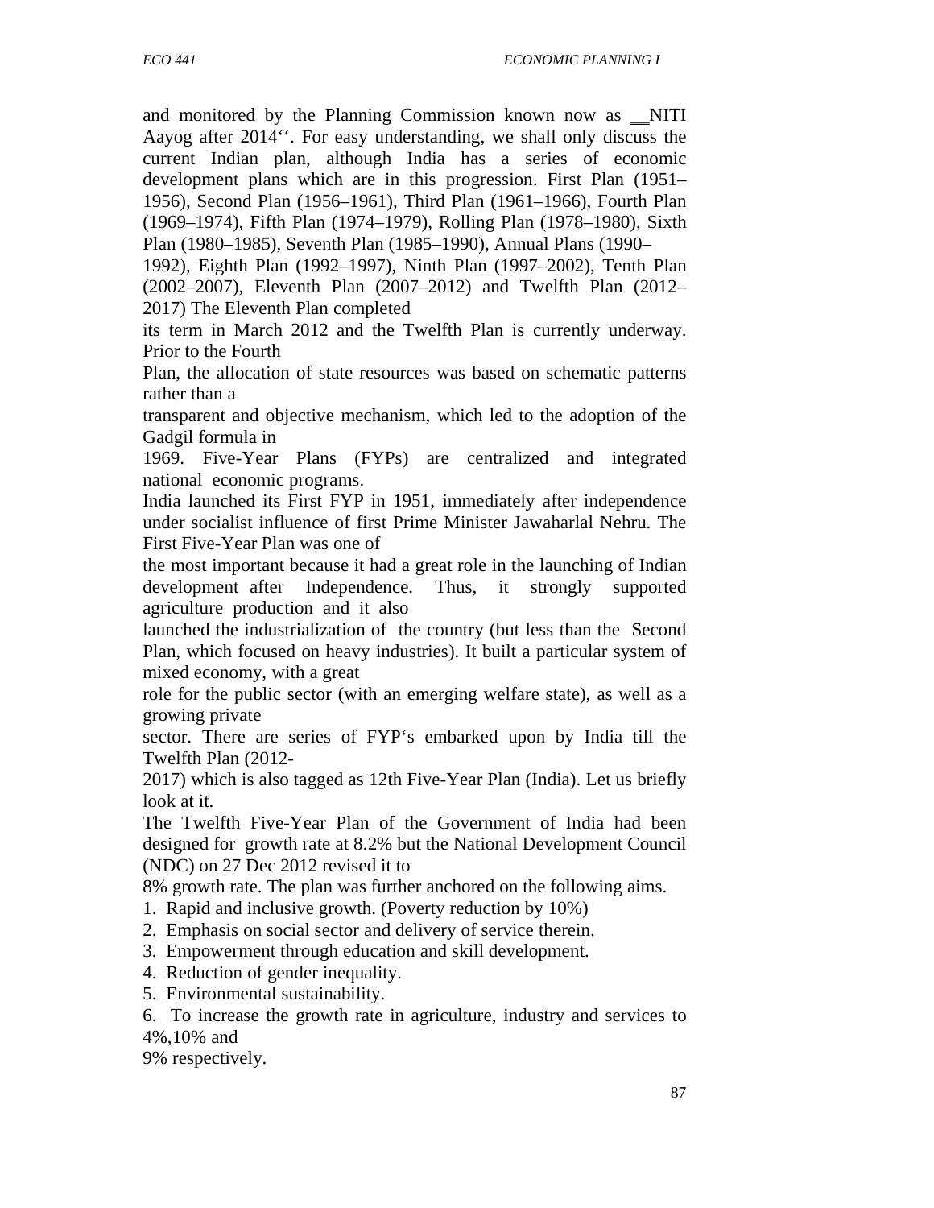and monitored by the Planning Commission known now as ‗‗NITI Aayog after 2014''. For easy understanding, we shall only discuss the current Indian plan, although India has a series of economic development plans which are in this progression. First Plan (1951–1956), Second Plan (1956–1961), Third Plan (1961–1966), Fourth Plan (1969–1974), Fifth Plan (1974–1979), Rolling Plan (1978–1980), Sixth Plan (1980–1985), Seventh Plan (1985–1990), Annual Plans (1990–1992), Eighth Plan (1992–1997), Ninth Plan (1997–2002), Tenth Plan (2002–2007), Eleventh Plan (2007–2012) and Twelfth Plan (2012–2017) The Eleventh Plan completed its term in March 2012 and the Twelfth Plan is currently underway. Prior to the Fourth Plan, the allocation of state resources was based on schematic patterns rather than a transparent and objective mechanism, which led to the adoption of the Gadgil formula in 1969. Five-Year Plans (FYPs) are centralized and integrated national economic programs.

India launched its First FYP in 1951, immediately after independence under socialist influence of first Prime Minister Jawaharlal Nehru. The First Five-Year Plan was one of the most important because it had a great role in the launching of Indian development after Independence. Thus, it strongly supported agriculture production and it also launched the industrialization of the country (but less than the Second Plan, which focused on heavy industries). It built a particular system of mixed economy, with a great role for the public sector (with an emerging welfare state), as well as a growing private sector. There are series of FYP's embarked upon by India till the Twelfth Plan (2012-2017) which is also tagged as 12th Five-Year Plan (India). Let us briefly look at it.

The Twelfth Five-Year Plan of the Government of India had been designed for growth rate at 8.2% but the National Development Council (NDC) on 27 Dec 2012 revised it to 8% growth rate. The plan was further anchored on the following aims.

1. Rapid and inclusive growth. (Poverty reduction by 10%)
2. Emphasis on social sector and delivery of service therein.
3. Empowerment through education and skill development.
4. Reduction of gender inequality.
5. Environmental sustainability.
6. To increase the growth rate in agriculture, industry and services to 4%,10% and 9% respectively.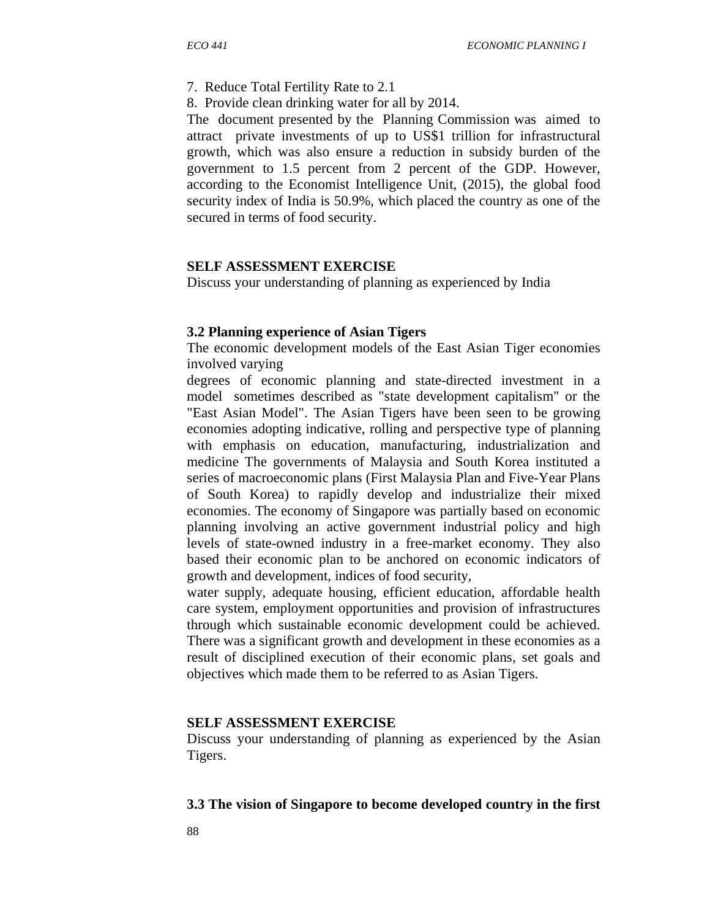7. Reduce Total Fertility Rate to 2.1
8. Provide clean drinking water for all by 2014.

The document presented by the Planning Commission was aimed to attract private investments of up to US$1 trillion for infrastructural growth, which was also ensure a reduction in subsidy burden of the government to 1.5 percent from 2 percent of the GDP. However, according to the Economist Intelligence Unit, (2015), the global food security index of India is 50.9%, which placed the country as one of the secured in terms of food security.

**SELF ASSESSMENT EXERCISE**

Discuss your understanding of planning as experienced by India

### 3.2 Planning experience of Asian Tigers

The economic development models of the East Asian Tiger economies involved varying degrees of economic planning and state-directed investment in a model sometimes described as "state development capitalism" or the "East Asian Model". The Asian Tigers have been seen to be growing economies adopting indicative, rolling and perspective type of planning with emphasis on education, manufacturing, industrialization and medicine The governments of Malaysia and South Korea instituted a series of macroeconomic plans (First Malaysia Plan and Five-Year Plans of South Korea) to rapidly develop and industrialize their mixed economies. The economy of Singapore was partially based on economic planning involving an active government industrial policy and high levels of state-owned industry in a free-market economy. They also based their economic plan to be anchored on economic indicators of growth and development, indices of food security,

water supply, adequate housing, efficient education, affordable health care system, employment opportunities and provision of infrastructures through which sustainable economic development could be achieved. There was a significant growth and development in these economies as a result of disciplined execution of their economic plans, set goals and objectives which made them to be referred to as Asian Tigers.

**SELF ASSESSMENT EXERCISE**

Discuss your understanding of planning as experienced by the Asian Tigers.

### 3.3 The vision of Singapore to become developed country in the first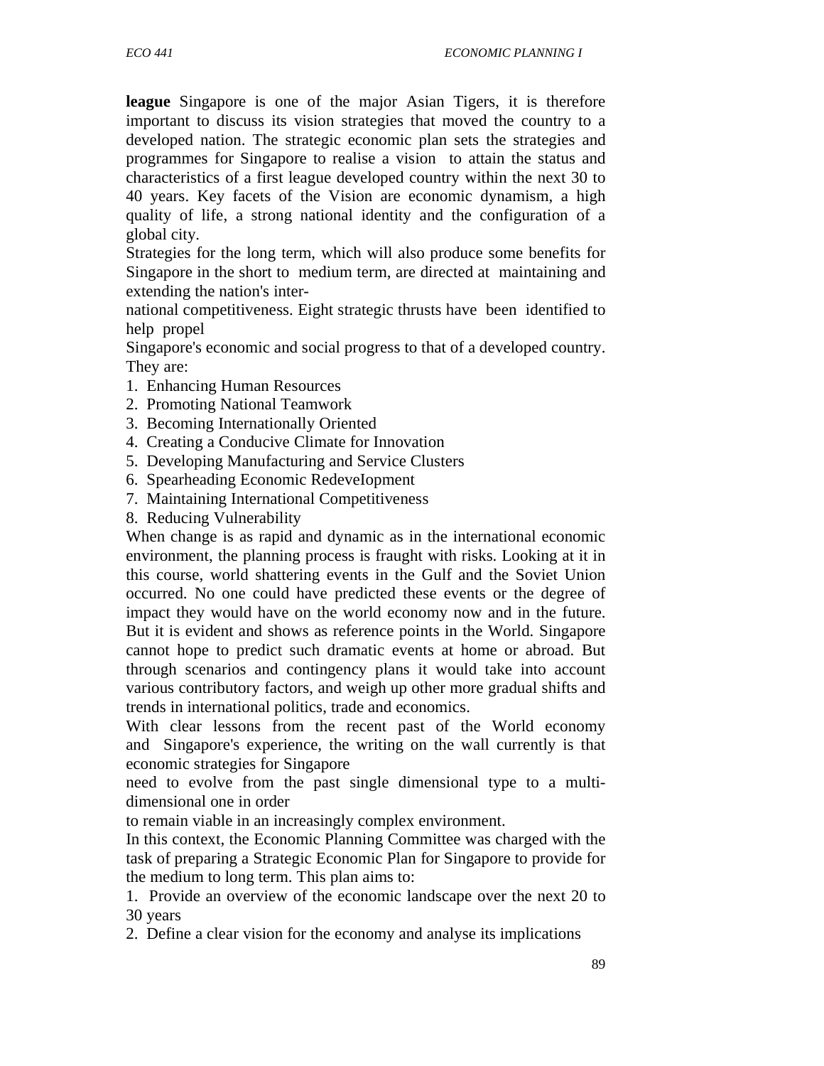**league** Singapore is one of the major Asian Tigers, it is therefore important to discuss its vision strategies that moved the country to a developed nation. The strategic economic plan sets the strategies and programmes for Singapore to realise a vision to attain the status and characteristics of a first league developed country within the next 30 to 40 years. Key facets of the Vision are economic dynamism, a high quality of life, a strong national identity and the configuration of a global city.

Strategies for the long term, which will also produce some benefits for Singapore in the short to medium term, are directed at maintaining and extending the nation's international competitiveness. Eight strategic thrusts have been identified to help propel Singapore's economic and social progress to that of a developed country. They are:

1. Enhancing Human Resources
2. Promoting National Teamwork
3. Becoming Internationally Oriented
4. Creating a Conducive Climate for Innovation
5. Developing Manufacturing and Service Clusters
6. Spearheading Economic RedeveIopment
7. Maintaining International Competitiveness
8. Reducing Vulnerability

When change is as rapid and dynamic as in the international economic environment, the planning process is fraught with risks. Looking at it in this course, world shattering events in the Gulf and the Soviet Union occurred. No one could have predicted these events or the degree of impact they would have on the world economy now and in the future. But it is evident and shows as reference points in the World. Singapore cannot hope to predict such dramatic events at home or abroad. But through scenarios and contingency plans it would take into account various contributory factors, and weigh up other more gradual shifts and trends in international politics, trade and economics.

With clear lessons from the recent past of the World economy and Singapore's experience, the writing on the wall currently is that economic strategies for Singapore need to evolve from the past single dimensional type to a multi-dimensional one in order to remain viable in an increasingly complex environment.

In this context, the Economic Planning Committee was charged with the task of preparing a Strategic Economic Plan for Singapore to provide for the medium to long term. This plan aims to:

1. Provide an overview of the economic landscape over the next 20 to 30 years
2. Define a clear vision for the economy and analyse its implications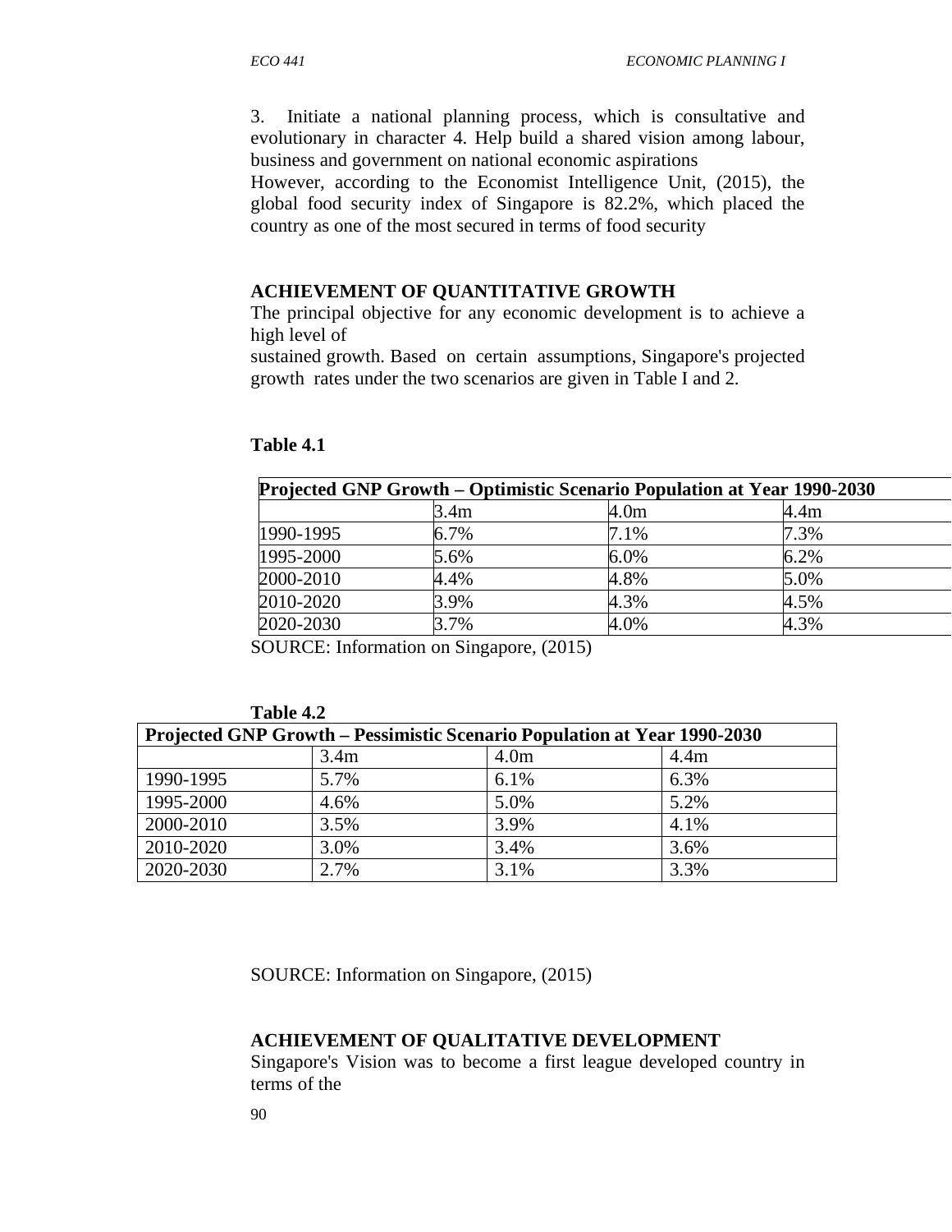3. Initiate a national planning process, which is consultative and evolutionary in character 4. Help build a shared vision among labour, business and government on national economic aspirations

However, according to the Economist Intelligence Unit, (2015), the global food security index of Singapore is 82.2%, which placed the country as one of the most secured in terms of food security

### ACHIEVEMENT OF QUANTITATIVE GROWTH

The principal objective for any economic development is to achieve a high level of

sustained growth. Based on certain assumptions, Singapore's projected growth rates under the two scenarios are given in Table I and 2.

**Table 4.1**

| **Projected GNP Growth – Optimistic Scenario Population at Year 1990-2030** | | | |
|---|---|---|---|
| | 3.4m | 4.0m | 4.4m |
| 1990-1995 | 6.7% | 7.1% | 7.3% |
| 1995-2000 | 5.6% | 6.0% | 6.2% |
| 2000-2010 | 4.4% | 4.8% | 5.0% |
| 2010-2020 | 3.9% | 4.3% | 4.5% |
| 2020-2030 | 3.7% | 4.0% | 4.3% |

SOURCE: Information on Singapore, (2015)

**Table 4.2**

| **Projected GNP Growth – Pessimistic Scenario Population at Year 1990-2030** | | | |
|---|---|---|---|
| | 3.4m | 4.0m | 4.4m |
| 1990-1995 | 5.7% | 6.1% | 6.3% |
| 1995-2000 | 4.6% | 5.0% | 5.2% |
| 2000-2010 | 3.5% | 3.9% | 4.1% |
| 2010-2020 | 3.0% | 3.4% | 3.6% |
| 2020-2030 | 2.7% | 3.1% | 3.3% |

SOURCE: Information on Singapore, (2015)

### ACHIEVEMENT OF QUALITATIVE DEVELOPMENT

Singapore's Vision was to become a first league developed country in terms of the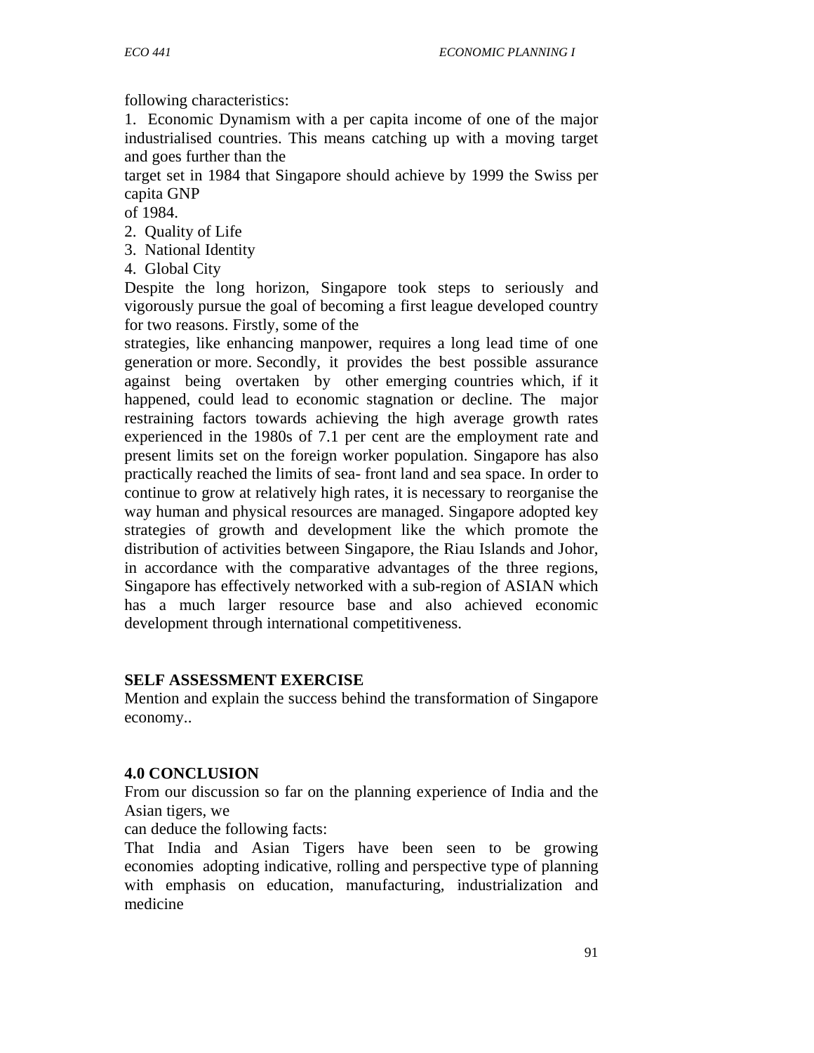following characteristics:

1. Economic Dynamism with a per capita income of one of the major industrialised countries. This means catching up with a moving target and goes further than the target set in 1984 that Singapore should achieve by 1999 the Swiss per capita GNP of 1984.
2. Quality of Life
3. National Identity
4. Global City

Despite the long horizon, Singapore took steps to seriously and vigorously pursue the goal of becoming a first league developed country for two reasons. Firstly, some of the strategies, like enhancing manpower, requires a long lead time of one generation or more. Secondly, it provides the best possible assurance against being overtaken by other emerging countries which, if it happened, could lead to economic stagnation or decline. The major restraining factors towards achieving the high average growth rates experienced in the 1980s of 7.1 per cent are the employment rate and present limits set on the foreign worker population. Singapore has also practically reached the limits of sea- front land and sea space. In order to continue to grow at relatively high rates, it is necessary to reorganise the way human and physical resources are managed. Singapore adopted key strategies of growth and development like the which promote the distribution of activities between Singapore, the Riau Islands and Johor, in accordance with the comparative advantages of the three regions, Singapore has effectively networked with a sub-region of ASIAN which has a much larger resource base and also achieved economic development through international competitiveness.

**SELF ASSESSMENT EXERCISE**

Mention and explain the success behind the transformation of Singapore economy..

## 4.0 CONCLUSION

From our discussion so far on the planning experience of India and the Asian tigers, we can deduce the following facts:

That India and Asian Tigers have been seen to be growing economies adopting indicative, rolling and perspective type of planning with emphasis on education, manufacturing, industrialization and medicine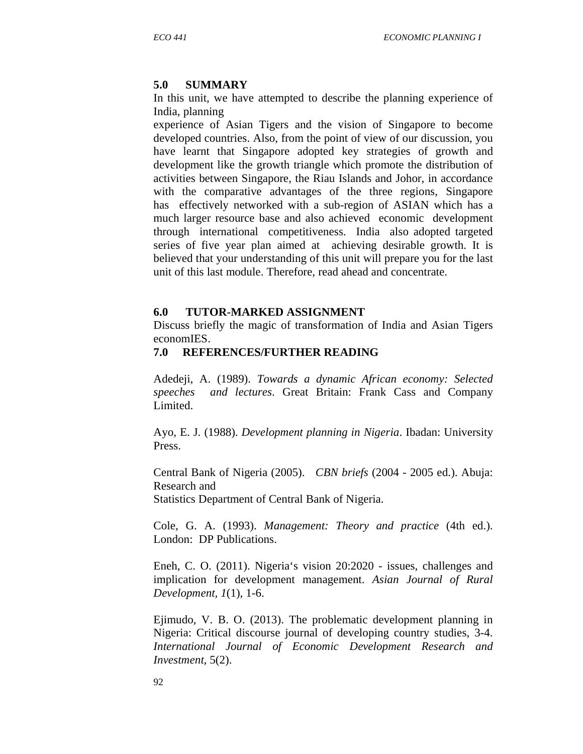## 5.0 SUMMARY

In this unit, we have attempted to describe the planning experience of India, planning experience of Asian Tigers and the vision of Singapore to become developed countries. Also, from the point of view of our discussion, you have learnt that Singapore adopted key strategies of growth and development like the growth triangle which promote the distribution of activities between Singapore, the Riau Islands and Johor, in accordance with the comparative advantages of the three regions, Singapore has effectively networked with a sub-region of ASIAN which has a much larger resource base and also achieved economic development through international competitiveness. India also adopted targeted series of five year plan aimed at achieving desirable growth. It is believed that your understanding of this unit will prepare you for the last unit of this last module. Therefore, read ahead and concentrate.

## 6.0 TUTOR-MARKED ASSIGNMENT

Discuss briefly the magic of transformation of India and Asian Tigers economIES.

## 7.0 REFERENCES/FURTHER READING

Adedeji, A. (1989). *Towards a dynamic African economy: Selected speeches and lectures*. Great Britain: Frank Cass and Company Limited.

Ayo, E. J. (1988). *Development planning in Nigeria*. Ibadan: University Press.

Central Bank of Nigeria (2005). *CBN briefs* (2004 - 2005 ed.). Abuja: Research and Statistics Department of Central Bank of Nigeria.

Cole, G. A. (1993). *Management: Theory and practice* (4th ed.). London: DP Publications.

Eneh, C. O. (2011). Nigeria's vision 20:2020 - issues, challenges and implication for development management. *Asian Journal of Rural Development, 1*(1), 1-6.

Ejimudo, V. B. O. (2013). The problematic development planning in Nigeria: Critical discourse journal of developing country studies, 3-4. *International Journal of Economic Development Research and Investment*, 5(2).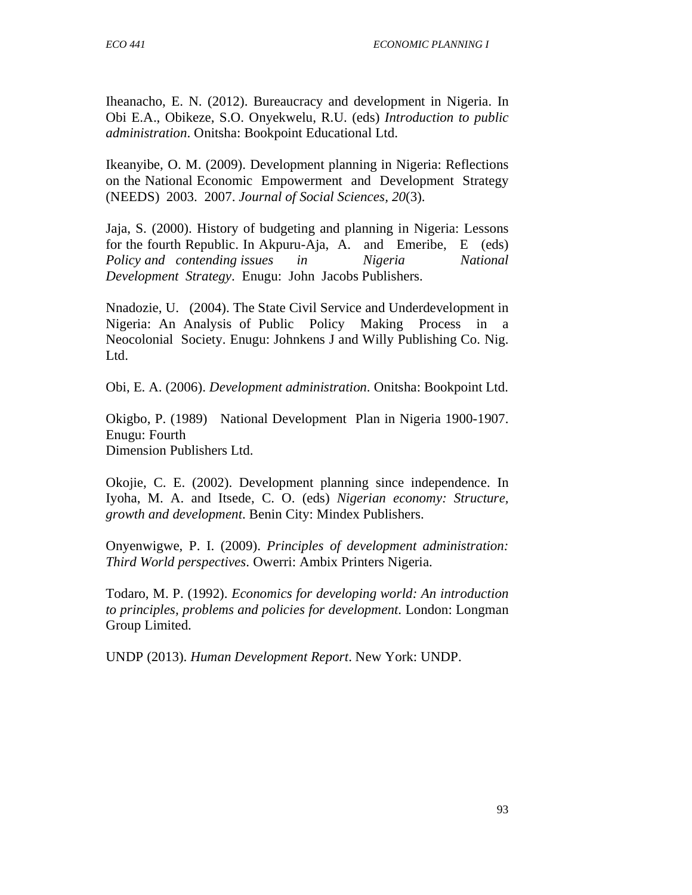Iheanacho, E. N. (2012). Bureaucracy and development in Nigeria. In Obi E.A., Obikeze, S.O. Onyekwelu, R.U. (eds) *Introduction to public administration*. Onitsha: Bookpoint Educational Ltd.

Ikeanyibe, O. M. (2009). Development planning in Nigeria: Reflections on the National Economic Empowerment and Development Strategy (NEEDS) 2003. 2007. *Journal of Social Sciences, 20*(3).

Jaja, S. (2000). History of budgeting and planning in Nigeria: Lessons for the fourth Republic. In Akpuru-Aja, A. and Emeribe, E (eds) *Policy and contending issues in Nigeria National Development Strategy*. Enugu: John Jacobs Publishers.

Nnadozie, U. (2004). The State Civil Service and Underdevelopment in Nigeria: An Analysis of Public Policy Making Process in a Neocolonial Society. Enugu: Johnkens J and Willy Publishing Co. Nig. Ltd.

Obi, E. A. (2006). *Development administration*. Onitsha: Bookpoint Ltd.

Okigbo, P. (1989) National Development Plan in Nigeria 1900-1907. Enugu: Fourth
Dimension Publishers Ltd.

Okojie, C. E. (2002). Development planning since independence. In Iyoha, M. A. and Itsede, C. O. (eds) *Nigerian economy: Structure, growth and development*. Benin City: Mindex Publishers.

Onyenwigwe, P. I. (2009). *Principles of development administration: Third World perspectives*. Owerri: Ambix Printers Nigeria.

Todaro, M. P. (1992). *Economics for developing world: An introduction to principles, problems and policies for development*. London: Longman Group Limited.

UNDP (2013). *Human Development Report*. New York: UNDP.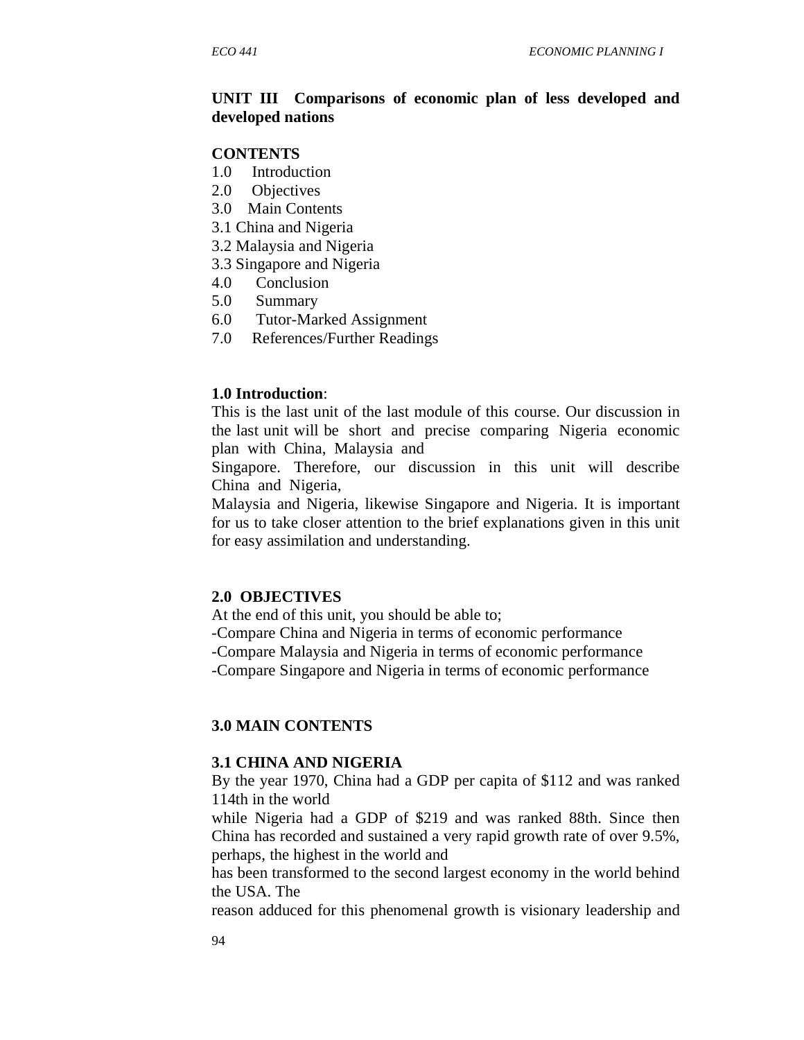**UNIT III Comparisons of economic plan of less developed and developed nations**

**CONTENTS**

1.0 Introduction
2.0 Objectives
3.0 Main Contents
3.1 China and Nigeria
3.2 Malaysia and Nigeria
3.3 Singapore and Nigeria
4.0 Conclusion
5.0 Summary
6.0 Tutor-Marked Assignment
7.0 References/Further Readings

**1.0 Introduction**:

This is the last unit of the last module of this course. Our discussion in the last unit will be short and precise comparing Nigeria economic plan with China, Malaysia and Singapore. Therefore, our discussion in this unit will describe China and Nigeria, Malaysia and Nigeria, likewise Singapore and Nigeria. It is important for us to take closer attention to the brief explanations given in this unit for easy assimilation and understanding.

**2.0 OBJECTIVES**

At the end of this unit, you should be able to;

-Compare China and Nigeria in terms of economic performance
-Compare Malaysia and Nigeria in terms of economic performance
-Compare Singapore and Nigeria in terms of economic performance

**3.0 MAIN CONTENTS**

**3.1 CHINA AND NIGERIA**

By the year 1970, China had a GDP per capita of $112 and was ranked 114th in the world while Nigeria had a GDP of $219 and was ranked 88th. Since then China has recorded and sustained a very rapid growth rate of over 9.5%, perhaps, the highest in the world and has been transformed to the second largest economy in the world behind the USA. The reason adduced for this phenomenal growth is visionary leadership and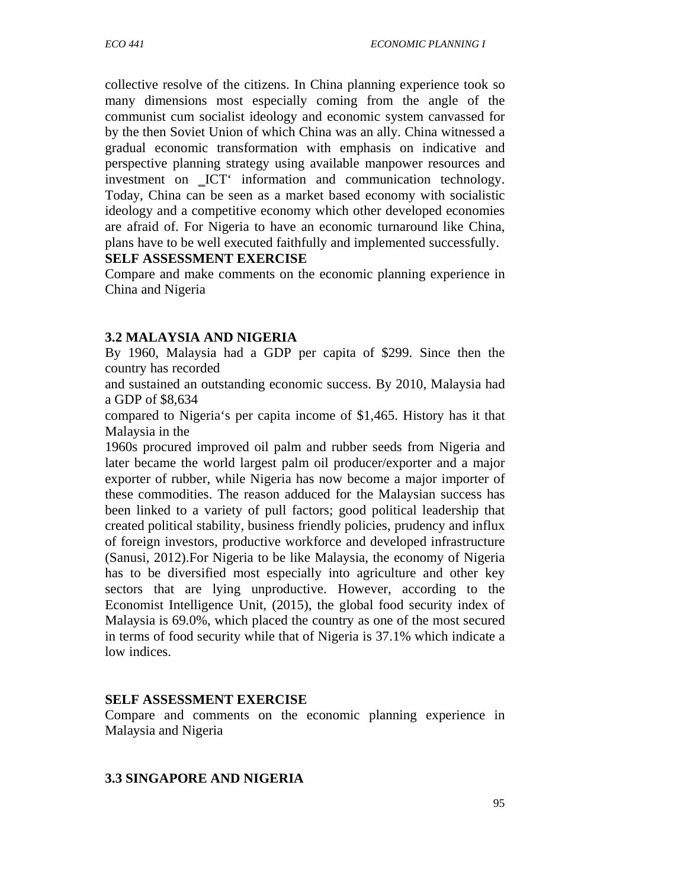collective resolve of the citizens. In China planning experience took so many dimensions most especially coming from the angle of the communist cum socialist ideology and economic system canvassed for by the then Soviet Union of which China was an ally. China witnessed a gradual economic transformation with emphasis on indicative and perspective planning strategy using available manpower resources and investment on ‗ICT' information and communication technology. Today, China can be seen as a market based economy with socialistic ideology and a competitive economy which other developed economies are afraid of. For Nigeria to have an economic turnaround like China, plans have to be well executed faithfully and implemented successfully.

**SELF ASSESSMENT EXERCISE**

Compare and make comments on the economic planning experience in China and Nigeria

### 3.2 MALAYSIA AND NIGERIA

By 1960, Malaysia had a GDP per capita of $299. Since then the country has recorded and sustained an outstanding economic success. By 2010, Malaysia had a GDP of $8,634 compared to Nigeria's per capita income of $1,465. History has it that Malaysia in the 1960s procured improved oil palm and rubber seeds from Nigeria and later became the world largest palm oil producer/exporter and a major exporter of rubber, while Nigeria has now become a major importer of these commodities. The reason adduced for the Malaysian success has been linked to a variety of pull factors; good political leadership that created political stability, business friendly policies, prudency and influx of foreign investors, productive workforce and developed infrastructure (Sanusi, 2012).For Nigeria to be like Malaysia, the economy of Nigeria has to be diversified most especially into agriculture and other key sectors that are lying unproductive. However, according to the Economist Intelligence Unit, (2015), the global food security index of Malaysia is 69.0%, which placed the country as one of the most secured in terms of food security while that of Nigeria is 37.1% which indicate a low indices.

**SELF ASSESSMENT EXERCISE**

Compare and comments on the economic planning experience in Malaysia and Nigeria

### 3.3 SINGAPORE AND NIGERIA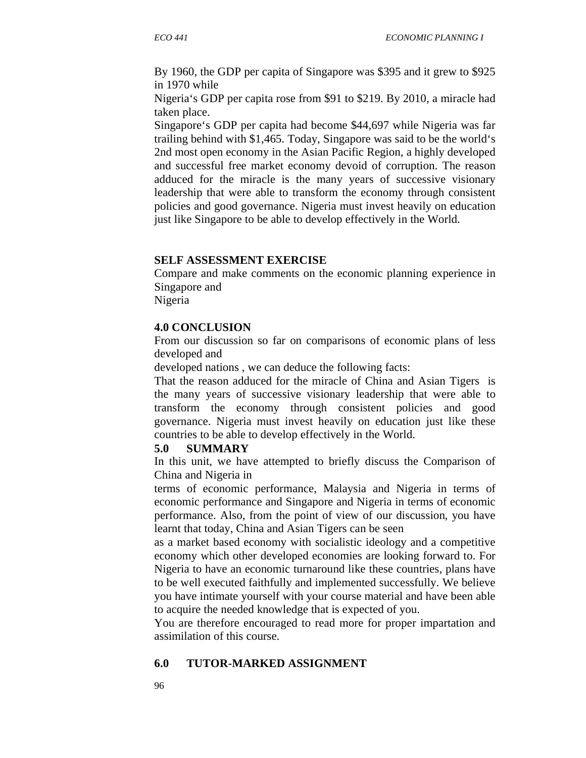By 1960, the GDP per capita of Singapore was $395 and it grew to $925 in 1970 while Nigeria's GDP per capita rose from $91 to $219. By 2010, a miracle had taken place.

Singapore's GDP per capita had become $44,697 while Nigeria was far trailing behind with $1,465. Today, Singapore was said to be the world's 2nd most open economy in the Asian Pacific Region, a highly developed and successful free market economy devoid of corruption. The reason adduced for the miracle is the many years of successive visionary leadership that were able to transform the economy through consistent policies and good governance. Nigeria must invest heavily on education just like Singapore to be able to develop effectively in the World.

**SELF ASSESSMENT EXERCISE**

Compare and make comments on the economic planning experience in Singapore and Nigeria

## 4.0 CONCLUSION

From our discussion so far on comparisons of economic plans of less developed and developed nations , we can deduce the following facts:

That the reason adduced for the miracle of China and Asian Tigers is the many years of successive visionary leadership that were able to transform the economy through consistent policies and good governance. Nigeria must invest heavily on education just like these countries to be able to develop effectively in the World.

## 5.0 SUMMARY

In this unit, we have attempted to briefly discuss the Comparison of China and Nigeria in terms of economic performance, Malaysia and Nigeria in terms of economic performance and Singapore and Nigeria in terms of economic performance. Also, from the point of view of our discussion, you have learnt that today, China and Asian Tigers can be seen as a market based economy with socialistic ideology and a competitive economy which other developed economies are looking forward to. For Nigeria to have an economic turnaround like these countries, plans have to be well executed faithfully and implemented successfully. We believe you have intimate yourself with your course material and have been able to acquire the needed knowledge that is expected of you.

You are therefore encouraged to read more for proper impartation and assimilation of this course.

## 6.0 TUTOR-MARKED ASSIGNMENT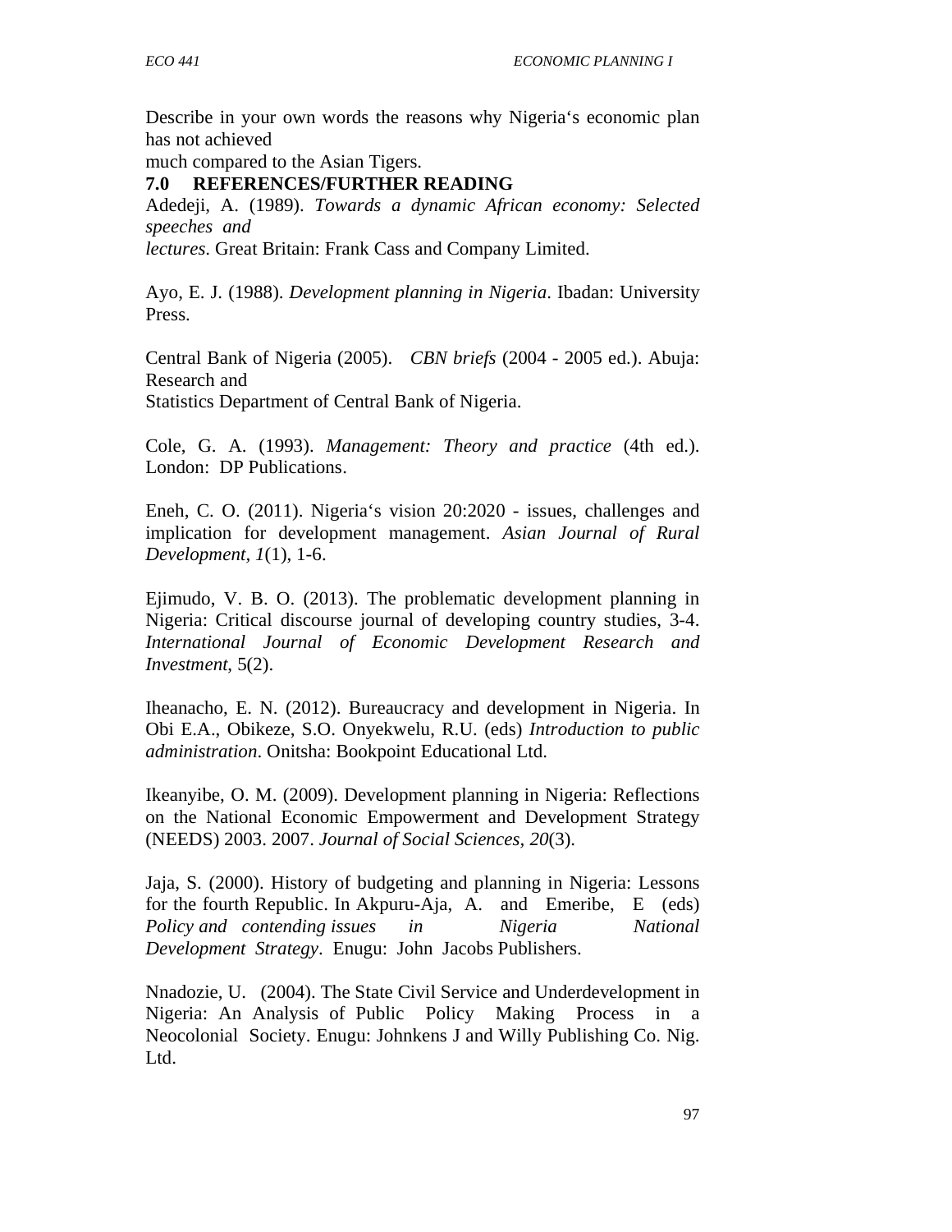Describe in your own words the reasons why Nigeria's economic plan has not achieved much compared to the Asian Tigers.

## 7.0 REFERENCES/FURTHER READING

Adedeji, A. (1989). *Towards a dynamic African economy: Selected speeches and lectures*. Great Britain: Frank Cass and Company Limited.

Ayo, E. J. (1988). *Development planning in Nigeria*. Ibadan: University Press.

Central Bank of Nigeria (2005). *CBN briefs* (2004 - 2005 ed.). Abuja: Research and Statistics Department of Central Bank of Nigeria.

Cole, G. A. (1993). *Management: Theory and practice* (4th ed.). London: DP Publications.

Eneh, C. O. (2011). Nigeria's vision 20:2020 - issues, challenges and implication for development management. *Asian Journal of Rural Development, 1*(1), 1-6.

Ejimudo, V. B. O. (2013). The problematic development planning in Nigeria: Critical discourse journal of developing country studies, 3-4. *International Journal of Economic Development Research and Investment*, 5(2).

Iheanacho, E. N. (2012). Bureaucracy and development in Nigeria. In Obi E.A., Obikeze, S.O. Onyekwelu, R.U. (eds) *Introduction to public administration*. Onitsha: Bookpoint Educational Ltd.

Ikeanyibe, O. M. (2009). Development planning in Nigeria: Reflections on the National Economic Empowerment and Development Strategy (NEEDS) 2003. 2007. *Journal of Social Sciences, 20*(3).

Jaja, S. (2000). History of budgeting and planning in Nigeria: Lessons for the fourth Republic. In Akpuru-Aja, A. and Emeribe, E (eds) *Policy and contending issues in Nigeria National Development Strategy*. Enugu: John Jacobs Publishers.

Nnadozie, U. (2004). The State Civil Service and Underdevelopment in Nigeria: An Analysis of Public Policy Making Process in a Neocolonial Society. Enugu: Johnkens J and Willy Publishing Co. Nig. Ltd.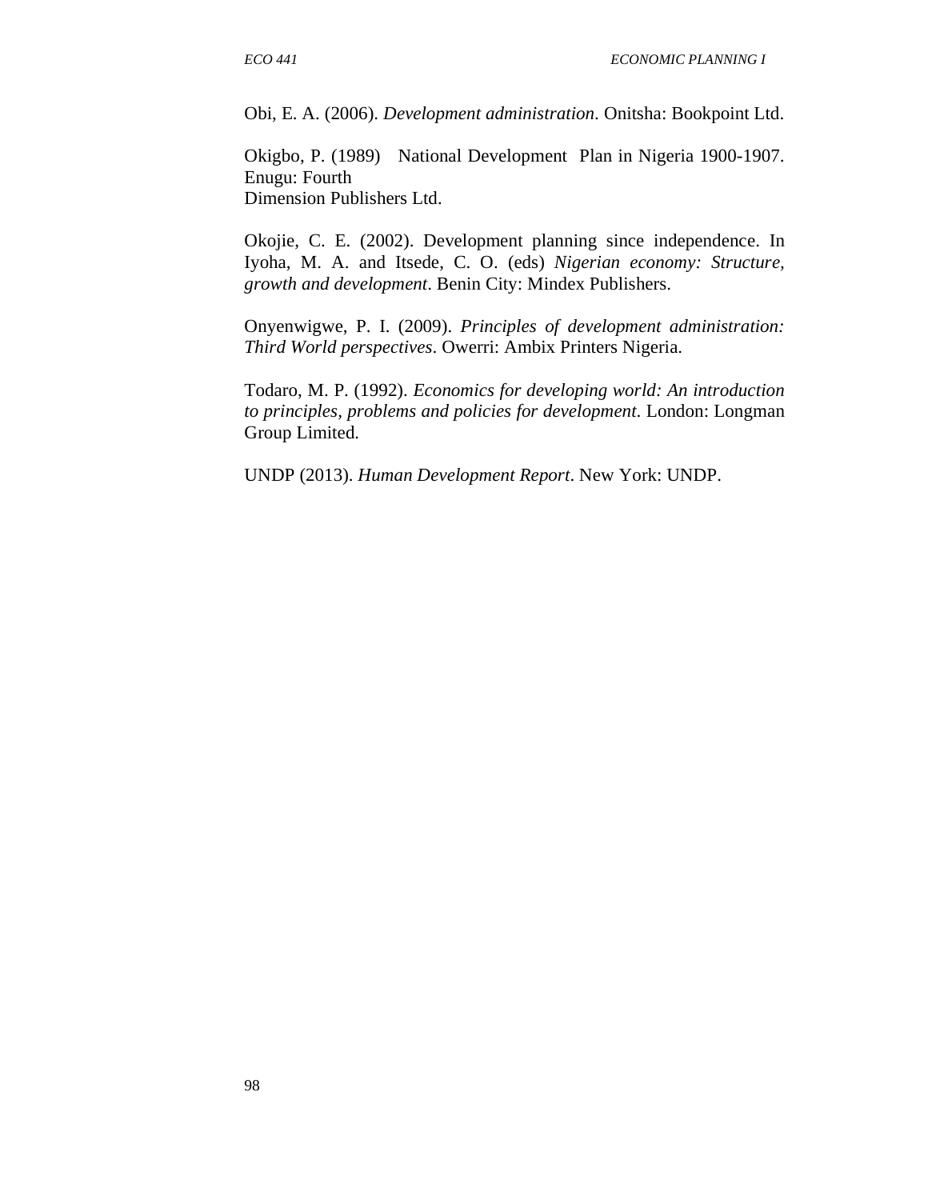Obi, E. A. (2006). *Development administration*. Onitsha: Bookpoint Ltd.

Okigbo, P. (1989) National Development Plan in Nigeria 1900-1907. Enugu: Fourth Dimension Publishers Ltd.

Okojie, C. E. (2002). Development planning since independence. In Iyoha, M. A. and Itsede, C. O. (eds) *Nigerian economy: Structure, growth and development*. Benin City: Mindex Publishers.

Onyenwigwe, P. I. (2009). *Principles of development administration: Third World perspectives*. Owerri: Ambix Printers Nigeria.

Todaro, M. P. (1992). *Economics for developing world: An introduction to principles, problems and policies for development*. London: Longman Group Limited.

UNDP (2013). *Human Development Report*. New York: UNDP.